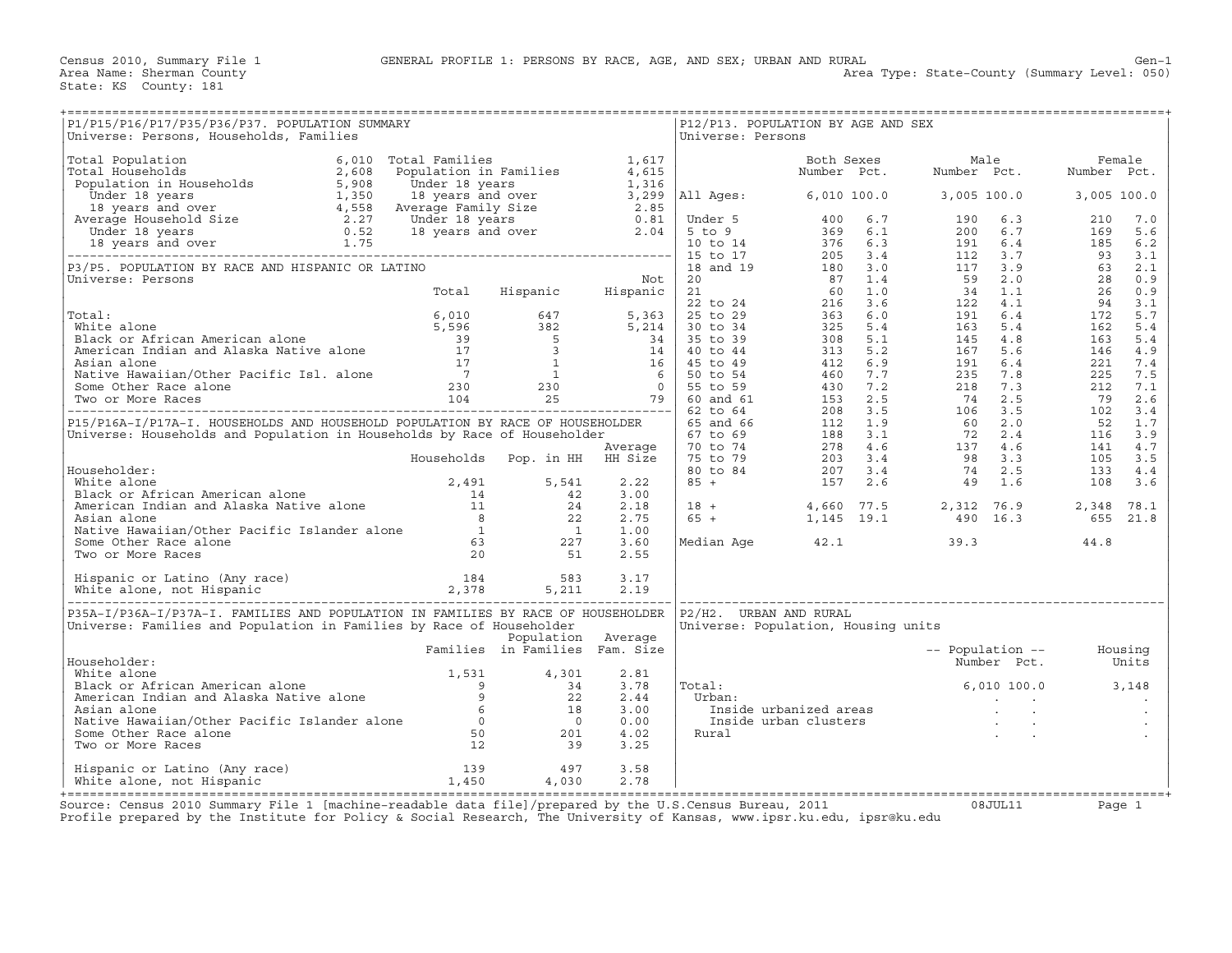Census 2010, Summary File 1 — GENERAL PROFILE 1: PERSONS BY RACE, AGE, AND SEX; URBAN AND RURAL — Gen-1

Area Name: Sherman County — Area Type: State-County (Summary Level: 050)

State: KS County: 181

## P1/P15/P16/P17/P35/P36/P37. POPULATION SUMMARY

Universe: Persons, Households, Families

| | | | |
|---|---|---|---|
| Total Population | 6,010 | Total Families | 1,617 |
| Total Households | 2,608 | Population in Families | 4,615 |
| Population in Households | 5,908 | Under 18 years | 1,316 |
| Under 18 years | 1,350 | 18 years and over | 3,299 |
| 18 years and over | 4,558 | Average Family Size | 2.85 |
| Average Household Size | 2.27 | Under 18 years | 0.81 |
| Under 18 years | 0.52 | 18 years and over | 2.04 |
| 18 years and over | 1.75 | | |

## P3/P5. POPULATION BY RACE AND HISPANIC OR LATINO

Universe: Persons

| | Total | Hispanic | Not Hispanic |
|---|---|---|---|
| Total: | 6,010 | 647 | 5,363 |
| White alone | 5,596 | 382 | 5,214 |
| Black or African American alone | 39 | 5 | 34 |
| American Indian and Alaska Native alone | 17 | 3 | 14 |
| Asian alone | 17 | 1 | 16 |
| Native Hawaiian/Other Pacific Isl. alone | 7 | 1 | 6 |
| Some Other Race alone | 230 | 230 | 0 |
| Two or More Races | 104 | 25 | 79 |

## P15/P16A-I/P17A-I. HOUSEHOLDS AND HOUSEHOLD POPULATION BY RACE OF HOUSEHOLDER

Universe: Households and Population in Households by Race of Householder

| Householder: | Households | Pop. in HH | Average HH Size |
|---|---|---|---|
| White alone | 2,491 | 5,541 | 2.22 |
| Black or African American alone | 14 | 42 | 3.00 |
| American Indian and Alaska Native alone | 11 | 24 | 2.18 |
| Asian alone | 8 | 22 | 2.75 |
| Native Hawaiian/Other Pacific Islander alone | 1 | 1 | 1.00 |
| Some Other Race alone | 63 | 227 | 3.60 |
| Two or More Races | 20 | 51 | 2.55 |
| Hispanic or Latino (Any race) | 184 | 583 | 3.17 |
| White alone, not Hispanic | 2,378 | 5,211 | 2.19 |

## P35A-I/P36A-I/P37A-I. FAMILIES AND POPULATION IN FAMILIES BY RACE OF HOUSEHOLDER

Universe: Families and Population in Families by Race of Householder

| Householder: | Families | Population in Families | Average Fam. Size |
|---|---|---|---|
| White alone | 1,531 | 4,301 | 2.81 |
| Black or African American alone | 9 | 34 | 3.78 |
| American Indian and Alaska Native alone | 9 | 22 | 2.44 |
| Asian alone | 6 | 18 | 3.00 |
| Native Hawaiian/Other Pacific Islander alone | 0 | 0 | 0.00 |
| Some Other Race alone | 50 | 201 | 4.02 |
| Two or More Races | 12 | 39 | 3.25 |
| Hispanic or Latino (Any race) | 139 | 497 | 3.58 |
| White alone, not Hispanic | 1,450 | 4,030 | 2.78 |

## P12/P13. POPULATION BY AGE AND SEX

Universe: Persons

| | Both Sexes Number | Both Sexes Pct. | Male Number | Male Pct. | Female Number | Female Pct. |
|---|---|---|---|---|---|---|
| All Ages: | 6,010 | 100.0 | 3,005 | 100.0 | 3,005 | 100.0 |
| Under 5 | 400 | 6.7 | 190 | 6.3 | 210 | 7.0 |
| 5 to 9 | 369 | 6.1 | 200 | 6.7 | 169 | 5.6 |
| 10 to 14 | 376 | 6.3 | 191 | 6.4 | 185 | 6.2 |
| 15 to 17 | 205 | 3.4 | 112 | 3.7 | 93 | 3.1 |
| 18 and 19 | 180 | 3.0 | 117 | 3.9 | 63 | 2.1 |
| 20 | 87 | 1.4 | 59 | 2.0 | 28 | 0.9 |
| 21 | 60 | 1.0 | 34 | 1.1 | 26 | 0.9 |
| 22 to 24 | 216 | 3.6 | 122 | 4.1 | 94 | 3.1 |
| 25 to 29 | 363 | 6.0 | 191 | 6.4 | 172 | 5.7 |
| 30 to 34 | 325 | 5.4 | 163 | 5.4 | 162 | 5.4 |
| 35 to 39 | 308 | 5.1 | 145 | 4.8 | 163 | 5.4 |
| 40 to 44 | 313 | 5.2 | 167 | 5.6 | 146 | 4.9 |
| 45 to 49 | 412 | 6.9 | 191 | 6.4 | 221 | 7.4 |
| 50 to 54 | 460 | 7.7 | 235 | 7.8 | 225 | 7.5 |
| 55 to 59 | 430 | 7.2 | 218 | 7.3 | 212 | 7.1 |
| 60 and 61 | 153 | 2.5 | 74 | 2.5 | 79 | 2.6 |
| 62 to 64 | 208 | 3.5 | 106 | 3.5 | 102 | 3.4 |
| 65 and 66 | 112 | 1.9 | 60 | 2.0 | 52 | 1.7 |
| 67 to 69 | 188 | 3.1 | 72 | 2.4 | 116 | 3.9 |
| 70 to 74 | 278 | 4.6 | 137 | 4.6 | 141 | 4.7 |
| 75 to 79 | 203 | 3.4 | 98 | 3.3 | 105 | 3.5 |
| 80 to 84 | 207 | 3.4 | 74 | 2.5 | 133 | 4.4 |
| 85 + | 157 | 2.6 | 49 | 1.6 | 108 | 3.6 |
| 18 + | 4,660 | 77.5 | 2,312 | 76.9 | 2,348 | 78.1 |
| 65 + | 1,145 | 19.1 | 490 | 16.3 | 655 | 21.8 |
| Median Age | 42.1 | | 39.3 | | 44.8 | |

## P2/H2. URBAN AND RURAL

Universe: Population, Housing units

| | Population Number | Population Pct. | Housing Units |
|---|---|---|---|
| Total: | 6,010 | 100.0 | 3,148 |
| Urban: | . | . | . |
| Inside urbanized areas | . | . | . |
| Inside urban clusters | . | . | . |
| Rural | . | . | . |

Source: Census 2010 Summary File 1 [machine-readable data file]/prepared by the U.S.Census Bureau, 2011 — 08JUL11

Profile prepared by the Institute for Policy & Social Research, The University of Kansas, www.ipsr.ku.edu, ipsr@ku.edu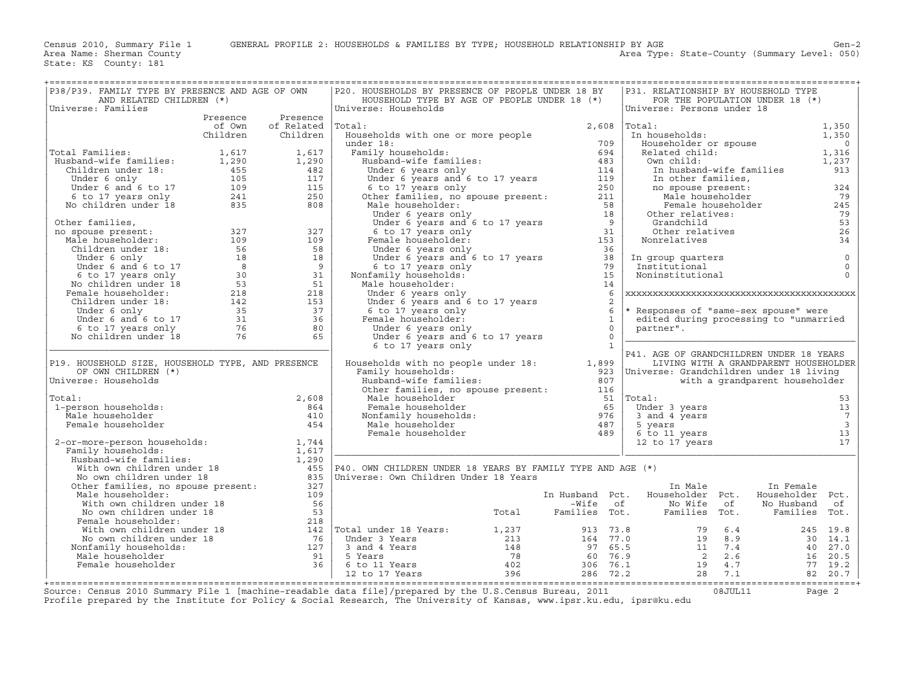Census 2010, Summary File 1 GENERAL PROFILE 2: HOUSEHOLDS & FAMILIES BY TYPE; HOUSEHOLD RELATIONSHIP BY AGE Gen-2
Area Name: Sherman County Area Type: State-County (Summary Level: 050)
State: KS County: 181

## P38/P39. FAMILY TYPE BY PRESENCE AND AGE OF OWN AND RELATED CHILDREN (*)

Universe: Families

| | Presence of Own Children | Presence of Related Children |
|---|---|---|
| Total Families: | 1,617 | 1,617 |
| Husband-wife families: | 1,290 | 1,290 |
| Children under 18: | 455 | 482 |
| Under 6 only | 105 | 117 |
| Under 6 and 6 to 17 | 109 | 115 |
| 6 to 17 years only | 241 | 250 |
| No children under 18 | 835 | 808 |
| Other families, no spouse present: | 327 | 327 |
| Male householder: | 109 | 109 |
| Children under 18: | 56 | 58 |
| Under 6 only | 18 | 18 |
| Under 6 and 6 to 17 | 8 | 9 |
| 6 to 17 years only | 30 | 31 |
| No children under 18 | 53 | 51 |
| Female householder: | 218 | 218 |
| Children under 18: | 142 | 153 |
| Under 6 only | 35 | 37 |
| Under 6 and 6 to 17 | 31 | 36 |
| 6 to 17 years only | 76 | 80 |
| No children under 18 | 76 | 65 |

## P19. HOUSEHOLD SIZE, HOUSEHOLD TYPE, AND PRESENCE OF OWN CHILDREN (*)

Universe: Households

| | |
|---|---|
| Total: | 2,608 |
| 1-person households: | 864 |
| Male householder | 410 |
| Female householder | 454 |
| 2-or-more-person households: | 1,744 |
| Family households: | 1,617 |
| Husband-wife families: | 1,290 |
| With own children under 18 | 455 |
| No own children under 18 | 835 |
| Other families, no spouse present: | 327 |
| Male householder: | 109 |
| With own children under 18 | 56 |
| No own children under 18 | 53 |
| Female householder: | 218 |
| With own children under 18 | 142 |
| No own children under 18 | 76 |
| Nonfamily households: | 127 |
| Male householder | 91 |
| Female householder | 36 |

## P20. HOUSEHOLDS BY PRESENCE OF PEOPLE UNDER 18 BY HOUSEHOLD TYPE BY AGE OF PEOPLE UNDER 18 (*)

Universe: Households

| | |
|---|---|
| Total: | 2,608 |
| Households with one or more people under 18: | 709 |
| Family households: | 694 |
| Husband-wife families: | 483 |
| Under 6 years only | 114 |
| Under 6 years and 6 to 17 years | 119 |
| 6 to 17 years only | 250 |
| Other families, no spouse present: | 211 |
| Male householder: | 58 |
| Under 6 years only | 18 |
| Under 6 years and 6 to 17 years | 9 |
| 6 to 17 years only | 31 |
| Female householder: | 153 |
| Under 6 years only | 36 |
| Under 6 years and 6 to 17 years | 38 |
| 6 to 17 years only | 79 |
| Nonfamily households: | 15 |
| Male householder: | 14 |
| Under 6 years only | 6 |
| Under 6 years and 6 to 17 years | 2 |
| 6 to 17 years only | 6 |
| Female householder: | 1 |
| Under 6 years only | 0 |
| Under 6 years and 6 to 17 years | 0 |
| 6 to 17 years only | 1 |
| Households with no people under 18: | 1,899 |
| Family households: | 923 |
| Husband-wife families: | 807 |
| Other families, no spouse present: | 116 |
| Male householder | 51 |
| Female householder | 65 |
| Nonfamily households: | 976 |
| Male householder | 487 |
| Female householder | 489 |

## P31. RELATIONSHIP BY HOUSEHOLD TYPE FOR THE POPULATION UNDER 18 (*)

Universe: Persons under 18

| | |
|---|---|
| Total: | 1,350 |
| In households: | 1,350 |
| Householder or spouse | 0 |
| Related child: | 1,316 |
| Own child: | 1,237 |
| In husband-wife families | 913 |
| In other families, no spouse present: | 324 |
| Male householder | 79 |
| Female householder | 245 |
| Other relatives: | 79 |
| Grandchild | 53 |
| Other relatives | 26 |
| Nonrelatives | 34 |
| In group quarters | 0 |
| Institutional | 0 |
| Noninstitutional | 0 |

\* Responses of "same-sex spouse" were edited during processing to "unmarried partner".

## P41. AGE OF GRANDCHILDREN UNDER 18 YEARS LIVING WITH A GRANDPARENT HOUSEHOLDER

Universe: Grandchildren under 18 living with a grandparent householder

| | |
|---|---|
| Total: | 53 |
| Under 3 years | 13 |
| 3 and 4 years | 7 |
| 5 years | 3 |
| 6 to 11 years | 13 |
| 12 to 17 years | 17 |

## P40. OWN CHILDREN UNDER 18 YEARS BY FAMILY TYPE AND AGE (*)

Universe: Own Children Under 18 Years

| | Total | In Husband-Wife Families | Pct. of Tot. | In Male Householder No Wife Families | Pct. of Tot. | In Female Householder No Husband Families | Pct. of Tot. |
|---|---|---|---|---|---|---|---|
| Total under 18 Years: | 1,237 | 913 | 73.8 | 79 | 6.4 | 245 | 19.8 |
| Under 3 Years | 213 | 164 | 77.0 | 19 | 8.9 | 30 | 14.1 |
| 3 and 4 Years | 148 | 97 | 65.5 | 11 | 7.4 | 40 | 27.0 |
| 5 Years | 78 | 60 | 76.9 | 2 | 2.6 | 16 | 20.5 |
| 6 to 11 Years | 402 | 306 | 76.1 | 19 | 4.7 | 77 | 19.2 |
| 12 to 17 Years | 396 | 286 | 72.2 | 28 | 7.1 | 82 | 20.7 |

Source: Census 2010 Summary File 1 [machine-readable data file]/prepared by the U.S.Census Bureau, 2011 08JUL11
Profile prepared by the Institute for Policy & Social Research, The University of Kansas, www.ipsr.ku.edu, ipsr@ku.edu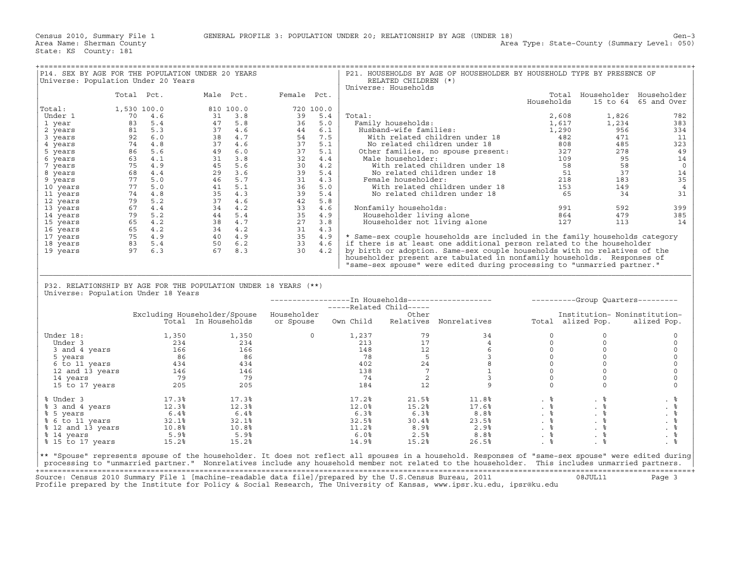Census 2010, Summary File 1 GENERAL PROFILE 3: POPULATION UNDER 20; RELATIONSHIP BY AGE (UNDER 18)
Area Name: Sherman County
State: KS County: 181
Area Type: State-County (Summary Level: 050)

## P14. SEX BY AGE FOR THE POPULATION UNDER 20 YEARS

Universe: Population Under 20 Years

| | Total | Pct. | Male | Pct. | Female | Pct. |
|---|---|---|---|---|---|---|
| Total: | 1,530 | 100.0 | 810 | 100.0 | 720 | 100.0 |
| Under 1 | 70 | 4.6 | 31 | 3.8 | 39 | 5.4 |
| 1 year | 83 | 5.4 | 47 | 5.8 | 36 | 5.0 |
| 2 years | 81 | 5.3 | 37 | 4.6 | 44 | 6.1 |
| 3 years | 92 | 6.0 | 38 | 4.7 | 54 | 7.5 |
| 4 years | 74 | 4.8 | 37 | 4.6 | 37 | 5.1 |
| 5 years | 86 | 5.6 | 49 | 6.0 | 37 | 5.1 |
| 6 years | 63 | 4.1 | 31 | 3.8 | 32 | 4.4 |
| 7 years | 75 | 4.9 | 45 | 5.6 | 30 | 4.2 |
| 8 years | 68 | 4.4 | 29 | 3.6 | 39 | 5.4 |
| 9 years | 77 | 5.0 | 46 | 5.7 | 31 | 4.3 |
| 10 years | 77 | 5.0 | 41 | 5.1 | 36 | 5.0 |
| 11 years | 74 | 4.8 | 35 | 4.3 | 39 | 5.4 |
| 12 years | 79 | 5.2 | 37 | 4.6 | 42 | 5.8 |
| 13 years | 67 | 4.4 | 34 | 4.2 | 33 | 4.6 |
| 14 years | 79 | 5.2 | 44 | 5.4 | 35 | 4.9 |
| 15 years | 65 | 4.2 | 38 | 4.7 | 27 | 3.8 |
| 16 years | 65 | 4.2 | 34 | 4.2 | 31 | 4.3 |
| 17 years | 75 | 4.9 | 40 | 4.9 | 35 | 4.9 |
| 18 years | 83 | 5.4 | 50 | 6.2 | 33 | 4.6 |
| 19 years | 97 | 6.3 | 67 | 8.3 | 30 | 4.2 |

## P21. HOUSEHOLDS BY AGE OF HOUSEHOLDER BY HOUSEHOLD TYPE BY PRESENCE OF RELATED CHILDREN (*)

Universe: Households

| | Total Households | Householder 15 to 64 | Householder 65 and Over |
|---|---|---|---|
| Total: | 2,608 | 1,826 | 782 |
| Family households: | 1,617 | 1,234 | 383 |
| Husband-wife families: | 1,290 | 956 | 334 |
| With related children under 18 | 482 | 471 | 11 |
| No related children under 18 | 808 | 485 | 323 |
| Other families, no spouse present: | 327 | 278 | 49 |
| Male householder: | 109 | 95 | 14 |
| With related children under 18 | 58 | 58 | 0 |
| No related children under 18 | 51 | 37 | 14 |
| Female householder: | 218 | 183 | 35 |
| With related children under 18 | 153 | 149 | 4 |
| No related children under 18 | 65 | 34 | 31 |
| Nonfamily households: | 991 | 592 | 399 |
| Householder living alone | 864 | 479 | 385 |
| Householder not living alone | 127 | 113 | 14 |

\* Same-sex couple households are included in the family households category if there is at least one additional person related to the householder by birth or adoption. Same-sex couple households with no relatives of the householder present are tabulated in nonfamily households. Responses of "same-sex spouse" were edited during processing to "unmarried partner."

## P32. RELATIONSHIP BY AGE FOR THE POPULATION UNDER 18 YEARS (**)

Universe: Population Under 18 Years

| | Excluding Householder/Spouse | | In Households | | | | Group Quarters | | |
|---|---|---|---|---|---|---|---|---|---|
| | | | | Related Child | | | | | |
| | Total | In Households | Householder or Spouse | Own Child | Other Relatives | Nonrelatives | Total | Institutionalized Pop. | Noninstitutionalized Pop. |
| Under 18: | 1,350 | 1,350 | 0 | 1,237 | 79 | 34 | 0 | 0 | 0 |
| Under 3 | 234 | 234 | | 213 | 17 | 4 | 0 | 0 | 0 |
| 3 and 4 years | 166 | 166 | | 148 | 12 | 6 | 0 | 0 | 0 |
| 5 years | 86 | 86 | | 78 | 5 | 3 | 0 | 0 | 0 |
| 6 to 11 years | 434 | 434 | | 402 | 24 | 8 | 0 | 0 | 0 |
| 12 and 13 years | 146 | 146 | | 138 | 7 | 1 | 0 | 0 | 0 |
| 14 years | 79 | 79 | | 74 | 2 | 3 | 0 | 0 | 0 |
| 15 to 17 years | 205 | 205 | | 184 | 12 | 9 | 0 | 0 | 0 |
| % Under 3 | 17.3% | 17.3% | | 17.2% | 21.5% | 11.8% | . % | . % | . % |
| % 3 and 4 years | 12.3% | 12.3% | | 12.0% | 15.2% | 17.6% | . % | . % | . % |
| % 5 years | 6.4% | 6.4% | | 6.3% | 6.3% | 8.8% | . % | . % | . % |
| % 6 to 11 years | 32.1% | 32.1% | | 32.5% | 30.4% | 23.5% | . % | . % | . % |
| % 12 and 13 years | 10.8% | 10.8% | | 11.2% | 8.9% | 2.9% | . % | . % | . % |
| % 14 years | 5.9% | 5.9% | | 6.0% | 2.5% | 8.8% | . % | . % | . % |
| % 15 to 17 years | 15.2% | 15.2% | | 14.9% | 15.2% | 26.5% | . % | . % | . % |

\*\* "Spouse" represents spouse of the householder. It does not reflect all spouses in a household. Responses of "same-sex spouse" were edited during processing to "unmarried partner." Nonrelatives include any household member not related to the householder. This includes unmarried partners.

Source: Census 2010 Summary File 1 [machine-readable data file]/prepared by the U.S.Census Bureau, 2011 08JUL11
Profile prepared by the Institute for Policy & Social Research, The University of Kansas, www.ipsr.ku.edu, ipsr@ku.edu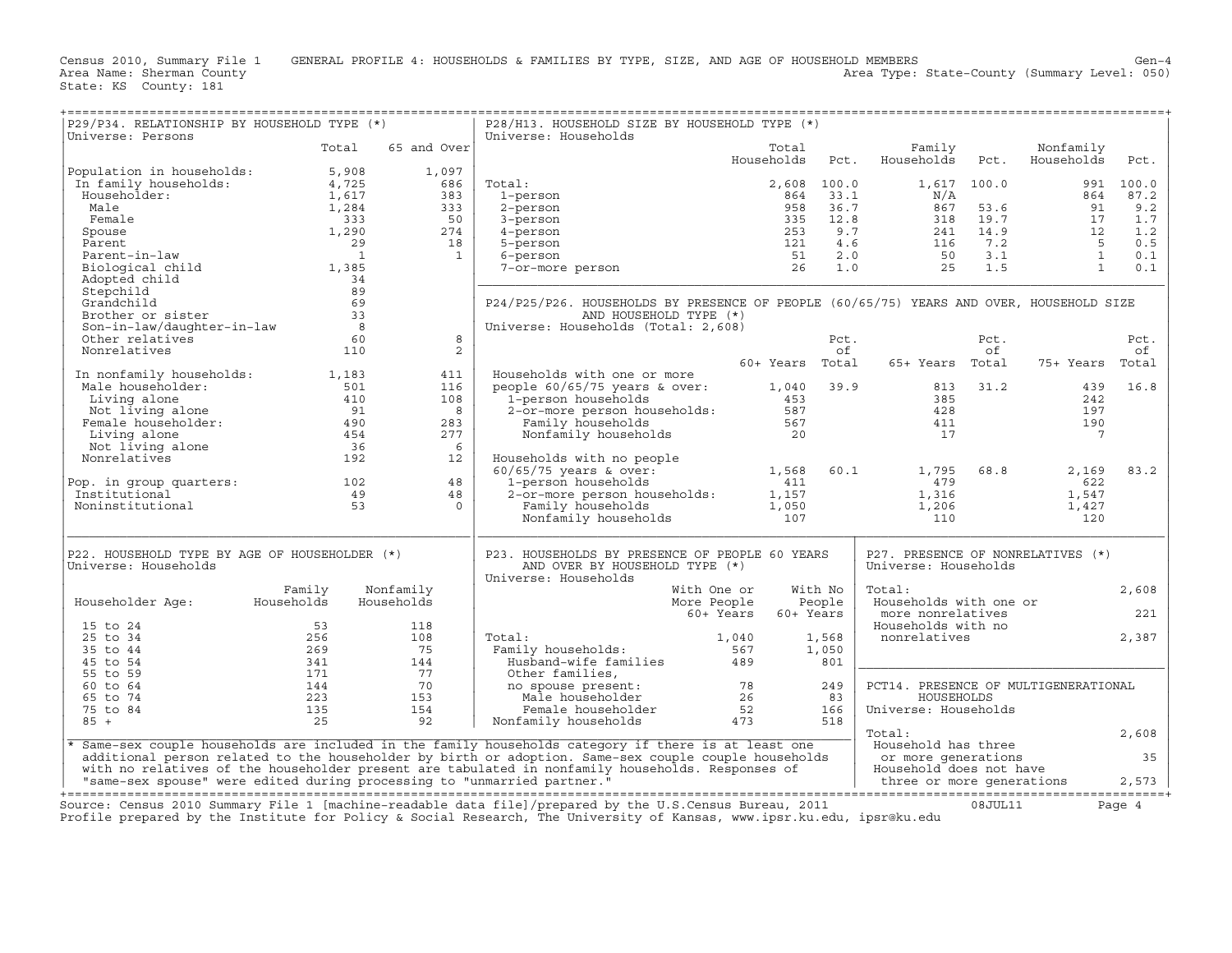Census 2010, Summary File 1 GENERAL PROFILE 4: HOUSEHOLDS & FAMILIES BY TYPE, SIZE, AND AGE OF HOUSEHOLD MEMBERS Gen-4
Area Name: Sherman County Area Type: State-County (Summary Level: 050)
State: KS County: 181

## P29/P34. RELATIONSHIP BY HOUSEHOLD TYPE (*)

Universe: Persons

| | Total | 65 and Over |
|---|---|---|
| Population in households: | 5,908 | 1,097 |
| In family households: | 4,725 | 686 |
| Householder: | 1,617 | 383 |
| Male | 1,284 | 333 |
| Female | 333 | 50 |
| Spouse | 1,290 | 274 |
| Parent | 29 | 18 |
| Parent-in-law | 1 | 1 |
| Biological child | 1,385 | |
| Adopted child | 34 | |
| Stepchild | 89 | |
| Grandchild | 69 | |
| Brother or sister | 33 | |
| Son-in-law/daughter-in-law | 8 | |
| Other relatives | 60 | 8 |
| Nonrelatives | 110 | 2 |
| In nonfamily households: | 1,183 | 411 |
| Male householder: | 501 | 116 |
| Living alone | 410 | 108 |
| Not living alone | 91 | 8 |
| Female householder: | 490 | 283 |
| Living alone | 454 | 277 |
| Not living alone | 36 | 6 |
| Nonrelatives | 192 | 12 |
| Pop. in group quarters: | 102 | 48 |
| Institutional | 49 | 48 |
| Noninstitutional | 53 | 0 |

## P28/H13. HOUSEHOLD SIZE BY HOUSEHOLD TYPE (*)

Universe: Households

| | Total Households | Pct. | Family Households | Pct. | Nonfamily Households | Pct. |
|---|---|---|---|---|---|---|
| Total: | 2,608 | 100.0 | 1,617 | 100.0 | 991 | 100.0 |
| 1-person | 864 | 33.1 | N/A | | 864 | 87.2 |
| 2-person | 958 | 36.7 | 867 | 53.6 | 91 | 9.2 |
| 3-person | 335 | 12.8 | 318 | 19.7 | 17 | 1.7 |
| 4-person | 253 | 9.7 | 241 | 14.9 | 12 | 1.2 |
| 5-person | 121 | 4.6 | 116 | 7.2 | 5 | 0.5 |
| 6-person | 51 | 2.0 | 50 | 3.1 | 1 | 0.1 |
| 7-or-more person | 26 | 1.0 | 25 | 1.5 | 1 | 0.1 |

## P24/P25/P26. HOUSEHOLDS BY PRESENCE OF PEOPLE (60/65/75) YEARS AND OVER, HOUSEHOLD SIZE AND HOUSEHOLD TYPE (*)

Universe: Households (Total: 2,608)

| | 60+ Years | Pct. of Total | 65+ Years | Pct. of Total | 75+ Years | Pct. of Total |
|---|---|---|---|---|---|---|
| Households with one or more people 60/65/75 years & over: | 1,040 | 39.9 | 813 | 31.2 | 439 | 16.8 |
| 1-person households | 453 | | 385 | | 242 | |
| 2-or-more person households: | 587 | | 428 | | 197 | |
| Family households | 567 | | 411 | | 190 | |
| Nonfamily households | 20 | | 17 | | 7 | |
| Households with no people 60/65/75 years & over: | 1,568 | 60.1 | 1,795 | 68.8 | 2,169 | 83.2 |
| 1-person households | 411 | | 479 | | 622 | |
| 2-or-more person households: | 1,157 | | 1,316 | | 1,547 | |
| Family households | 1,050 | | 1,206 | | 1,427 | |
| Nonfamily households | 107 | | 110 | | 120 | |

## P22. HOUSEHOLD TYPE BY AGE OF HOUSEHOLDER (*)

Universe: Households

| Householder Age: | Family Households | Nonfamily Households |
|---|---|---|
| 15 to 24 | 53 | 118 |
| 25 to 34 | 256 | 108 |
| 35 to 44 | 269 | 75 |
| 45 to 54 | 341 | 144 |
| 55 to 59 | 171 | 77 |
| 60 to 64 | 144 | 70 |
| 65 to 74 | 223 | 153 |
| 75 to 84 | 135 | 154 |
| 85 + | 25 | 92 |

## P23. HOUSEHOLDS BY PRESENCE OF PEOPLE 60 YEARS AND OVER BY HOUSEHOLD TYPE (*)

Universe: Households

| | With One or More People 60+ Years | With No People 60+ Years |
|---|---|---|
| Total: | 1,040 | 1,568 |
| Family households: | 567 | 1,050 |
| Husband-wife families | 489 | 801 |
| Other families, no spouse present: | 78 | 249 |
| Male householder | 26 | 83 |
| Female householder | 52 | 166 |
| Nonfamily households | 473 | 518 |

## P27. PRESENCE OF NONRELATIVES (*)

Universe: Households

| | |
|---|---|
| Total: | 2,608 |
| Households with one or more nonrelatives | 221 |
| Households with no nonrelatives | 2,387 |

## PCT14. PRESENCE OF MULTIGENERATIONAL HOUSEHOLDS

Universe: Households

| | |
|---|---|
| Total: | 2,608 |
| Household has three or more generations | 35 |
| Household does not have three or more generations | 2,573 |

\* Same-sex couple households are included in the family households category if there is at least one additional person related to the householder by birth or adoption. Same-sex couple couple households with no relatives of the householder present are tabulated in nonfamily households. Responses of "same-sex spouse" were edited during processing to "unmarried partner."

Source: Census 2010 Summary File 1 [machine-readable data file]/prepared by the U.S.Census Bureau, 2011 08JUL11
Profile prepared by the Institute for Policy & Social Research, The University of Kansas, www.ipsr.ku.edu, ipsr@ku.edu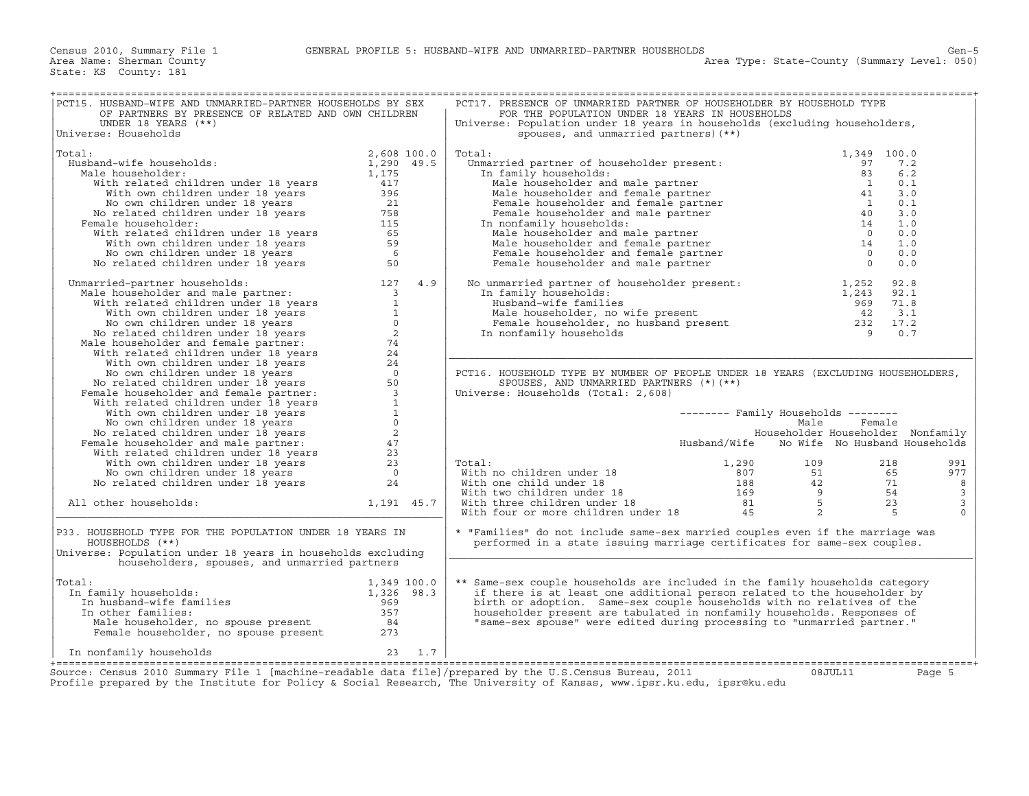Census 2010, Summary File 1 — GENERAL PROFILE 5: HUSBAND-WIFE AND UNMARRIED-PARTNER HOUSEHOLDS

Area Name: Sherman County — Area Type: State-County (Summary Level: 050)

State: KS County: 181

## PCT15. HUSBAND-WIFE AND UNMARRIED-PARTNER HOUSEHOLDS BY SEX OF PARTNERS BY PRESENCE OF RELATED AND OWN CHILDREN UNDER 18 YEARS (**)

Universe: Households

| | Number | Percent |
|---|---|---|
| Total: | 2,608 | 100.0 |
| Husband-wife households: | 1,290 | 49.5 |
| Male householder: | 1,175 | |
| With related children under 18 years | 417 | |
| With own children under 18 years | 396 | |
| No own children under 18 years | 21 | |
| No related children under 18 years | 758 | |
| Female householder: | 115 | |
| With related children under 18 years | 65 | |
| With own children under 18 years | 59 | |
| No own children under 18 years | 6 | |
| No related children under 18 years | 50 | |
| Unmarried-partner households: | 127 | 4.9 |
| Male householder and male partner: | 3 | |
| With related children under 18 years | 1 | |
| With own children under 18 years | 1 | |
| No own children under 18 years | 0 | |
| No related children under 18 years | 2 | |
| Male householder and female partner: | 74 | |
| With related children under 18 years | 24 | |
| With own children under 18 years | 24 | |
| No own children under 18 years | 0 | |
| No related children under 18 years | 50 | |
| Female householder and female partner: | 3 | |
| With related children under 18 years | 1 | |
| With own children under 18 years | 1 | |
| No own children under 18 years | 0 | |
| No related children under 18 years | 2 | |
| Female householder and male partner: | 47 | |
| With related children under 18 years | 23 | |
| With own children under 18 years | 23 | |
| No own children under 18 years | 0 | |
| No related children under 18 years | 24 | |
| All other households: | 1,191 | 45.7 |

## P33. HOUSEHOLD TYPE FOR THE POPULATION UNDER 18 YEARS IN HOUSEHOLDS (**)

Universe: Population under 18 years in households excluding householders, spouses, and unmarried partners

| | Number | Percent |
|---|---|---|
| Total: | 1,349 | 100.0 |
| In family households: | 1,326 | 98.3 |
| In husband-wife families | 969 | |
| In other families: | 357 | |
| Male householder, no spouse present | 84 | |
| Female householder, no spouse present | 273 | |
| In nonfamily households | 23 | 1.7 |

## PCT17. PRESENCE OF UNMARRIED PARTNER OF HOUSEHOLDER BY HOUSEHOLD TYPE FOR THE POPULATION UNDER 18 YEARS IN HOUSEHOLDS

Universe: Population under 18 years in households (excluding householders, spouses, and unmarried partners) (**)

| | Number | Percent |
|---|---|---|
| Total: | 1,349 | 100.0 |
| Unmarried partner of householder present: | 97 | 7.2 |
| In family households: | 83 | 6.2 |
| Male householder and male partner | 1 | 0.1 |
| Male householder and female partner | 41 | 3.0 |
| Female householder and female partner | 1 | 0.1 |
| Female householder and male partner | 40 | 3.0 |
| In nonfamily households: | 14 | 1.0 |
| Male householder and male partner | 0 | 0.0 |
| Male householder and female partner | 14 | 1.0 |
| Female householder and female partner | 0 | 0.0 |
| Female householder and male partner | 0 | 0.0 |
| No unmarried partner of householder present: | 1,252 | 92.8 |
| In family households: | 1,243 | 92.1 |
| Husband-wife families | 969 | 71.8 |
| Male householder, no wife present | 42 | 3.1 |
| Female householder, no husband present | 232 | 17.2 |
| In nonfamily households | 9 | 0.7 |

## PCT16. HOUSEHOLD TYPE BY NUMBER OF PEOPLE UNDER 18 YEARS (EXCLUDING HOUSEHOLDERS, SPOUSES, AND UNMARRIED PARTNERS (*) (**)

Universe: Households (Total: 2,608)

| | Family Households | | | |
|---|---|---|---|---|
| | Husband/Wife | Male Householder No Wife | Female Householder No Husband | Nonfamily Households |
| Total: | 1,290 | 109 | 218 | 991 |
| With no children under 18 | 807 | 51 | 65 | 977 |
| With one child under 18 | 188 | 42 | 71 | 8 |
| With two children under 18 | 169 | 9 | 54 | 3 |
| With three children under 18 | 81 | 5 | 23 | 3 |
| With four or more children under 18 | 45 | 2 | 5 | 0 |

* "Families" do not include same-sex married couples even if the marriage was performed in a state issuing marriage certificates for same-sex couples.

** Same-sex couple households are included in the family households category if there is at least one additional person related to the householder by birth or adoption. Same-sex couple households with no relatives of the householder present are tabulated in nonfamily households. Responses of "same-sex spouse" were edited during processing to "unmarried partner."

Source: Census 2010 Summary File 1 [machine-readable data file]/prepared by the U.S.Census Bureau, 2011 08JUL11

Profile prepared by the Institute for Policy & Social Research, The University of Kansas, www.ipsr.ku.edu, ipsr@ku.edu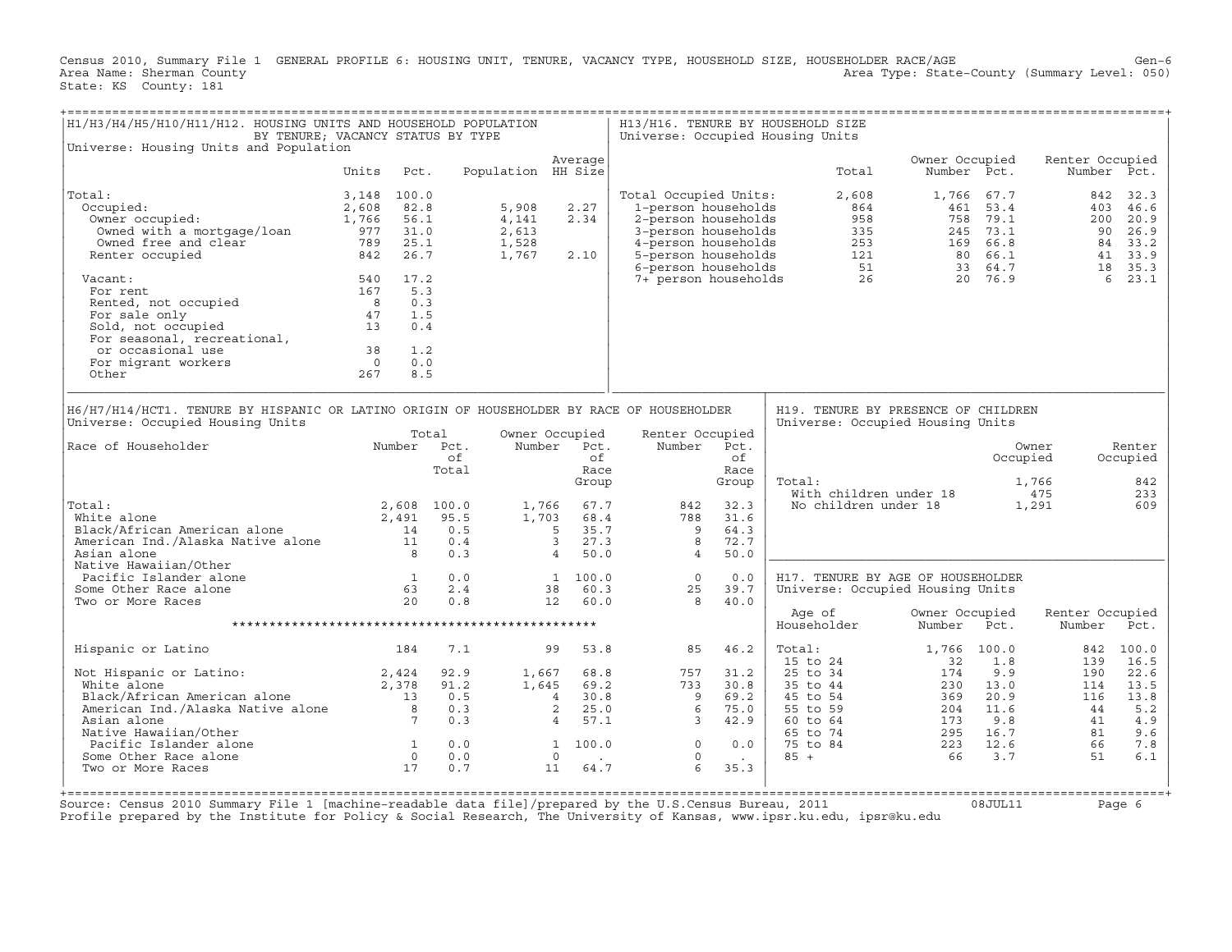Census 2010, Summary File 1 GENERAL PROFILE 6: HOUSING UNIT, TENURE, VACANCY TYPE, HOUSEHOLD SIZE, HOUSEHOLDER RACE/AGE Gen-6
Area Name: Sherman County Area Type: State-County (Summary Level: 050)
State: KS County: 181

## H1/H3/H4/H5/H10/H11/H12. HOUSING UNITS AND HOUSEHOLD POPULATION BY TENURE; VACANCY STATUS BY TYPE

Universe: Housing Units and Population

| | Units | Pct. | Population | Average HH Size |
|---|---|---|---|---|
| Total: | 3,148 | 100.0 | | |
| Occupied: | 2,608 | 82.8 | 5,908 | 2.27 |
| Owner occupied: | 1,766 | 56.1 | 4,141 | 2.34 |
| Owned with a mortgage/loan | 977 | 31.0 | 2,613 | |
| Owned free and clear | 789 | 25.1 | 1,528 | |
| Renter occupied | 842 | 26.7 | 1,767 | 2.10 |
| Vacant: | 540 | 17.2 | | |
| For rent | 167 | 5.3 | | |
| Rented, not occupied | 8 | 0.3 | | |
| For sale only | 47 | 1.5 | | |
| Sold, not occupied | 13 | 0.4 | | |
| For seasonal, recreational, or occasional use | 38 | 1.2 | | |
| For migrant workers | 0 | 0.0 | | |
| Other | 267 | 8.5 | | |

## H13/H16. TENURE BY HOUSEHOLD SIZE

Universe: Occupied Housing Units

| | Total | Owner Occupied Number | Owner Occupied Pct. | Renter Occupied Number | Renter Occupied Pct. |
|---|---|---|---|---|---|
| Total Occupied Units: | 2,608 | 1,766 | 67.7 | 842 | 32.3 |
| 1-person households | 864 | 461 | 53.4 | 403 | 46.6 |
| 2-person households | 958 | 758 | 79.1 | 200 | 20.9 |
| 3-person households | 335 | 245 | 73.1 | 90 | 26.9 |
| 4-person households | 253 | 169 | 66.8 | 84 | 33.2 |
| 5-person households | 121 | 80 | 66.1 | 41 | 33.9 |
| 6-person households | 51 | 33 | 64.7 | 18 | 35.3 |
| 7+ person households | 26 | 20 | 76.9 | 6 | 23.1 |

## H6/H7/H14/HCT1. TENURE BY HISPANIC OR LATINO ORIGIN OF HOUSEHOLDER BY RACE OF HOUSEHOLDER

Universe: Occupied Housing Units

| Race of Householder | Total Number | Total Pct. of Total | Owner Occupied Number | Owner Occupied Pct. of Race Group | Renter Occupied Number | Renter Occupied Pct. of Race Group |
|---|---|---|---|---|---|---|
| Total: | 2,608 | 100.0 | 1,766 | 67.7 | 842 | 32.3 |
| White alone | 2,491 | 95.5 | 1,703 | 68.4 | 788 | 31.6 |
| Black/African American alone | 14 | 0.5 | 5 | 35.7 | 9 | 64.3 |
| American Ind./Alaska Native alone | 11 | 0.4 | 3 | 27.3 | 8 | 72.7 |
| Asian alone | 8 | 0.3 | 4 | 50.0 | 4 | 50.0 |
| Native Hawaiian/Other Pacific Islander alone | 1 | 0.0 | 1 | 100.0 | 0 | 0.0 |
| Some Other Race alone | 63 | 2.4 | 38 | 60.3 | 25 | 39.7 |
| Two or More Races | 20 | 0.8 | 12 | 60.0 | 8 | 40.0 |
| Hispanic or Latino | 184 | 7.1 | 99 | 53.8 | 85 | 46.2 |
| Not Hispanic or Latino: | 2,424 | 92.9 | 1,667 | 68.8 | 757 | 31.2 |
| White alone | 2,378 | 91.2 | 1,645 | 69.2 | 733 | 30.8 |
| Black/African American alone | 13 | 0.5 | 4 | 30.8 | 9 | 69.2 |
| American Ind./Alaska Native alone | 8 | 0.3 | 2 | 25.0 | 6 | 75.0 |
| Asian alone | 7 | 0.3 | 4 | 57.1 | 3 | 42.9 |
| Native Hawaiian/Other Pacific Islander alone | 1 | 0.0 | 1 | 100.0 | 0 | 0.0 |
| Some Other Race alone | 0 | 0.0 | 0 | . | 0 | . |
| Two or More Races | 17 | 0.7 | 11 | 64.7 | 6 | 35.3 |

## H19. TENURE BY PRESENCE OF CHILDREN

Universe: Occupied Housing Units

| | Owner Occupied | Renter Occupied |
|---|---|---|
| Total: | 1,766 | 842 |
| With children under 18 | 475 | 233 |
| No children under 18 | 1,291 | 609 |

## H17. TENURE BY AGE OF HOUSEHOLDER

Universe: Occupied Housing Units

| Age of Householder | Owner Occupied Number | Owner Occupied Pct. | Renter Occupied Number | Renter Occupied Pct. |
|---|---|---|---|---|
| Total: | 1,766 | 100.0 | 842 | 100.0 |
| 15 to 24 | 32 | 1.8 | 139 | 16.5 |
| 25 to 34 | 174 | 9.9 | 190 | 22.6 |
| 35 to 44 | 230 | 13.0 | 114 | 13.5 |
| 45 to 54 | 369 | 20.9 | 116 | 13.8 |
| 55 to 59 | 204 | 11.6 | 44 | 5.2 |
| 60 to 64 | 173 | 9.8 | 41 | 4.9 |
| 65 to 74 | 295 | 16.7 | 81 | 9.6 |
| 75 to 84 | 223 | 12.6 | 66 | 7.8 |
| 85 + | 66 | 3.7 | 51 | 6.1 |

Source: Census 2010 Summary File 1 [machine-readable data file]/prepared by the U.S.Census Bureau, 2011 08JUL11
Profile prepared by the Institute for Policy & Social Research, The University of Kansas, www.ipsr.ku.edu, ipsr@ku.edu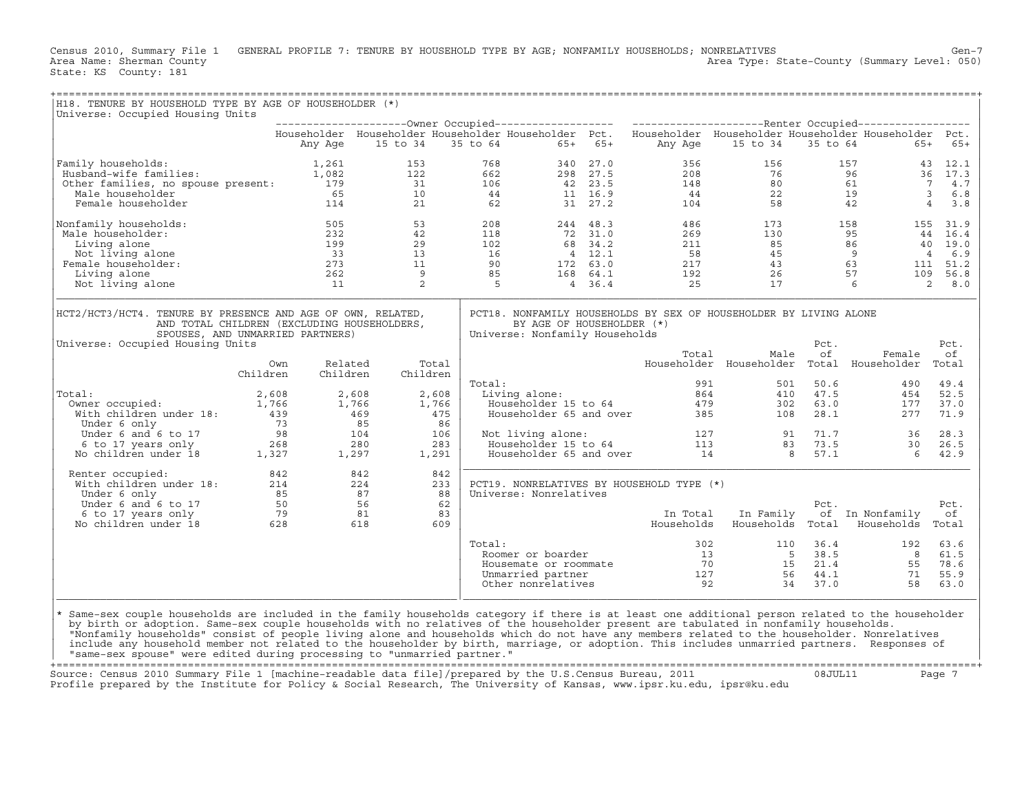Census 2010, Summary File 1 GENERAL PROFILE 7: TENURE BY HOUSEHOLD TYPE BY AGE; NONFAMILY HOUSEHOLDS; NONRELATIVES Gen-7
Area Name: Sherman County Area Type: State-County (Summary Level: 050)
State: KS County: 181

## H18. TENURE BY HOUSEHOLD TYPE BY AGE OF HOUSEHOLDER (*)

Universe: Occupied Housing Units

| | Owner Occupied | | | | | Renter Occupied | | | | |
|---|---|---|---|---|---|---|---|---|---|---|
| | Householder Any Age | Householder 15 to 34 | Householder 35 to 64 | Householder 65+ | Pct. 65+ | Householder Any Age | Householder 15 to 34 | Householder 35 to 64 | Householder 65+ | Pct. 65+ |
| Family households: | 1,261 | 153 | 768 | 340 | 27.0 | 356 | 156 | 157 | 43 | 12.1 |
| Husband-wife families: | 1,082 | 122 | 662 | 298 | 27.5 | 208 | 76 | 96 | 36 | 17.3 |
| Other families, no spouse present: | 179 | 31 | 106 | 42 | 23.5 | 148 | 80 | 61 | 7 | 4.7 |
| Male householder | 65 | 10 | 44 | 11 | 16.9 | 44 | 22 | 19 | 3 | 6.8 |
| Female householder | 114 | 21 | 62 | 31 | 27.2 | 104 | 58 | 42 | 4 | 3.8 |
| Nonfamily households: | 505 | 53 | 208 | 244 | 48.3 | 486 | 173 | 158 | 155 | 31.9 |
| Male householder: | 232 | 42 | 118 | 72 | 31.0 | 269 | 130 | 95 | 44 | 16.4 |
| Living alone | 199 | 29 | 102 | 68 | 34.2 | 211 | 85 | 86 | 40 | 19.0 |
| Not living alone | 33 | 13 | 16 | 4 | 12.1 | 58 | 45 | 9 | 4 | 6.9 |
| Female householder: | 273 | 11 | 90 | 172 | 63.0 | 217 | 43 | 63 | 111 | 51.2 |
| Living alone | 262 | 9 | 85 | 168 | 64.1 | 192 | 26 | 57 | 109 | 56.8 |
| Not living alone | 11 | 2 | 5 | 4 | 36.4 | 25 | 17 | 6 | 2 | 8.0 |

## HCT2/HCT3/HCT4. TENURE BY PRESENCE AND AGE OF OWN, RELATED, AND TOTAL CHILDREN (EXCLUDING HOUSEHOLDERS, SPOUSES, AND UNMARRIED PARTNERS)

Universe: Occupied Housing Units

| | Own Children | Related Children | Total Children |
|---|---|---|---|
| Total: | 2,608 | 2,608 | 2,608 |
| Owner occupied: | 1,766 | 1,766 | 1,766 |
| With children under 18: | 439 | 469 | 475 |
| Under 6 only | 73 | 85 | 86 |
| Under 6 and 6 to 17 | 98 | 104 | 106 |
| 6 to 17 years only | 268 | 280 | 283 |
| No children under 18 | 1,327 | 1,297 | 1,291 |
| Renter occupied: | 842 | 842 | 842 |
| With children under 18: | 214 | 224 | 233 |
| Under 6 only | 85 | 87 | 88 |
| Under 6 and 6 to 17 | 50 | 56 | 62 |
| 6 to 17 years only | 79 | 81 | 83 |
| No children under 18 | 628 | 618 | 609 |

## PCT18. NONFAMILY HOUSEHOLDS BY SEX OF HOUSEHOLDER BY LIVING ALONE BY AGE OF HOUSEHOLDER (*)

Universe: Nonfamily Households

| | Total Householder | Male Householder | Pct. of Total | Female Householder | Pct. of Total |
|---|---|---|---|---|---|
| Total: | 991 | 501 | 50.6 | 490 | 49.4 |
| Living alone: | 864 | 410 | 47.5 | 454 | 52.5 |
| Householder 15 to 64 | 479 | 302 | 63.0 | 177 | 37.0 |
| Householder 65 and over | 385 | 108 | 28.1 | 277 | 71.9 |
| Not living alone: | 127 | 91 | 71.7 | 36 | 28.3 |
| Householder 15 to 64 | 113 | 83 | 73.5 | 30 | 26.5 |
| Householder 65 and over | 14 | 8 | 57.1 | 6 | 42.9 |

## PCT19. NONRELATIVES BY HOUSEHOLD TYPE (*)

Universe: Nonrelatives

| | In Total Households | In Family Households | Pct. of Total | In Nonfamily Households | Pct. of Total |
|---|---|---|---|---|---|
| Total: | 302 | 110 | 36.4 | 192 | 63.6 |
| Roomer or boarder | 13 | 5 | 38.5 | 8 | 61.5 |
| Housemate or roommate | 70 | 15 | 21.4 | 55 | 78.6 |
| Unmarried partner | 127 | 56 | 44.1 | 71 | 55.9 |
| Other nonrelatives | 92 | 34 | 37.0 | 58 | 63.0 |

* Same-sex couple households are included in the family households category if there is at least one additional person related to the householder by birth or adoption. Same-sex couple households with no relatives of the householder present are tabulated in nonfamily households. "Nonfamily households" consist of people living alone and households which do not have any members related to the householder. Nonrelatives include any household member not related to the householder by birth, marriage, or adoption. This includes unmarried partners. Responses of "same-sex spouse" were edited during processing to "unmarried partner."

Source: Census 2010 Summary File 1 [machine-readable data file]/prepared by the U.S.Census Bureau, 2011 08JUL11
Profile prepared by the Institute for Policy & Social Research, The University of Kansas, www.ipsr.ku.edu, ipsr@ku.edu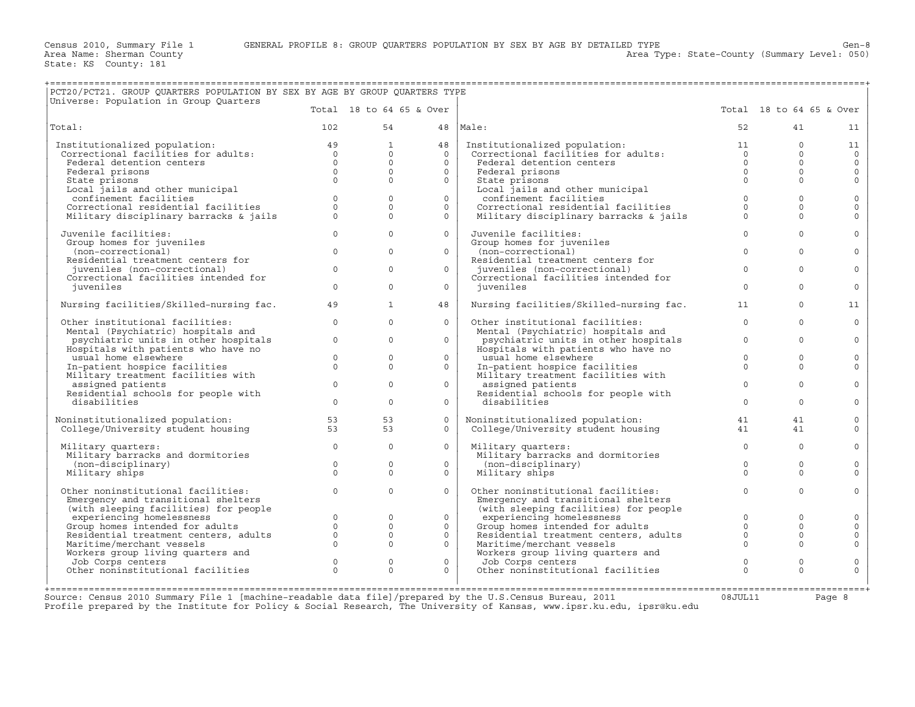Census 2010, Summary File 1 GENERAL PROFILE 8: GROUP QUARTERS POPULATION BY SEX BY AGE BY DETAILED TYPE Gen-8
Area Name: Sherman County Area Type: State-County (Summary Level: 050)
State: KS County: 181

## PCT20/PCT21. GROUP QUARTERS POPULATION BY SEX BY AGE BY GROUP QUARTERS TYPE

Universe: Population in Group Quarters

| | Total | 18 to 64 | 65 & Over | | Total | 18 to 64 | 65 & Over |
|---|---|---|---|---|---|---|---|
| Total: | 102 | 54 | 48 | Male: | 52 | 41 | 11 |
| Institutionalized population: | 49 | 1 | 48 | Institutionalized population: | 11 | 0 | 11 |
| Correctional facilities for adults: | 0 | 0 | 0 | Correctional facilities for adults: | 0 | 0 | 0 |
| Federal detention centers | 0 | 0 | 0 | Federal detention centers | 0 | 0 | 0 |
| Federal prisons | 0 | 0 | 0 | Federal prisons | 0 | 0 | 0 |
| State prisons | 0 | 0 | 0 | State prisons | 0 | 0 | 0 |
| Local jails and other municipal confinement facilities | 0 | 0 | 0 | Local jails and other municipal confinement facilities | 0 | 0 | 0 |
| Correctional residential facilities | 0 | 0 | 0 | Correctional residential facilities | 0 | 0 | 0 |
| Military disciplinary barracks & jails | 0 | 0 | 0 | Military disciplinary barracks & jails | 0 | 0 | 0 |
| Juvenile facilities: | 0 | 0 | 0 | Juvenile facilities: | 0 | 0 | 0 |
| Group homes for juveniles (non-correctional) | 0 | 0 | 0 | Group homes for juveniles (non-correctional) | 0 | 0 | 0 |
| Residential treatment centers for juveniles (non-correctional) | 0 | 0 | 0 | Residential treatment centers for juveniles (non-correctional) | 0 | 0 | 0 |
| Correctional facilities intended for juveniles | 0 | 0 | 0 | Correctional facilities intended for juveniles | 0 | 0 | 0 |
| Nursing facilities/Skilled-nursing fac. | 49 | 1 | 48 | Nursing facilities/Skilled-nursing fac. | 11 | 0 | 11 |
| Other institutional facilities: | 0 | 0 | 0 | Other institutional facilities: | 0 | 0 | 0 |
| Mental (Psychiatric) hospitals and psychiatric units in other hospitals | 0 | 0 | 0 | Mental (Psychiatric) hospitals and psychiatric units in other hospitals | 0 | 0 | 0 |
| Hospitals with patients who have no usual home elsewhere | 0 | 0 | 0 | Hospitals with patients who have no usual home elsewhere | 0 | 0 | 0 |
| In-patient hospice facilities | 0 | 0 | 0 | In-patient hospice facilities | 0 | 0 | 0 |
| Military treatment facilities with assigned patients | 0 | 0 | 0 | Military treatment facilities with assigned patients | 0 | 0 | 0 |
| Residential schools for people with disabilities | 0 | 0 | 0 | Residential schools for people with disabilities | 0 | 0 | 0 |
| Noninstitutionalized population: | 53 | 53 | 0 | Noninstitutionalized population: | 41 | 41 | 0 |
| College/University student housing | 53 | 53 | 0 | College/University student housing | 41 | 41 | 0 |
| Military quarters: | 0 | 0 | 0 | Military quarters: | 0 | 0 | 0 |
| Military barracks and dormitories (non-disciplinary) | 0 | 0 | 0 | Military barracks and dormitories (non-disciplinary) | 0 | 0 | 0 |
| Military ships | 0 | 0 | 0 | Military ships | 0 | 0 | 0 |
| Other noninstitutional facilities: | 0 | 0 | 0 | Other noninstitutional facilities: | 0 | 0 | 0 |
| Emergency and transitional shelters (with sleeping facilities) for people experiencing homelessness | 0 | 0 | 0 | Emergency and transitional shelters (with sleeping facilities) for people experiencing homelessness | 0 | 0 | 0 |
| Group homes intended for adults | 0 | 0 | 0 | Group homes intended for adults | 0 | 0 | 0 |
| Residential treatment centers, adults | 0 | 0 | 0 | Residential treatment centers, adults | 0 | 0 | 0 |
| Maritime/merchant vessels | 0 | 0 | 0 | Maritime/merchant vessels | 0 | 0 | 0 |
| Workers group living quarters and Job Corps centers | 0 | 0 | 0 | Workers group living quarters and Job Corps centers | 0 | 0 | 0 |
| Other noninstitutional facilities | 0 | 0 | 0 | Other noninstitutional facilities | 0 | 0 | 0 |

Source: Census 2010 Summary File 1 [machine-readable data file]/prepared by the U.S.Census Bureau, 2011 08JUL11
Profile prepared by the Institute for Policy & Social Research, The University of Kansas, www.ipsr.ku.edu, ipsr@ku.edu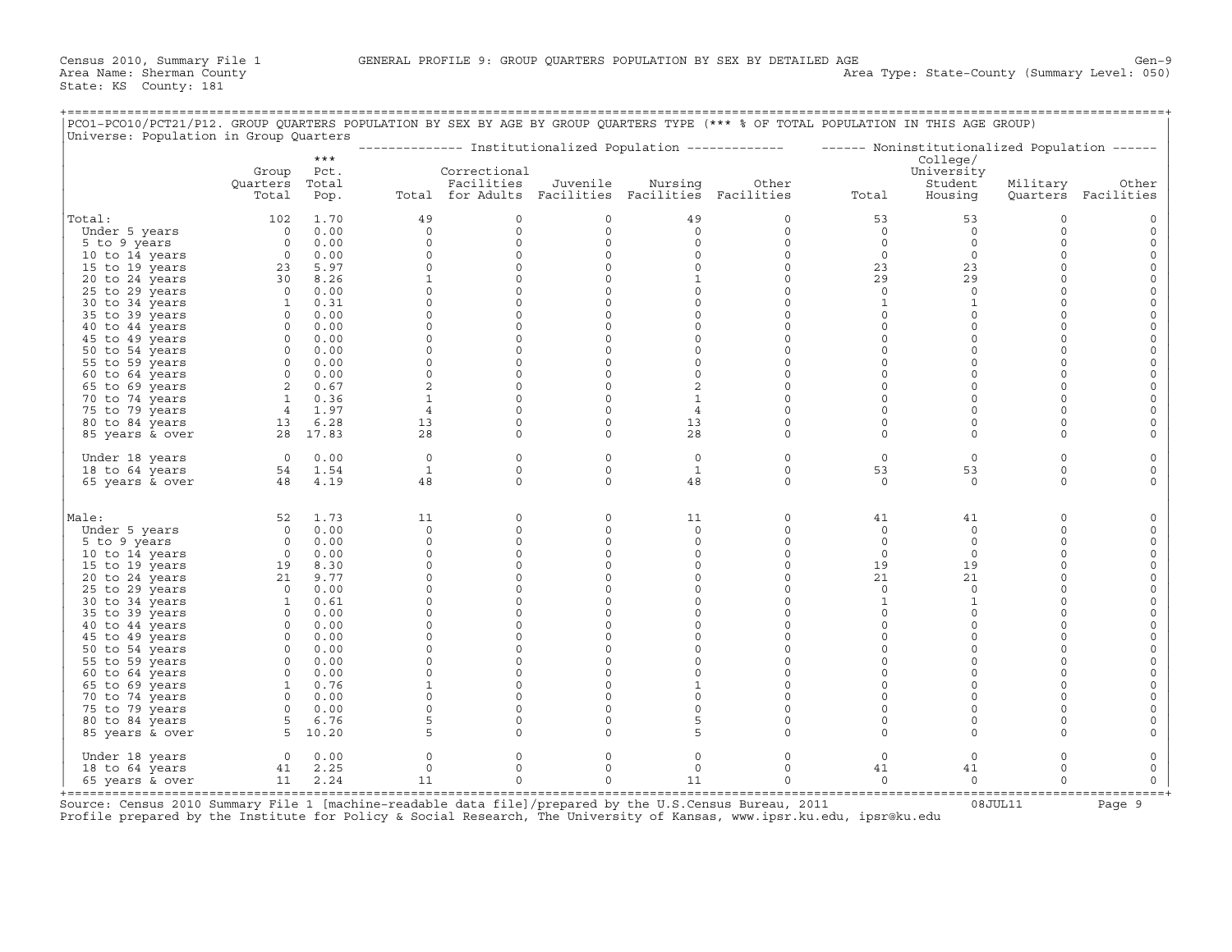Census 2010, Summary File 1 GENERAL PROFILE 9: GROUP QUARTERS POPULATION BY SEX BY DETAILED AGE Gen-9
Area Name: Sherman County Area Type: State-County (Summary Level: 050)
State: KS County: 181

PCO1-PCO10/PCT21/P12. GROUP QUARTERS POPULATION BY SEX BY AGE BY GROUP QUARTERS TYPE (*** % OF TOTAL POPULATION IN THIS AGE GROUP)
Universe: Population in Group Quarters

| | Group Quarters Total | *** Pct. Total Pop. | Institutionalized Population: Total | Correctional Facilities for Adults | Juvenile Facilities | Nursing Facilities | Other Facilities | Noninstitutionalized Population: Total | College/ University Student Housing | Military Quarters | Other Facilities |
|---|---|---|---|---|---|---|---|---|---|---|---|
| Total: | 102 | 1.70 | 49 | 0 | 0 | 49 | 0 | 53 | 53 | 0 | 0 |
| Under 5 years | 0 | 0.00 | 0 | 0 | 0 | 0 | 0 | 0 | 0 | 0 | 0 |
| 5 to 9 years | 0 | 0.00 | 0 | 0 | 0 | 0 | 0 | 0 | 0 | 0 | 0 |
| 10 to 14 years | 0 | 0.00 | 0 | 0 | 0 | 0 | 0 | 0 | 0 | 0 | 0 |
| 15 to 19 years | 23 | 5.97 | 0 | 0 | 0 | 0 | 0 | 23 | 23 | 0 | 0 |
| 20 to 24 years | 30 | 8.26 | 1 | 0 | 0 | 1 | 0 | 29 | 29 | 0 | 0 |
| 25 to 29 years | 0 | 0.00 | 0 | 0 | 0 | 0 | 0 | 0 | 0 | 0 | 0 |
| 30 to 34 years | 1 | 0.31 | 0 | 0 | 0 | 0 | 0 | 1 | 1 | 0 | 0 |
| 35 to 39 years | 0 | 0.00 | 0 | 0 | 0 | 0 | 0 | 0 | 0 | 0 | 0 |
| 40 to 44 years | 0 | 0.00 | 0 | 0 | 0 | 0 | 0 | 0 | 0 | 0 | 0 |
| 45 to 49 years | 0 | 0.00 | 0 | 0 | 0 | 0 | 0 | 0 | 0 | 0 | 0 |
| 50 to 54 years | 0 | 0.00 | 0 | 0 | 0 | 0 | 0 | 0 | 0 | 0 | 0 |
| 55 to 59 years | 0 | 0.00 | 0 | 0 | 0 | 0 | 0 | 0 | 0 | 0 | 0 |
| 60 to 64 years | 0 | 0.00 | 0 | 0 | 0 | 0 | 0 | 0 | 0 | 0 | 0 |
| 65 to 69 years | 2 | 0.67 | 2 | 0 | 0 | 2 | 0 | 0 | 0 | 0 | 0 |
| 70 to 74 years | 1 | 0.36 | 1 | 0 | 0 | 1 | 0 | 0 | 0 | 0 | 0 |
| 75 to 79 years | 4 | 1.97 | 4 | 0 | 0 | 4 | 0 | 0 | 0 | 0 | 0 |
| 80 to 84 years | 13 | 6.28 | 13 | 0 | 0 | 13 | 0 | 0 | 0 | 0 | 0 |
| 85 years & over | 28 | 17.83 | 28 | 0 | 0 | 28 | 0 | 0 | 0 | 0 | 0 |
| Under 18 years | 0 | 0.00 | 0 | 0 | 0 | 0 | 0 | 0 | 0 | 0 | 0 |
| 18 to 64 years | 54 | 1.54 | 1 | 0 | 0 | 1 | 0 | 53 | 53 | 0 | 0 |
| 65 years & over | 48 | 4.19 | 48 | 0 | 0 | 48 | 0 | 0 | 0 | 0 | 0 |
| Male: | 52 | 1.73 | 11 | 0 | 0 | 11 | 0 | 41 | 41 | 0 | 0 |
| Under 5 years | 0 | 0.00 | 0 | 0 | 0 | 0 | 0 | 0 | 0 | 0 | 0 |
| 5 to 9 years | 0 | 0.00 | 0 | 0 | 0 | 0 | 0 | 0 | 0 | 0 | 0 |
| 10 to 14 years | 0 | 0.00 | 0 | 0 | 0 | 0 | 0 | 0 | 0 | 0 | 0 |
| 15 to 19 years | 19 | 8.30 | 0 | 0 | 0 | 0 | 0 | 19 | 19 | 0 | 0 |
| 20 to 24 years | 21 | 9.77 | 0 | 0 | 0 | 0 | 0 | 21 | 21 | 0 | 0 |
| 25 to 29 years | 0 | 0.00 | 0 | 0 | 0 | 0 | 0 | 0 | 0 | 0 | 0 |
| 30 to 34 years | 1 | 0.61 | 0 | 0 | 0 | 0 | 0 | 1 | 1 | 0 | 0 |
| 35 to 39 years | 0 | 0.00 | 0 | 0 | 0 | 0 | 0 | 0 | 0 | 0 | 0 |
| 40 to 44 years | 0 | 0.00 | 0 | 0 | 0 | 0 | 0 | 0 | 0 | 0 | 0 |
| 45 to 49 years | 0 | 0.00 | 0 | 0 | 0 | 0 | 0 | 0 | 0 | 0 | 0 |
| 50 to 54 years | 0 | 0.00 | 0 | 0 | 0 | 0 | 0 | 0 | 0 | 0 | 0 |
| 55 to 59 years | 0 | 0.00 | 0 | 0 | 0 | 0 | 0 | 0 | 0 | 0 | 0 |
| 60 to 64 years | 0 | 0.00 | 0 | 0 | 0 | 0 | 0 | 0 | 0 | 0 | 0 |
| 65 to 69 years | 1 | 0.76 | 1 | 0 | 0 | 1 | 0 | 0 | 0 | 0 | 0 |
| 70 to 74 years | 0 | 0.00 | 0 | 0 | 0 | 0 | 0 | 0 | 0 | 0 | 0 |
| 75 to 79 years | 0 | 0.00 | 0 | 0 | 0 | 0 | 0 | 0 | 0 | 0 | 0 |
| 80 to 84 years | 5 | 6.76 | 5 | 0 | 0 | 5 | 0 | 0 | 0 | 0 | 0 |
| 85 years & over | 5 | 10.20 | 5 | 0 | 0 | 5 | 0 | 0 | 0 | 0 | 0 |
| Under 18 years | 0 | 0.00 | 0 | 0 | 0 | 0 | 0 | 0 | 0 | 0 | 0 |
| 18 to 64 years | 41 | 2.25 | 0 | 0 | 0 | 0 | 0 | 41 | 41 | 0 | 0 |
| 65 years & over | 11 | 2.24 | 11 | 0 | 0 | 11 | 0 | 0 | 0 | 0 | 0 |

Source: Census 2010 Summary File 1 [machine-readable data file]/prepared by the U.S.Census Bureau, 2011 08JUL11
Profile prepared by the Institute for Policy & Social Research, The University of Kansas, www.ipsr.ku.edu, ipsr@ku.edu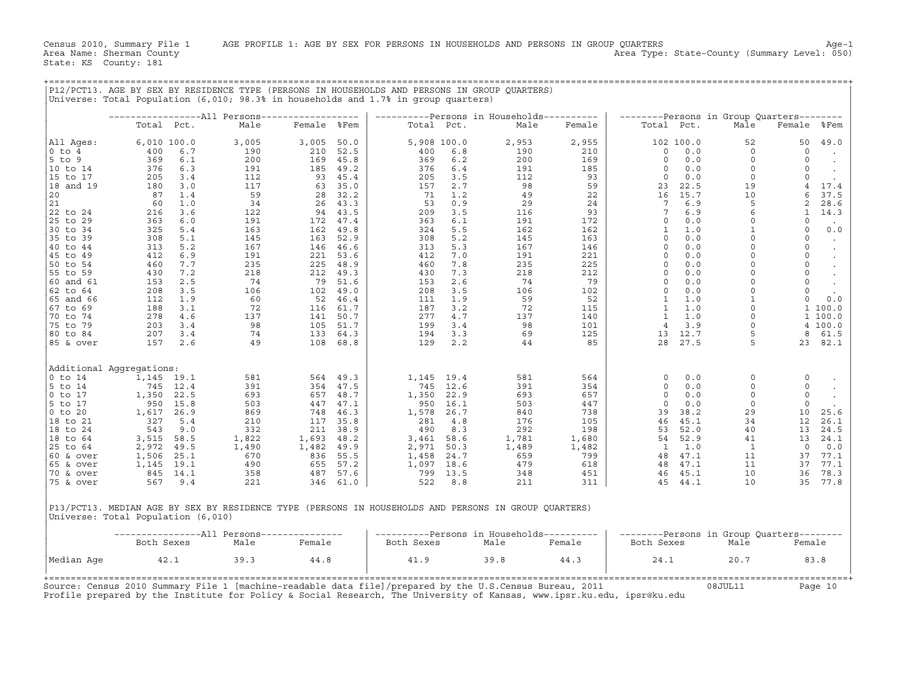Census 2010, Summary File 1 AGE PROFILE 1: AGE BY SEX FOR PERSONS IN HOUSEHOLDS AND PERSONS IN GROUP QUARTERS Age-1
Area Name: Sherman County Area Type: State-County (Summary Level: 050)
State: KS County: 181

## P12/PCT13. AGE BY SEX BY RESIDENCE TYPE (PERSONS IN HOUSEHOLDS AND PERSONS IN GROUP QUARTERS)

Universe: Total Population (6,010; 98.3% in households and 1.7% in group quarters)

| | All Persons | | | | | Persons in Households | | | | Persons in Group Quarters | | | | |
|---|---|---|---|---|---|---|---|---|---|---|---|---|---|---|
| | Total | Pct. | Male | Female | %Fem | Total | Pct. | Male | Female | Total | Pct. | Male | Female | %Fem |
| All Ages: | 6,010 | 100.0 | 3,005 | 3,005 | 50.0 | 5,908 | 100.0 | 2,953 | 2,955 | 102 | 100.0 | 52 | 50 | 49.0 |
| 0 to 4 | 400 | 6.7 | 190 | 210 | 52.5 | 400 | 6.8 | 190 | 210 | 0 | 0.0 | 0 | 0 | . |
| 5 to 9 | 369 | 6.1 | 200 | 169 | 45.8 | 369 | 6.2 | 200 | 169 | 0 | 0.0 | 0 | 0 | . |
| 10 to 14 | 376 | 6.3 | 191 | 185 | 49.2 | 376 | 6.4 | 191 | 185 | 0 | 0.0 | 0 | 0 | . |
| 15 to 17 | 205 | 3.4 | 112 | 93 | 45.4 | 205 | 3.5 | 112 | 93 | 0 | 0.0 | 0 | 0 | . |
| 18 and 19 | 180 | 3.0 | 117 | 63 | 35.0 | 157 | 2.7 | 98 | 59 | 23 | 22.5 | 19 | 4 | 17.4 |
| 20 | 87 | 1.4 | 59 | 28 | 32.2 | 71 | 1.2 | 49 | 22 | 16 | 15.7 | 10 | 6 | 37.5 |
| 21 | 60 | 1.0 | 34 | 26 | 43.3 | 53 | 0.9 | 29 | 24 | 7 | 6.9 | 5 | 2 | 28.6 |
| 22 to 24 | 216 | 3.6 | 122 | 94 | 43.5 | 209 | 3.5 | 116 | 93 | 7 | 6.9 | 6 | 1 | 14.3 |
| 25 to 29 | 363 | 6.0 | 191 | 172 | 47.4 | 363 | 6.1 | 191 | 172 | 0 | 0.0 | 0 | 0 | . |
| 30 to 34 | 325 | 5.4 | 163 | 162 | 49.8 | 324 | 5.5 | 162 | 162 | 1 | 1.0 | 1 | 0 | 0.0 |
| 35 to 39 | 308 | 5.1 | 145 | 163 | 52.9 | 308 | 5.2 | 145 | 163 | 0 | 0.0 | 0 | 0 | . |
| 40 to 44 | 313 | 5.2 | 167 | 146 | 46.6 | 313 | 5.3 | 167 | 146 | 0 | 0.0 | 0 | 0 | . |
| 45 to 49 | 412 | 6.9 | 191 | 221 | 53.6 | 412 | 7.0 | 191 | 221 | 0 | 0.0 | 0 | 0 | . |
| 50 to 54 | 460 | 7.7 | 235 | 225 | 48.9 | 460 | 7.8 | 235 | 225 | 0 | 0.0 | 0 | 0 | . |
| 55 to 59 | 430 | 7.2 | 218 | 212 | 49.3 | 430 | 7.3 | 218 | 212 | 0 | 0.0 | 0 | 0 | . |
| 60 and 61 | 153 | 2.5 | 74 | 79 | 51.6 | 153 | 2.6 | 74 | 79 | 0 | 0.0 | 0 | 0 | . |
| 62 to 64 | 208 | 3.5 | 106 | 102 | 49.0 | 208 | 3.5 | 106 | 102 | 0 | 0.0 | 0 | 0 | . |
| 65 and 66 | 112 | 1.9 | 60 | 52 | 46.4 | 111 | 1.9 | 59 | 52 | 1 | 1.0 | 1 | 0 | 0.0 |
| 67 to 69 | 188 | 3.1 | 72 | 116 | 61.7 | 187 | 3.2 | 72 | 115 | 1 | 1.0 | 0 | 1 | 100.0 |
| 70 to 74 | 278 | 4.6 | 137 | 141 | 50.7 | 277 | 4.7 | 137 | 140 | 1 | 1.0 | 0 | 1 | 100.0 |
| 75 to 79 | 203 | 3.4 | 98 | 105 | 51.7 | 199 | 3.4 | 98 | 101 | 4 | 3.9 | 0 | 4 | 100.0 |
| 80 to 84 | 207 | 3.4 | 74 | 133 | 64.3 | 194 | 3.3 | 69 | 125 | 13 | 12.7 | 5 | 8 | 61.5 |
| 85 & over | 157 | 2.6 | 49 | 108 | 68.8 | 129 | 2.2 | 44 | 85 | 28 | 27.5 | 5 | 23 | 82.1 |
| Additional Aggregations: | | | | | | | | | | | | | | |
| 0 to 14 | 1,145 | 19.1 | 581 | 564 | 49.3 | 1,145 | 19.4 | 581 | 564 | 0 | 0.0 | 0 | 0 | . |
| 5 to 14 | 745 | 12.4 | 391 | 354 | 47.5 | 745 | 12.6 | 391 | 354 | 0 | 0.0 | 0 | 0 | . |
| 0 to 17 | 1,350 | 22.5 | 693 | 657 | 48.7 | 1,350 | 22.9 | 693 | 657 | 0 | 0.0 | 0 | 0 | . |
| 5 to 17 | 950 | 15.8 | 503 | 447 | 47.1 | 950 | 16.1 | 503 | 447 | 0 | 0.0 | 0 | 0 | . |
| 0 to 20 | 1,617 | 26.9 | 869 | 748 | 46.3 | 1,578 | 26.7 | 840 | 738 | 39 | 38.2 | 29 | 10 | 25.6 |
| 18 to 21 | 327 | 5.4 | 210 | 117 | 35.8 | 281 | 4.8 | 176 | 105 | 46 | 45.1 | 34 | 12 | 26.1 |
| 18 to 24 | 543 | 9.0 | 332 | 211 | 38.9 | 490 | 8.3 | 292 | 198 | 53 | 52.0 | 40 | 13 | 24.5 |
| 18 to 64 | 3,515 | 58.5 | 1,822 | 1,693 | 48.2 | 3,461 | 58.6 | 1,781 | 1,680 | 54 | 52.9 | 41 | 13 | 24.1 |
| 25 to 64 | 2,972 | 49.5 | 1,490 | 1,482 | 49.9 | 2,971 | 50.3 | 1,489 | 1,482 | 1 | 1.0 | 1 | 0 | 0.0 |
| 60 & over | 1,506 | 25.1 | 670 | 836 | 55.5 | 1,458 | 24.7 | 659 | 799 | 48 | 47.1 | 11 | 37 | 77.1 |
| 65 & over | 1,145 | 19.1 | 490 | 655 | 57.2 | 1,097 | 18.6 | 479 | 618 | 48 | 47.1 | 11 | 37 | 77.1 |
| 70 & over | 845 | 14.1 | 358 | 487 | 57.6 | 799 | 13.5 | 348 | 451 | 46 | 45.1 | 10 | 36 | 78.3 |
| 75 & over | 567 | 9.4 | 221 | 346 | 61.0 | 522 | 8.8 | 211 | 311 | 45 | 44.1 | 10 | 35 | 77.8 |

## P13/PCT13. MEDIAN AGE BY SEX BY RESIDENCE TYPE (PERSONS IN HOUSEHOLDS AND PERSONS IN GROUP QUARTERS)

Universe: Total Population (6,010)

| | All Persons | | | Persons in Households | | | Persons in Group Quarters | | |
|---|---|---|---|---|---|---|---|---|---|
| | Both Sexes | Male | Female | Both Sexes | Male | Female | Both Sexes | Male | Female |
| Median Age | 42.1 | 39.3 | 44.8 | 41.9 | 39.8 | 44.3 | 24.1 | 20.7 | 83.8 |

Source: Census 2010 Summary File 1 [machine-readable data file]/prepared by the U.S.Census Bureau, 2011 08JUL11
Profile prepared by the Institute for Policy & Social Research, The University of Kansas, www.ipsr.ku.edu, ipsr@ku.edu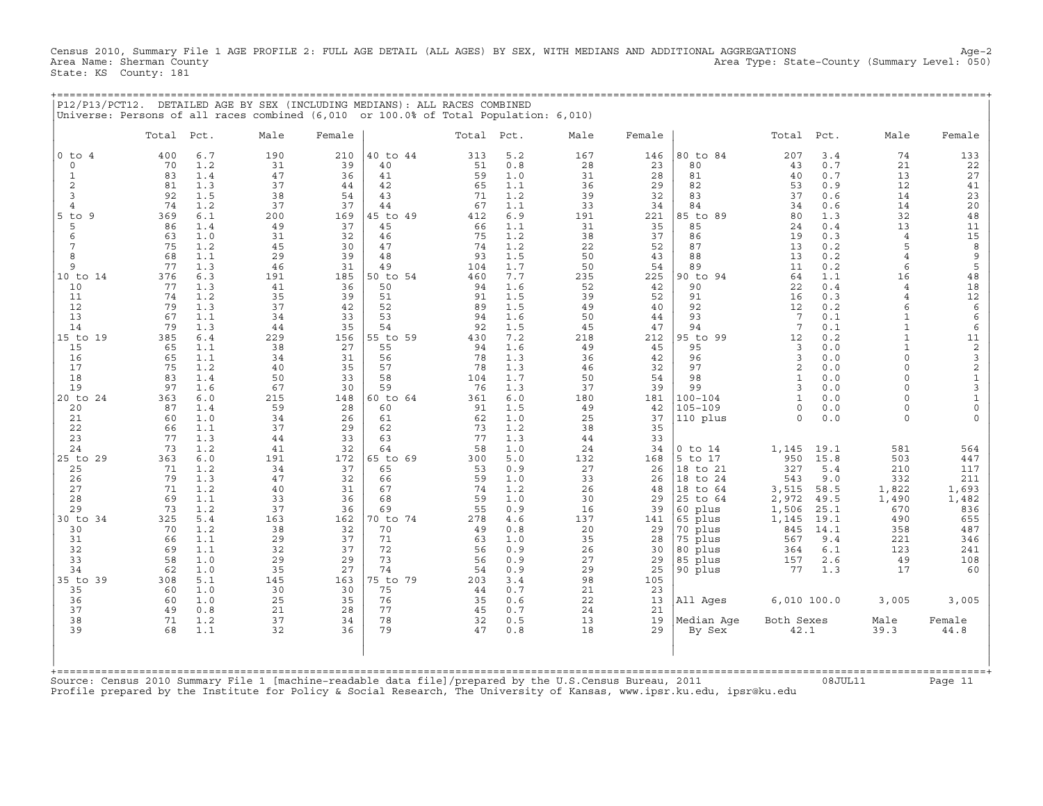Census 2010, Summary File 1 AGE PROFILE 2: FULL AGE DETAIL (ALL AGES) BY SEX, WITH MEDIANS AND ADDITIONAL AGGREGATIONS

Area Name: Sherman County
State: KS County: 181

Age-2
Area Type: State-County (Summary Level: 050)

P12/P13/PCT12. DETAILED AGE BY SEX (INCLUDING MEDIANS): ALL RACES COMBINED
Universe: Persons of all races combined (6,010 or 100.0% of Total Population: 6,010)

| | Total | Pct. | Male | Female | | Total | Pct. | Male | Female | | Total | Pct. | Male | Female |
|---|---|---|---|---|---|---|---|---|---|---|---|---|---|---|
| 0 to 4 | 400 | 6.7 | 190 | 210 | 40 to 44 | 313 | 5.2 | 167 | 146 | 80 to 84 | 207 | 3.4 | 74 | 133 |
| 0 | 70 | 1.2 | 31 | 39 | 40 | 51 | 0.8 | 28 | 23 | 80 | 43 | 0.7 | 21 | 22 |
| 1 | 83 | 1.4 | 47 | 36 | 41 | 59 | 1.0 | 31 | 28 | 81 | 40 | 0.7 | 13 | 27 |
| 2 | 81 | 1.3 | 37 | 44 | 42 | 65 | 1.1 | 36 | 29 | 82 | 53 | 0.9 | 12 | 41 |
| 3 | 92 | 1.5 | 38 | 54 | 43 | 71 | 1.2 | 39 | 32 | 83 | 37 | 0.6 | 14 | 23 |
| 4 | 74 | 1.2 | 37 | 37 | 44 | 67 | 1.1 | 33 | 34 | 84 | 34 | 0.6 | 14 | 20 |
| 5 to 9 | 369 | 6.1 | 200 | 169 | 45 to 49 | 412 | 6.9 | 191 | 221 | 85 to 89 | 80 | 1.3 | 32 | 48 |
| 5 | 86 | 1.4 | 49 | 37 | 45 | 66 | 1.1 | 31 | 35 | 85 | 24 | 0.4 | 13 | 11 |
| 6 | 63 | 1.0 | 31 | 32 | 46 | 75 | 1.2 | 38 | 37 | 86 | 19 | 0.3 | 4 | 15 |
| 7 | 75 | 1.2 | 45 | 30 | 47 | 74 | 1.2 | 22 | 52 | 87 | 13 | 0.2 | 5 | 8 |
| 8 | 68 | 1.1 | 29 | 39 | 48 | 93 | 1.5 | 50 | 43 | 88 | 13 | 0.2 | 4 | 9 |
| 9 | 77 | 1.3 | 46 | 31 | 49 | 104 | 1.7 | 50 | 54 | 89 | 11 | 0.2 | 6 | 5 |
| 10 to 14 | 376 | 6.3 | 191 | 185 | 50 to 54 | 460 | 7.7 | 235 | 225 | 90 to 94 | 64 | 1.1 | 16 | 48 |
| 10 | 77 | 1.3 | 41 | 36 | 50 | 94 | 1.6 | 52 | 42 | 90 | 22 | 0.4 | 4 | 18 |
| 11 | 74 | 1.2 | 35 | 39 | 51 | 91 | 1.5 | 39 | 52 | 91 | 16 | 0.3 | 4 | 12 |
| 12 | 79 | 1.3 | 37 | 42 | 52 | 89 | 1.5 | 49 | 40 | 92 | 12 | 0.2 | 6 | 6 |
| 13 | 67 | 1.1 | 34 | 33 | 53 | 94 | 1.6 | 50 | 44 | 93 | 7 | 0.1 | 1 | 6 |
| 14 | 79 | 1.3 | 44 | 35 | 54 | 92 | 1.5 | 45 | 47 | 94 | 7 | 0.1 | 1 | 6 |
| 15 to 19 | 385 | 6.4 | 229 | 156 | 55 to 59 | 430 | 7.2 | 218 | 212 | 95 to 99 | 12 | 0.2 | 1 | 11 |
| 15 | 65 | 1.1 | 38 | 27 | 55 | 94 | 1.6 | 49 | 45 | 95 | 3 | 0.0 | 1 | 2 |
| 16 | 65 | 1.1 | 34 | 31 | 56 | 78 | 1.3 | 36 | 42 | 96 | 3 | 0.0 | 0 | 3 |
| 17 | 75 | 1.2 | 40 | 35 | 57 | 78 | 1.3 | 46 | 32 | 97 | 2 | 0.0 | 0 | 2 |
| 18 | 83 | 1.4 | 50 | 33 | 58 | 104 | 1.7 | 50 | 54 | 98 | 1 | 0.0 | 0 | 1 |
| 19 | 97 | 1.6 | 67 | 30 | 59 | 76 | 1.3 | 37 | 39 | 99 | 3 | 0.0 | 0 | 3 |
| 20 to 24 | 363 | 6.0 | 215 | 148 | 60 to 64 | 361 | 6.0 | 180 | 181 | 100-104 | 1 | 0.0 | 0 | 1 |
| 20 | 87 | 1.4 | 59 | 28 | 60 | 91 | 1.5 | 49 | 42 | 105-109 | 0 | 0.0 | 0 | 0 |
| 21 | 60 | 1.0 | 34 | 26 | 61 | 62 | 1.0 | 25 | 37 | 110 plus | 0 | 0.0 | 0 | 0 |
| 22 | 66 | 1.1 | 37 | 29 | 62 | 73 | 1.2 | 38 | 35 | | | | | |
| 23 | 77 | 1.3 | 44 | 33 | 63 | 77 | 1.3 | 44 | 33 | | | | | |
| 24 | 73 | 1.2 | 41 | 32 | 64 | 58 | 1.0 | 24 | 34 | 0 to 14 | 1,145 | 19.1 | 581 | 564 |
| 25 to 29 | 363 | 6.0 | 191 | 172 | 65 to 69 | 300 | 5.0 | 132 | 168 | 5 to 17 | 950 | 15.8 | 503 | 447 |
| 25 | 71 | 1.2 | 34 | 37 | 65 | 53 | 0.9 | 27 | 26 | 18 to 21 | 327 | 5.4 | 210 | 117 |
| 26 | 79 | 1.3 | 47 | 32 | 66 | 59 | 1.0 | 33 | 26 | 18 to 24 | 543 | 9.0 | 332 | 211 |
| 27 | 71 | 1.2 | 40 | 31 | 67 | 74 | 1.2 | 26 | 48 | 18 to 64 | 3,515 | 58.5 | 1,822 | 1,693 |
| 28 | 69 | 1.1 | 33 | 36 | 68 | 59 | 1.0 | 30 | 29 | 25 to 64 | 2,972 | 49.5 | 1,490 | 1,482 |
| 29 | 73 | 1.2 | 37 | 36 | 69 | 55 | 0.9 | 16 | 39 | 60 plus | 1,506 | 25.1 | 670 | 836 |
| 30 to 34 | 325 | 5.4 | 163 | 162 | 70 to 74 | 278 | 4.6 | 137 | 141 | 65 plus | 1,145 | 19.1 | 490 | 655 |
| 30 | 70 | 1.2 | 38 | 32 | 70 | 49 | 0.8 | 20 | 29 | 70 plus | 845 | 14.1 | 358 | 487 |
| 31 | 66 | 1.1 | 29 | 37 | 71 | 63 | 1.0 | 35 | 28 | 75 plus | 567 | 9.4 | 221 | 346 |
| 32 | 69 | 1.1 | 32 | 37 | 72 | 56 | 0.9 | 26 | 30 | 80 plus | 364 | 6.1 | 123 | 241 |
| 33 | 58 | 1.0 | 29 | 29 | 73 | 56 | 0.9 | 27 | 29 | 85 plus | 157 | 2.6 | 49 | 108 |
| 34 | 62 | 1.0 | 35 | 27 | 74 | 54 | 0.9 | 29 | 25 | 90 plus | 77 | 1.3 | 17 | 60 |
| 35 to 39 | 308 | 5.1 | 145 | 163 | 75 to 79 | 203 | 3.4 | 98 | 105 | | | | | |
| 35 | 60 | 1.0 | 30 | 30 | 75 | 44 | 0.7 | 21 | 23 | | | | | |
| 36 | 60 | 1.0 | 25 | 35 | 76 | 35 | 0.6 | 22 | 13 | All Ages | 6,010 | 100.0 | 3,005 | 3,005 |
| 37 | 49 | 0.8 | 21 | 28 | 77 | 45 | 0.7 | 24 | 21 | | | | | |
| 38 | 71 | 1.2 | 37 | 34 | 78 | 32 | 0.5 | 13 | 19 | Median Age | Both Sexes | | Male | Female |
| 39 | 68 | 1.1 | 32 | 36 | 79 | 47 | 0.8 | 18 | 29 | By Sex | 42.1 | | 39.3 | 44.8 |

Source: Census 2010 Summary File 1 [machine-readable data file]/prepared by the U.S.Census Bureau, 2011 08JUL11
Profile prepared by the Institute for Policy & Social Research, The University of Kansas, www.ipsr.ku.edu, ipsr@ku.edu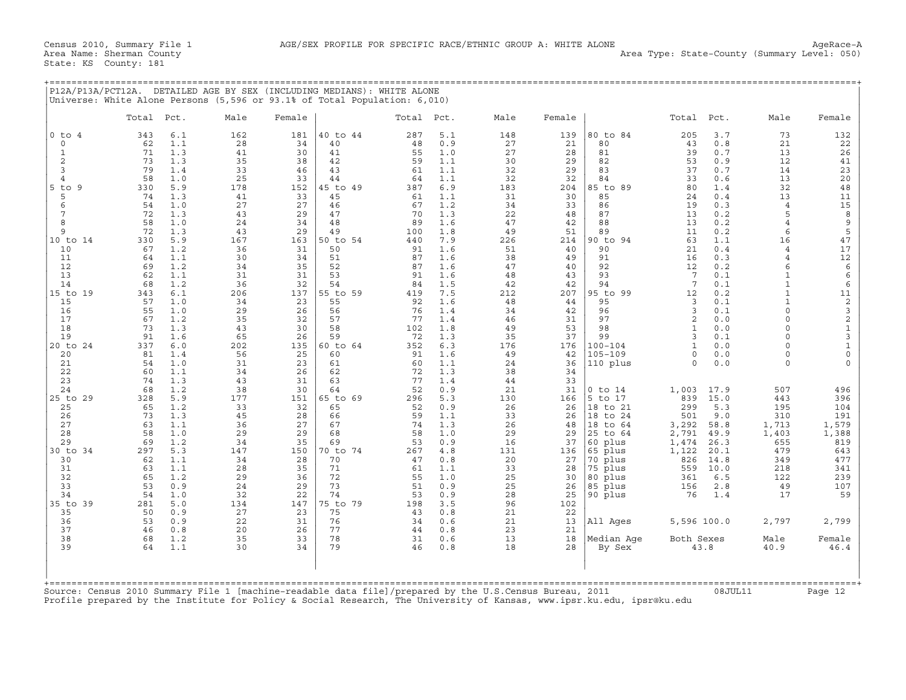Census 2010, Summary File 1 AGE/SEX PROFILE FOR SPECIFIC RACE/ETHNIC GROUP A: WHITE ALONE AgeRace-A
Area Name: Sherman County Area Type: State-County (Summary Level: 050)
State: KS County: 181

## P12A/P13A/PCT12A. DETAILED AGE BY SEX (INCLUDING MEDIANS): WHITE ALONE

Universe: White Alone Persons (5,596 or 93.1% of Total Population: 6,010)

| | Total | Pct. | Male | Female | | Total | Pct. | Male | Female | | Total | Pct. | Male | Female |
|---|---|---|---|---|---|---|---|---|---|---|---|---|---|---|
| 0 to 4 | 343 | 6.1 | 162 | 181 | 40 to 44 | 287 | 5.1 | 148 | 139 | 80 to 84 | 205 | 3.7 | 73 | 132 |
| 0 | 62 | 1.1 | 28 | 34 | 40 | 48 | 0.9 | 27 | 21 | 80 | 43 | 0.8 | 21 | 22 |
| 1 | 71 | 1.3 | 41 | 30 | 41 | 55 | 1.0 | 27 | 28 | 81 | 39 | 0.7 | 13 | 26 |
| 2 | 73 | 1.3 | 35 | 38 | 42 | 59 | 1.1 | 30 | 29 | 82 | 53 | 0.9 | 12 | 41 |
| 3 | 79 | 1.4 | 33 | 46 | 43 | 61 | 1.1 | 32 | 29 | 83 | 37 | 0.7 | 14 | 23 |
| 4 | 58 | 1.0 | 25 | 33 | 44 | 64 | 1.1 | 32 | 32 | 84 | 33 | 0.6 | 13 | 20 |
| 5 to 9 | 330 | 5.9 | 178 | 152 | 45 to 49 | 387 | 6.9 | 183 | 204 | 85 to 89 | 80 | 1.4 | 32 | 48 |
| 5 | 74 | 1.3 | 41 | 33 | 45 | 61 | 1.1 | 31 | 30 | 85 | 24 | 0.4 | 13 | 11 |
| 6 | 54 | 1.0 | 27 | 27 | 46 | 67 | 1.2 | 34 | 33 | 86 | 19 | 0.3 | 4 | 15 |
| 7 | 72 | 1.3 | 43 | 29 | 47 | 70 | 1.3 | 22 | 48 | 87 | 13 | 0.2 | 5 | 8 |
| 8 | 58 | 1.0 | 24 | 34 | 48 | 89 | 1.6 | 47 | 42 | 88 | 13 | 0.2 | 4 | 9 |
| 9 | 72 | 1.3 | 43 | 29 | 49 | 100 | 1.8 | 49 | 51 | 89 | 11 | 0.2 | 6 | 5 |
| 10 to 14 | 330 | 5.9 | 167 | 163 | 50 to 54 | 440 | 7.9 | 226 | 214 | 90 to 94 | 63 | 1.1 | 16 | 47 |
| 10 | 67 | 1.2 | 36 | 31 | 50 | 91 | 1.6 | 51 | 40 | 90 | 21 | 0.4 | 4 | 17 |
| 11 | 64 | 1.1 | 30 | 34 | 51 | 87 | 1.6 | 38 | 49 | 91 | 16 | 0.3 | 4 | 12 |
| 12 | 69 | 1.2 | 34 | 35 | 52 | 87 | 1.6 | 47 | 40 | 92 | 12 | 0.2 | 6 | 6 |
| 13 | 62 | 1.1 | 31 | 31 | 53 | 91 | 1.6 | 48 | 43 | 93 | 7 | 0.1 | 1 | 6 |
| 14 | 68 | 1.2 | 36 | 32 | 54 | 84 | 1.5 | 42 | 42 | 94 | 7 | 0.1 | 1 | 6 |
| 15 to 19 | 343 | 6.1 | 206 | 137 | 55 to 59 | 419 | 7.5 | 212 | 207 | 95 to 99 | 12 | 0.2 | 1 | 11 |
| 15 | 57 | 1.0 | 34 | 23 | 55 | 92 | 1.6 | 48 | 44 | 95 | 3 | 0.1 | 1 | 2 |
| 16 | 55 | 1.0 | 29 | 26 | 56 | 76 | 1.4 | 34 | 42 | 96 | 3 | 0.1 | 0 | 3 |
| 17 | 67 | 1.2 | 35 | 32 | 57 | 77 | 1.4 | 46 | 31 | 97 | 2 | 0.0 | 0 | 2 |
| 18 | 73 | 1.3 | 43 | 30 | 58 | 102 | 1.8 | 49 | 53 | 98 | 1 | 0.0 | 0 | 1 |
| 19 | 91 | 1.6 | 65 | 26 | 59 | 72 | 1.3 | 35 | 37 | 99 | 3 | 0.1 | 0 | 3 |
| 20 to 24 | 337 | 6.0 | 202 | 135 | 60 to 64 | 352 | 6.3 | 176 | 176 | 100-104 | 1 | 0.0 | 0 | 1 |
| 20 | 81 | 1.4 | 56 | 25 | 60 | 91 | 1.6 | 49 | 42 | 105-109 | 0 | 0.0 | 0 | 0 |
| 21 | 54 | 1.0 | 31 | 23 | 61 | 60 | 1.1 | 24 | 36 | 110 plus | 0 | 0.0 | 0 | 0 |
| 22 | 60 | 1.1 | 34 | 26 | 62 | 72 | 1.3 | 38 | 34 | | | | | |
| 23 | 74 | 1.3 | 43 | 31 | 63 | 77 | 1.4 | 44 | 33 | | | | | |
| 24 | 68 | 1.2 | 38 | 30 | 64 | 52 | 0.9 | 21 | 31 | 0 to 14 | 1,003 | 17.9 | 507 | 496 |
| 25 to 29 | 328 | 5.9 | 177 | 151 | 65 to 69 | 296 | 5.3 | 130 | 166 | 5 to 17 | 839 | 15.0 | 443 | 396 |
| 25 | 65 | 1.2 | 33 | 32 | 65 | 52 | 0.9 | 26 | 26 | 18 to 21 | 299 | 5.3 | 195 | 104 |
| 26 | 73 | 1.3 | 45 | 28 | 66 | 59 | 1.1 | 33 | 26 | 18 to 24 | 501 | 9.0 | 310 | 191 |
| 27 | 63 | 1.1 | 36 | 27 | 67 | 74 | 1.3 | 26 | 48 | 18 to 64 | 3,292 | 58.8 | 1,713 | 1,579 |
| 28 | 58 | 1.0 | 29 | 29 | 68 | 58 | 1.0 | 29 | 29 | 25 to 64 | 2,791 | 49.9 | 1,403 | 1,388 |
| 29 | 69 | 1.2 | 34 | 35 | 69 | 53 | 0.9 | 16 | 37 | 60 plus | 1,474 | 26.3 | 655 | 819 |
| 30 to 34 | 297 | 5.3 | 147 | 150 | 70 to 74 | 267 | 4.8 | 131 | 136 | 65 plus | 1,122 | 20.1 | 479 | 643 |
| 30 | 62 | 1.1 | 34 | 28 | 70 | 47 | 0.8 | 20 | 27 | 70 plus | 826 | 14.8 | 349 | 477 |
| 31 | 63 | 1.1 | 28 | 35 | 71 | 61 | 1.1 | 33 | 28 | 75 plus | 559 | 10.0 | 218 | 341 |
| 32 | 65 | 1.2 | 29 | 36 | 72 | 55 | 1.0 | 25 | 30 | 80 plus | 361 | 6.5 | 122 | 239 |
| 33 | 53 | 0.9 | 24 | 29 | 73 | 51 | 0.9 | 25 | 26 | 85 plus | 156 | 2.8 | 49 | 107 |
| 34 | 54 | 1.0 | 32 | 22 | 74 | 53 | 0.9 | 28 | 25 | 90 plus | 76 | 1.4 | 17 | 59 |
| 35 to 39 | 281 | 5.0 | 134 | 147 | 75 to 79 | 198 | 3.5 | 96 | 102 | | | | | |
| 35 | 50 | 0.9 | 27 | 23 | 75 | 43 | 0.8 | 21 | 22 | | | | | |
| 36 | 53 | 0.9 | 22 | 31 | 76 | 34 | 0.6 | 21 | 13 | All Ages | 5,596 | 100.0 | 2,797 | 2,799 |
| 37 | 46 | 0.8 | 20 | 26 | 77 | 44 | 0.8 | 23 | 21 | | | | | |
| 38 | 68 | 1.2 | 35 | 33 | 78 | 31 | 0.6 | 13 | 18 | Median Age | Both Sexes | | Male | Female |
| 39 | 64 | 1.1 | 30 | 34 | 79 | 46 | 0.8 | 18 | 28 | By Sex | 43.8 | | 40.9 | 46.4 |

Source: Census 2010 Summary File 1 [machine-readable data file]/prepared by the U.S.Census Bureau, 2011 08JUL11
Profile prepared by the Institute for Policy & Social Research, The University of Kansas, www.ipsr.ku.edu, ipsr@ku.edu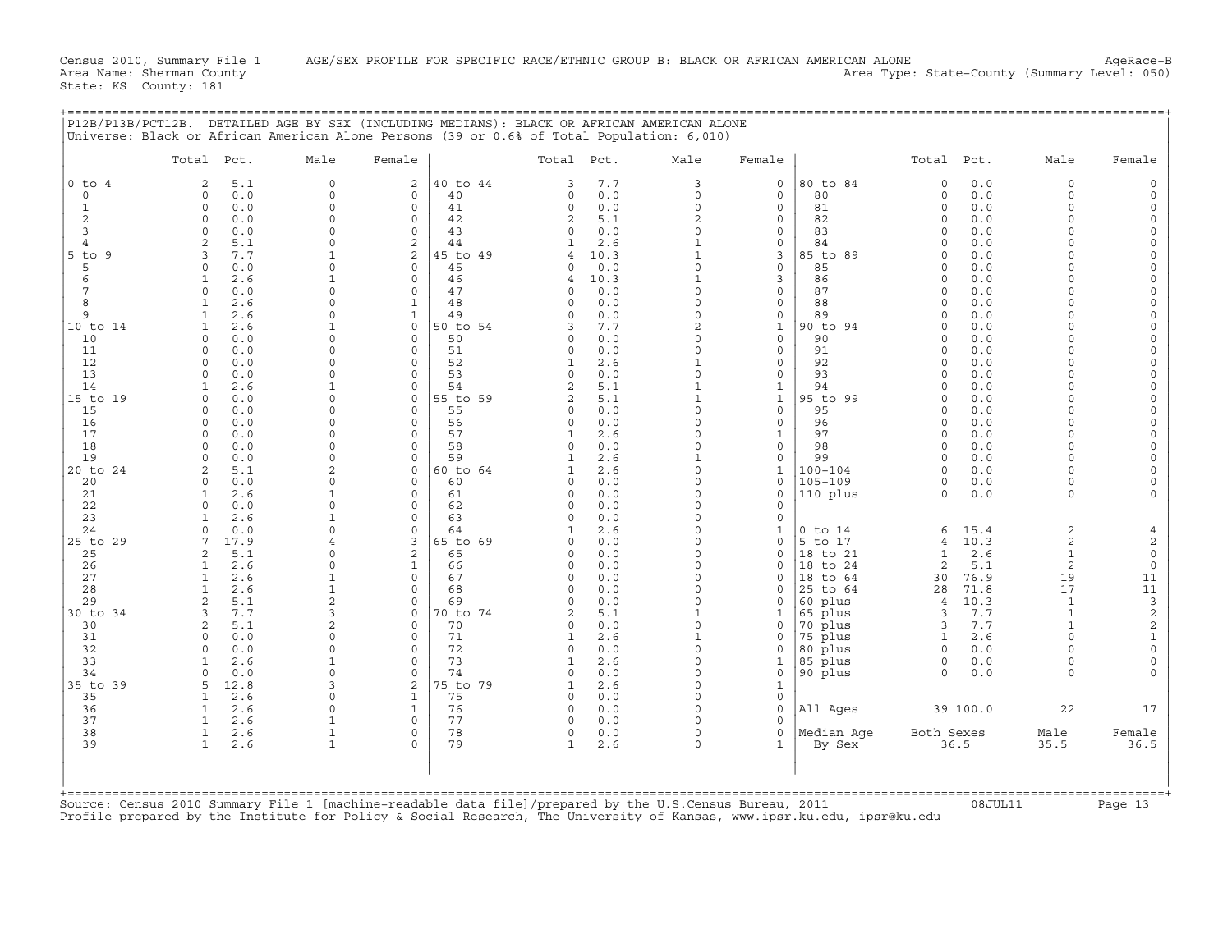Census 2010, Summary File 1 AGE/SEX PROFILE FOR SPECIFIC RACE/ETHNIC GROUP B: BLACK OR AFRICAN AMERICAN ALONE AgeRace-B
Area Name: Sherman County Area Type: State-County (Summary Level: 050)
State: KS County: 181

## P12B/P13B/PCT12B. DETAILED AGE BY SEX (INCLUDING MEDIANS): BLACK OR AFRICAN AMERICAN ALONE

Universe: Black or African American Alone Persons (39 or 0.6% of Total Population: 6,010)

| | Total | Pct. | Male | Female | | Total | Pct. | Male | Female | | Total | Pct. | Male | Female |
|---|---|---|---|---|---|---|---|---|---|---|---|---|---|---|
| 0 to 4 | 2 | 5.1 | 0 | 2 | 40 to 44 | 3 | 7.7 | 3 | 0 | 80 to 84 | 0 | 0.0 | 0 | 0 |
| 0 | 0 | 0.0 | 0 | 0 | 40 | 0 | 0.0 | 0 | 0 | 80 | 0 | 0.0 | 0 | 0 |
| 1 | 0 | 0.0 | 0 | 0 | 41 | 0 | 0.0 | 0 | 0 | 81 | 0 | 0.0 | 0 | 0 |
| 2 | 0 | 0.0 | 0 | 0 | 42 | 2 | 5.1 | 2 | 0 | 82 | 0 | 0.0 | 0 | 0 |
| 3 | 0 | 0.0 | 0 | 0 | 43 | 0 | 0.0 | 0 | 0 | 83 | 0 | 0.0 | 0 | 0 |
| 4 | 2 | 5.1 | 0 | 2 | 44 | 1 | 2.6 | 1 | 0 | 84 | 0 | 0.0 | 0 | 0 |
| 5 to 9 | 3 | 7.7 | 1 | 2 | 45 to 49 | 4 | 10.3 | 1 | 3 | 85 to 89 | 0 | 0.0 | 0 | 0 |
| 5 | 0 | 0.0 | 0 | 0 | 45 | 0 | 0.0 | 0 | 0 | 85 | 0 | 0.0 | 0 | 0 |
| 6 | 1 | 2.6 | 1 | 0 | 46 | 4 | 10.3 | 1 | 3 | 86 | 0 | 0.0 | 0 | 0 |
| 7 | 0 | 0.0 | 0 | 0 | 47 | 0 | 0.0 | 0 | 0 | 87 | 0 | 0.0 | 0 | 0 |
| 8 | 1 | 2.6 | 0 | 1 | 48 | 0 | 0.0 | 0 | 0 | 88 | 0 | 0.0 | 0 | 0 |
| 9 | 1 | 2.6 | 0 | 1 | 49 | 0 | 0.0 | 0 | 0 | 89 | 0 | 0.0 | 0 | 0 |
| 10 to 14 | 1 | 2.6 | 1 | 0 | 50 to 54 | 3 | 7.7 | 2 | 1 | 90 to 94 | 0 | 0.0 | 0 | 0 |
| 10 | 0 | 0.0 | 0 | 0 | 50 | 0 | 0.0 | 0 | 0 | 90 | 0 | 0.0 | 0 | 0 |
| 11 | 0 | 0.0 | 0 | 0 | 51 | 0 | 0.0 | 0 | 0 | 91 | 0 | 0.0 | 0 | 0 |
| 12 | 0 | 0.0 | 0 | 0 | 52 | 1 | 2.6 | 1 | 0 | 92 | 0 | 0.0 | 0 | 0 |
| 13 | 0 | 0.0 | 0 | 0 | 53 | 0 | 0.0 | 0 | 0 | 93 | 0 | 0.0 | 0 | 0 |
| 14 | 1 | 2.6 | 1 | 0 | 54 | 2 | 5.1 | 1 | 1 | 94 | 0 | 0.0 | 0 | 0 |
| 15 to 19 | 0 | 0.0 | 0 | 0 | 55 to 59 | 2 | 5.1 | 1 | 1 | 95 to 99 | 0 | 0.0 | 0 | 0 |
| 15 | 0 | 0.0 | 0 | 0 | 55 | 0 | 0.0 | 0 | 0 | 95 | 0 | 0.0 | 0 | 0 |
| 16 | 0 | 0.0 | 0 | 0 | 56 | 0 | 0.0 | 0 | 0 | 96 | 0 | 0.0 | 0 | 0 |
| 17 | 0 | 0.0 | 0 | 0 | 57 | 1 | 2.6 | 0 | 1 | 97 | 0 | 0.0 | 0 | 0 |
| 18 | 0 | 0.0 | 0 | 0 | 58 | 0 | 0.0 | 0 | 0 | 98 | 0 | 0.0 | 0 | 0 |
| 19 | 0 | 0.0 | 0 | 0 | 59 | 1 | 2.6 | 1 | 0 | 99 | 0 | 0.0 | 0 | 0 |
| 20 to 24 | 2 | 5.1 | 2 | 0 | 60 to 64 | 1 | 2.6 | 0 | 1 | 100-104 | 0 | 0.0 | 0 | 0 |
| 20 | 0 | 0.0 | 0 | 0 | 60 | 0 | 0.0 | 0 | 0 | 105-109 | 0 | 0.0 | 0 | 0 |
| 21 | 1 | 2.6 | 1 | 0 | 61 | 0 | 0.0 | 0 | 0 | 110 plus | 0 | 0.0 | 0 | 0 |
| 22 | 0 | 0.0 | 0 | 0 | 62 | 0 | 0.0 | 0 | 0 | | | | | |
| 23 | 1 | 2.6 | 1 | 0 | 63 | 0 | 0.0 | 0 | 0 | | | | | |
| 24 | 0 | 0.0 | 0 | 0 | 64 | 1 | 2.6 | 0 | 1 | 0 to 14 | 6 | 15.4 | 2 | 4 |
| 25 to 29 | 7 | 17.9 | 4 | 3 | 65 to 69 | 0 | 0.0 | 0 | 0 | 5 to 17 | 4 | 10.3 | 2 | 2 |
| 25 | 2 | 5.1 | 0 | 2 | 65 | 0 | 0.0 | 0 | 0 | 18 to 21 | 1 | 2.6 | 1 | 0 |
| 26 | 1 | 2.6 | 0 | 1 | 66 | 0 | 0.0 | 0 | 0 | 18 to 24 | 2 | 5.1 | 2 | 0 |
| 27 | 1 | 2.6 | 1 | 0 | 67 | 0 | 0.0 | 0 | 0 | 18 to 64 | 30 | 76.9 | 19 | 11 |
| 28 | 1 | 2.6 | 1 | 0 | 68 | 0 | 0.0 | 0 | 0 | 25 to 64 | 28 | 71.8 | 17 | 11 |
| 29 | 2 | 5.1 | 2 | 0 | 69 | 0 | 0.0 | 0 | 0 | 60 plus | 4 | 10.3 | 1 | 3 |
| 30 to 34 | 3 | 7.7 | 3 | 0 | 70 to 74 | 2 | 5.1 | 1 | 1 | 65 plus | 3 | 7.7 | 1 | 2 |
| 30 | 2 | 5.1 | 2 | 0 | 70 | 0 | 0.0 | 0 | 0 | 70 plus | 3 | 7.7 | 1 | 2 |
| 31 | 0 | 0.0 | 0 | 0 | 71 | 1 | 2.6 | 1 | 0 | 75 plus | 1 | 2.6 | 0 | 1 |
| 32 | 0 | 0.0 | 0 | 0 | 72 | 0 | 0.0 | 0 | 0 | 80 plus | 0 | 0.0 | 0 | 0 |
| 33 | 1 | 2.6 | 1 | 0 | 73 | 1 | 2.6 | 0 | 1 | 85 plus | 0 | 0.0 | 0 | 0 |
| 34 | 0 | 0.0 | 0 | 0 | 74 | 0 | 0.0 | 0 | 0 | 90 plus | 0 | 0.0 | 0 | 0 |
| 35 to 39 | 5 | 12.8 | 3 | 2 | 75 to 79 | 1 | 2.6 | 0 | 1 | | | | | |
| 35 | 1 | 2.6 | 0 | 1 | 75 | 0 | 0.0 | 0 | 0 | | | | | |
| 36 | 1 | 2.6 | 0 | 1 | 76 | 0 | 0.0 | 0 | 0 | All Ages | 39 | 100.0 | 22 | 17 |
| 37 | 1 | 2.6 | 1 | 0 | 77 | 0 | 0.0 | 0 | 0 | | | | | |
| 38 | 1 | 2.6 | 1 | 0 | 78 | 0 | 0.0 | 0 | 0 | Median Age | Both Sexes | | Male | Female |
| 39 | 1 | 2.6 | 1 | 0 | 79 | 1 | 2.6 | 0 | 1 | By Sex | 36.5 | | 35.5 | 36.5 |

Source: Census 2010 Summary File 1 [machine-readable data file]/prepared by the U.S.Census Bureau, 2011 08JUL11
Profile prepared by the Institute for Policy & Social Research, The University of Kansas, www.ipsr.ku.edu, ipsr@ku.edu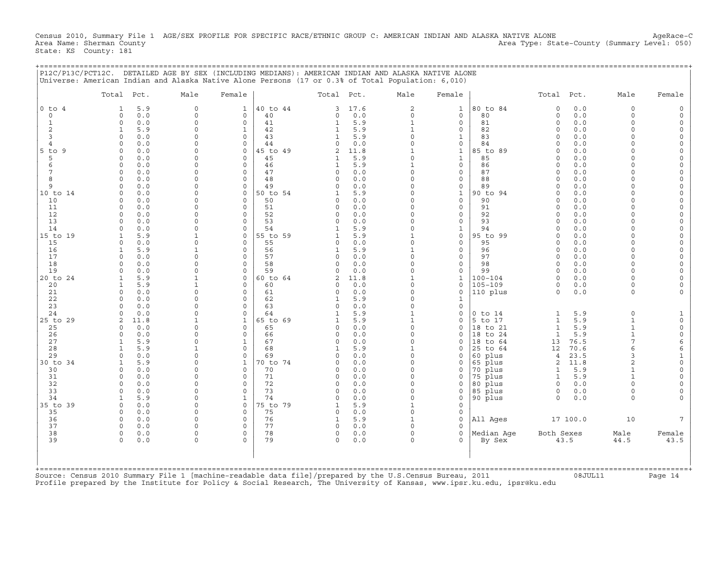Census 2010, Summary File 1 AGE/SEX PROFILE FOR SPECIFIC RACE/ETHNIC GROUP C: AMERICAN INDIAN AND ALASKA NATIVE ALONE AgeRace-C
Area Name: Sherman County Area Type: State-County (Summary Level: 050)
State: KS County: 181

P12C/P13C/PCT12C. DETAILED AGE BY SEX (INCLUDING MEDIANS): AMERICAN INDIAN AND ALASKA NATIVE ALONE
Universe: American Indian and Alaska Native Alone Persons (17 or 0.3% of Total Population: 6,010)

| | Total | Pct. | Male | Female | | Total | Pct. | Male | Female | | Total | Pct. | Male | Female |
|---|---|---|---|---|---|---|---|---|---|---|---|---|---|---|
| 0 to 4 | 1 | 5.9 | 0 | 1 | 40 to 44 | 3 | 17.6 | 2 | 1 | 80 to 84 | 0 | 0.0 | 0 | 0 |
| 0 | 0 | 0.0 | 0 | 0 | 40 | 0 | 0.0 | 0 | 0 | 80 | 0 | 0.0 | 0 | 0 |
| 1 | 0 | 0.0 | 0 | 0 | 41 | 1 | 5.9 | 1 | 0 | 81 | 0 | 0.0 | 0 | 0 |
| 2 | 1 | 5.9 | 0 | 1 | 42 | 1 | 5.9 | 1 | 0 | 82 | 0 | 0.0 | 0 | 0 |
| 3 | 0 | 0.0 | 0 | 0 | 43 | 1 | 5.9 | 0 | 1 | 83 | 0 | 0.0 | 0 | 0 |
| 4 | 0 | 0.0 | 0 | 0 | 44 | 0 | 0.0 | 0 | 0 | 84 | 0 | 0.0 | 0 | 0 |
| 5 to 9 | 0 | 0.0 | 0 | 0 | 45 to 49 | 2 | 11.8 | 1 | 1 | 85 to 89 | 0 | 0.0 | 0 | 0 |
| 5 | 0 | 0.0 | 0 | 0 | 45 | 1 | 5.9 | 0 | 1 | 85 | 0 | 0.0 | 0 | 0 |
| 6 | 0 | 0.0 | 0 | 0 | 46 | 1 | 5.9 | 1 | 0 | 86 | 0 | 0.0 | 0 | 0 |
| 7 | 0 | 0.0 | 0 | 0 | 47 | 0 | 0.0 | 0 | 0 | 87 | 0 | 0.0 | 0 | 0 |
| 8 | 0 | 0.0 | 0 | 0 | 48 | 0 | 0.0 | 0 | 0 | 88 | 0 | 0.0 | 0 | 0 |
| 9 | 0 | 0.0 | 0 | 0 | 49 | 0 | 0.0 | 0 | 0 | 89 | 0 | 0.0 | 0 | 0 |
| 10 to 14 | 0 | 0.0 | 0 | 0 | 50 to 54 | 1 | 5.9 | 0 | 1 | 90 to 94 | 0 | 0.0 | 0 | 0 |
| 10 | 0 | 0.0 | 0 | 0 | 50 | 0 | 0.0 | 0 | 0 | 90 | 0 | 0.0 | 0 | 0 |
| 11 | 0 | 0.0 | 0 | 0 | 51 | 0 | 0.0 | 0 | 0 | 91 | 0 | 0.0 | 0 | 0 |
| 12 | 0 | 0.0 | 0 | 0 | 52 | 0 | 0.0 | 0 | 0 | 92 | 0 | 0.0 | 0 | 0 |
| 13 | 0 | 0.0 | 0 | 0 | 53 | 0 | 0.0 | 0 | 0 | 93 | 0 | 0.0 | 0 | 0 |
| 14 | 0 | 0.0 | 0 | 0 | 54 | 1 | 5.9 | 0 | 1 | 94 | 0 | 0.0 | 0 | 0 |
| 15 to 19 | 1 | 5.9 | 1 | 0 | 55 to 59 | 1 | 5.9 | 1 | 0 | 95 to 99 | 0 | 0.0 | 0 | 0 |
| 15 | 0 | 0.0 | 0 | 0 | 55 | 0 | 0.0 | 0 | 0 | 95 | 0 | 0.0 | 0 | 0 |
| 16 | 1 | 5.9 | 1 | 0 | 56 | 1 | 5.9 | 1 | 0 | 96 | 0 | 0.0 | 0 | 0 |
| 17 | 0 | 0.0 | 0 | 0 | 57 | 0 | 0.0 | 0 | 0 | 97 | 0 | 0.0 | 0 | 0 |
| 18 | 0 | 0.0 | 0 | 0 | 58 | 0 | 0.0 | 0 | 0 | 98 | 0 | 0.0 | 0 | 0 |
| 19 | 0 | 0.0 | 0 | 0 | 59 | 0 | 0.0 | 0 | 0 | 99 | 0 | 0.0 | 0 | 0 |
| 20 to 24 | 1 | 5.9 | 1 | 0 | 60 to 64 | 2 | 11.8 | 1 | 1 | 100-104 | 0 | 0.0 | 0 | 0 |
| 20 | 1 | 5.9 | 1 | 0 | 60 | 0 | 0.0 | 0 | 0 | 105-109 | 0 | 0.0 | 0 | 0 |
| 21 | 0 | 0.0 | 0 | 0 | 61 | 0 | 0.0 | 0 | 0 | 110 plus | 0 | 0.0 | 0 | 0 |
| 22 | 0 | 0.0 | 0 | 0 | 62 | 1 | 5.9 | 0 | 1 | | | | | |
| 23 | 0 | 0.0 | 0 | 0 | 63 | 0 | 0.0 | 0 | 0 | | | | | |
| 24 | 0 | 0.0 | 0 | 0 | 64 | 1 | 5.9 | 1 | 0 | 0 to 14 | 1 | 5.9 | 0 | 1 |
| 25 to 29 | 2 | 11.8 | 1 | 1 | 65 to 69 | 1 | 5.9 | 1 | 0 | 5 to 17 | 1 | 5.9 | 1 | 0 |
| 25 | 0 | 0.0 | 0 | 0 | 65 | 0 | 0.0 | 0 | 0 | 18 to 21 | 1 | 5.9 | 1 | 0 |
| 26 | 0 | 0.0 | 0 | 0 | 66 | 0 | 0.0 | 0 | 0 | 18 to 24 | 1 | 5.9 | 1 | 0 |
| 27 | 1 | 5.9 | 0 | 1 | 67 | 0 | 0.0 | 0 | 0 | 18 to 64 | 13 | 76.5 | 7 | 6 |
| 28 | 1 | 5.9 | 1 | 0 | 68 | 1 | 5.9 | 1 | 0 | 25 to 64 | 12 | 70.6 | 6 | 6 |
| 29 | 0 | 0.0 | 0 | 0 | 69 | 0 | 0.0 | 0 | 0 | 60 plus | 4 | 23.5 | 3 | 1 |
| 30 to 34 | 1 | 5.9 | 0 | 1 | 70 to 74 | 0 | 0.0 | 0 | 0 | 65 plus | 2 | 11.8 | 2 | 0 |
| 30 | 0 | 0.0 | 0 | 0 | 70 | 0 | 0.0 | 0 | 0 | 70 plus | 1 | 5.9 | 1 | 0 |
| 31 | 0 | 0.0 | 0 | 0 | 71 | 0 | 0.0 | 0 | 0 | 75 plus | 1 | 5.9 | 1 | 0 |
| 32 | 0 | 0.0 | 0 | 0 | 72 | 0 | 0.0 | 0 | 0 | 80 plus | 0 | 0.0 | 0 | 0 |
| 33 | 0 | 0.0 | 0 | 0 | 73 | 0 | 0.0 | 0 | 0 | 85 plus | 0 | 0.0 | 0 | 0 |
| 34 | 1 | 5.9 | 0 | 1 | 74 | 0 | 0.0 | 0 | 0 | 90 plus | 0 | 0.0 | 0 | 0 |
| 35 to 39 | 0 | 0.0 | 0 | 0 | 75 to 79 | 1 | 5.9 | 1 | 0 | | | | | |
| 35 | 0 | 0.0 | 0 | 0 | 75 | 0 | 0.0 | 0 | 0 | | | | | |
| 36 | 0 | 0.0 | 0 | 0 | 76 | 1 | 5.9 | 1 | 0 | All Ages | 17 | 100.0 | 10 | 7 |
| 37 | 0 | 0.0 | 0 | 0 | 77 | 0 | 0.0 | 0 | 0 | | | | | |
| 38 | 0 | 0.0 | 0 | 0 | 78 | 0 | 0.0 | 0 | 0 | Median Age | Both Sexes | | Male | Female |
| 39 | 0 | 0.0 | 0 | 0 | 79 | 0 | 0.0 | 0 | 0 | By Sex | 43.5 | | 44.5 | 43.5 |

Source: Census 2010 Summary File 1 [machine-readable data file]/prepared by the U.S.Census Bureau, 2011 08JUL11
Profile prepared by the Institute for Policy & Social Research, The University of Kansas, www.ipsr.ku.edu, ipsr@ku.edu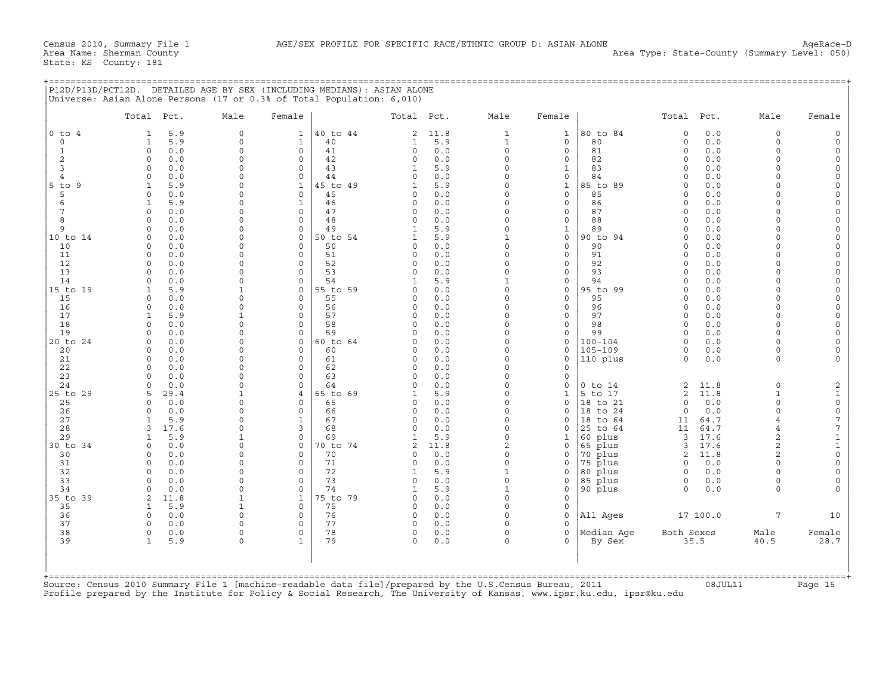Census 2010, Summary File 1 — AGE/SEX PROFILE FOR SPECIFIC RACE/ETHNIC GROUP D: ASIAN ALONE — AgeRace-D

Area Name: Sherman County — Area Type: State-County (Summary Level: 050)

State: KS County: 181

## P12D/P13D/PCT12D. DETAILED AGE BY SEX (INCLUDING MEDIANS): ASIAN ALONE

Universe: Asian Alone Persons (17 or 0.3% of Total Population: 6,010)

| | Total | Pct. | Male | Female | | Total | Pct. | Male | Female | | Total | Pct. | Male | Female |
|---|---|---|---|---|---|---|---|---|---|---|---|---|---|---|
| 0 to 4 | 1 | 5.9 | 0 | 1 | 40 to 44 | 2 | 11.8 | 1 | 1 | 80 to 84 | 0 | 0.0 | 0 | 0 |
| 0 | 1 | 5.9 | 0 | 1 | 40 | 1 | 5.9 | 1 | 0 | 80 | 0 | 0.0 | 0 | 0 |
| 1 | 0 | 0.0 | 0 | 0 | 41 | 0 | 0.0 | 0 | 0 | 81 | 0 | 0.0 | 0 | 0 |
| 2 | 0 | 0.0 | 0 | 0 | 42 | 0 | 0.0 | 0 | 0 | 82 | 0 | 0.0 | 0 | 0 |
| 3 | 0 | 0.0 | 0 | 0 | 43 | 1 | 5.9 | 0 | 1 | 83 | 0 | 0.0 | 0 | 0 |
| 4 | 0 | 0.0 | 0 | 0 | 44 | 0 | 0.0 | 0 | 0 | 84 | 0 | 0.0 | 0 | 0 |
| 5 to 9 | 1 | 5.9 | 0 | 1 | 45 to 49 | 1 | 5.9 | 0 | 1 | 85 to 89 | 0 | 0.0 | 0 | 0 |
| 5 | 0 | 0.0 | 0 | 0 | 45 | 0 | 0.0 | 0 | 0 | 85 | 0 | 0.0 | 0 | 0 |
| 6 | 1 | 5.9 | 0 | 1 | 46 | 0 | 0.0 | 0 | 0 | 86 | 0 | 0.0 | 0 | 0 |
| 7 | 0 | 0.0 | 0 | 0 | 47 | 0 | 0.0 | 0 | 0 | 87 | 0 | 0.0 | 0 | 0 |
| 8 | 0 | 0.0 | 0 | 0 | 48 | 0 | 0.0 | 0 | 0 | 88 | 0 | 0.0 | 0 | 0 |
| 9 | 0 | 0.0 | 0 | 0 | 49 | 1 | 5.9 | 0 | 1 | 89 | 0 | 0.0 | 0 | 0 |
| 10 to 14 | 0 | 0.0 | 0 | 0 | 50 to 54 | 1 | 5.9 | 1 | 0 | 90 to 94 | 0 | 0.0 | 0 | 0 |
| 10 | 0 | 0.0 | 0 | 0 | 50 | 0 | 0.0 | 0 | 0 | 90 | 0 | 0.0 | 0 | 0 |
| 11 | 0 | 0.0 | 0 | 0 | 51 | 0 | 0.0 | 0 | 0 | 91 | 0 | 0.0 | 0 | 0 |
| 12 | 0 | 0.0 | 0 | 0 | 52 | 0 | 0.0 | 0 | 0 | 92 | 0 | 0.0 | 0 | 0 |
| 13 | 0 | 0.0 | 0 | 0 | 53 | 0 | 0.0 | 0 | 0 | 93 | 0 | 0.0 | 0 | 0 |
| 14 | 0 | 0.0 | 0 | 0 | 54 | 1 | 5.9 | 1 | 0 | 94 | 0 | 0.0 | 0 | 0 |
| 15 to 19 | 1 | 5.9 | 1 | 0 | 55 to 59 | 0 | 0.0 | 0 | 0 | 95 to 99 | 0 | 0.0 | 0 | 0 |
| 15 | 0 | 0.0 | 0 | 0 | 55 | 0 | 0.0 | 0 | 0 | 95 | 0 | 0.0 | 0 | 0 |
| 16 | 0 | 0.0 | 0 | 0 | 56 | 0 | 0.0 | 0 | 0 | 96 | 0 | 0.0 | 0 | 0 |
| 17 | 1 | 5.9 | 1 | 0 | 57 | 0 | 0.0 | 0 | 0 | 97 | 0 | 0.0 | 0 | 0 |
| 18 | 0 | 0.0 | 0 | 0 | 58 | 0 | 0.0 | 0 | 0 | 98 | 0 | 0.0 | 0 | 0 |
| 19 | 0 | 0.0 | 0 | 0 | 59 | 0 | 0.0 | 0 | 0 | 99 | 0 | 0.0 | 0 | 0 |
| 20 to 24 | 0 | 0.0 | 0 | 0 | 60 to 64 | 0 | 0.0 | 0 | 0 | 100-104 | 0 | 0.0 | 0 | 0 |
| 20 | 0 | 0.0 | 0 | 0 | 60 | 0 | 0.0 | 0 | 0 | 105-109 | 0 | 0.0 | 0 | 0 |
| 21 | 0 | 0.0 | 0 | 0 | 61 | 0 | 0.0 | 0 | 0 | 110 plus | 0 | 0.0 | 0 | 0 |
| 22 | 0 | 0.0 | 0 | 0 | 62 | 0 | 0.0 | 0 | 0 | | | | | |
| 23 | 0 | 0.0 | 0 | 0 | 63 | 0 | 0.0 | 0 | 0 | | | | | |
| 24 | 0 | 0.0 | 0 | 0 | 64 | 0 | 0.0 | 0 | 0 | 0 to 14 | 2 | 11.8 | 0 | 2 |
| 25 to 29 | 5 | 29.4 | 1 | 4 | 65 to 69 | 1 | 5.9 | 0 | 1 | 5 to 17 | 2 | 11.8 | 1 | 1 |
| 25 | 0 | 0.0 | 0 | 0 | 65 | 0 | 0.0 | 0 | 0 | 18 to 21 | 0 | 0.0 | 0 | 0 |
| 26 | 0 | 0.0 | 0 | 0 | 66 | 0 | 0.0 | 0 | 0 | 18 to 24 | 0 | 0.0 | 0 | 0 |
| 27 | 1 | 5.9 | 0 | 1 | 67 | 0 | 0.0 | 0 | 0 | 18 to 64 | 11 | 64.7 | 4 | 7 |
| 28 | 3 | 17.6 | 0 | 3 | 68 | 0 | 0.0 | 0 | 0 | 25 to 64 | 11 | 64.7 | 4 | 7 |
| 29 | 1 | 5.9 | 1 | 0 | 69 | 1 | 5.9 | 0 | 1 | 60 plus | 3 | 17.6 | 2 | 1 |
| 30 to 34 | 0 | 0.0 | 0 | 0 | 70 to 74 | 2 | 11.8 | 2 | 0 | 65 plus | 3 | 17.6 | 2 | 1 |
| 30 | 0 | 0.0 | 0 | 0 | 70 | 0 | 0.0 | 0 | 0 | 70 plus | 2 | 11.8 | 2 | 0 |
| 31 | 0 | 0.0 | 0 | 0 | 71 | 0 | 0.0 | 0 | 0 | 75 plus | 0 | 0.0 | 0 | 0 |
| 32 | 0 | 0.0 | 0 | 0 | 72 | 1 | 5.9 | 1 | 0 | 80 plus | 0 | 0.0 | 0 | 0 |
| 33 | 0 | 0.0 | 0 | 0 | 73 | 0 | 0.0 | 0 | 0 | 85 plus | 0 | 0.0 | 0 | 0 |
| 34 | 0 | 0.0 | 0 | 0 | 74 | 1 | 5.9 | 1 | 0 | 90 plus | 0 | 0.0 | 0 | 0 |
| 35 to 39 | 2 | 11.8 | 1 | 1 | 75 to 79 | 0 | 0.0 | 0 | 0 | | | | | |
| 35 | 1 | 5.9 | 1 | 0 | 75 | 0 | 0.0 | 0 | 0 | | | | | |
| 36 | 0 | 0.0 | 0 | 0 | 76 | 0 | 0.0 | 0 | 0 | All Ages | 17 | 100.0 | 7 | 10 |
| 37 | 0 | 0.0 | 0 | 0 | 77 | 0 | 0.0 | 0 | 0 | | | | | |
| 38 | 0 | 0.0 | 0 | 0 | 78 | 0 | 0.0 | 0 | 0 | Median Age | Both Sexes | | Male | Female |
| 39 | 1 | 5.9 | 0 | 1 | 79 | 0 | 0.0 | 0 | 0 | By Sex | 35.5 | | 40.5 | 28.7 |

Source: Census 2010 Summary File 1 [machine-readable data file]/prepared by the U.S.Census Bureau, 2011 08JUL11

Profile prepared by the Institute for Policy & Social Research, The University of Kansas, www.ipsr.ku.edu, ipsr@ku.edu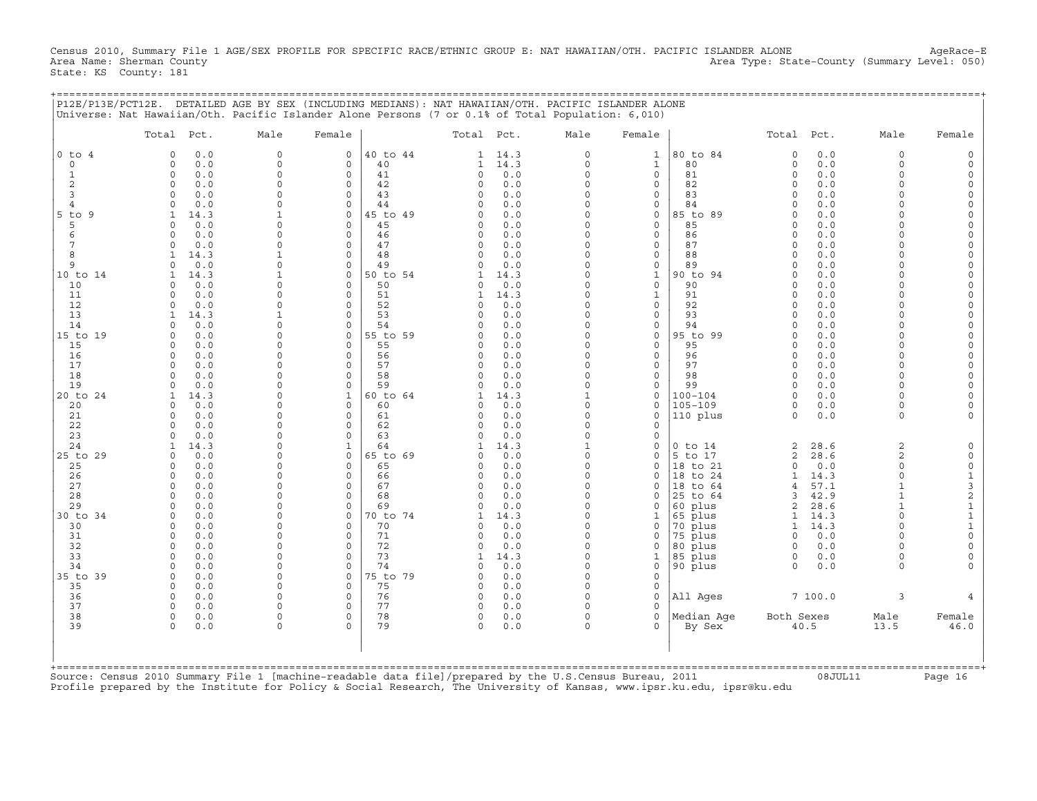Census 2010, Summary File 1 AGE/SEX PROFILE FOR SPECIFIC RACE/ETHNIC GROUP E: NAT HAWAIIAN/OTH. PACIFIC ISLANDER ALONE AgeRace-E
Area Name: Sherman County Area Type: State-County (Summary Level: 050)
State: KS County: 181

P12E/P13E/PCT12E. DETAILED AGE BY SEX (INCLUDING MEDIANS): NAT HAWAIIAN/OTH. PACIFIC ISLANDER ALONE
Universe: Nat Hawaiian/Oth. Pacific Islander Alone Persons (7 or 0.1% of Total Population: 6,010)

| | Total | Pct. | Male | Female | | Total | Pct. | Male | Female | | Total | Pct. | Male | Female |
|---|---|---|---|---|---|---|---|---|---|---|---|---|---|---|
| 0 to 4 | 0 | 0.0 | 0 | 0 | 40 to 44 | 1 | 14.3 | 0 | 1 | 80 to 84 | 0 | 0.0 | 0 | 0 |
| 0 | 0 | 0.0 | 0 | 0 | 40 | 1 | 14.3 | 0 | 1 | 80 | 0 | 0.0 | 0 | 0 |
| 1 | 0 | 0.0 | 0 | 0 | 41 | 0 | 0.0 | 0 | 0 | 81 | 0 | 0.0 | 0 | 0 |
| 2 | 0 | 0.0 | 0 | 0 | 42 | 0 | 0.0 | 0 | 0 | 82 | 0 | 0.0 | 0 | 0 |
| 3 | 0 | 0.0 | 0 | 0 | 43 | 0 | 0.0 | 0 | 0 | 83 | 0 | 0.0 | 0 | 0 |
| 4 | 0 | 0.0 | 0 | 0 | 44 | 0 | 0.0 | 0 | 0 | 84 | 0 | 0.0 | 0 | 0 |
| 5 to 9 | 1 | 14.3 | 1 | 0 | 45 to 49 | 0 | 0.0 | 0 | 0 | 85 to 89 | 0 | 0.0 | 0 | 0 |
| 5 | 0 | 0.0 | 0 | 0 | 45 | 0 | 0.0 | 0 | 0 | 85 | 0 | 0.0 | 0 | 0 |
| 6 | 0 | 0.0 | 0 | 0 | 46 | 0 | 0.0 | 0 | 0 | 86 | 0 | 0.0 | 0 | 0 |
| 7 | 0 | 0.0 | 0 | 0 | 47 | 0 | 0.0 | 0 | 0 | 87 | 0 | 0.0 | 0 | 0 |
| 8 | 1 | 14.3 | 1 | 0 | 48 | 0 | 0.0 | 0 | 0 | 88 | 0 | 0.0 | 0 | 0 |
| 9 | 0 | 0.0 | 0 | 0 | 49 | 0 | 0.0 | 0 | 0 | 89 | 0 | 0.0 | 0 | 0 |
| 10 to 14 | 1 | 14.3 | 1 | 0 | 50 to 54 | 1 | 14.3 | 0 | 1 | 90 to 94 | 0 | 0.0 | 0 | 0 |
| 10 | 0 | 0.0 | 0 | 0 | 50 | 0 | 0.0 | 0 | 0 | 90 | 0 | 0.0 | 0 | 0 |
| 11 | 0 | 0.0 | 0 | 0 | 51 | 1 | 14.3 | 0 | 1 | 91 | 0 | 0.0 | 0 | 0 |
| 12 | 0 | 0.0 | 0 | 0 | 52 | 0 | 0.0 | 0 | 0 | 92 | 0 | 0.0 | 0 | 0 |
| 13 | 1 | 14.3 | 1 | 0 | 53 | 0 | 0.0 | 0 | 0 | 93 | 0 | 0.0 | 0 | 0 |
| 14 | 0 | 0.0 | 0 | 0 | 54 | 0 | 0.0 | 0 | 0 | 94 | 0 | 0.0 | 0 | 0 |
| 15 to 19 | 0 | 0.0 | 0 | 0 | 55 to 59 | 0 | 0.0 | 0 | 0 | 95 to 99 | 0 | 0.0 | 0 | 0 |
| 15 | 0 | 0.0 | 0 | 0 | 55 | 0 | 0.0 | 0 | 0 | 95 | 0 | 0.0 | 0 | 0 |
| 16 | 0 | 0.0 | 0 | 0 | 56 | 0 | 0.0 | 0 | 0 | 96 | 0 | 0.0 | 0 | 0 |
| 17 | 0 | 0.0 | 0 | 0 | 57 | 0 | 0.0 | 0 | 0 | 97 | 0 | 0.0 | 0 | 0 |
| 18 | 0 | 0.0 | 0 | 0 | 58 | 0 | 0.0 | 0 | 0 | 98 | 0 | 0.0 | 0 | 0 |
| 19 | 0 | 0.0 | 0 | 0 | 59 | 0 | 0.0 | 0 | 0 | 99 | 0 | 0.0 | 0 | 0 |
| 20 to 24 | 1 | 14.3 | 0 | 1 | 60 to 64 | 1 | 14.3 | 1 | 0 | 100-104 | 0 | 0.0 | 0 | 0 |
| 20 | 0 | 0.0 | 0 | 0 | 60 | 0 | 0.0 | 0 | 0 | 105-109 | 0 | 0.0 | 0 | 0 |
| 21 | 0 | 0.0 | 0 | 0 | 61 | 0 | 0.0 | 0 | 0 | 110 plus | 0 | 0.0 | 0 | 0 |
| 22 | 0 | 0.0 | 0 | 0 | 62 | 0 | 0.0 | 0 | 0 | | | | | |
| 23 | 0 | 0.0 | 0 | 0 | 63 | 0 | 0.0 | 0 | 0 | | | | | |
| 24 | 1 | 14.3 | 0 | 1 | 64 | 1 | 14.3 | 1 | 0 | 0 to 14 | 2 | 28.6 | 2 | 0 |
| 25 to 29 | 0 | 0.0 | 0 | 0 | 65 to 69 | 0 | 0.0 | 0 | 0 | 5 to 17 | 2 | 28.6 | 2 | 0 |
| 25 | 0 | 0.0 | 0 | 0 | 65 | 0 | 0.0 | 0 | 0 | 18 to 21 | 0 | 0.0 | 0 | 0 |
| 26 | 0 | 0.0 | 0 | 0 | 66 | 0 | 0.0 | 0 | 0 | 18 to 24 | 1 | 14.3 | 0 | 1 |
| 27 | 0 | 0.0 | 0 | 0 | 67 | 0 | 0.0 | 0 | 0 | 18 to 64 | 4 | 57.1 | 1 | 3 |
| 28 | 0 | 0.0 | 0 | 0 | 68 | 0 | 0.0 | 0 | 0 | 25 to 64 | 3 | 42.9 | 1 | 2 |
| 29 | 0 | 0.0 | 0 | 0 | 69 | 0 | 0.0 | 0 | 0 | 60 plus | 2 | 28.6 | 1 | 1 |
| 30 to 34 | 0 | 0.0 | 0 | 0 | 70 to 74 | 1 | 14.3 | 0 | 1 | 65 plus | 1 | 14.3 | 0 | 1 |
| 30 | 0 | 0.0 | 0 | 0 | 70 | 0 | 0.0 | 0 | 0 | 70 plus | 1 | 14.3 | 0 | 1 |
| 31 | 0 | 0.0 | 0 | 0 | 71 | 0 | 0.0 | 0 | 0 | 75 plus | 0 | 0.0 | 0 | 0 |
| 32 | 0 | 0.0 | 0 | 0 | 72 | 0 | 0.0 | 0 | 0 | 80 plus | 0 | 0.0 | 0 | 0 |
| 33 | 0 | 0.0 | 0 | 0 | 73 | 1 | 14.3 | 0 | 1 | 85 plus | 0 | 0.0 | 0 | 0 |
| 34 | 0 | 0.0 | 0 | 0 | 74 | 0 | 0.0 | 0 | 0 | 90 plus | 0 | 0.0 | 0 | 0 |
| 35 to 39 | 0 | 0.0 | 0 | 0 | 75 to 79 | 0 | 0.0 | 0 | 0 | | | | | |
| 35 | 0 | 0.0 | 0 | 0 | 75 | 0 | 0.0 | 0 | 0 | | | | | |
| 36 | 0 | 0.0 | 0 | 0 | 76 | 0 | 0.0 | 0 | 0 | All Ages | 7 | 100.0 | 3 | 4 |
| 37 | 0 | 0.0 | 0 | 0 | 77 | 0 | 0.0 | 0 | 0 | | | | | |
| 38 | 0 | 0.0 | 0 | 0 | 78 | 0 | 0.0 | 0 | 0 | Median Age | Both Sexes | | Male | Female |
| 39 | 0 | 0.0 | 0 | 0 | 79 | 0 | 0.0 | 0 | 0 | By Sex | 40.5 | | 13.5 | 46.0 |

Source: Census 2010 Summary File 1 [machine-readable data file]/prepared by the U.S.Census Bureau, 2011 08JUL11
Profile prepared by the Institute for Policy & Social Research, The University of Kansas, www.ipsr.ku.edu, ipsr@ku.edu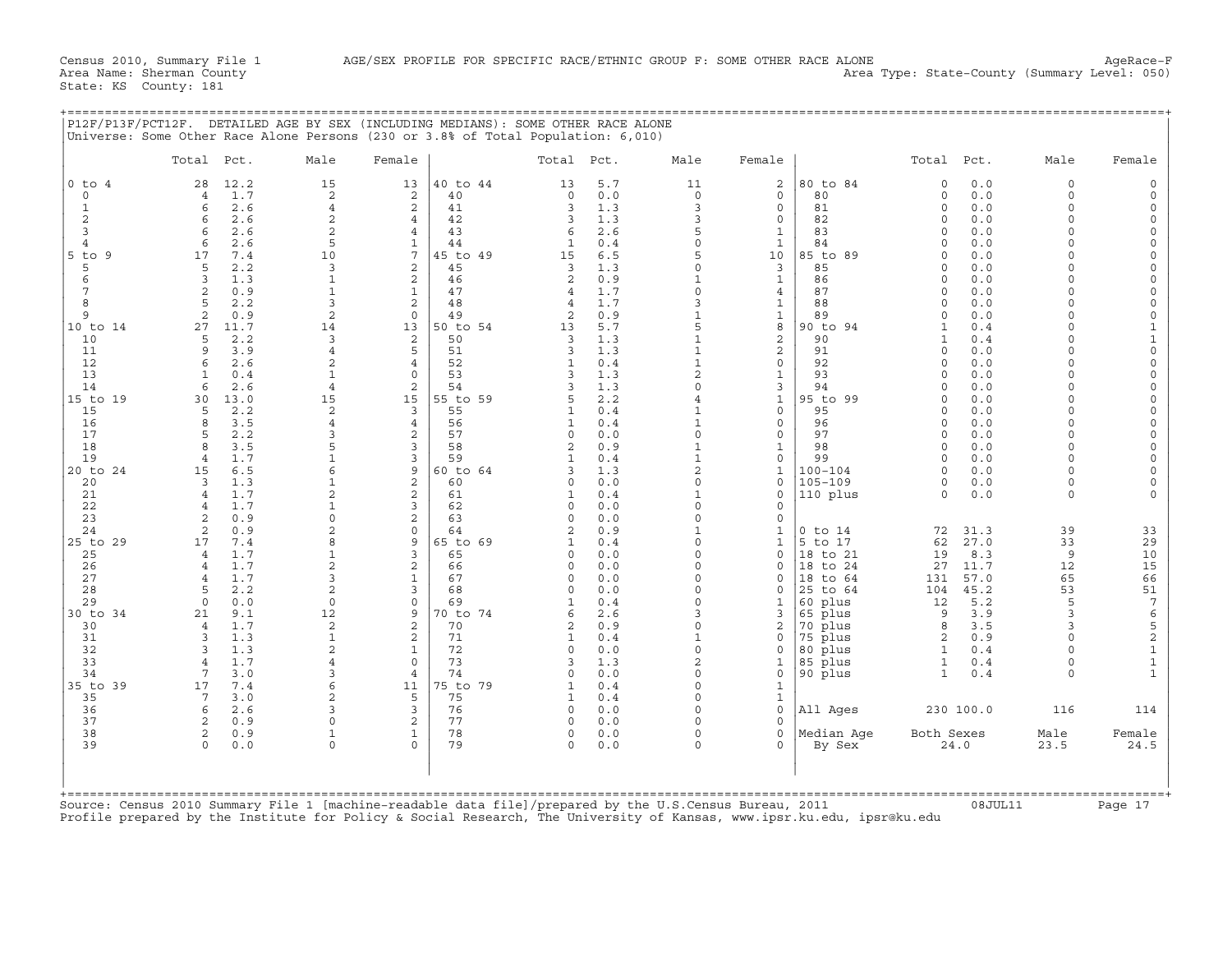Census 2010, Summary File 1 AGE/SEX PROFILE FOR SPECIFIC RACE/ETHNIC GROUP F: SOME OTHER RACE ALONE AgeRace-F
Area Name: Sherman County Area Type: State-County (Summary Level: 050)
State: KS County: 181

## P12F/P13F/PCT12F. DETAILED AGE BY SEX (INCLUDING MEDIANS): SOME OTHER RACE ALONE

Universe: Some Other Race Alone Persons (230 or 3.8% of Total Population: 6,010)

| | Total | Pct. | Male | Female | | Total | Pct. | Male | Female | | Total | Pct. | Male | Female |
|---|---|---|---|---|---|---|---|---|---|---|---|---|---|---|
| 0 to 4 | 28 | 12.2 | 15 | 13 | 40 to 44 | 13 | 5.7 | 11 | 2 | 80 to 84 | 0 | 0.0 | 0 | 0 |
| 0 | 4 | 1.7 | 2 | 2 | 40 | 0 | 0.0 | 0 | 0 | 80 | 0 | 0.0 | 0 | 0 |
| 1 | 6 | 2.6 | 4 | 2 | 41 | 3 | 1.3 | 3 | 0 | 81 | 0 | 0.0 | 0 | 0 |
| 2 | 6 | 2.6 | 2 | 4 | 42 | 3 | 1.3 | 3 | 0 | 82 | 0 | 0.0 | 0 | 0 |
| 3 | 6 | 2.6 | 2 | 4 | 43 | 6 | 2.6 | 5 | 1 | 83 | 0 | 0.0 | 0 | 0 |
| 4 | 6 | 2.6 | 5 | 1 | 44 | 1 | 0.4 | 0 | 1 | 84 | 0 | 0.0 | 0 | 0 |
| 5 to 9 | 17 | 7.4 | 10 | 7 | 45 to 49 | 15 | 6.5 | 5 | 10 | 85 to 89 | 0 | 0.0 | 0 | 0 |
| 5 | 5 | 2.2 | 3 | 2 | 45 | 3 | 1.3 | 0 | 3 | 85 | 0 | 0.0 | 0 | 0 |
| 6 | 3 | 1.3 | 1 | 2 | 46 | 2 | 0.9 | 1 | 1 | 86 | 0 | 0.0 | 0 | 0 |
| 7 | 2 | 0.9 | 1 | 1 | 47 | 4 | 1.7 | 0 | 4 | 87 | 0 | 0.0 | 0 | 0 |
| 8 | 5 | 2.2 | 3 | 2 | 48 | 4 | 1.7 | 3 | 1 | 88 | 0 | 0.0 | 0 | 0 |
| 9 | 2 | 0.9 | 2 | 0 | 49 | 2 | 0.9 | 1 | 1 | 89 | 0 | 0.0 | 0 | 0 |
| 10 to 14 | 27 | 11.7 | 14 | 13 | 50 to 54 | 13 | 5.7 | 5 | 8 | 90 to 94 | 1 | 0.4 | 0 | 1 |
| 10 | 5 | 2.2 | 3 | 2 | 50 | 3 | 1.3 | 1 | 2 | 90 | 1 | 0.4 | 0 | 1 |
| 11 | 9 | 3.9 | 4 | 5 | 51 | 3 | 1.3 | 1 | 2 | 91 | 0 | 0.0 | 0 | 0 |
| 12 | 6 | 2.6 | 2 | 4 | 52 | 1 | 0.4 | 1 | 0 | 92 | 0 | 0.0 | 0 | 0 |
| 13 | 1 | 0.4 | 1 | 0 | 53 | 3 | 1.3 | 2 | 1 | 93 | 0 | 0.0 | 0 | 0 |
| 14 | 6 | 2.6 | 4 | 2 | 54 | 3 | 1.3 | 0 | 3 | 94 | 0 | 0.0 | 0 | 0 |
| 15 to 19 | 30 | 13.0 | 15 | 15 | 55 to 59 | 5 | 2.2 | 4 | 1 | 95 to 99 | 0 | 0.0 | 0 | 0 |
| 15 | 5 | 2.2 | 2 | 3 | 55 | 1 | 0.4 | 1 | 0 | 95 | 0 | 0.0 | 0 | 0 |
| 16 | 8 | 3.5 | 4 | 4 | 56 | 1 | 0.4 | 1 | 0 | 96 | 0 | 0.0 | 0 | 0 |
| 17 | 5 | 2.2 | 3 | 2 | 57 | 0 | 0.0 | 0 | 0 | 97 | 0 | 0.0 | 0 | 0 |
| 18 | 8 | 3.5 | 5 | 3 | 58 | 2 | 0.9 | 1 | 1 | 98 | 0 | 0.0 | 0 | 0 |
| 19 | 4 | 1.7 | 1 | 3 | 59 | 1 | 0.4 | 1 | 0 | 99 | 0 | 0.0 | 0 | 0 |
| 20 to 24 | 15 | 6.5 | 6 | 9 | 60 to 64 | 3 | 1.3 | 2 | 1 | 100-104 | 0 | 0.0 | 0 | 0 |
| 20 | 3 | 1.3 | 1 | 2 | 60 | 0 | 0.0 | 0 | 0 | 105-109 | 0 | 0.0 | 0 | 0 |
| 21 | 4 | 1.7 | 2 | 2 | 61 | 1 | 0.4 | 1 | 0 | 110 plus | 0 | 0.0 | 0 | 0 |
| 22 | 4 | 1.7 | 1 | 3 | 62 | 0 | 0.0 | 0 | 0 | | | | | |
| 23 | 2 | 0.9 | 0 | 2 | 63 | 0 | 0.0 | 0 | 0 | | | | | |
| 24 | 2 | 0.9 | 2 | 0 | 64 | 2 | 0.9 | 1 | 1 | 0 to 14 | 72 | 31.3 | 39 | 33 |
| 25 to 29 | 17 | 7.4 | 8 | 9 | 65 to 69 | 1 | 0.4 | 0 | 1 | 5 to 17 | 62 | 27.0 | 33 | 29 |
| 25 | 4 | 1.7 | 1 | 3 | 65 | 0 | 0.0 | 0 | 0 | 18 to 21 | 19 | 8.3 | 9 | 10 |
| 26 | 4 | 1.7 | 2 | 2 | 66 | 0 | 0.0 | 0 | 0 | 18 to 24 | 27 | 11.7 | 12 | 15 |
| 27 | 4 | 1.7 | 3 | 1 | 67 | 0 | 0.0 | 0 | 0 | 18 to 64 | 131 | 57.0 | 65 | 66 |
| 28 | 5 | 2.2 | 2 | 3 | 68 | 0 | 0.0 | 0 | 0 | 25 to 64 | 104 | 45.2 | 53 | 51 |
| 29 | 0 | 0.0 | 0 | 0 | 69 | 1 | 0.4 | 0 | 1 | 60 plus | 12 | 5.2 | 5 | 7 |
| 30 to 34 | 21 | 9.1 | 12 | 9 | 70 to 74 | 6 | 2.6 | 3 | 3 | 65 plus | 9 | 3.9 | 3 | 6 |
| 30 | 4 | 1.7 | 2 | 2 | 70 | 2 | 0.9 | 0 | 2 | 70 plus | 8 | 3.5 | 3 | 5 |
| 31 | 3 | 1.3 | 1 | 2 | 71 | 1 | 0.4 | 1 | 0 | 75 plus | 2 | 0.9 | 0 | 2 |
| 32 | 3 | 1.3 | 2 | 1 | 72 | 0 | 0.0 | 0 | 0 | 80 plus | 1 | 0.4 | 0 | 1 |
| 33 | 4 | 1.7 | 4 | 0 | 73 | 3 | 1.3 | 2 | 1 | 85 plus | 1 | 0.4 | 0 | 1 |
| 34 | 7 | 3.0 | 3 | 4 | 74 | 0 | 0.0 | 0 | 0 | 90 plus | 1 | 0.4 | 0 | 1 |
| 35 to 39 | 17 | 7.4 | 6 | 11 | 75 to 79 | 1 | 0.4 | 0 | 1 | | | | | |
| 35 | 7 | 3.0 | 2 | 5 | 75 | 1 | 0.4 | 0 | 1 | | | | | |
| 36 | 6 | 2.6 | 3 | 3 | 76 | 0 | 0.0 | 0 | 0 | All Ages | 230 | 100.0 | 116 | 114 |
| 37 | 2 | 0.9 | 0 | 2 | 77 | 0 | 0.0 | 0 | 0 | | | | | |
| 38 | 2 | 0.9 | 1 | 1 | 78 | 0 | 0.0 | 0 | 0 | Median Age | Both Sexes | | Male | Female |
| 39 | 0 | 0.0 | 0 | 0 | 79 | 0 | 0.0 | 0 | 0 | By Sex | 24.0 | | 23.5 | 24.5 |

Source: Census 2010 Summary File 1 [machine-readable data file]/prepared by the U.S.Census Bureau, 2011 08JUL11
Profile prepared by the Institute for Policy & Social Research, The University of Kansas, www.ipsr.ku.edu, ipsr@ku.edu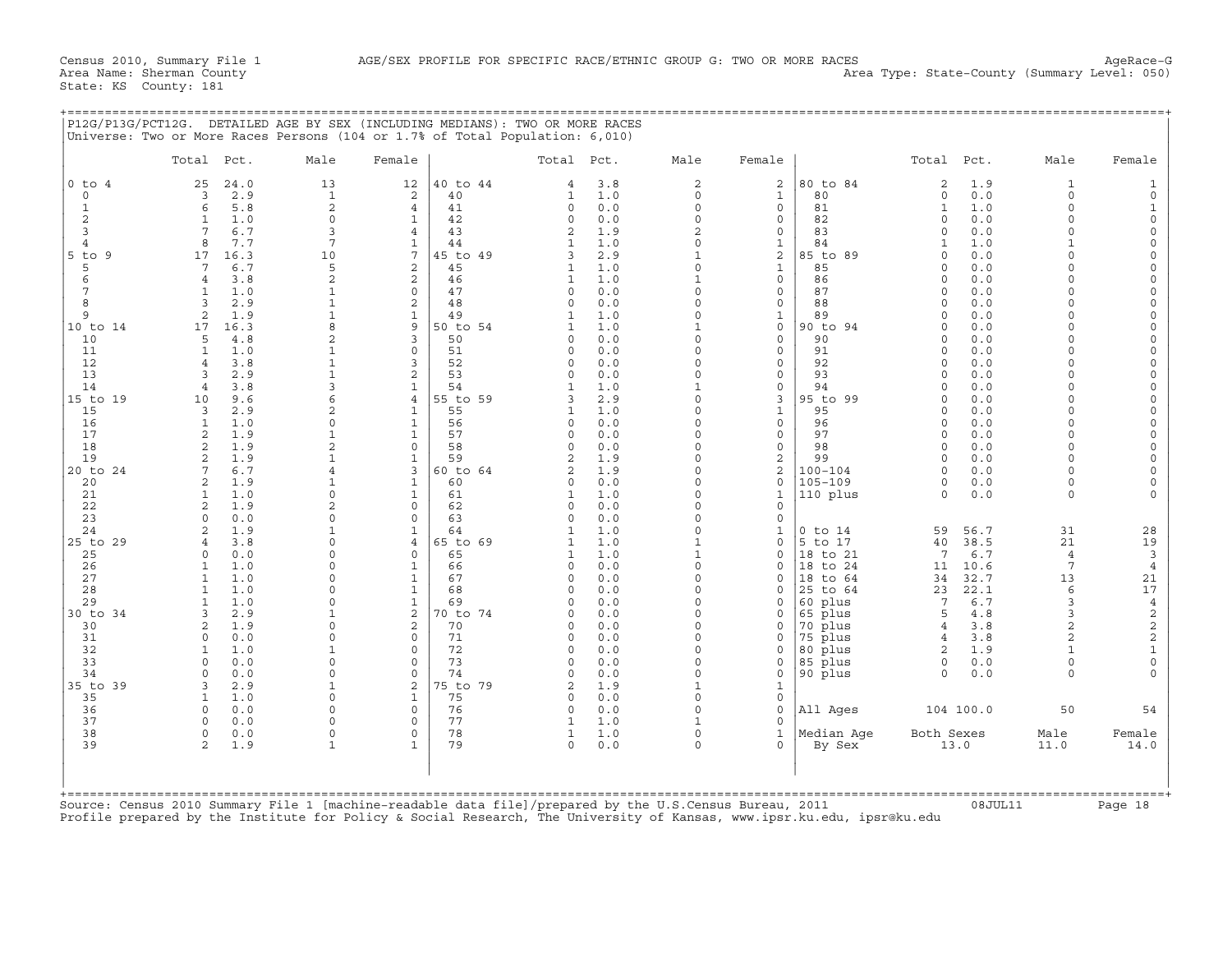Census 2010, Summary File 1    AGE/SEX PROFILE FOR SPECIFIC RACE/ETHNIC GROUP G: TWO OR MORE RACES    AgeRace-G
Area Name: Sherman County    Area Type: State-County (Summary Level: 050)
State: KS County: 181

## P12G/P13G/PCT12G. DETAILED AGE BY SEX (INCLUDING MEDIANS): TWO OR MORE RACES

Universe: Two or More Races Persons (104 or 1.7% of Total Population: 6,010)

| | Total | Pct. | Male | Female | | Total | Pct. | Male | Female | | Total | Pct. | Male | Female |
|---|---|---|---|---|---|---|---|---|---|---|---|---|---|---|
| 0 to 4 | 25 | 24.0 | 13 | 12 | 40 to 44 | 4 | 3.8 | 2 | 2 | 80 to 84 | 2 | 1.9 | 1 | 1 |
| 0 | 3 | 2.9 | 1 | 2 | 40 | 1 | 1.0 | 0 | 1 | 80 | 0 | 0.0 | 0 | 0 |
| 1 | 6 | 5.8 | 2 | 4 | 41 | 0 | 0.0 | 0 | 0 | 81 | 1 | 1.0 | 0 | 1 |
| 2 | 1 | 1.0 | 0 | 1 | 42 | 0 | 0.0 | 0 | 0 | 82 | 0 | 0.0 | 0 | 0 |
| 3 | 7 | 6.7 | 3 | 4 | 43 | 2 | 1.9 | 2 | 0 | 83 | 0 | 0.0 | 0 | 0 |
| 4 | 8 | 7.7 | 7 | 1 | 44 | 1 | 1.0 | 0 | 1 | 84 | 1 | 1.0 | 1 | 0 |
| 5 to 9 | 17 | 16.3 | 10 | 7 | 45 to 49 | 3 | 2.9 | 1 | 2 | 85 to 89 | 0 | 0.0 | 0 | 0 |
| 5 | 7 | 6.7 | 5 | 2 | 45 | 1 | 1.0 | 0 | 1 | 85 | 0 | 0.0 | 0 | 0 |
| 6 | 4 | 3.8 | 2 | 2 | 46 | 1 | 1.0 | 1 | 0 | 86 | 0 | 0.0 | 0 | 0 |
| 7 | 1 | 1.0 | 1 | 0 | 47 | 0 | 0.0 | 0 | 0 | 87 | 0 | 0.0 | 0 | 0 |
| 8 | 3 | 2.9 | 1 | 2 | 48 | 0 | 0.0 | 0 | 0 | 88 | 0 | 0.0 | 0 | 0 |
| 9 | 2 | 1.9 | 1 | 1 | 49 | 1 | 1.0 | 0 | 1 | 89 | 0 | 0.0 | 0 | 0 |
| 10 to 14 | 17 | 16.3 | 8 | 9 | 50 to 54 | 1 | 1.0 | 1 | 0 | 90 to 94 | 0 | 0.0 | 0 | 0 |
| 10 | 5 | 4.8 | 2 | 3 | 50 | 0 | 0.0 | 0 | 0 | 90 | 0 | 0.0 | 0 | 0 |
| 11 | 1 | 1.0 | 1 | 0 | 51 | 0 | 0.0 | 0 | 0 | 91 | 0 | 0.0 | 0 | 0 |
| 12 | 4 | 3.8 | 1 | 3 | 52 | 0 | 0.0 | 0 | 0 | 92 | 0 | 0.0 | 0 | 0 |
| 13 | 3 | 2.9 | 1 | 2 | 53 | 0 | 0.0 | 0 | 0 | 93 | 0 | 0.0 | 0 | 0 |
| 14 | 4 | 3.8 | 3 | 1 | 54 | 1 | 1.0 | 1 | 0 | 94 | 0 | 0.0 | 0 | 0 |
| 15 to 19 | 10 | 9.6 | 6 | 4 | 55 to 59 | 3 | 2.9 | 0 | 3 | 95 to 99 | 0 | 0.0 | 0 | 0 |
| 15 | 3 | 2.9 | 2 | 1 | 55 | 1 | 1.0 | 0 | 1 | 95 | 0 | 0.0 | 0 | 0 |
| 16 | 1 | 1.0 | 0 | 1 | 56 | 0 | 0.0 | 0 | 0 | 96 | 0 | 0.0 | 0 | 0 |
| 17 | 2 | 1.9 | 1 | 1 | 57 | 0 | 0.0 | 0 | 0 | 97 | 0 | 0.0 | 0 | 0 |
| 18 | 2 | 1.9 | 2 | 0 | 58 | 0 | 0.0 | 0 | 0 | 98 | 0 | 0.0 | 0 | 0 |
| 19 | 2 | 1.9 | 1 | 1 | 59 | 2 | 1.9 | 0 | 2 | 99 | 0 | 0.0 | 0 | 0 |
| 20 to 24 | 7 | 6.7 | 4 | 3 | 60 to 64 | 2 | 1.9 | 0 | 2 | 100-104 | 0 | 0.0 | 0 | 0 |
| 20 | 2 | 1.9 | 1 | 1 | 60 | 0 | 0.0 | 0 | 0 | 105-109 | 0 | 0.0 | 0 | 0 |
| 21 | 1 | 1.0 | 0 | 1 | 61 | 1 | 1.0 | 0 | 1 | 110 plus | 0 | 0.0 | 0 | 0 |
| 22 | 2 | 1.9 | 2 | 0 | 62 | 0 | 0.0 | 0 | 0 | | | | | |
| 23 | 0 | 0.0 | 0 | 0 | 63 | 0 | 0.0 | 0 | 0 | | | | | |
| 24 | 2 | 1.9 | 1 | 1 | 64 | 1 | 1.0 | 0 | 1 | 0 to 14 | 59 | 56.7 | 31 | 28 |
| 25 to 29 | 4 | 3.8 | 0 | 4 | 65 to 69 | 1 | 1.0 | 1 | 0 | 5 to 17 | 40 | 38.5 | 21 | 19 |
| 25 | 0 | 0.0 | 0 | 0 | 65 | 1 | 1.0 | 1 | 0 | 18 to 21 | 7 | 6.7 | 4 | 3 |
| 26 | 1 | 1.0 | 0 | 1 | 66 | 0 | 0.0 | 0 | 0 | 18 to 24 | 11 | 10.6 | 7 | 4 |
| 27 | 1 | 1.0 | 0 | 1 | 67 | 0 | 0.0 | 0 | 0 | 18 to 64 | 34 | 32.7 | 13 | 21 |
| 28 | 1 | 1.0 | 0 | 1 | 68 | 0 | 0.0 | 0 | 0 | 25 to 64 | 23 | 22.1 | 6 | 17 |
| 29 | 1 | 1.0 | 0 | 1 | 69 | 0 | 0.0 | 0 | 0 | 60 plus | 7 | 6.7 | 3 | 4 |
| 30 to 34 | 3 | 2.9 | 1 | 2 | 70 to 74 | 0 | 0.0 | 0 | 0 | 65 plus | 5 | 4.8 | 3 | 2 |
| 30 | 2 | 1.9 | 0 | 2 | 70 | 0 | 0.0 | 0 | 0 | 70 plus | 4 | 3.8 | 2 | 2 |
| 31 | 0 | 0.0 | 0 | 0 | 71 | 0 | 0.0 | 0 | 0 | 75 plus | 4 | 3.8 | 2 | 2 |
| 32 | 1 | 1.0 | 1 | 0 | 72 | 0 | 0.0 | 0 | 0 | 80 plus | 2 | 1.9 | 1 | 1 |
| 33 | 0 | 0.0 | 0 | 0 | 73 | 0 | 0.0 | 0 | 0 | 85 plus | 0 | 0.0 | 0 | 0 |
| 34 | 0 | 0.0 | 0 | 0 | 74 | 0 | 0.0 | 0 | 0 | 90 plus | 0 | 0.0 | 0 | 0 |
| 35 to 39 | 3 | 2.9 | 1 | 2 | 75 to 79 | 2 | 1.9 | 1 | 1 | | | | | |
| 35 | 1 | 1.0 | 0 | 1 | 75 | 0 | 0.0 | 0 | 0 | | | | | |
| 36 | 0 | 0.0 | 0 | 0 | 76 | 0 | 0.0 | 0 | 0 | All Ages | 104 | 100.0 | 50 | 54 |
| 37 | 0 | 0.0 | 0 | 0 | 77 | 1 | 1.0 | 1 | 0 | | | | | |
| 38 | 0 | 0.0 | 0 | 0 | 78 | 1 | 1.0 | 0 | 1 | Median Age | Both Sexes | | Male | Female |
| 39 | 2 | 1.9 | 1 | 1 | 79 | 0 | 0.0 | 0 | 0 | By Sex | 13.0 | | 11.0 | 14.0 |

Source: Census 2010 Summary File 1 [machine-readable data file]/prepared by the U.S.Census Bureau, 2011    08JUL11
Profile prepared by the Institute for Policy & Social Research, The University of Kansas, www.ipsr.ku.edu, ipsr@ku.edu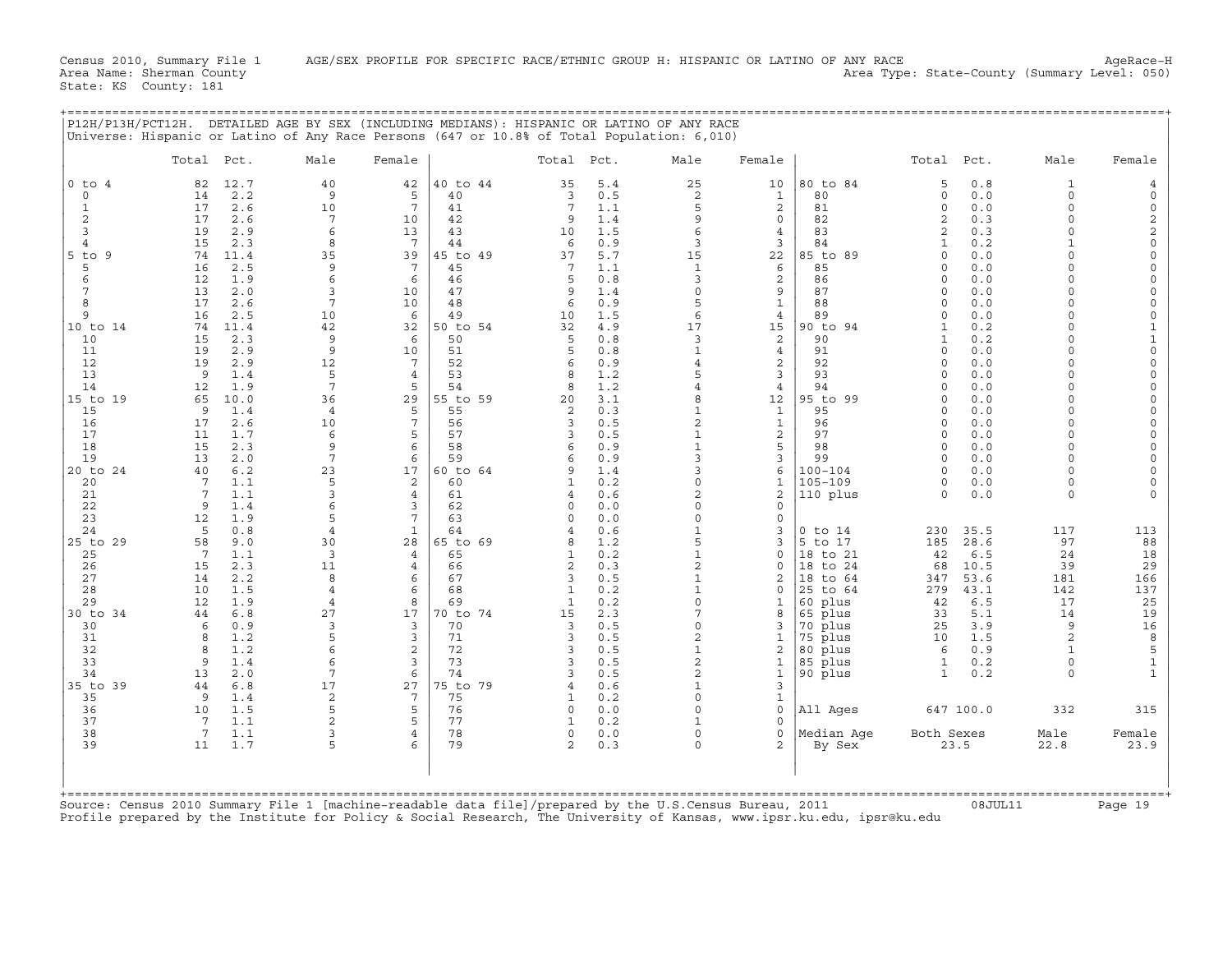Census 2010, Summary File 1 AGE/SEX PROFILE FOR SPECIFIC RACE/ETHNIC GROUP H: HISPANIC OR LATINO OF ANY RACE AgeRace-H
Area Name: Sherman County Area Type: State-County (Summary Level: 050)
State: KS County: 181

## P12H/P13H/PCT12H. DETAILED AGE BY SEX (INCLUDING MEDIANS): HISPANIC OR LATINO OF ANY RACE

Universe: Hispanic or Latino of Any Race Persons (647 or 10.8% of Total Population: 6,010)

| | Total | Pct. | Male | Female | | Total | Pct. | Male | Female | | Total | Pct. | Male | Female |
|---|---|---|---|---|---|---|---|---|---|---|---|---|---|---|
| 0 to 4 | 82 | 12.7 | 40 | 42 | 40 to 44 | 35 | 5.4 | 25 | 10 | 80 to 84 | 5 | 0.8 | 1 | 4 |
| 0 | 14 | 2.2 | 9 | 5 | 40 | 3 | 0.5 | 2 | 1 | 80 | 0 | 0.0 | 0 | 0 |
| 1 | 17 | 2.6 | 10 | 7 | 41 | 7 | 1.1 | 5 | 2 | 81 | 0 | 0.0 | 0 | 0 |
| 2 | 17 | 2.6 | 7 | 10 | 42 | 9 | 1.4 | 9 | 0 | 82 | 2 | 0.3 | 0 | 2 |
| 3 | 19 | 2.9 | 6 | 13 | 43 | 10 | 1.5 | 6 | 4 | 83 | 2 | 0.3 | 0 | 2 |
| 4 | 15 | 2.3 | 8 | 7 | 44 | 6 | 0.9 | 3 | 3 | 84 | 1 | 0.2 | 1 | 0 |
| 5 to 9 | 74 | 11.4 | 35 | 39 | 45 to 49 | 37 | 5.7 | 15 | 22 | 85 to 89 | 0 | 0.0 | 0 | 0 |
| 5 | 16 | 2.5 | 9 | 7 | 45 | 7 | 1.1 | 1 | 6 | 85 | 0 | 0.0 | 0 | 0 |
| 6 | 12 | 1.9 | 6 | 6 | 46 | 5 | 0.8 | 3 | 2 | 86 | 0 | 0.0 | 0 | 0 |
| 7 | 13 | 2.0 | 3 | 10 | 47 | 9 | 1.4 | 0 | 9 | 87 | 0 | 0.0 | 0 | 0 |
| 8 | 17 | 2.6 | 7 | 10 | 48 | 6 | 0.9 | 5 | 1 | 88 | 0 | 0.0 | 0 | 0 |
| 9 | 16 | 2.5 | 10 | 6 | 49 | 10 | 1.5 | 6 | 4 | 89 | 0 | 0.0 | 0 | 0 |
| 10 to 14 | 74 | 11.4 | 42 | 32 | 50 to 54 | 32 | 4.9 | 17 | 15 | 90 to 94 | 1 | 0.2 | 0 | 1 |
| 10 | 15 | 2.3 | 9 | 6 | 50 | 5 | 0.8 | 3 | 2 | 90 | 1 | 0.2 | 0 | 1 |
| 11 | 19 | 2.9 | 9 | 10 | 51 | 5 | 0.8 | 1 | 4 | 91 | 0 | 0.0 | 0 | 0 |
| 12 | 19 | 2.9 | 12 | 7 | 52 | 6 | 0.9 | 4 | 2 | 92 | 0 | 0.0 | 0 | 0 |
| 13 | 9 | 1.4 | 5 | 4 | 53 | 8 | 1.2 | 5 | 3 | 93 | 0 | 0.0 | 0 | 0 |
| 14 | 12 | 1.9 | 7 | 5 | 54 | 8 | 1.2 | 4 | 4 | 94 | 0 | 0.0 | 0 | 0 |
| 15 to 19 | 65 | 10.0 | 36 | 29 | 55 to 59 | 20 | 3.1 | 8 | 12 | 95 to 99 | 0 | 0.0 | 0 | 0 |
| 15 | 9 | 1.4 | 4 | 5 | 55 | 2 | 0.3 | 1 | 1 | 95 | 0 | 0.0 | 0 | 0 |
| 16 | 17 | 2.6 | 10 | 7 | 56 | 3 | 0.5 | 2 | 1 | 96 | 0 | 0.0 | 0 | 0 |
| 17 | 11 | 1.7 | 6 | 5 | 57 | 3 | 0.5 | 1 | 2 | 97 | 0 | 0.0 | 0 | 0 |
| 18 | 15 | 2.3 | 9 | 6 | 58 | 6 | 0.9 | 1 | 5 | 98 | 0 | 0.0 | 0 | 0 |
| 19 | 13 | 2.0 | 7 | 6 | 59 | 6 | 0.9 | 3 | 3 | 99 | 0 | 0.0 | 0 | 0 |
| 20 to 24 | 40 | 6.2 | 23 | 17 | 60 to 64 | 9 | 1.4 | 3 | 6 | 100-104 | 0 | 0.0 | 0 | 0 |
| 20 | 7 | 1.1 | 5 | 2 | 60 | 1 | 0.2 | 0 | 1 | 105-109 | 0 | 0.0 | 0 | 0 |
| 21 | 7 | 1.1 | 3 | 4 | 61 | 4 | 0.6 | 2 | 2 | 110 plus | 0 | 0.0 | 0 | 0 |
| 22 | 9 | 1.4 | 6 | 3 | 62 | 0 | 0.0 | 0 | 0 | | | | | |
| 23 | 12 | 1.9 | 5 | 7 | 63 | 0 | 0.0 | 0 | 0 | | | | | |
| 24 | 5 | 0.8 | 4 | 1 | 64 | 4 | 0.6 | 1 | 3 | 0 to 14 | 230 | 35.5 | 117 | 113 |
| 25 to 29 | 58 | 9.0 | 30 | 28 | 65 to 69 | 8 | 1.2 | 5 | 3 | 5 to 17 | 185 | 28.6 | 97 | 88 |
| 25 | 7 | 1.1 | 3 | 4 | 65 | 1 | 0.2 | 1 | 0 | 18 to 21 | 42 | 6.5 | 24 | 18 |
| 26 | 15 | 2.3 | 11 | 4 | 66 | 2 | 0.3 | 2 | 0 | 18 to 24 | 68 | 10.5 | 39 | 29 |
| 27 | 14 | 2.2 | 8 | 6 | 67 | 3 | 0.5 | 1 | 2 | 18 to 64 | 347 | 53.6 | 181 | 166 |
| 28 | 10 | 1.5 | 4 | 6 | 68 | 1 | 0.2 | 1 | 0 | 25 to 64 | 279 | 43.1 | 142 | 137 |
| 29 | 12 | 1.9 | 4 | 8 | 69 | 1 | 0.2 | 0 | 1 | 60 plus | 42 | 6.5 | 17 | 25 |
| 30 to 34 | 44 | 6.8 | 27 | 17 | 70 to 74 | 15 | 2.3 | 7 | 8 | 65 plus | 33 | 5.1 | 14 | 19 |
| 30 | 6 | 0.9 | 3 | 3 | 70 | 3 | 0.5 | 0 | 3 | 70 plus | 25 | 3.9 | 9 | 16 |
| 31 | 8 | 1.2 | 5 | 3 | 71 | 3 | 0.5 | 2 | 1 | 75 plus | 10 | 1.5 | 2 | 8 |
| 32 | 8 | 1.2 | 6 | 2 | 72 | 3 | 0.5 | 1 | 2 | 80 plus | 6 | 0.9 | 1 | 5 |
| 33 | 9 | 1.4 | 6 | 3 | 73 | 3 | 0.5 | 2 | 1 | 85 plus | 1 | 0.2 | 0 | 1 |
| 34 | 13 | 2.0 | 7 | 6 | 74 | 3 | 0.5 | 2 | 1 | 90 plus | 1 | 0.2 | 0 | 1 |
| 35 to 39 | 44 | 6.8 | 17 | 27 | 75 to 79 | 4 | 0.6 | 1 | 3 | | | | | |
| 35 | 9 | 1.4 | 2 | 7 | 75 | 1 | 0.2 | 0 | 1 | | | | | |
| 36 | 10 | 1.5 | 5 | 5 | 76 | 0 | 0.0 | 0 | 0 | All Ages | 647 | 100.0 | 332 | 315 |
| 37 | 7 | 1.1 | 2 | 5 | 77 | 1 | 0.2 | 1 | 0 | | | | | |
| 38 | 7 | 1.1 | 3 | 4 | 78 | 0 | 0.0 | 0 | 0 | Median Age | Both Sexes | | Male | Female |
| 39 | 11 | 1.7 | 5 | 6 | 79 | 2 | 0.3 | 0 | 2 | By Sex | 23.5 | | 22.8 | 23.9 |

Source: Census 2010 Summary File 1 [machine-readable data file]/prepared by the U.S.Census Bureau, 2011 08JUL11
Profile prepared by the Institute for Policy & Social Research, The University of Kansas, www.ipsr.ku.edu, ipsr@ku.edu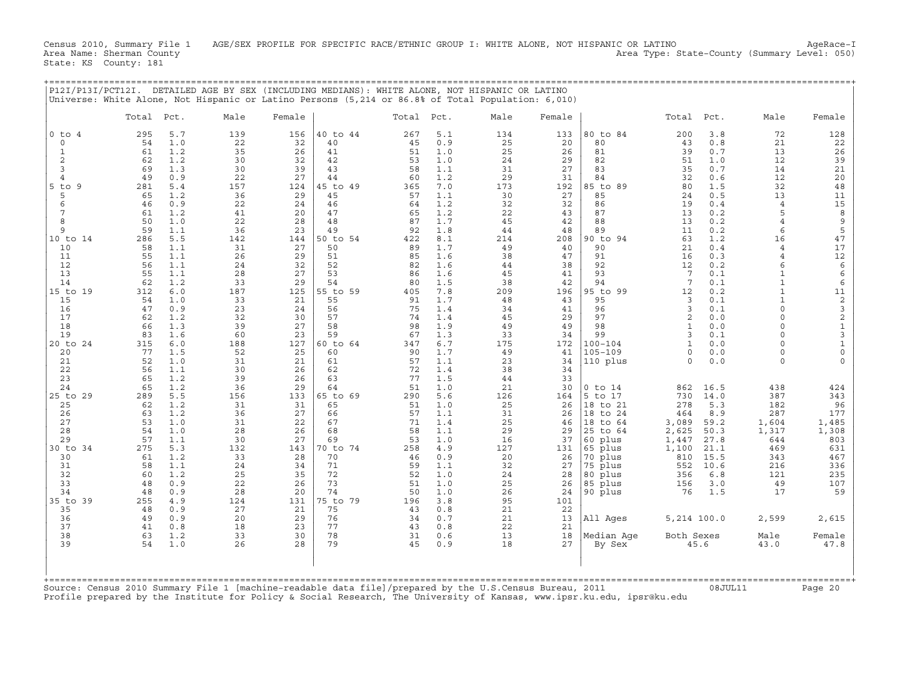Census 2010, Summary File 1 AGE/SEX PROFILE FOR SPECIFIC RACE/ETHNIC GROUP I: WHITE ALONE, NOT HISPANIC OR LATINO AgeRace-I
Area Name: Sherman County Area Type: State-County (Summary Level: 050)
State: KS County: 181

P12I/P13I/PCT12I. DETAILED AGE BY SEX (INCLUDING MEDIANS): WHITE ALONE, NOT HISPANIC OR LATINO
Universe: White Alone, Not Hispanic or Latino Persons (5,214 or 86.8% of Total Population: 6,010)

| | Total | Pct. | Male | Female | | Total | Pct. | Male | Female | | Total | Pct. | Male | Female |
|---|---|---|---|---|---|---|---|---|---|---|---|---|---|---|
| 0 to 4 | 295 | 5.7 | 139 | 156 | 40 to 44 | 267 | 5.1 | 134 | 133 | 80 to 84 | 200 | 3.8 | 72 | 128 |
| 0 | 54 | 1.0 | 22 | 32 | 40 | 45 | 0.9 | 25 | 20 | 80 | 43 | 0.8 | 21 | 22 |
| 1 | 61 | 1.2 | 35 | 26 | 41 | 51 | 1.0 | 25 | 26 | 81 | 39 | 0.7 | 13 | 26 |
| 2 | 62 | 1.2 | 30 | 32 | 42 | 53 | 1.0 | 24 | 29 | 82 | 51 | 1.0 | 12 | 39 |
| 3 | 69 | 1.3 | 30 | 39 | 43 | 58 | 1.1 | 31 | 27 | 83 | 35 | 0.7 | 14 | 21 |
| 4 | 49 | 0.9 | 22 | 27 | 44 | 60 | 1.2 | 29 | 31 | 84 | 32 | 0.6 | 12 | 20 |
| 5 to 9 | 281 | 5.4 | 157 | 124 | 45 to 49 | 365 | 7.0 | 173 | 192 | 85 to 89 | 80 | 1.5 | 32 | 48 |
| 5 | 65 | 1.2 | 36 | 29 | 45 | 57 | 1.1 | 30 | 27 | 85 | 24 | 0.5 | 13 | 11 |
| 6 | 46 | 0.9 | 22 | 24 | 46 | 64 | 1.2 | 32 | 32 | 86 | 19 | 0.4 | 4 | 15 |
| 7 | 61 | 1.2 | 41 | 20 | 47 | 65 | 1.2 | 22 | 43 | 87 | 13 | 0.2 | 5 | 8 |
| 8 | 50 | 1.0 | 22 | 28 | 48 | 87 | 1.7 | 45 | 42 | 88 | 13 | 0.2 | 4 | 9 |
| 9 | 59 | 1.1 | 36 | 23 | 49 | 92 | 1.8 | 44 | 48 | 89 | 11 | 0.2 | 6 | 5 |
| 10 to 14 | 286 | 5.5 | 142 | 144 | 50 to 54 | 422 | 8.1 | 214 | 208 | 90 to 94 | 63 | 1.2 | 16 | 47 |
| 10 | 58 | 1.1 | 31 | 27 | 50 | 89 | 1.7 | 49 | 40 | 90 | 21 | 0.4 | 4 | 17 |
| 11 | 55 | 1.1 | 26 | 29 | 51 | 85 | 1.6 | 38 | 47 | 91 | 16 | 0.3 | 4 | 12 |
| 12 | 56 | 1.1 | 24 | 32 | 52 | 82 | 1.6 | 44 | 38 | 92 | 12 | 0.2 | 6 | 6 |
| 13 | 55 | 1.1 | 28 | 27 | 53 | 86 | 1.6 | 45 | 41 | 93 | 7 | 0.1 | 1 | 6 |
| 14 | 62 | 1.2 | 33 | 29 | 54 | 80 | 1.5 | 38 | 42 | 94 | 7 | 0.1 | 1 | 6 |
| 15 to 19 | 312 | 6.0 | 187 | 125 | 55 to 59 | 405 | 7.8 | 209 | 196 | 95 to 99 | 12 | 0.2 | 1 | 11 |
| 15 | 54 | 1.0 | 33 | 21 | 55 | 91 | 1.7 | 48 | 43 | 95 | 3 | 0.1 | 1 | 2 |
| 16 | 47 | 0.9 | 23 | 24 | 56 | 75 | 1.4 | 34 | 41 | 96 | 3 | 0.1 | 0 | 3 |
| 17 | 62 | 1.2 | 32 | 30 | 57 | 74 | 1.4 | 45 | 29 | 97 | 2 | 0.0 | 0 | 2 |
| 18 | 66 | 1.3 | 39 | 27 | 58 | 98 | 1.9 | 49 | 49 | 98 | 1 | 0.0 | 0 | 1 |
| 19 | 83 | 1.6 | 60 | 23 | 59 | 67 | 1.3 | 33 | 34 | 99 | 3 | 0.1 | 0 | 3 |
| 20 to 24 | 315 | 6.0 | 188 | 127 | 60 to 64 | 347 | 6.7 | 175 | 172 | 100-104 | 1 | 0.0 | 0 | 1 |
| 20 | 77 | 1.5 | 52 | 25 | 60 | 90 | 1.7 | 49 | 41 | 105-109 | 0 | 0.0 | 0 | 0 |
| 21 | 52 | 1.0 | 31 | 21 | 61 | 57 | 1.1 | 23 | 34 | 110 plus | 0 | 0.0 | 0 | 0 |
| 22 | 56 | 1.1 | 30 | 26 | 62 | 72 | 1.4 | 38 | 34 | | | | | |
| 23 | 65 | 1.2 | 39 | 26 | 63 | 77 | 1.5 | 44 | 33 | | | | | |
| 24 | 65 | 1.2 | 36 | 29 | 64 | 51 | 1.0 | 21 | 30 | 0 to 14 | 862 | 16.5 | 438 | 424 |
| 25 to 29 | 289 | 5.5 | 156 | 133 | 65 to 69 | 290 | 5.6 | 126 | 164 | 5 to 17 | 730 | 14.0 | 387 | 343 |
| 25 | 62 | 1.2 | 31 | 31 | 65 | 51 | 1.0 | 25 | 26 | 18 to 21 | 278 | 5.3 | 182 | 96 |
| 26 | 63 | 1.2 | 36 | 27 | 66 | 57 | 1.1 | 31 | 26 | 18 to 24 | 464 | 8.9 | 287 | 177 |
| 27 | 53 | 1.0 | 31 | 22 | 67 | 71 | 1.4 | 25 | 46 | 18 to 64 | 3,089 | 59.2 | 1,604 | 1,485 |
| 28 | 54 | 1.0 | 28 | 26 | 68 | 58 | 1.1 | 29 | 29 | 25 to 64 | 2,625 | 50.3 | 1,317 | 1,308 |
| 29 | 57 | 1.1 | 30 | 27 | 69 | 53 | 1.0 | 16 | 37 | 60 plus | 1,447 | 27.8 | 644 | 803 |
| 30 to 34 | 275 | 5.3 | 132 | 143 | 70 to 74 | 258 | 4.9 | 127 | 131 | 65 plus | 1,100 | 21.1 | 469 | 631 |
| 30 | 61 | 1.2 | 33 | 28 | 70 | 46 | 0.9 | 20 | 26 | 70 plus | 810 | 15.5 | 343 | 467 |
| 31 | 58 | 1.1 | 24 | 34 | 71 | 59 | 1.1 | 32 | 27 | 75 plus | 552 | 10.6 | 216 | 336 |
| 32 | 60 | 1.2 | 25 | 35 | 72 | 52 | 1.0 | 24 | 28 | 80 plus | 356 | 6.8 | 121 | 235 |
| 33 | 48 | 0.9 | 22 | 26 | 73 | 51 | 1.0 | 25 | 26 | 85 plus | 156 | 3.0 | 49 | 107 |
| 34 | 48 | 0.9 | 28 | 20 | 74 | 50 | 1.0 | 26 | 24 | 90 plus | 76 | 1.5 | 17 | 59 |
| 35 to 39 | 255 | 4.9 | 124 | 131 | 75 to 79 | 196 | 3.8 | 95 | 101 | | | | | |
| 35 | 48 | 0.9 | 27 | 21 | 75 | 43 | 0.8 | 21 | 22 | | | | | |
| 36 | 49 | 0.9 | 20 | 29 | 76 | 34 | 0.7 | 21 | 13 | All Ages | 5,214 | 100.0 | 2,599 | 2,615 |
| 37 | 41 | 0.8 | 18 | 23 | 77 | 43 | 0.8 | 22 | 21 | | | | | |
| 38 | 63 | 1.2 | 33 | 30 | 78 | 31 | 0.6 | 13 | 18 | Median Age | Both Sexes | | Male | Female |
| 39 | 54 | 1.0 | 26 | 28 | 79 | 45 | 0.9 | 18 | 27 | By Sex | 45.6 | | 43.0 | 47.8 |

Source: Census 2010 Summary File 1 [machine-readable data file]/prepared by the U.S.Census Bureau, 2011 08JUL11
Profile prepared by the Institute for Policy & Social Research, The University of Kansas, www.ipsr.ku.edu, ipsr@ku.edu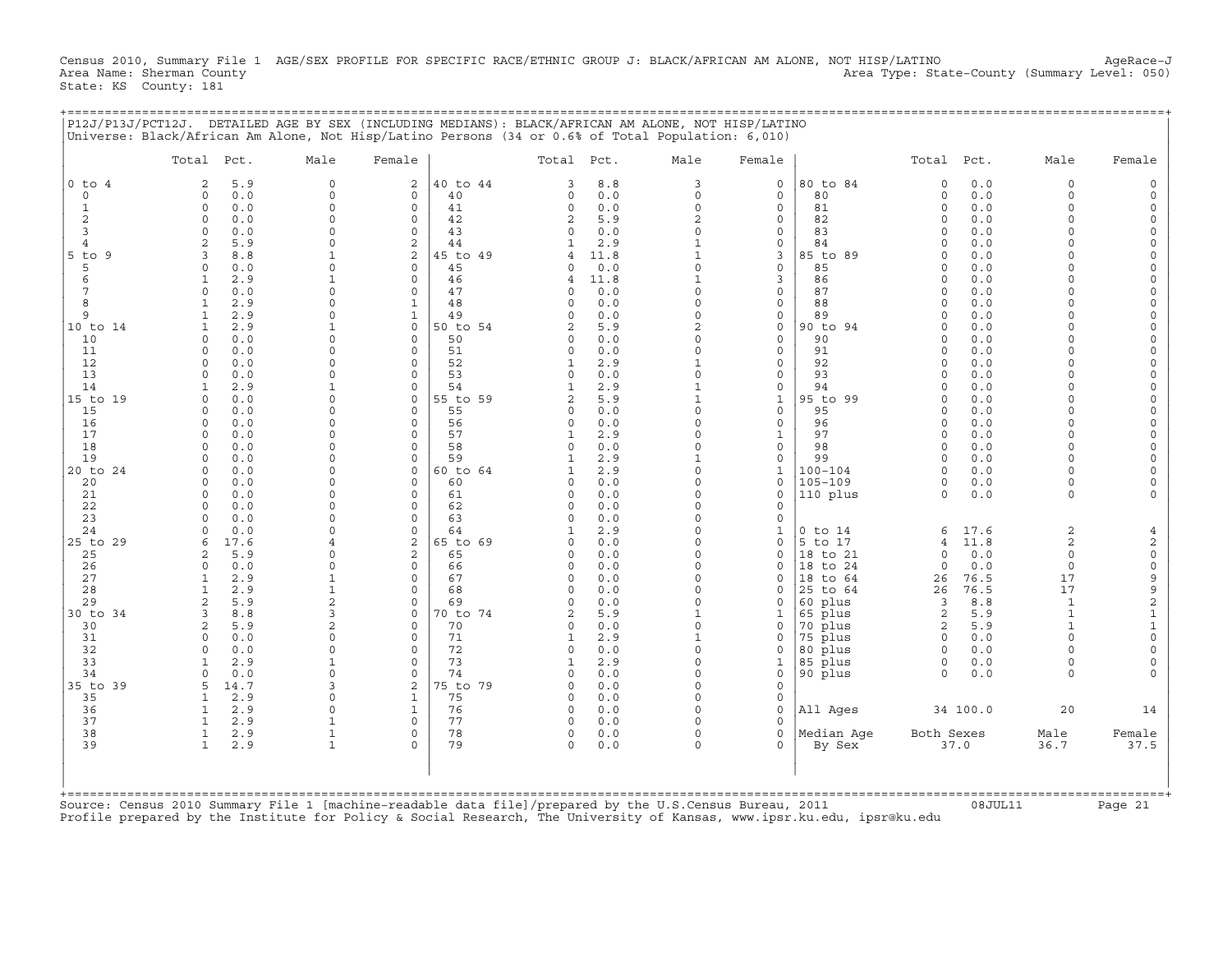Census 2010, Summary File 1 AGE/SEX PROFILE FOR SPECIFIC RACE/ETHNIC GROUP J: BLACK/AFRICAN AM ALONE, NOT HISP/LATINO AgeRace-J
Area Name: Sherman County Area Type: State-County (Summary Level: 050)
State: KS County: 181

P12J/P13J/PCT12J. DETAILED AGE BY SEX (INCLUDING MEDIANS): BLACK/AFRICAN AM ALONE, NOT HISP/LATINO
Universe: Black/African Am Alone, Not Hisp/Latino Persons (34 or 0.6% of Total Population: 6,010)

| | Total | Pct. | Male | Female | | Total | Pct. | Male | Female | | Total | Pct. | Male | Female |
|---|---|---|---|---|---|---|---|---|---|---|---|---|---|---|
| 0 to 4 | 2 | 5.9 | 0 | 2 | 40 to 44 | 3 | 8.8 | 3 | 0 | 80 to 84 | 0 | 0.0 | 0 | 0 |
| 0 | 0 | 0.0 | 0 | 0 | 40 | 0 | 0.0 | 0 | 0 | 80 | 0 | 0.0 | 0 | 0 |
| 1 | 0 | 0.0 | 0 | 0 | 41 | 0 | 0.0 | 0 | 0 | 81 | 0 | 0.0 | 0 | 0 |
| 2 | 0 | 0.0 | 0 | 0 | 42 | 2 | 5.9 | 2 | 0 | 82 | 0 | 0.0 | 0 | 0 |
| 3 | 0 | 0.0 | 0 | 0 | 43 | 0 | 0.0 | 0 | 0 | 83 | 0 | 0.0 | 0 | 0 |
| 4 | 2 | 5.9 | 0 | 2 | 44 | 1 | 2.9 | 1 | 0 | 84 | 0 | 0.0 | 0 | 0 |
| 5 to 9 | 3 | 8.8 | 1 | 2 | 45 to 49 | 4 | 11.8 | 1 | 3 | 85 to 89 | 0 | 0.0 | 0 | 0 |
| 5 | 0 | 0.0 | 0 | 0 | 45 | 0 | 0.0 | 0 | 0 | 85 | 0 | 0.0 | 0 | 0 |
| 6 | 1 | 2.9 | 1 | 0 | 46 | 4 | 11.8 | 1 | 3 | 86 | 0 | 0.0 | 0 | 0 |
| 7 | 0 | 0.0 | 0 | 0 | 47 | 0 | 0.0 | 0 | 0 | 87 | 0 | 0.0 | 0 | 0 |
| 8 | 1 | 2.9 | 0 | 1 | 48 | 0 | 0.0 | 0 | 0 | 88 | 0 | 0.0 | 0 | 0 |
| 9 | 1 | 2.9 | 0 | 1 | 49 | 0 | 0.0 | 0 | 0 | 89 | 0 | 0.0 | 0 | 0 |
| 10 to 14 | 1 | 2.9 | 1 | 0 | 50 to 54 | 2 | 5.9 | 2 | 0 | 90 to 94 | 0 | 0.0 | 0 | 0 |
| 10 | 0 | 0.0 | 0 | 0 | 50 | 0 | 0.0 | 0 | 0 | 90 | 0 | 0.0 | 0 | 0 |
| 11 | 0 | 0.0 | 0 | 0 | 51 | 0 | 0.0 | 0 | 0 | 91 | 0 | 0.0 | 0 | 0 |
| 12 | 0 | 0.0 | 0 | 0 | 52 | 1 | 2.9 | 1 | 0 | 92 | 0 | 0.0 | 0 | 0 |
| 13 | 0 | 0.0 | 0 | 0 | 53 | 0 | 0.0 | 0 | 0 | 93 | 0 | 0.0 | 0 | 0 |
| 14 | 1 | 2.9 | 1 | 0 | 54 | 1 | 2.9 | 1 | 0 | 94 | 0 | 0.0 | 0 | 0 |
| 15 to 19 | 0 | 0.0 | 0 | 0 | 55 to 59 | 2 | 5.9 | 1 | 1 | 95 to 99 | 0 | 0.0 | 0 | 0 |
| 15 | 0 | 0.0 | 0 | 0 | 55 | 0 | 0.0 | 0 | 0 | 95 | 0 | 0.0 | 0 | 0 |
| 16 | 0 | 0.0 | 0 | 0 | 56 | 0 | 0.0 | 0 | 0 | 96 | 0 | 0.0 | 0 | 0 |
| 17 | 0 | 0.0 | 0 | 0 | 57 | 1 | 2.9 | 0 | 1 | 97 | 0 | 0.0 | 0 | 0 |
| 18 | 0 | 0.0 | 0 | 0 | 58 | 0 | 0.0 | 0 | 0 | 98 | 0 | 0.0 | 0 | 0 |
| 19 | 0 | 0.0 | 0 | 0 | 59 | 1 | 2.9 | 1 | 0 | 99 | 0 | 0.0 | 0 | 0 |
| 20 to 24 | 0 | 0.0 | 0 | 0 | 60 to 64 | 1 | 2.9 | 0 | 1 | 100-104 | 0 | 0.0 | 0 | 0 |
| 20 | 0 | 0.0 | 0 | 0 | 60 | 0 | 0.0 | 0 | 0 | 105-109 | 0 | 0.0 | 0 | 0 |
| 21 | 0 | 0.0 | 0 | 0 | 61 | 0 | 0.0 | 0 | 0 | 110 plus | 0 | 0.0 | 0 | 0 |
| 22 | 0 | 0.0 | 0 | 0 | 62 | 0 | 0.0 | 0 | 0 | | | | | |
| 23 | 0 | 0.0 | 0 | 0 | 63 | 0 | 0.0 | 0 | 0 | | | | | |
| 24 | 0 | 0.0 | 0 | 0 | 64 | 1 | 2.9 | 0 | 1 | 0 to 14 | 6 | 17.6 | 2 | 4 |
| 25 to 29 | 6 | 17.6 | 4 | 2 | 65 to 69 | 0 | 0.0 | 0 | 0 | 5 to 17 | 4 | 11.8 | 2 | 2 |
| 25 | 2 | 5.9 | 0 | 2 | 65 | 0 | 0.0 | 0 | 0 | 18 to 21 | 0 | 0.0 | 0 | 0 |
| 26 | 0 | 0.0 | 0 | 0 | 66 | 0 | 0.0 | 0 | 0 | 18 to 24 | 0 | 0.0 | 0 | 0 |
| 27 | 1 | 2.9 | 1 | 0 | 67 | 0 | 0.0 | 0 | 0 | 18 to 64 | 26 | 76.5 | 17 | 9 |
| 28 | 1 | 2.9 | 1 | 0 | 68 | 0 | 0.0 | 0 | 0 | 25 to 64 | 26 | 76.5 | 17 | 9 |
| 29 | 2 | 5.9 | 2 | 0 | 69 | 0 | 0.0 | 0 | 0 | 60 plus | 3 | 8.8 | 1 | 2 |
| 30 to 34 | 3 | 8.8 | 3 | 0 | 70 to 74 | 2 | 5.9 | 1 | 1 | 65 plus | 2 | 5.9 | 1 | 1 |
| 30 | 2 | 5.9 | 2 | 0 | 70 | 0 | 0.0 | 0 | 0 | 70 plus | 2 | 5.9 | 1 | 1 |
| 31 | 0 | 0.0 | 0 | 0 | 71 | 1 | 2.9 | 1 | 0 | 75 plus | 0 | 0.0 | 0 | 0 |
| 32 | 0 | 0.0 | 0 | 0 | 72 | 0 | 0.0 | 0 | 0 | 80 plus | 0 | 0.0 | 0 | 0 |
| 33 | 1 | 2.9 | 1 | 0 | 73 | 1 | 2.9 | 0 | 1 | 85 plus | 0 | 0.0 | 0 | 0 |
| 34 | 0 | 0.0 | 0 | 0 | 74 | 0 | 0.0 | 0 | 0 | 90 plus | 0 | 0.0 | 0 | 0 |
| 35 to 39 | 5 | 14.7 | 3 | 2 | 75 to 79 | 0 | 0.0 | 0 | 0 | | | | | |
| 35 | 1 | 2.9 | 0 | 1 | 75 | 0 | 0.0 | 0 | 0 | | | | | |
| 36 | 1 | 2.9 | 0 | 1 | 76 | 0 | 0.0 | 0 | 0 | All Ages | 34 | 100.0 | 20 | 14 |
| 37 | 1 | 2.9 | 1 | 0 | 77 | 0 | 0.0 | 0 | 0 | | | | | |
| 38 | 1 | 2.9 | 1 | 0 | 78 | 0 | 0.0 | 0 | 0 | Median Age | Both Sexes | | Male | Female |
| 39 | 1 | 2.9 | 1 | 0 | 79 | 0 | 0.0 | 0 | 0 | By Sex | 37.0 | | 36.7 | 37.5 |

Source: Census 2010 Summary File 1 [machine-readable data file]/prepared by the U.S.Census Bureau, 2011 08JUL11
Profile prepared by the Institute for Policy & Social Research, The University of Kansas, www.ipsr.ku.edu, ipsr@ku.edu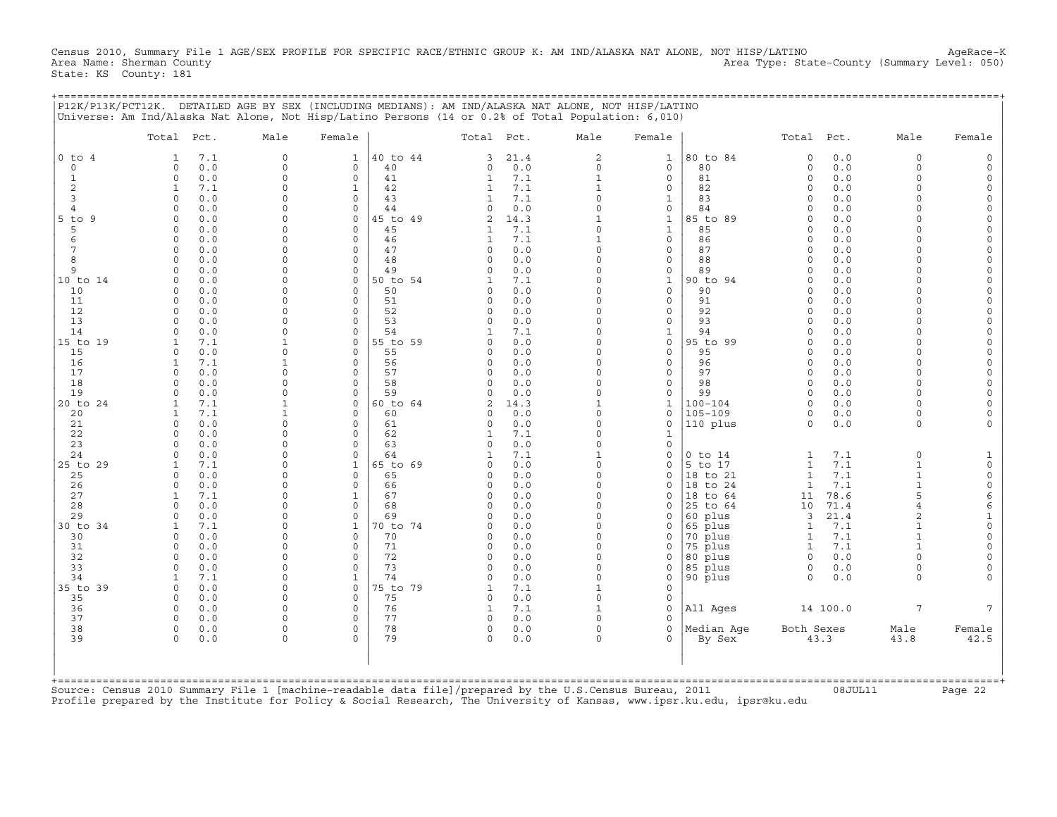Census 2010, Summary File 1 AGE/SEX PROFILE FOR SPECIFIC RACE/ETHNIC GROUP K: AM IND/ALASKA NAT ALONE, NOT HISP/LATINO
Area Name: Sherman County
State: KS County: 181

AgeRace-K
Area Type: State-County (Summary Level: 050)

## P12K/P13K/PCT12K. DETAILED AGE BY SEX (INCLUDING MEDIANS): AM IND/ALASKA NAT ALONE, NOT HISP/LATINO

Universe: Am Ind/Alaska Nat Alone, Not Hisp/Latino Persons (14 or 0.2% of Total Population: 6,010)

| | Total | Pct. | Male | Female | | Total | Pct. | Male | Female | | Total | Pct. | Male | Female |
|---|---|---|---|---|---|---|---|---|---|---|---|---|---|---|
| 0 to 4 | 1 | 7.1 | 0 | 1 | 40 to 44 | 3 | 21.4 | 2 | 1 | 80 to 84 | 0 | 0.0 | 0 | 0 |
| 0 | 0 | 0.0 | 0 | 0 | 40 | 0 | 0.0 | 0 | 0 | 80 | 0 | 0.0 | 0 | 0 |
| 1 | 0 | 0.0 | 0 | 0 | 41 | 1 | 7.1 | 1 | 0 | 81 | 0 | 0.0 | 0 | 0 |
| 2 | 1 | 7.1 | 0 | 1 | 42 | 1 | 7.1 | 1 | 0 | 82 | 0 | 0.0 | 0 | 0 |
| 3 | 0 | 0.0 | 0 | 0 | 43 | 1 | 7.1 | 0 | 1 | 83 | 0 | 0.0 | 0 | 0 |
| 4 | 0 | 0.0 | 0 | 0 | 44 | 0 | 0.0 | 0 | 0 | 84 | 0 | 0.0 | 0 | 0 |
| 5 to 9 | 0 | 0.0 | 0 | 0 | 45 to 49 | 2 | 14.3 | 1 | 1 | 85 to 89 | 0 | 0.0 | 0 | 0 |
| 5 | 0 | 0.0 | 0 | 0 | 45 | 1 | 7.1 | 0 | 1 | 85 | 0 | 0.0 | 0 | 0 |
| 6 | 0 | 0.0 | 0 | 0 | 46 | 1 | 7.1 | 1 | 0 | 86 | 0 | 0.0 | 0 | 0 |
| 7 | 0 | 0.0 | 0 | 0 | 47 | 0 | 0.0 | 0 | 0 | 87 | 0 | 0.0 | 0 | 0 |
| 8 | 0 | 0.0 | 0 | 0 | 48 | 0 | 0.0 | 0 | 0 | 88 | 0 | 0.0 | 0 | 0 |
| 9 | 0 | 0.0 | 0 | 0 | 49 | 0 | 0.0 | 0 | 0 | 89 | 0 | 0.0 | 0 | 0 |
| 10 to 14 | 0 | 0.0 | 0 | 0 | 50 to 54 | 1 | 7.1 | 0 | 1 | 90 to 94 | 0 | 0.0 | 0 | 0 |
| 10 | 0 | 0.0 | 0 | 0 | 50 | 0 | 0.0 | 0 | 0 | 90 | 0 | 0.0 | 0 | 0 |
| 11 | 0 | 0.0 | 0 | 0 | 51 | 0 | 0.0 | 0 | 0 | 91 | 0 | 0.0 | 0 | 0 |
| 12 | 0 | 0.0 | 0 | 0 | 52 | 0 | 0.0 | 0 | 0 | 92 | 0 | 0.0 | 0 | 0 |
| 13 | 0 | 0.0 | 0 | 0 | 53 | 0 | 0.0 | 0 | 0 | 93 | 0 | 0.0 | 0 | 0 |
| 14 | 0 | 0.0 | 0 | 0 | 54 | 1 | 7.1 | 0 | 1 | 94 | 0 | 0.0 | 0 | 0 |
| 15 to 19 | 1 | 7.1 | 1 | 0 | 55 to 59 | 0 | 0.0 | 0 | 0 | 95 to 99 | 0 | 0.0 | 0 | 0 |
| 15 | 0 | 0.0 | 0 | 0 | 55 | 0 | 0.0 | 0 | 0 | 95 | 0 | 0.0 | 0 | 0 |
| 16 | 1 | 7.1 | 1 | 0 | 56 | 0 | 0.0 | 0 | 0 | 96 | 0 | 0.0 | 0 | 0 |
| 17 | 0 | 0.0 | 0 | 0 | 57 | 0 | 0.0 | 0 | 0 | 97 | 0 | 0.0 | 0 | 0 |
| 18 | 0 | 0.0 | 0 | 0 | 58 | 0 | 0.0 | 0 | 0 | 98 | 0 | 0.0 | 0 | 0 |
| 19 | 0 | 0.0 | 0 | 0 | 59 | 0 | 0.0 | 0 | 0 | 99 | 0 | 0.0 | 0 | 0 |
| 20 to 24 | 1 | 7.1 | 1 | 0 | 60 to 64 | 2 | 14.3 | 1 | 1 | 100-104 | 0 | 0.0 | 0 | 0 |
| 20 | 1 | 7.1 | 1 | 0 | 60 | 0 | 0.0 | 0 | 0 | 105-109 | 0 | 0.0 | 0 | 0 |
| 21 | 0 | 0.0 | 0 | 0 | 61 | 0 | 0.0 | 0 | 0 | 110 plus | 0 | 0.0 | 0 | 0 |
| 22 | 0 | 0.0 | 0 | 0 | 62 | 1 | 7.1 | 0 | 1 | | | | | |
| 23 | 0 | 0.0 | 0 | 0 | 63 | 0 | 0.0 | 0 | 0 | | | | | |
| 24 | 0 | 0.0 | 0 | 0 | 64 | 1 | 7.1 | 1 | 0 | 0 to 14 | 1 | 7.1 | 0 | 1 |
| 25 to 29 | 1 | 7.1 | 0 | 1 | 65 to 69 | 0 | 0.0 | 0 | 0 | 5 to 17 | 1 | 7.1 | 1 | 0 |
| 25 | 0 | 0.0 | 0 | 0 | 65 | 0 | 0.0 | 0 | 0 | 18 to 21 | 1 | 7.1 | 1 | 0 |
| 26 | 0 | 0.0 | 0 | 0 | 66 | 0 | 0.0 | 0 | 0 | 18 to 24 | 1 | 7.1 | 1 | 0 |
| 27 | 1 | 7.1 | 0 | 1 | 67 | 0 | 0.0 | 0 | 0 | 18 to 64 | 11 | 78.6 | 5 | 6 |
| 28 | 0 | 0.0 | 0 | 0 | 68 | 0 | 0.0 | 0 | 0 | 25 to 64 | 10 | 71.4 | 4 | 6 |
| 29 | 0 | 0.0 | 0 | 0 | 69 | 0 | 0.0 | 0 | 0 | 60 plus | 3 | 21.4 | 2 | 1 |
| 30 to 34 | 1 | 7.1 | 0 | 1 | 70 to 74 | 0 | 0.0 | 0 | 0 | 65 plus | 1 | 7.1 | 1 | 0 |
| 30 | 0 | 0.0 | 0 | 0 | 70 | 0 | 0.0 | 0 | 0 | 70 plus | 1 | 7.1 | 1 | 0 |
| 31 | 0 | 0.0 | 0 | 0 | 71 | 0 | 0.0 | 0 | 0 | 75 plus | 1 | 7.1 | 1 | 0 |
| 32 | 0 | 0.0 | 0 | 0 | 72 | 0 | 0.0 | 0 | 0 | 80 plus | 0 | 0.0 | 0 | 0 |
| 33 | 0 | 0.0 | 0 | 0 | 73 | 0 | 0.0 | 0 | 0 | 85 plus | 0 | 0.0 | 0 | 0 |
| 34 | 1 | 7.1 | 0 | 1 | 74 | 0 | 0.0 | 0 | 0 | 90 plus | 0 | 0.0 | 0 | 0 |
| 35 to 39 | 0 | 0.0 | 0 | 0 | 75 to 79 | 1 | 7.1 | 1 | 0 | | | | | |
| 35 | 0 | 0.0 | 0 | 0 | 75 | 0 | 0.0 | 0 | 0 | | | | | |
| 36 | 0 | 0.0 | 0 | 0 | 76 | 1 | 7.1 | 1 | 0 | All Ages | 14 | 100.0 | 7 | 7 |
| 37 | 0 | 0.0 | 0 | 0 | 77 | 0 | 0.0 | 0 | 0 | | | | | |
| 38 | 0 | 0.0 | 0 | 0 | 78 | 0 | 0.0 | 0 | 0 | Median Age | Both Sexes | | Male | Female |
| 39 | 0 | 0.0 | 0 | 0 | 79 | 0 | 0.0 | 0 | 0 | By Sex | 43.3 | | 43.8 | 42.5 |

Source: Census 2010 Summary File 1 [machine-readable data file]/prepared by the U.S.Census Bureau, 2011 08JUL11
Profile prepared by the Institute for Policy & Social Research, The University of Kansas, www.ipsr.ku.edu, ipsr@ku.edu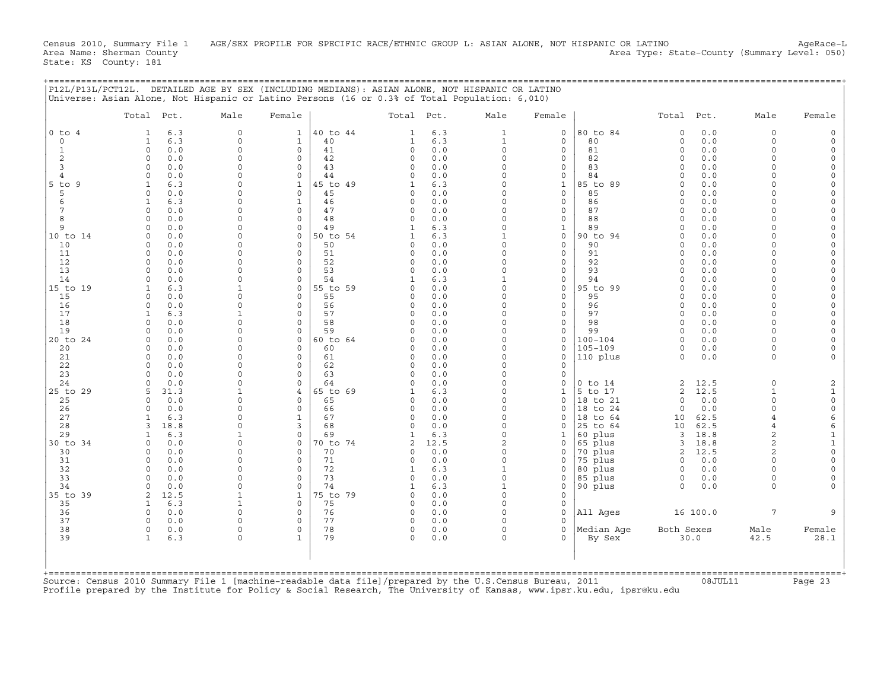Census 2010, Summary File 1 AGE/SEX PROFILE FOR SPECIFIC RACE/ETHNIC GROUP L: ASIAN ALONE, NOT HISPANIC OR LATINO AgeRace-L
Area Name: Sherman County Area Type: State-County (Summary Level: 050)
State: KS County: 181

## P12L/P13L/PCT12L. DETAILED AGE BY SEX (INCLUDING MEDIANS): ASIAN ALONE, NOT HISPANIC OR LATINO

Universe: Asian Alone, Not Hispanic or Latino Persons (16 or 0.3% of Total Population: 6,010)

| | Total | Pct. | Male | Female | | Total | Pct. | Male | Female | | Total | Pct. | Male | Female |
|---|---|---|---|---|---|---|---|---|---|---|---|---|---|---|
| 0 to 4 | 1 | 6.3 | 0 | 1 | 40 to 44 | 1 | 6.3 | 1 | 0 | 80 to 84 | 0 | 0.0 | 0 | 0 |
| 0 | 1 | 6.3 | 0 | 1 | 40 | 1 | 6.3 | 1 | 0 | 80 | 0 | 0.0 | 0 | 0 |
| 1 | 0 | 0.0 | 0 | 0 | 41 | 0 | 0.0 | 0 | 0 | 81 | 0 | 0.0 | 0 | 0 |
| 2 | 0 | 0.0 | 0 | 0 | 42 | 0 | 0.0 | 0 | 0 | 82 | 0 | 0.0 | 0 | 0 |
| 3 | 0 | 0.0 | 0 | 0 | 43 | 0 | 0.0 | 0 | 0 | 83 | 0 | 0.0 | 0 | 0 |
| 4 | 0 | 0.0 | 0 | 0 | 44 | 0 | 0.0 | 0 | 0 | 84 | 0 | 0.0 | 0 | 0 |
| 5 to 9 | 1 | 6.3 | 0 | 1 | 45 to 49 | 1 | 6.3 | 0 | 1 | 85 to 89 | 0 | 0.0 | 0 | 0 |
| 5 | 0 | 0.0 | 0 | 0 | 45 | 0 | 0.0 | 0 | 0 | 85 | 0 | 0.0 | 0 | 0 |
| 6 | 1 | 6.3 | 0 | 1 | 46 | 0 | 0.0 | 0 | 0 | 86 | 0 | 0.0 | 0 | 0 |
| 7 | 0 | 0.0 | 0 | 0 | 47 | 0 | 0.0 | 0 | 0 | 87 | 0 | 0.0 | 0 | 0 |
| 8 | 0 | 0.0 | 0 | 0 | 48 | 0 | 0.0 | 0 | 0 | 88 | 0 | 0.0 | 0 | 0 |
| 9 | 0 | 0.0 | 0 | 0 | 49 | 1 | 6.3 | 0 | 1 | 89 | 0 | 0.0 | 0 | 0 |
| 10 to 14 | 0 | 0.0 | 0 | 0 | 50 to 54 | 1 | 6.3 | 1 | 0 | 90 to 94 | 0 | 0.0 | 0 | 0 |
| 10 | 0 | 0.0 | 0 | 0 | 50 | 0 | 0.0 | 0 | 0 | 90 | 0 | 0.0 | 0 | 0 |
| 11 | 0 | 0.0 | 0 | 0 | 51 | 0 | 0.0 | 0 | 0 | 91 | 0 | 0.0 | 0 | 0 |
| 12 | 0 | 0.0 | 0 | 0 | 52 | 0 | 0.0 | 0 | 0 | 92 | 0 | 0.0 | 0 | 0 |
| 13 | 0 | 0.0 | 0 | 0 | 53 | 0 | 0.0 | 0 | 0 | 93 | 0 | 0.0 | 0 | 0 |
| 14 | 0 | 0.0 | 0 | 0 | 54 | 1 | 6.3 | 1 | 0 | 94 | 0 | 0.0 | 0 | 0 |
| 15 to 19 | 1 | 6.3 | 1 | 0 | 55 to 59 | 0 | 0.0 | 0 | 0 | 95 to 99 | 0 | 0.0 | 0 | 0 |
| 15 | 0 | 0.0 | 0 | 0 | 55 | 0 | 0.0 | 0 | 0 | 95 | 0 | 0.0 | 0 | 0 |
| 16 | 0 | 0.0 | 0 | 0 | 56 | 0 | 0.0 | 0 | 0 | 96 | 0 | 0.0 | 0 | 0 |
| 17 | 1 | 6.3 | 1 | 0 | 57 | 0 | 0.0 | 0 | 0 | 97 | 0 | 0.0 | 0 | 0 |
| 18 | 0 | 0.0 | 0 | 0 | 58 | 0 | 0.0 | 0 | 0 | 98 | 0 | 0.0 | 0 | 0 |
| 19 | 0 | 0.0 | 0 | 0 | 59 | 0 | 0.0 | 0 | 0 | 99 | 0 | 0.0 | 0 | 0 |
| 20 to 24 | 0 | 0.0 | 0 | 0 | 60 to 64 | 0 | 0.0 | 0 | 0 | 100-104 | 0 | 0.0 | 0 | 0 |
| 20 | 0 | 0.0 | 0 | 0 | 60 | 0 | 0.0 | 0 | 0 | 105-109 | 0 | 0.0 | 0 | 0 |
| 21 | 0 | 0.0 | 0 | 0 | 61 | 0 | 0.0 | 0 | 0 | 110 plus | 0 | 0.0 | 0 | 0 |
| 22 | 0 | 0.0 | 0 | 0 | 62 | 0 | 0.0 | 0 | 0 | | | | | |
| 23 | 0 | 0.0 | 0 | 0 | 63 | 0 | 0.0 | 0 | 0 | | | | | |
| 24 | 0 | 0.0 | 0 | 0 | 64 | 0 | 0.0 | 0 | 0 | 0 to 14 | 2 | 12.5 | 0 | 2 |
| 25 to 29 | 5 | 31.3 | 1 | 4 | 65 to 69 | 1 | 6.3 | 0 | 1 | 5 to 17 | 2 | 12.5 | 1 | 1 |
| 25 | 0 | 0.0 | 0 | 0 | 65 | 0 | 0.0 | 0 | 0 | 18 to 21 | 0 | 0.0 | 0 | 0 |
| 26 | 0 | 0.0 | 0 | 0 | 66 | 0 | 0.0 | 0 | 0 | 18 to 24 | 0 | 0.0 | 0 | 0 |
| 27 | 1 | 6.3 | 0 | 1 | 67 | 0 | 0.0 | 0 | 0 | 18 to 64 | 10 | 62.5 | 4 | 6 |
| 28 | 3 | 18.8 | 0 | 3 | 68 | 0 | 0.0 | 0 | 0 | 25 to 64 | 10 | 62.5 | 4 | 6 |
| 29 | 1 | 6.3 | 1 | 0 | 69 | 1 | 6.3 | 0 | 1 | 60 plus | 3 | 18.8 | 2 | 1 |
| 30 to 34 | 0 | 0.0 | 0 | 0 | 70 to 74 | 2 | 12.5 | 2 | 0 | 65 plus | 3 | 18.8 | 2 | 1 |
| 30 | 0 | 0.0 | 0 | 0 | 70 | 0 | 0.0 | 0 | 0 | 70 plus | 2 | 12.5 | 2 | 0 |
| 31 | 0 | 0.0 | 0 | 0 | 71 | 0 | 0.0 | 0 | 0 | 75 plus | 0 | 0.0 | 0 | 0 |
| 32 | 0 | 0.0 | 0 | 0 | 72 | 1 | 6.3 | 1 | 0 | 80 plus | 0 | 0.0 | 0 | 0 |
| 33 | 0 | 0.0 | 0 | 0 | 73 | 0 | 0.0 | 0 | 0 | 85 plus | 0 | 0.0 | 0 | 0 |
| 34 | 0 | 0.0 | 0 | 0 | 74 | 1 | 6.3 | 1 | 0 | 90 plus | 0 | 0.0 | 0 | 0 |
| 35 to 39 | 2 | 12.5 | 1 | 1 | 75 to 79 | 0 | 0.0 | 0 | 0 | | | | | |
| 35 | 1 | 6.3 | 1 | 0 | 75 | 0 | 0.0 | 0 | 0 | | | | | |
| 36 | 0 | 0.0 | 0 | 0 | 76 | 0 | 0.0 | 0 | 0 | All Ages | 16 | 100.0 | 7 | 9 |
| 37 | 0 | 0.0 | 0 | 0 | 77 | 0 | 0.0 | 0 | 0 | | | | | |
| 38 | 0 | 0.0 | 0 | 0 | 78 | 0 | 0.0 | 0 | 0 | Median Age | Both Sexes | | Male | Female |
| 39 | 1 | 6.3 | 0 | 1 | 79 | 0 | 0.0 | 0 | 0 | By Sex | 30.0 | | 42.5 | 28.1 |

Source: Census 2010 Summary File 1 [machine-readable data file]/prepared by the U.S.Census Bureau, 2011 08JUL11
Profile prepared by the Institute for Policy & Social Research, The University of Kansas, www.ipsr.ku.edu, ipsr@ku.edu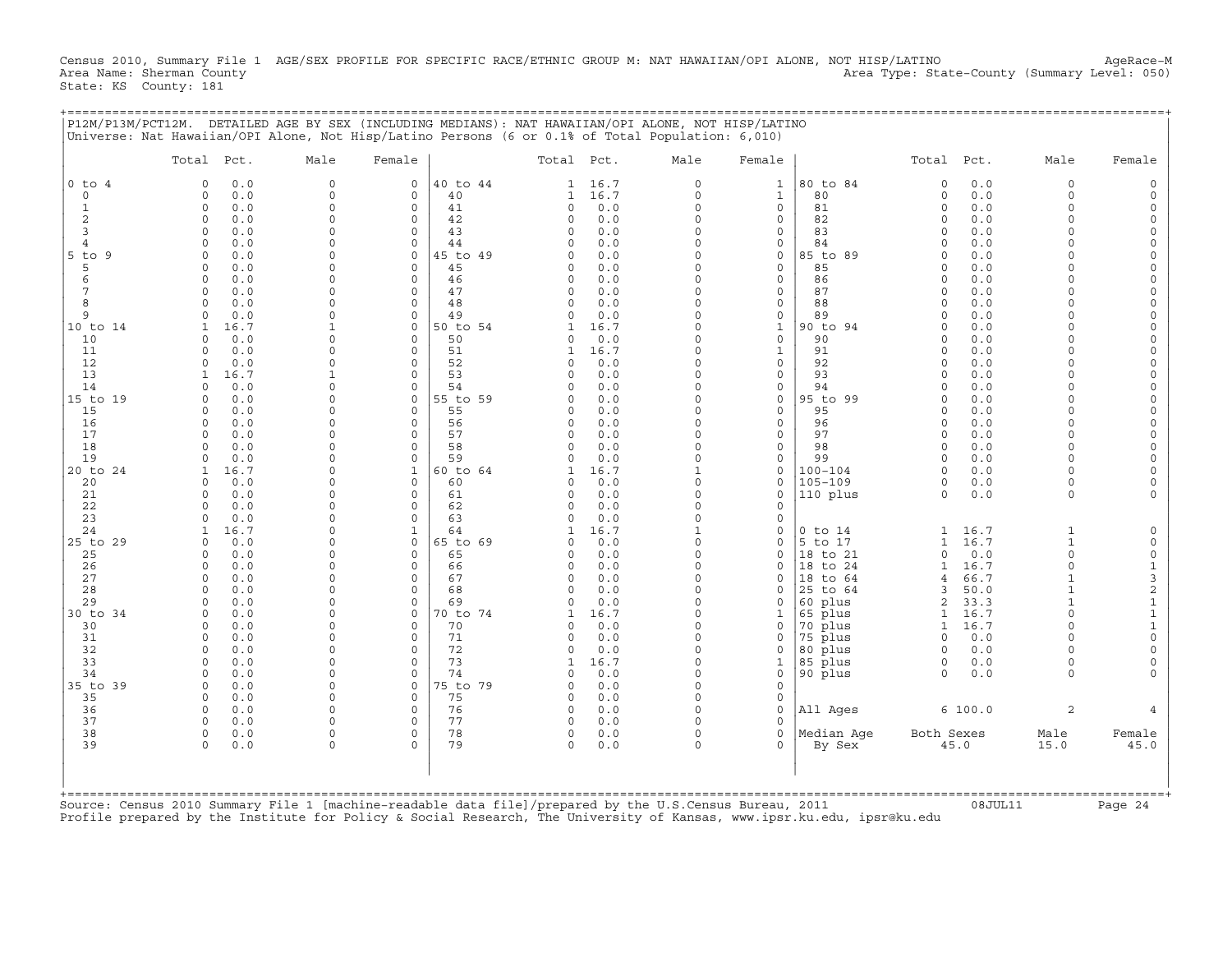Census 2010, Summary File 1 AGE/SEX PROFILE FOR SPECIFIC RACE/ETHNIC GROUP M: NAT HAWAIIAN/OPI ALONE, NOT HISP/LATINO AgeRace-M
Area Name: Sherman County Area Type: State-County (Summary Level: 050)
State: KS County: 181

P12M/P13M/PCT12M. DETAILED AGE BY SEX (INCLUDING MEDIANS): NAT HAWAIIAN/OPI ALONE, NOT HISP/LATINO
Universe: Nat Hawaiian/OPI Alone, Not Hisp/Latino Persons (6 or 0.1% of Total Population: 6,010)

| | Total | Pct. | Male | Female | | Total | Pct. | Male | Female | | Total | Pct. | Male | Female |
|---|---|---|---|---|---|---|---|---|---|---|---|---|---|---|
| 0 to 4 | 0 | 0.0 | 0 | 0 | 40 to 44 | 1 | 16.7 | 0 | 1 | 80 to 84 | 0 | 0.0 | 0 | 0 |
| 0 | 0 | 0.0 | 0 | 0 | 40 | 1 | 16.7 | 0 | 1 | 80 | 0 | 0.0 | 0 | 0 |
| 1 | 0 | 0.0 | 0 | 0 | 41 | 0 | 0.0 | 0 | 0 | 81 | 0 | 0.0 | 0 | 0 |
| 2 | 0 | 0.0 | 0 | 0 | 42 | 0 | 0.0 | 0 | 0 | 82 | 0 | 0.0 | 0 | 0 |
| 3 | 0 | 0.0 | 0 | 0 | 43 | 0 | 0.0 | 0 | 0 | 83 | 0 | 0.0 | 0 | 0 |
| 4 | 0 | 0.0 | 0 | 0 | 44 | 0 | 0.0 | 0 | 0 | 84 | 0 | 0.0 | 0 | 0 |
| 5 to 9 | 0 | 0.0 | 0 | 0 | 45 to 49 | 0 | 0.0 | 0 | 0 | 85 to 89 | 0 | 0.0 | 0 | 0 |
| 5 | 0 | 0.0 | 0 | 0 | 45 | 0 | 0.0 | 0 | 0 | 85 | 0 | 0.0 | 0 | 0 |
| 6 | 0 | 0.0 | 0 | 0 | 46 | 0 | 0.0 | 0 | 0 | 86 | 0 | 0.0 | 0 | 0 |
| 7 | 0 | 0.0 | 0 | 0 | 47 | 0 | 0.0 | 0 | 0 | 87 | 0 | 0.0 | 0 | 0 |
| 8 | 0 | 0.0 | 0 | 0 | 48 | 0 | 0.0 | 0 | 0 | 88 | 0 | 0.0 | 0 | 0 |
| 9 | 0 | 0.0 | 0 | 0 | 49 | 0 | 0.0 | 0 | 0 | 89 | 0 | 0.0 | 0 | 0 |
| 10 to 14 | 1 | 16.7 | 1 | 0 | 50 to 54 | 1 | 16.7 | 0 | 1 | 90 to 94 | 0 | 0.0 | 0 | 0 |
| 10 | 0 | 0.0 | 0 | 0 | 50 | 0 | 0.0 | 0 | 0 | 90 | 0 | 0.0 | 0 | 0 |
| 11 | 0 | 0.0 | 0 | 0 | 51 | 1 | 16.7 | 0 | 1 | 91 | 0 | 0.0 | 0 | 0 |
| 12 | 0 | 0.0 | 0 | 0 | 52 | 0 | 0.0 | 0 | 0 | 92 | 0 | 0.0 | 0 | 0 |
| 13 | 1 | 16.7 | 1 | 0 | 53 | 0 | 0.0 | 0 | 0 | 93 | 0 | 0.0 | 0 | 0 |
| 14 | 0 | 0.0 | 0 | 0 | 54 | 0 | 0.0 | 0 | 0 | 94 | 0 | 0.0 | 0 | 0 |
| 15 to 19 | 0 | 0.0 | 0 | 0 | 55 to 59 | 0 | 0.0 | 0 | 0 | 95 to 99 | 0 | 0.0 | 0 | 0 |
| 15 | 0 | 0.0 | 0 | 0 | 55 | 0 | 0.0 | 0 | 0 | 95 | 0 | 0.0 | 0 | 0 |
| 16 | 0 | 0.0 | 0 | 0 | 56 | 0 | 0.0 | 0 | 0 | 96 | 0 | 0.0 | 0 | 0 |
| 17 | 0 | 0.0 | 0 | 0 | 57 | 0 | 0.0 | 0 | 0 | 97 | 0 | 0.0 | 0 | 0 |
| 18 | 0 | 0.0 | 0 | 0 | 58 | 0 | 0.0 | 0 | 0 | 98 | 0 | 0.0 | 0 | 0 |
| 19 | 0 | 0.0 | 0 | 0 | 59 | 0 | 0.0 | 0 | 0 | 99 | 0 | 0.0 | 0 | 0 |
| 20 to 24 | 1 | 16.7 | 0 | 1 | 60 to 64 | 1 | 16.7 | 1 | 0 | 100-104 | 0 | 0.0 | 0 | 0 |
| 20 | 0 | 0.0 | 0 | 0 | 60 | 0 | 0.0 | 0 | 0 | 105-109 | 0 | 0.0 | 0 | 0 |
| 21 | 0 | 0.0 | 0 | 0 | 61 | 0 | 0.0 | 0 | 0 | 110 plus | 0 | 0.0 | 0 | 0 |
| 22 | 0 | 0.0 | 0 | 0 | 62 | 0 | 0.0 | 0 | 0 | | | | | |
| 23 | 0 | 0.0 | 0 | 0 | 63 | 0 | 0.0 | 0 | 0 | | | | | |
| 24 | 1 | 16.7 | 0 | 1 | 64 | 1 | 16.7 | 1 | 0 | 0 to 14 | 1 | 16.7 | 1 | 0 |
| 25 to 29 | 0 | 0.0 | 0 | 0 | 65 to 69 | 0 | 0.0 | 0 | 0 | 5 to 17 | 1 | 16.7 | 1 | 0 |
| 25 | 0 | 0.0 | 0 | 0 | 65 | 0 | 0.0 | 0 | 0 | 18 to 21 | 0 | 0.0 | 0 | 0 |
| 26 | 0 | 0.0 | 0 | 0 | 66 | 0 | 0.0 | 0 | 0 | 18 to 24 | 1 | 16.7 | 0 | 1 |
| 27 | 0 | 0.0 | 0 | 0 | 67 | 0 | 0.0 | 0 | 0 | 18 to 64 | 4 | 66.7 | 1 | 3 |
| 28 | 0 | 0.0 | 0 | 0 | 68 | 0 | 0.0 | 0 | 0 | 25 to 64 | 3 | 50.0 | 1 | 2 |
| 29 | 0 | 0.0 | 0 | 0 | 69 | 0 | 0.0 | 0 | 0 | 60 plus | 2 | 33.3 | 1 | 1 |
| 30 to 34 | 0 | 0.0 | 0 | 0 | 70 to 74 | 1 | 16.7 | 0 | 1 | 65 plus | 1 | 16.7 | 0 | 1 |
| 30 | 0 | 0.0 | 0 | 0 | 70 | 0 | 0.0 | 0 | 0 | 70 plus | 1 | 16.7 | 0 | 1 |
| 31 | 0 | 0.0 | 0 | 0 | 71 | 0 | 0.0 | 0 | 0 | 75 plus | 0 | 0.0 | 0 | 0 |
| 32 | 0 | 0.0 | 0 | 0 | 72 | 0 | 0.0 | 0 | 0 | 80 plus | 0 | 0.0 | 0 | 0 |
| 33 | 0 | 0.0 | 0 | 0 | 73 | 1 | 16.7 | 0 | 1 | 85 plus | 0 | 0.0 | 0 | 0 |
| 34 | 0 | 0.0 | 0 | 0 | 74 | 0 | 0.0 | 0 | 0 | 90 plus | 0 | 0.0 | 0 | 0 |
| 35 to 39 | 0 | 0.0 | 0 | 0 | 75 to 79 | 0 | 0.0 | 0 | 0 | | | | | |
| 35 | 0 | 0.0 | 0 | 0 | 75 | 0 | 0.0 | 0 | 0 | | | | | |
| 36 | 0 | 0.0 | 0 | 0 | 76 | 0 | 0.0 | 0 | 0 | All Ages | 6 | 100.0 | 2 | 4 |
| 37 | 0 | 0.0 | 0 | 0 | 77 | 0 | 0.0 | 0 | 0 | | | | | |
| 38 | 0 | 0.0 | 0 | 0 | 78 | 0 | 0.0 | 0 | 0 | Median Age | Both Sexes | | Male | Female |
| 39 | 0 | 0.0 | 0 | 0 | 79 | 0 | 0.0 | 0 | 0 | By Sex | 45.0 | | 15.0 | 45.0 |

Source: Census 2010 Summary File 1 [machine-readable data file]/prepared by the U.S.Census Bureau, 2011 08JUL11
Profile prepared by the Institute for Policy & Social Research, The University of Kansas, www.ipsr.ku.edu, ipsr@ku.edu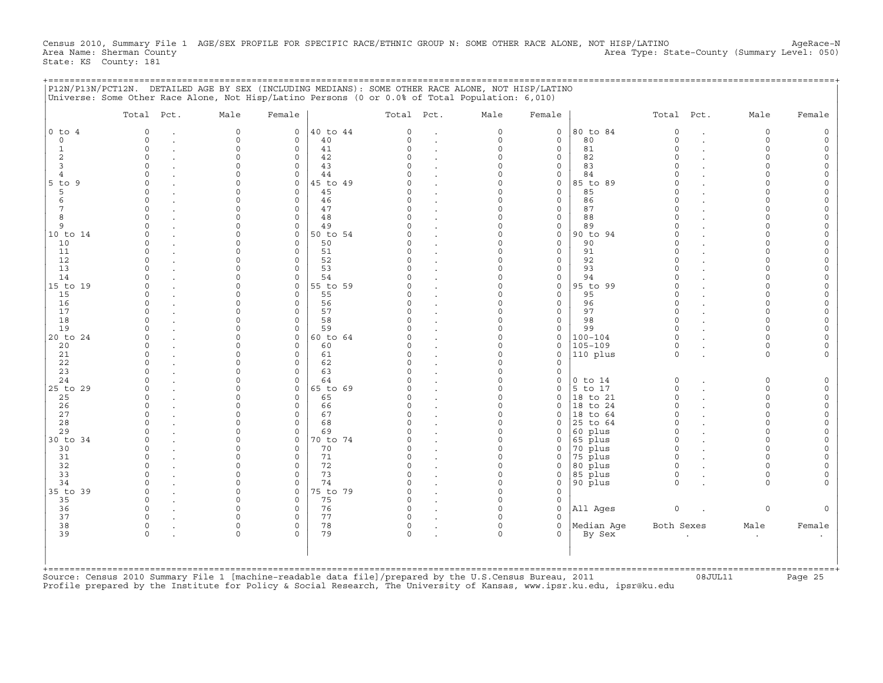Census 2010, Summary File 1 AGE/SEX PROFILE FOR SPECIFIC RACE/ETHNIC GROUP N: SOME OTHER RACE ALONE, NOT HISP/LATINO AgeRace-N
Area Name: Sherman County Area Type: State-County (Summary Level: 050)
State: KS County: 181

P12N/P13N/PCT12N. DETAILED AGE BY SEX (INCLUDING MEDIANS): SOME OTHER RACE ALONE, NOT HISP/LATINO
Universe: Some Other Race Alone, Not Hisp/Latino Persons (0 or 0.0% of Total Population: 6,010)

| | Total | Pct. | Male | Female | | Total | Pct. | Male | Female | | Total | Pct. | Male | Female |
|---|---|---|---|---|---|---|---|---|---|---|---|---|---|---|
| 0 to 4 | 0 | . | 0 | 0 | 40 to 44 | 0 | . | 0 | 0 | 80 to 84 | 0 | . | 0 | 0 |
| 0 | 0 | . | 0 | 0 | 40 | 0 | . | 0 | 0 | 80 | 0 | . | 0 | 0 |
| 1 | 0 | . | 0 | 0 | 41 | 0 | . | 0 | 0 | 81 | 0 | . | 0 | 0 |
| 2 | 0 | . | 0 | 0 | 42 | 0 | . | 0 | 0 | 82 | 0 | . | 0 | 0 |
| 3 | 0 | . | 0 | 0 | 43 | 0 | . | 0 | 0 | 83 | 0 | . | 0 | 0 |
| 4 | 0 | . | 0 | 0 | 44 | 0 | . | 0 | 0 | 84 | 0 | . | 0 | 0 |
| 5 to 9 | 0 | . | 0 | 0 | 45 to 49 | 0 | . | 0 | 0 | 85 to 89 | 0 | . | 0 | 0 |
| 5 | 0 | . | 0 | 0 | 45 | 0 | . | 0 | 0 | 85 | 0 | . | 0 | 0 |
| 6 | 0 | . | 0 | 0 | 46 | 0 | . | 0 | 0 | 86 | 0 | . | 0 | 0 |
| 7 | 0 | . | 0 | 0 | 47 | 0 | . | 0 | 0 | 87 | 0 | . | 0 | 0 |
| 8 | 0 | . | 0 | 0 | 48 | 0 | . | 0 | 0 | 88 | 0 | . | 0 | 0 |
| 9 | 0 | . | 0 | 0 | 49 | 0 | . | 0 | 0 | 89 | 0 | . | 0 | 0 |
| 10 to 14 | 0 | . | 0 | 0 | 50 to 54 | 0 | . | 0 | 0 | 90 to 94 | 0 | . | 0 | 0 |
| 10 | 0 | . | 0 | 0 | 50 | 0 | . | 0 | 0 | 90 | 0 | . | 0 | 0 |
| 11 | 0 | . | 0 | 0 | 51 | 0 | . | 0 | 0 | 91 | 0 | . | 0 | 0 |
| 12 | 0 | . | 0 | 0 | 52 | 0 | . | 0 | 0 | 92 | 0 | . | 0 | 0 |
| 13 | 0 | . | 0 | 0 | 53 | 0 | . | 0 | 0 | 93 | 0 | . | 0 | 0 |
| 14 | 0 | . | 0 | 0 | 54 | 0 | . | 0 | 0 | 94 | 0 | . | 0 | 0 |
| 15 to 19 | 0 | . | 0 | 0 | 55 to 59 | 0 | . | 0 | 0 | 95 to 99 | 0 | . | 0 | 0 |
| 15 | 0 | . | 0 | 0 | 55 | 0 | . | 0 | 0 | 95 | 0 | . | 0 | 0 |
| 16 | 0 | . | 0 | 0 | 56 | 0 | . | 0 | 0 | 96 | 0 | . | 0 | 0 |
| 17 | 0 | . | 0 | 0 | 57 | 0 | . | 0 | 0 | 97 | 0 | . | 0 | 0 |
| 18 | 0 | . | 0 | 0 | 58 | 0 | . | 0 | 0 | 98 | 0 | . | 0 | 0 |
| 19 | 0 | . | 0 | 0 | 59 | 0 | . | 0 | 0 | 99 | 0 | . | 0 | 0 |
| 20 to 24 | 0 | . | 0 | 0 | 60 to 64 | 0 | . | 0 | 0 | 100-104 | 0 | . | 0 | 0 |
| 20 | 0 | . | 0 | 0 | 60 | 0 | . | 0 | 0 | 105-109 | 0 | . | 0 | 0 |
| 21 | 0 | . | 0 | 0 | 61 | 0 | . | 0 | 0 | 110 plus | 0 | . | 0 | 0 |
| 22 | 0 | . | 0 | 0 | 62 | 0 | . | 0 | 0 | | | | | |
| 23 | 0 | . | 0 | 0 | 63 | 0 | . | 0 | 0 | | | | | |
| 24 | 0 | . | 0 | 0 | 64 | 0 | . | 0 | 0 | 0 to 14 | 0 | . | 0 | 0 |
| 25 to 29 | 0 | . | 0 | 0 | 65 to 69 | 0 | . | 0 | 0 | 5 to 17 | 0 | . | 0 | 0 |
| 25 | 0 | . | 0 | 0 | 65 | 0 | . | 0 | 0 | 18 to 21 | 0 | . | 0 | 0 |
| 26 | 0 | . | 0 | 0 | 66 | 0 | . | 0 | 0 | 18 to 24 | 0 | . | 0 | 0 |
| 27 | 0 | . | 0 | 0 | 67 | 0 | . | 0 | 0 | 18 to 64 | 0 | . | 0 | 0 |
| 28 | 0 | . | 0 | 0 | 68 | 0 | . | 0 | 0 | 25 to 64 | 0 | . | 0 | 0 |
| 29 | 0 | . | 0 | 0 | 69 | 0 | . | 0 | 0 | 60 plus | 0 | . | 0 | 0 |
| 30 to 34 | 0 | . | 0 | 0 | 70 to 74 | 0 | . | 0 | 0 | 65 plus | 0 | . | 0 | 0 |
| 30 | 0 | . | 0 | 0 | 70 | 0 | . | 0 | 0 | 70 plus | 0 | . | 0 | 0 |
| 31 | 0 | . | 0 | 0 | 71 | 0 | . | 0 | 0 | 75 plus | 0 | . | 0 | 0 |
| 32 | 0 | . | 0 | 0 | 72 | 0 | . | 0 | 0 | 80 plus | 0 | . | 0 | 0 |
| 33 | 0 | . | 0 | 0 | 73 | 0 | . | 0 | 0 | 85 plus | 0 | . | 0 | 0 |
| 34 | 0 | . | 0 | 0 | 74 | 0 | . | 0 | 0 | 90 plus | 0 | . | 0 | 0 |
| 35 to 39 | 0 | . | 0 | 0 | 75 to 79 | 0 | . | 0 | 0 | | | | | |
| 35 | 0 | . | 0 | 0 | 75 | 0 | . | 0 | 0 | | | | | |
| 36 | 0 | . | 0 | 0 | 76 | 0 | . | 0 | 0 | All Ages | 0 | . | 0 | 0 |
| 37 | 0 | . | 0 | 0 | 77 | 0 | . | 0 | 0 | | | | | |
| 38 | 0 | . | 0 | 0 | 78 | 0 | . | 0 | 0 | Median Age | Both Sexes | | Male | Female |
| 39 | 0 | . | 0 | 0 | 79 | 0 | . | 0 | 0 | By Sex | . | | . | . |

Source: Census 2010 Summary File 1 [machine-readable data file]/prepared by the U.S.Census Bureau, 2011 08JUL11
Profile prepared by the Institute for Policy & Social Research, The University of Kansas, www.ipsr.ku.edu, ipsr@ku.edu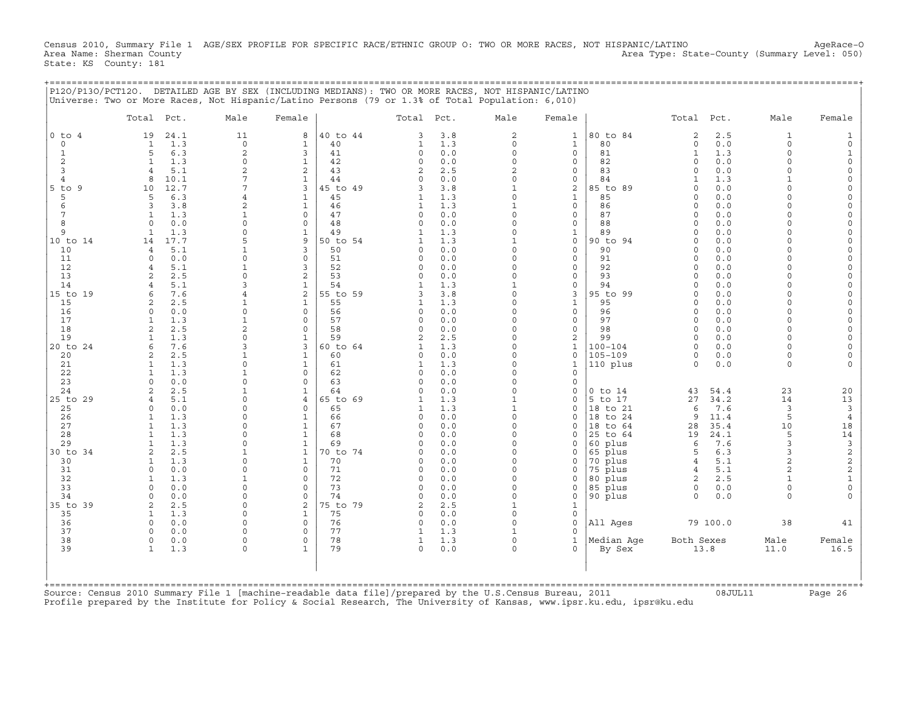Census 2010, Summary File 1 AGE/SEX PROFILE FOR SPECIFIC RACE/ETHNIC GROUP O: TWO OR MORE RACES, NOT HISPANIC/LATINO AgeRace-O
Area Name: Sherman County Area Type: State-County (Summary Level: 050)
State: KS County: 181

P12O/P13O/PCT12O. DETAILED AGE BY SEX (INCLUDING MEDIANS): TWO OR MORE RACES, NOT HISPANIC/LATINO
Universe: Two or More Races, Not Hispanic/Latino Persons (79 or 1.3% of Total Population: 6,010)

| | Total | Pct. | Male | Female | | Total | Pct. | Male | Female | | Total | Pct. | Male | Female |
|---|---|---|---|---|---|---|---|---|---|---|---|---|---|---|
| 0 to 4 | 19 | 24.1 | 11 | 8 | 40 to 44 | 3 | 3.8 | 2 | 1 | 80 to 84 | 2 | 2.5 | 1 | 1 |
| 0 | 1 | 1.3 | 0 | 1 | 40 | 1 | 1.3 | 0 | 1 | 80 | 0 | 0.0 | 0 | 0 |
| 1 | 5 | 6.3 | 2 | 3 | 41 | 0 | 0.0 | 0 | 0 | 81 | 1 | 1.3 | 0 | 1 |
| 2 | 1 | 1.3 | 0 | 1 | 42 | 0 | 0.0 | 0 | 0 | 82 | 0 | 0.0 | 0 | 0 |
| 3 | 4 | 5.1 | 2 | 2 | 43 | 2 | 2.5 | 2 | 0 | 83 | 0 | 0.0 | 0 | 0 |
| 4 | 8 | 10.1 | 7 | 1 | 44 | 0 | 0.0 | 0 | 0 | 84 | 1 | 1.3 | 1 | 0 |
| 5 to 9 | 10 | 12.7 | 7 | 3 | 45 to 49 | 3 | 3.8 | 1 | 2 | 85 to 89 | 0 | 0.0 | 0 | 0 |
| 5 | 5 | 6.3 | 4 | 1 | 45 | 1 | 1.3 | 0 | 1 | 85 | 0 | 0.0 | 0 | 0 |
| 6 | 3 | 3.8 | 2 | 1 | 46 | 1 | 1.3 | 1 | 0 | 86 | 0 | 0.0 | 0 | 0 |
| 7 | 1 | 1.3 | 1 | 0 | 47 | 0 | 0.0 | 0 | 0 | 87 | 0 | 0.0 | 0 | 0 |
| 8 | 0 | 0.0 | 0 | 0 | 48 | 0 | 0.0 | 0 | 0 | 88 | 0 | 0.0 | 0 | 0 |
| 9 | 1 | 1.3 | 0 | 1 | 49 | 1 | 1.3 | 0 | 1 | 89 | 0 | 0.0 | 0 | 0 |
| 10 to 14 | 14 | 17.7 | 5 | 9 | 50 to 54 | 1 | 1.3 | 1 | 0 | 90 to 94 | 0 | 0.0 | 0 | 0 |
| 10 | 4 | 5.1 | 1 | 3 | 50 | 0 | 0.0 | 0 | 0 | 90 | 0 | 0.0 | 0 | 0 |
| 11 | 0 | 0.0 | 0 | 0 | 51 | 0 | 0.0 | 0 | 0 | 91 | 0 | 0.0 | 0 | 0 |
| 12 | 4 | 5.1 | 1 | 3 | 52 | 0 | 0.0 | 0 | 0 | 92 | 0 | 0.0 | 0 | 0 |
| 13 | 2 | 2.5 | 0 | 2 | 53 | 0 | 0.0 | 0 | 0 | 93 | 0 | 0.0 | 0 | 0 |
| 14 | 4 | 5.1 | 3 | 1 | 54 | 1 | 1.3 | 1 | 0 | 94 | 0 | 0.0 | 0 | 0 |
| 15 to 19 | 6 | 7.6 | 4 | 2 | 55 to 59 | 3 | 3.8 | 0 | 3 | 95 to 99 | 0 | 0.0 | 0 | 0 |
| 15 | 2 | 2.5 | 1 | 1 | 55 | 1 | 1.3 | 0 | 1 | 95 | 0 | 0.0 | 0 | 0 |
| 16 | 0 | 0.0 | 0 | 0 | 56 | 0 | 0.0 | 0 | 0 | 96 | 0 | 0.0 | 0 | 0 |
| 17 | 1 | 1.3 | 1 | 0 | 57 | 0 | 0.0 | 0 | 0 | 97 | 0 | 0.0 | 0 | 0 |
| 18 | 2 | 2.5 | 2 | 0 | 58 | 0 | 0.0 | 0 | 0 | 98 | 0 | 0.0 | 0 | 0 |
| 19 | 1 | 1.3 | 0 | 1 | 59 | 2 | 2.5 | 0 | 2 | 99 | 0 | 0.0 | 0 | 0 |
| 20 to 24 | 6 | 7.6 | 3 | 3 | 60 to 64 | 1 | 1.3 | 0 | 1 | 100-104 | 0 | 0.0 | 0 | 0 |
| 20 | 2 | 2.5 | 1 | 1 | 60 | 0 | 0.0 | 0 | 0 | 105-109 | 0 | 0.0 | 0 | 0 |
| 21 | 1 | 1.3 | 0 | 1 | 61 | 1 | 1.3 | 0 | 1 | 110 plus | 0 | 0.0 | 0 | 0 |
| 22 | 1 | 1.3 | 1 | 0 | 62 | 0 | 0.0 | 0 | 0 | | | | | |
| 23 | 0 | 0.0 | 0 | 0 | 63 | 0 | 0.0 | 0 | 0 | | | | | |
| 24 | 2 | 2.5 | 1 | 1 | 64 | 0 | 0.0 | 0 | 0 | 0 to 14 | 43 | 54.4 | 23 | 20 |
| 25 to 29 | 4 | 5.1 | 0 | 4 | 65 to 69 | 1 | 1.3 | 1 | 0 | 5 to 17 | 27 | 34.2 | 14 | 13 |
| 25 | 0 | 0.0 | 0 | 0 | 65 | 1 | 1.3 | 1 | 0 | 18 to 21 | 6 | 7.6 | 3 | 3 |
| 26 | 1 | 1.3 | 0 | 1 | 66 | 0 | 0.0 | 0 | 0 | 18 to 24 | 9 | 11.4 | 5 | 4 |
| 27 | 1 | 1.3 | 0 | 1 | 67 | 0 | 0.0 | 0 | 0 | 18 to 64 | 28 | 35.4 | 10 | 18 |
| 28 | 1 | 1.3 | 0 | 1 | 68 | 0 | 0.0 | 0 | 0 | 25 to 64 | 19 | 24.1 | 5 | 14 |
| 29 | 1 | 1.3 | 0 | 1 | 69 | 0 | 0.0 | 0 | 0 | 60 plus | 6 | 7.6 | 3 | 3 |
| 30 to 34 | 2 | 2.5 | 1 | 1 | 70 to 74 | 0 | 0.0 | 0 | 0 | 65 plus | 5 | 6.3 | 3 | 2 |
| 30 | 1 | 1.3 | 0 | 1 | 70 | 0 | 0.0 | 0 | 0 | 70 plus | 4 | 5.1 | 2 | 2 |
| 31 | 0 | 0.0 | 0 | 0 | 71 | 0 | 0.0 | 0 | 0 | 75 plus | 4 | 5.1 | 2 | 2 |
| 32 | 1 | 1.3 | 1 | 0 | 72 | 0 | 0.0 | 0 | 0 | 80 plus | 2 | 2.5 | 1 | 1 |
| 33 | 0 | 0.0 | 0 | 0 | 73 | 0 | 0.0 | 0 | 0 | 85 plus | 0 | 0.0 | 0 | 0 |
| 34 | 0 | 0.0 | 0 | 0 | 74 | 0 | 0.0 | 0 | 0 | 90 plus | 0 | 0.0 | 0 | 0 |
| 35 to 39 | 2 | 2.5 | 0 | 2 | 75 to 79 | 2 | 2.5 | 1 | 1 | | | | | |
| 35 | 1 | 1.3 | 0 | 1 | 75 | 0 | 0.0 | 0 | 0 | | | | | |
| 36 | 0 | 0.0 | 0 | 0 | 76 | 0 | 0.0 | 0 | 0 | All Ages | 79 | 100.0 | 38 | 41 |
| 37 | 0 | 0.0 | 0 | 0 | 77 | 1 | 1.3 | 1 | 0 | | | | | |
| 38 | 0 | 0.0 | 0 | 0 | 78 | 1 | 1.3 | 0 | 1 | Median Age | Both Sexes | | Male | Female |
| 39 | 1 | 1.3 | 0 | 1 | 79 | 0 | 0.0 | 0 | 0 | By Sex | 13.8 | | 11.0 | 16.5 |

Source: Census 2010 Summary File 1 [machine-readable data file]/prepared by the U.S.Census Bureau, 2011 08JUL11
Profile prepared by the Institute for Policy & Social Research, The University of Kansas, www.ipsr.ku.edu, ipsr@ku.edu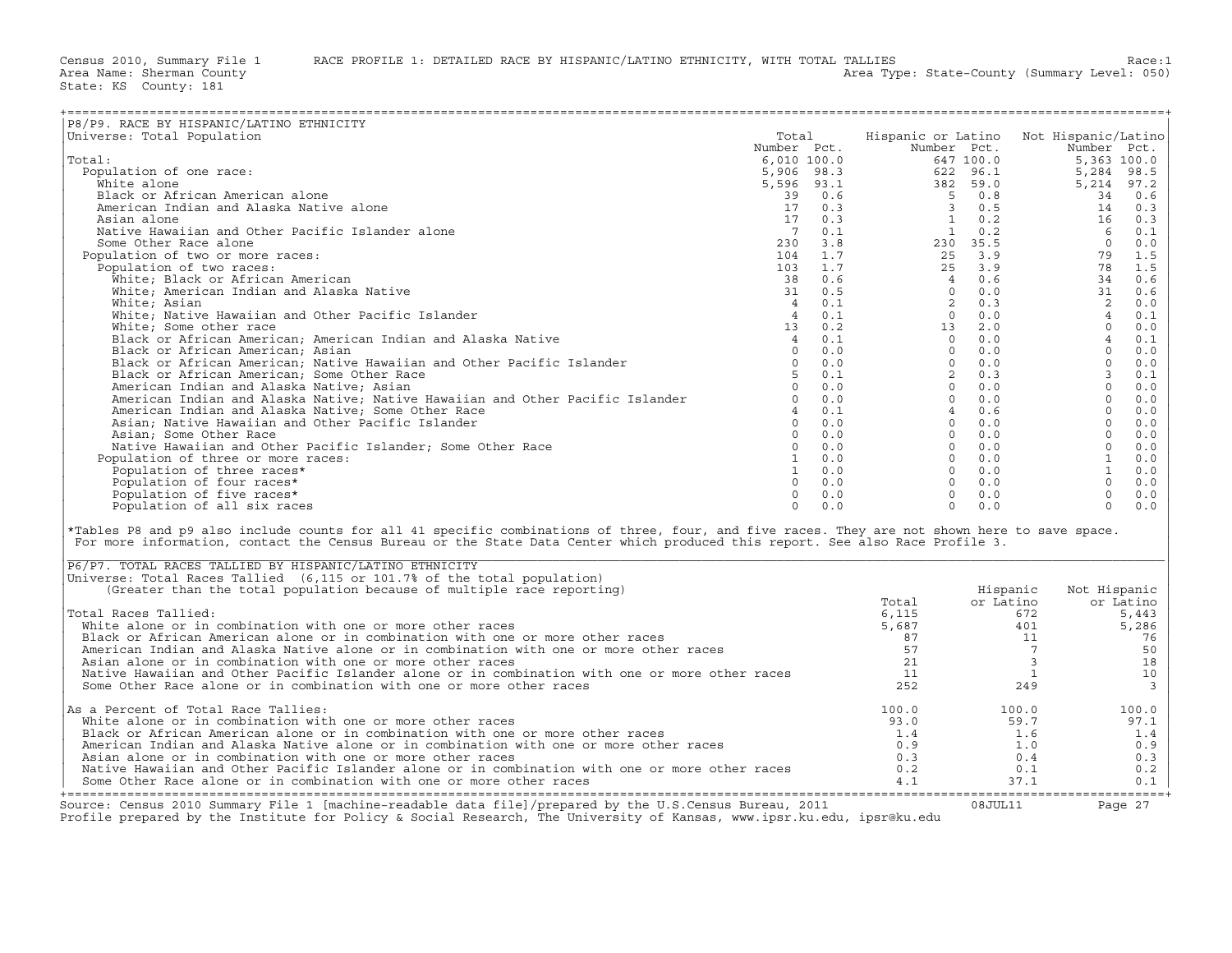Census 2010, Summary File 1 RACE PROFILE 1: DETAILED RACE BY HISPANIC/LATINO ETHNICITY, WITH TOTAL TALLIES Race:1
Area Name: Sherman County Area Type: State-County (Summary Level: 050)
State: KS County: 181

## P8/P9. RACE BY HISPANIC/LATINO ETHNICITY

Universe: Total Population

| | Total Number | Total Pct. | Hispanic or Latino Number | Hispanic or Latino Pct. | Not Hispanic/Latino Number | Not Hispanic/Latino Pct. |
|---|---|---|---|---|---|---|
| Total: | 6,010 | 100.0 | 647 | 100.0 | 5,363 | 100.0 |
| Population of one race: | 5,906 | 98.3 | 622 | 96.1 | 5,284 | 98.5 |
| White alone | 5,596 | 93.1 | 382 | 59.0 | 5,214 | 97.2 |
| Black or African American alone | 39 | 0.6 | 5 | 0.8 | 34 | 0.6 |
| American Indian and Alaska Native alone | 17 | 0.3 | 3 | 0.5 | 14 | 0.3 |
| Asian alone | 17 | 0.3 | 1 | 0.2 | 16 | 0.3 |
| Native Hawaiian and Other Pacific Islander alone | 7 | 0.1 | 1 | 0.2 | 6 | 0.1 |
| Some Other Race alone | 230 | 3.8 | 230 | 35.5 | 0 | 0.0 |
| Population of two or more races: | 104 | 1.7 | 25 | 3.9 | 79 | 1.5 |
| Population of two races: | 103 | 1.7 | 25 | 3.9 | 78 | 1.5 |
| White; Black or African American | 38 | 0.6 | 4 | 0.6 | 34 | 0.6 |
| White; American Indian and Alaska Native | 31 | 0.5 | 0 | 0.0 | 31 | 0.6 |
| White; Asian | 4 | 0.1 | 2 | 0.3 | 2 | 0.0 |
| White; Native Hawaiian and Other Pacific Islander | 4 | 0.1 | 0 | 0.0 | 4 | 0.1 |
| White; Some other race | 13 | 0.2 | 13 | 2.0 | 0 | 0.0 |
| Black or African American; American Indian and Alaska Native | 4 | 0.1 | 0 | 0.0 | 4 | 0.1 |
| Black or African American; Asian | 0 | 0.0 | 0 | 0.0 | 0 | 0.0 |
| Black or African American; Native Hawaiian and Other Pacific Islander | 0 | 0.0 | 0 | 0.0 | 0 | 0.0 |
| Black or African American; Some Other Race | 5 | 0.1 | 2 | 0.3 | 3 | 0.1 |
| American Indian and Alaska Native; Asian | 0 | 0.0 | 0 | 0.0 | 0 | 0.0 |
| American Indian and Alaska Native; Native Hawaiian and Other Pacific Islander | 0 | 0.0 | 0 | 0.0 | 0 | 0.0 |
| American Indian and Alaska Native; Some Other Race | 4 | 0.1 | 4 | 0.6 | 0 | 0.0 |
| Asian; Native Hawaiian and Other Pacific Islander | 0 | 0.0 | 0 | 0.0 | 0 | 0.0 |
| Asian; Some Other Race | 0 | 0.0 | 0 | 0.0 | 0 | 0.0 |
| Native Hawaiian and Other Pacific Islander; Some Other Race | 0 | 0.0 | 0 | 0.0 | 0 | 0.0 |
| Population of three or more races: | 1 | 0.0 | 0 | 0.0 | 1 | 0.0 |
| Population of three races* | 1 | 0.0 | 0 | 0.0 | 1 | 0.0 |
| Population of four races* | 0 | 0.0 | 0 | 0.0 | 0 | 0.0 |
| Population of five races* | 0 | 0.0 | 0 | 0.0 | 0 | 0.0 |
| Population of all six races | 0 | 0.0 | 0 | 0.0 | 0 | 0.0 |

*Tables P8 and p9 also include counts for all 41 specific combinations of three, four, and five races. They are not shown here to save space. For more information, contact the Census Bureau or the State Data Center which produced this report. See also Race Profile 3.

## P6/P7. TOTAL RACES TALLIED BY HISPANIC/LATINO ETHNICITY

Universe: Total Races Tallied (6,115 or 101.7% of the total population)
(Greater than the total population because of multiple race reporting)

| | Total | Hispanic or Latino | Not Hispanic or Latino |
|---|---|---|---|
| Total Races Tallied: | 6,115 | 672 | 5,443 |
| White alone or in combination with one or more other races | 5,687 | 401 | 5,286 |
| Black or African American alone or in combination with one or more other races | 87 | 11 | 76 |
| American Indian and Alaska Native alone or in combination with one or more other races | 57 | 7 | 50 |
| Asian alone or in combination with one or more other races | 21 | 3 | 18 |
| Native Hawaiian and Other Pacific Islander alone or in combination with one or more other races | 11 | 1 | 10 |
| Some Other Race alone or in combination with one or more other races | 252 | 249 | 3 |
| As a Percent of Total Race Tallies: | 100.0 | 100.0 | 100.0 |
| White alone or in combination with one or more other races | 93.0 | 59.7 | 97.1 |
| Black or African American alone or in combination with one or more other races | 1.4 | 1.6 | 1.4 |
| American Indian and Alaska Native alone or in combination with one or more other races | 0.9 | 1.0 | 0.9 |
| Asian alone or in combination with one or more other races | 0.3 | 0.4 | 0.3 |
| Native Hawaiian and Other Pacific Islander alone or in combination with one or more other races | 0.2 | 0.1 | 0.2 |
| Some Other Race alone or in combination with one or more other races | 4.1 | 37.1 | 0.1 |

Source: Census 2010 Summary File 1 [machine-readable data file]/prepared by the U.S.Census Bureau, 2011 08JUL11
Profile prepared by the Institute for Policy & Social Research, The University of Kansas, www.ipsr.ku.edu, ipsr@ku.edu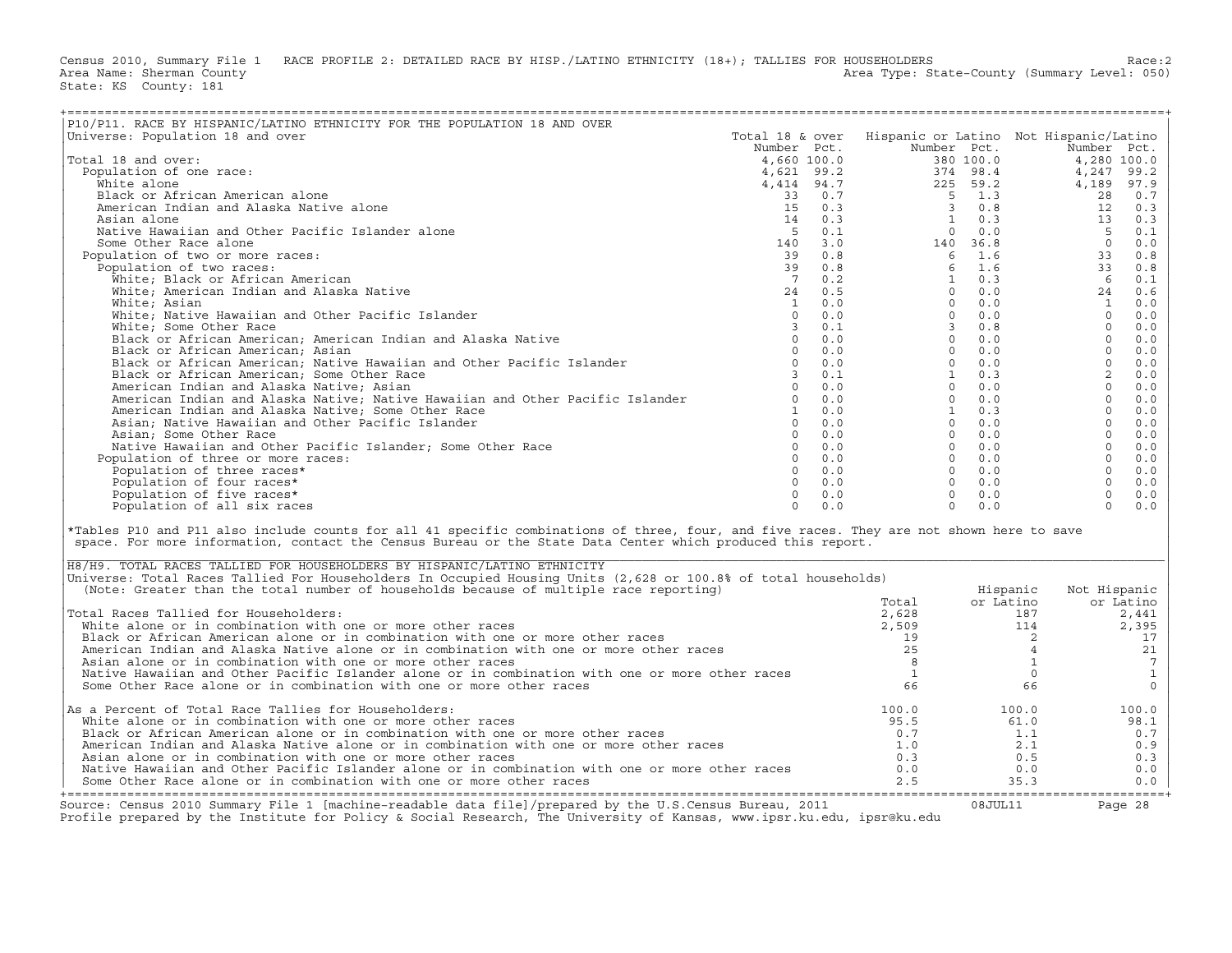Census 2010, Summary File 1 RACE PROFILE 2: DETAILED RACE BY HISP./LATINO ETHNICITY (18+); TALLIES FOR HOUSEHOLDERS Race:2
Area Name: Sherman County Area Type: State-County (Summary Level: 050)
State: KS County: 181

## P10/P11. RACE BY HISPANIC/LATINO ETHNICITY FOR THE POPULATION 18 AND OVER

Universe: Population 18 and over

| | Total 18 & over Number | Pct. | Hispanic or Latino Number | Pct. | Not Hispanic/Latino Number | Pct. |
|---|---|---|---|---|---|---|
| Total 18 and over: | 4,660 | 100.0 | 380 | 100.0 | 4,280 | 100.0 |
| Population of one race: | 4,621 | 99.2 | 374 | 98.4 | 4,247 | 99.2 |
| White alone | 4,414 | 94.7 | 225 | 59.2 | 4,189 | 97.9 |
| Black or African American alone | 33 | 0.7 | 5 | 1.3 | 28 | 0.7 |
| American Indian and Alaska Native alone | 15 | 0.3 | 3 | 0.8 | 12 | 0.3 |
| Asian alone | 14 | 0.3 | 1 | 0.3 | 13 | 0.3 |
| Native Hawaiian and Other Pacific Islander alone | 5 | 0.1 | 0 | 0.0 | 5 | 0.1 |
| Some Other Race alone | 140 | 3.0 | 140 | 36.8 | 0 | 0.0 |
| Population of two or more races: | 39 | 0.8 | 6 | 1.6 | 33 | 0.8 |
| Population of two races: | 39 | 0.8 | 6 | 1.6 | 33 | 0.8 |
| White; Black or African American | 7 | 0.2 | 1 | 0.3 | 6 | 0.1 |
| White; American Indian and Alaska Native | 24 | 0.5 | 0 | 0.0 | 24 | 0.6 |
| White; Asian | 1 | 0.0 | 0 | 0.0 | 1 | 0.0 |
| White; Native Hawaiian and Other Pacific Islander | 0 | 0.0 | 0 | 0.0 | 0 | 0.0 |
| White; Some Other Race | 3 | 0.1 | 3 | 0.8 | 0 | 0.0 |
| Black or African American; American Indian and Alaska Native | 0 | 0.0 | 0 | 0.0 | 0 | 0.0 |
| Black or African American; Asian | 0 | 0.0 | 0 | 0.0 | 0 | 0.0 |
| Black or African American; Native Hawaiian and Other Pacific Islander | 0 | 0.0 | 0 | 0.0 | 0 | 0.0 |
| Black or African American; Some Other Race | 3 | 0.1 | 1 | 0.3 | 2 | 0.0 |
| American Indian and Alaska Native; Asian | 0 | 0.0 | 0 | 0.0 | 0 | 0.0 |
| American Indian and Alaska Native; Native Hawaiian and Other Pacific Islander | 0 | 0.0 | 0 | 0.0 | 0 | 0.0 |
| American Indian and Alaska Native; Some Other Race | 1 | 0.0 | 1 | 0.3 | 0 | 0.0 |
| Asian; Native Hawaiian and Other Pacific Islander | 0 | 0.0 | 0 | 0.0 | 0 | 0.0 |
| Asian; Some Other Race | 0 | 0.0 | 0 | 0.0 | 0 | 0.0 |
| Native Hawaiian and Other Pacific Islander; Some Other Race | 0 | 0.0 | 0 | 0.0 | 0 | 0.0 |
| Population of three or more races: | 0 | 0.0 | 0 | 0.0 | 0 | 0.0 |
| Population of three races* | 0 | 0.0 | 0 | 0.0 | 0 | 0.0 |
| Population of four races* | 0 | 0.0 | 0 | 0.0 | 0 | 0.0 |
| Population of five races* | 0 | 0.0 | 0 | 0.0 | 0 | 0.0 |
| Population of all six races | 0 | 0.0 | 0 | 0.0 | 0 | 0.0 |

*Tables P10 and P11 also include counts for all 41 specific combinations of three, four, and five races. They are not shown here to save space. For more information, contact the Census Bureau or the State Data Center which produced this report.

## H8/H9. TOTAL RACES TALLIED FOR HOUSEHOLDERS BY HISPANIC/LATINO ETHNICITY

Universe: Total Races Tallied For Householders In Occupied Housing Units (2,628 or 100.8% of total households)
(Note: Greater than the total number of households because of multiple race reporting)

| | Total | Hispanic or Latino | Not Hispanic or Latino |
|---|---|---|---|
| Total Races Tallied for Householders: | 2,628 | 187 | 2,441 |
| White alone or in combination with one or more other races | 2,509 | 114 | 2,395 |
| Black or African American alone or in combination with one or more other races | 19 | 2 | 17 |
| American Indian and Alaska Native alone or in combination with one or more other races | 25 | 4 | 21 |
| Asian alone or in combination with one or more other races | 8 | 1 | 7 |
| Native Hawaiian and Other Pacific Islander alone or in combination with one or more other races | 1 | 0 | 1 |
| Some Other Race alone or in combination with one or more other races | 66 | 66 | 0 |
| As a Percent of Total Race Tallies for Householders: | 100.0 | 100.0 | 100.0 |
| White alone or in combination with one or more other races | 95.5 | 61.0 | 98.1 |
| Black or African American alone or in combination with one or more other races | 0.7 | 1.1 | 0.7 |
| American Indian and Alaska Native alone or in combination with one or more other races | 1.0 | 2.1 | 0.9 |
| Asian alone or in combination with one or more other races | 0.3 | 0.5 | 0.3 |
| Native Hawaiian and Other Pacific Islander alone or in combination with one or more other races | 0.0 | 0.0 | 0.0 |
| Some Other Race alone or in combination with one or more other races | 2.5 | 35.3 | 0.0 |

Source: Census 2010 Summary File 1 [machine-readable data file]/prepared by the U.S.Census Bureau, 2011 08JUL11
Profile prepared by the Institute for Policy & Social Research, The University of Kansas, www.ipsr.ku.edu, ipsr@ku.edu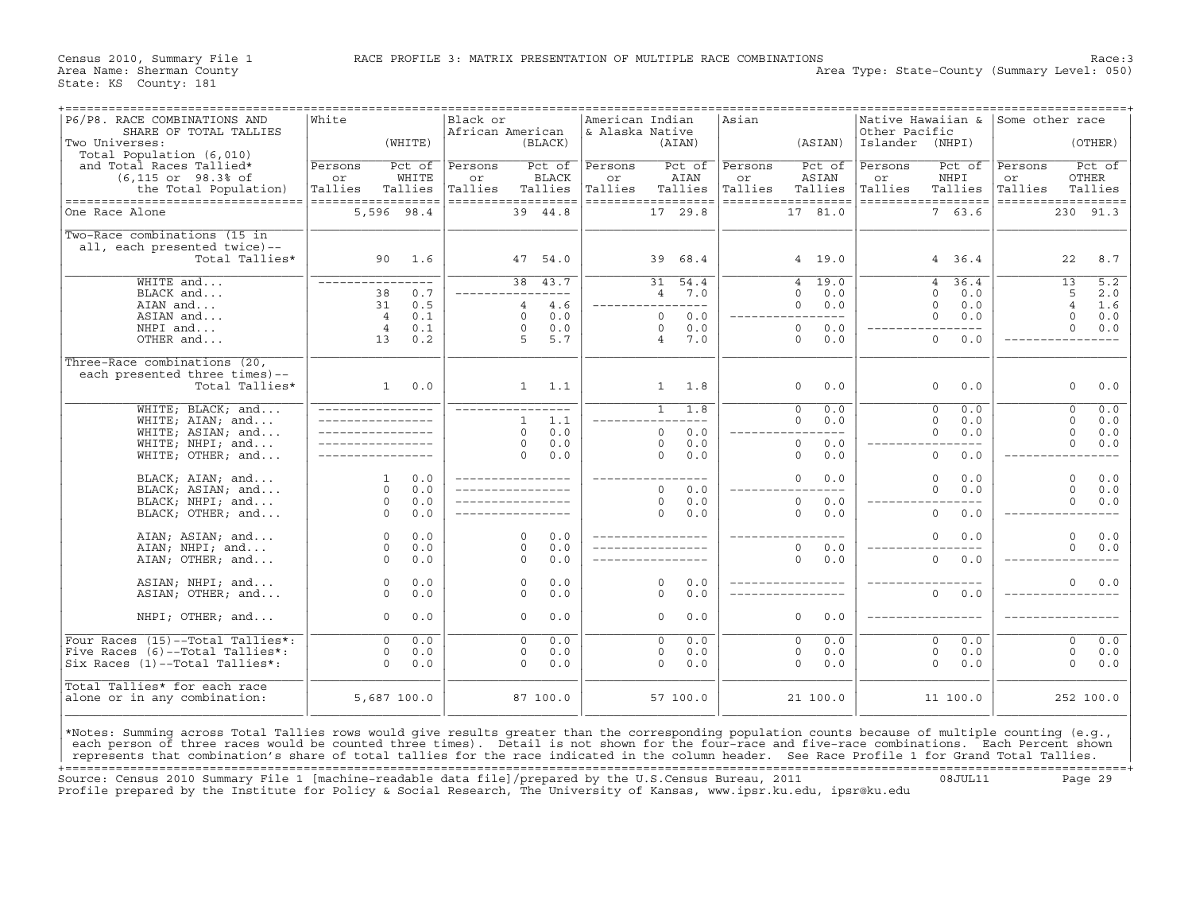Census 2010, Summary File 1 — RACE PROFILE 3: MATRIX PRESENTATION OF MULTIPLE RACE COMBINATIONS — Race:3

Area Name: Sherman County — Area Type: State-County (Summary Level: 050)

State: KS County: 181

| P6/P8. RACE COMBINATIONS AND SHARE OF TOTAL TALLIES. Two Universes: Total Population (6,010) and Total Races Tallied* (6,115 or 98.3% of the Total Population) | White (WHITE) | | Black or African American (BLACK) | | American Indian & Alaska Native (AIAN) | | Asian (ASIAN) | | Native Hawaiian & Other Pacific Islander (NHPI) | | Some other race (OTHER) | |
|---|---|---|---|---|---|---|---|---|---|---|---|---|
| | Persons or Tallies | Pct of WHITE Tallies | Persons or Tallies | Pct of BLACK Tallies | Persons or Tallies | Pct of AIAN Tallies | Persons or Tallies | Pct of ASIAN Tallies | Persons or Tallies | Pct of NHPI Tallies | Persons or Tallies | Pct of OTHER Tallies |
| One Race Alone | 5,596 | 98.4 | 39 | 44.8 | 17 | 29.8 | 17 | 81.0 | 7 | 63.6 | 230 | 91.3 |
| Two-Race combinations (15 in all, each presented twice)-- Total Tallies* | 90 | 1.6 | 47 | 54.0 | 39 | 68.4 | 4 | 19.0 | 4 | 36.4 | 22 | 8.7 |
| WHITE and... | --- | --- | 38 | 43.7 | 31 | 54.4 | 4 | 19.0 | 4 | 36.4 | 13 | 5.2 |
| BLACK and... | 38 | 0.7 | --- | --- | 4 | 7.0 | 0 | 0.0 | 0 | 0.0 | 5 | 2.0 |
| AIAN and... | 31 | 0.5 | 4 | 4.6 | --- | --- | 0 | 0.0 | 0 | 0.0 | 4 | 1.6 |
| ASIAN and... | 4 | 0.1 | 0 | 0.0 | 0 | 0.0 | --- | --- | 0 | 0.0 | 0 | 0.0 |
| NHPI and... | 4 | 0.1 | 0 | 0.0 | 0 | 0.0 | 0 | 0.0 | --- | --- | 0 | 0.0 |
| OTHER and... | 13 | 0.2 | 5 | 5.7 | 4 | 7.0 | 0 | 0.0 | 0 | 0.0 | --- | --- |
| Three-Race combinations (20, each presented three times)-- Total Tallies* | 1 | 0.0 | 1 | 1.1 | 1 | 1.8 | 0 | 0.0 | 0 | 0.0 | 0 | 0.0 |
| WHITE; BLACK; and... | --- | --- | --- | --- | 1 | 1.8 | 0 | 0.0 | 0 | 0.0 | 0 | 0.0 |
| WHITE; AIAN; and... | --- | --- | 1 | 1.1 | --- | --- | 0 | 0.0 | 0 | 0.0 | 0 | 0.0 |
| WHITE; ASIAN; and... | --- | --- | 0 | 0.0 | 0 | 0.0 | --- | --- | 0 | 0.0 | 0 | 0.0 |
| WHITE; NHPI; and... | --- | --- | 0 | 0.0 | 0 | 0.0 | 0 | 0.0 | --- | --- | 0 | 0.0 |
| WHITE; OTHER; and... | --- | --- | 0 | 0.0 | 0 | 0.0 | 0 | 0.0 | 0 | 0.0 | --- | --- |
| BLACK; AIAN; and... | 1 | 0.0 | --- | --- | --- | --- | 0 | 0.0 | 0 | 0.0 | 0 | 0.0 |
| BLACK; ASIAN; and... | 0 | 0.0 | --- | --- | 0 | 0.0 | --- | --- | 0 | 0.0 | 0 | 0.0 |
| BLACK; NHPI; and... | 0 | 0.0 | --- | --- | 0 | 0.0 | 0 | 0.0 | --- | --- | 0 | 0.0 |
| BLACK; OTHER; and... | 0 | 0.0 | --- | --- | 0 | 0.0 | 0 | 0.0 | 0 | 0.0 | --- | --- |
| AIAN; ASIAN; and... | 0 | 0.0 | 0 | 0.0 | --- | --- | --- | --- | 0 | 0.0 | 0 | 0.0 |
| AIAN; NHPI; and... | 0 | 0.0 | 0 | 0.0 | --- | --- | 0 | 0.0 | --- | --- | 0 | 0.0 |
| AIAN; OTHER; and... | 0 | 0.0 | 0 | 0.0 | --- | --- | 0 | 0.0 | 0 | 0.0 | --- | --- |
| ASIAN; NHPI; and... | 0 | 0.0 | 0 | 0.0 | 0 | 0.0 | --- | --- | --- | --- | 0 | 0.0 |
| ASIAN; OTHER; and... | 0 | 0.0 | 0 | 0.0 | 0 | 0.0 | --- | --- | 0 | 0.0 | --- | --- |
| NHPI; OTHER; and... | 0 | 0.0 | 0 | 0.0 | 0 | 0.0 | 0 | 0.0 | --- | --- | --- | --- |
| Four Races (15)--Total Tallies*: | 0 | 0.0 | 0 | 0.0 | 0 | 0.0 | 0 | 0.0 | 0 | 0.0 | 0 | 0.0 |
| Five Races (6)--Total Tallies*: | 0 | 0.0 | 0 | 0.0 | 0 | 0.0 | 0 | 0.0 | 0 | 0.0 | 0 | 0.0 |
| Six Races (1)--Total Tallies*: | 0 | 0.0 | 0 | 0.0 | 0 | 0.0 | 0 | 0.0 | 0 | 0.0 | 0 | 0.0 |
| Total Tallies* for each race alone or in any combination: | 5,687 | 100.0 | 87 | 100.0 | 57 | 100.0 | 21 | 100.0 | 11 | 100.0 | 252 | 100.0 |

*Notes: Summing across Total Tallies rows would give results greater than the corresponding population counts because of multiple counting (e.g., each person of three races would be counted three times). Detail is not shown for the four-race and five-race combinations. Each Percent shown represents that combination's share of total tallies for the race indicated in the column header. See Race Profile 1 for Grand Total Tallies.

Source: Census 2010 Summary File 1 [machine-readable data file]/prepared by the U.S.Census Bureau, 2011 08JUL11

Profile prepared by the Institute for Policy & Social Research, The University of Kansas, www.ipsr.ku.edu, ipsr@ku.edu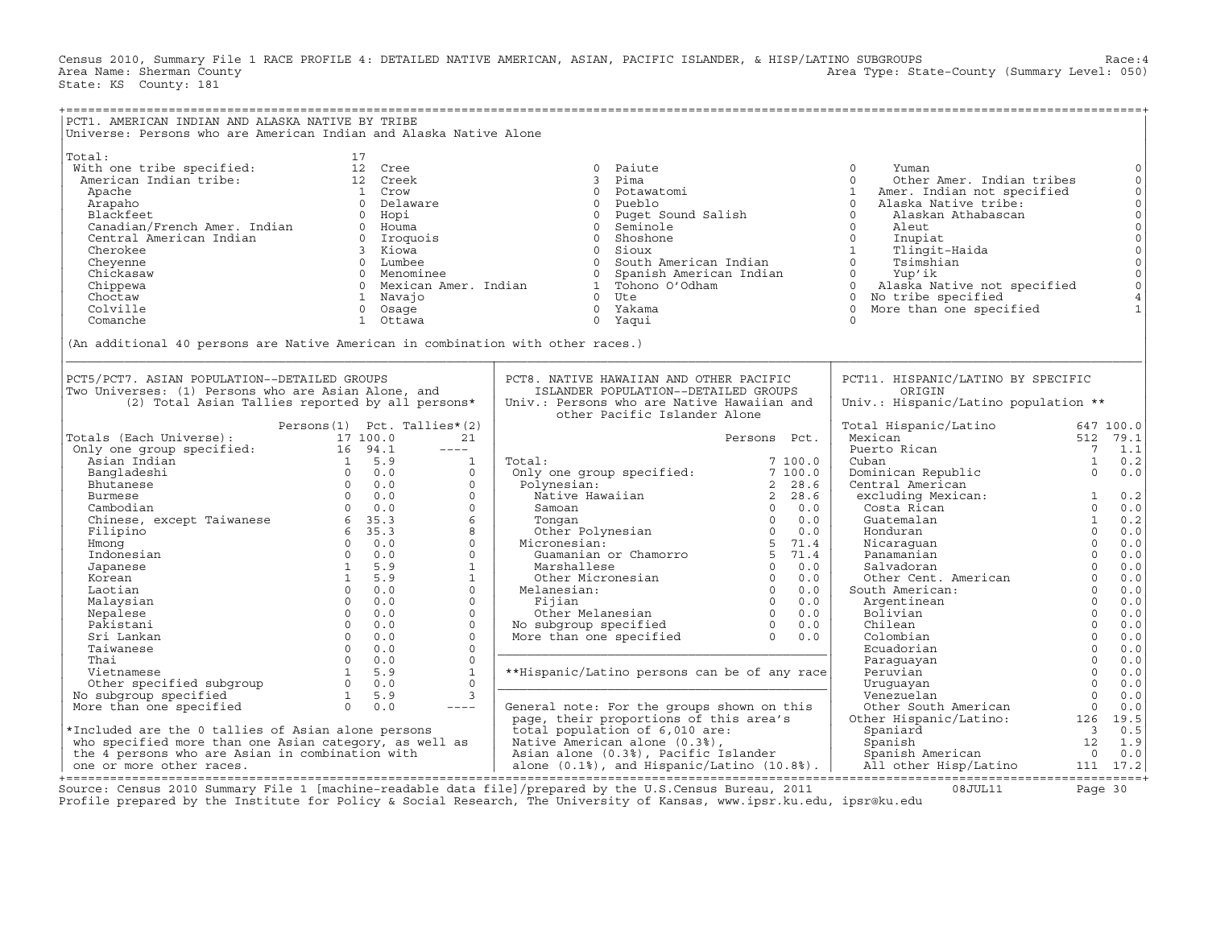Census 2010, Summary File 1 RACE PROFILE 4: DETAILED NATIVE AMERICAN, ASIAN, PACIFIC ISLANDER, & HISP/LATINO SUBGROUPS Race:4
Area Name: Sherman County Area Type: State-County (Summary Level: 050)
State: KS County: 181

## PCT1. AMERICAN INDIAN AND ALASKA NATIVE BY TRIBE

Universe: Persons who are American Indian and Alaska Native Alone

| Tribe | Count | Tribe | Count | Tribe | Count | Tribe | Count |
|---|---|---|---|---|---|---|---|
| Total: | 17 | Cree | 0 | Paiute | 0 | Yuman | 0 |
| With one tribe specified: | 12 | Creek | 3 | Pima | 0 | Other Amer. Indian tribes | 0 |
| American Indian tribe: | 12 | Crow | 0 | Potawatomi | 1 | Amer. Indian not specified | 0 |
| Apache | 1 | Delaware | 0 | Pueblo | 0 | Alaska Native tribe: | 0 |
| Arapaho | 0 | Hopi | 0 | Puget Sound Salish | 0 | Alaskan Athabascan | 0 |
| Blackfeet | 0 | Houma | 0 | Seminole | 0 | Aleut | 0 |
| Canadian/French Amer. Indian | 0 | Iroquois | 0 | Shoshone | 0 | Inupiat | 0 |
| Central American Indian | 0 | Kiowa | 0 | Sioux | 1 | Tlingit-Haida | 0 |
| Cherokee | 3 | Lumbee | 0 | South American Indian | 0 | Tsimshian | 0 |
| Cheyenne | 0 | Menominee | 0 | Spanish American Indian | 0 | Yup'ik | 0 |
| Chickasaw | 0 | Mexican Amer. Indian | 1 | Tohono O'Odham | 0 | Alaska Native not specified | 0 |
| Chippewa | 0 | Navajo | 0 | Ute | 0 | No tribe specified | 4 |
| Choctaw | 1 | Osage | 0 | Yakama | 0 | More than one specified | 1 |
| Colville | 0 | Ottawa | 0 | Yaqui | 0 | | |
| Comanche | 1 | | | | | | |

(An additional 40 persons are Native American in combination with other races.)

## PCT5/PCT7. ASIAN POPULATION--DETAILED GROUPS

Two Universes: (1) Persons who are Asian Alone, and (2) Total Asian Tallies reported by all persons*

| | Persons(1) | Pct. | Tallies*(2) |
|---|---|---|---|
| Totals (Each Universe): | 17 | 100.0 | 21 |
| Only one group specified: | 16 | 94.1 | ---- |
| Asian Indian | 1 | 5.9 | 1 |
| Bangladeshi | 0 | 0.0 | 0 |
| Bhutanese | 0 | 0.0 | 0 |
| Burmese | 0 | 0.0 | 0 |
| Cambodian | 0 | 0.0 | 0 |
| Chinese, except Taiwanese | 6 | 35.3 | 6 |
| Filipino | 6 | 35.3 | 8 |
| Hmong | 0 | 0.0 | 0 |
| Indonesian | 0 | 0.0 | 0 |
| Japanese | 1 | 5.9 | 1 |
| Korean | 1 | 5.9 | 1 |
| Laotian | 0 | 0.0 | 0 |
| Malaysian | 0 | 0.0 | 0 |
| Nepalese | 0 | 0.0 | 0 |
| Pakistani | 0 | 0.0 | 0 |
| Sri Lankan | 0 | 0.0 | 0 |
| Taiwanese | 0 | 0.0 | 0 |
| Thai | 0 | 0.0 | 0 |
| Vietnamese | 1 | 5.9 | 1 |
| Other specified subgroup | 0 | 0.0 | 0 |
| No subgroup specified | 1 | 5.9 | 3 |
| More than one specified | 0 | 0.0 | ---- |

*Included are the 0 tallies of Asian alone persons who specified more than one Asian category, as well as the 4 persons who are Asian in combination with one or more other races.

## PCT8. NATIVE HAWAIIAN AND OTHER PACIFIC ISLANDER POPULATION--DETAILED GROUPS

Univ.: Persons who are Native Hawaiian and other Pacific Islander Alone

| | Persons | Pct. |
|---|---|---|
| Total: | 7 | 100.0 |
| Only one group specified: | 7 | 100.0 |
| Polynesian: | 2 | 28.6 |
| Native Hawaiian | 2 | 28.6 |
| Samoan | 0 | 0.0 |
| Tongan | 0 | 0.0 |
| Other Polynesian | 0 | 0.0 |
| Micronesian: | 5 | 71.4 |
| Guamanian or Chamorro | 5 | 71.4 |
| Marshallese | 0 | 0.0 |
| Other Micronesian | 0 | 0.0 |
| Melanesian: | 0 | 0.0 |
| Fijian | 0 | 0.0 |
| Other Melanesian | 0 | 0.0 |
| No subgroup specified | 0 | 0.0 |
| More than one specified | 0 | 0.0 |

**Hispanic/Latino persons can be of any race

General note: For the groups shown on this page, their proportions of this area's total population of 6,010 are: Native American alone (0.3%), Asian alone (0.3%), Pacific Islander alone (0.1%), and Hispanic/Latino (10.8%).

## PCT11. HISPANIC/LATINO BY SPECIFIC ORIGIN

Univ.: Hispanic/Latino population **

| | Count | Pct. |
|---|---|---|
| Total Hispanic/Latino | 647 | 100.0 |
| Mexican | 512 | 79.1 |
| Puerto Rican | 7 | 1.1 |
| Cuban | 1 | 0.2 |
| Dominican Republic | 0 | 0.0 |
| Central American excluding Mexican: | 1 | 0.2 |
| Costa Rican | 0 | 0.0 |
| Guatemalan | 1 | 0.2 |
| Honduran | 0 | 0.0 |
| Nicaraguan | 0 | 0.0 |
| Panamanian | 0 | 0.0 |
| Salvadoran | 0 | 0.0 |
| Other Cent. American | 0 | 0.0 |
| South American: | 0 | 0.0 |
| Argentinean | 0 | 0.0 |
| Bolivian | 0 | 0.0 |
| Chilean | 0 | 0.0 |
| Colombian | 0 | 0.0 |
| Ecuadorian | 0 | 0.0 |
| Paraguayan | 0 | 0.0 |
| Peruvian | 0 | 0.0 |
| Uruguayan | 0 | 0.0 |
| Venezuelan | 0 | 0.0 |
| Other South American | 0 | 0.0 |
| Other Hispanic/Latino: | 126 | 19.5 |
| Spaniard | 3 | 0.5 |
| Spanish | 12 | 1.9 |
| Spanish American | 0 | 0.0 |
| All other Hisp/Latino | 111 | 17.2 |

Source: Census 2010 Summary File 1 [machine-readable data file]/prepared by the U.S.Census Bureau, 2011 08JUL11
Profile prepared by the Institute for Policy & Social Research, The University of Kansas, www.ipsr.ku.edu, ipsr@ku.edu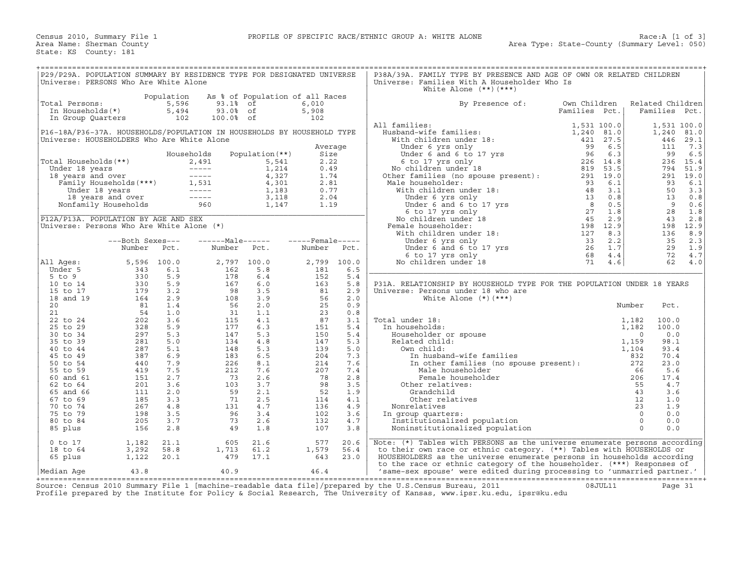Census 2010, Summary File 1 — PROFILE OF SPECIFIC RACE/ETHNIC GROUP A: WHITE ALONE — Race:A [1 of 3]

Area Name: Sherman County — Area Type: State-County (Summary Level: 050)

State: KS County: 181

## P29/P29A. POPULATION SUMMARY BY RESIDENCE TYPE FOR DESIGNATED UNIVERSE

Universe: PERSONS Who Are White Alone

| | Population | As % of Population of all Races | |
|---|---|---|---|
| Total Persons: | 5,596 | 93.1% of | 6,010 |
| In Households(*) | 5,494 | 93.0% of | 5,908 |
| In Group Quarters | 102 | 100.0% of | 102 |

## P16-18A/P36-37A. HOUSEHOLDS/POPULATION IN HOUSEHOLDS BY HOUSEHOLD TYPE

Universe: HOUSEHOLDERS Who Are White Alone

| | Households | Population(**) | Average Size |
|---|---|---|---|
| Total Households(**) | 2,491 | 5,541 | 2.22 |
| Under 18 years | ----- | 1,214 | 0.49 |
| 18 years and over | ----- | 4,327 | 1.74 |
| Family Households(***) | 1,531 | 4,301 | 2.81 |
| Under 18 years | ----- | 1,183 | 0.77 |
| 18 years and over | ----- | 3,118 | 2.04 |
| Nonfamily Households | 960 | 1,147 | 1.19 |

## P12A/P13A. POPULATION BY AGE AND SEX

Universe: Persons Who Are White Alone (*)

| | Both Sexes Number | Both Sexes Pct. | Male Number | Male Pct. | Female Number | Female Pct. |
|---|---|---|---|---|---|---|
| All Ages: | 5,596 | 100.0 | 2,797 | 100.0 | 2,799 | 100.0 |
| Under 5 | 343 | 6.1 | 162 | 5.8 | 181 | 6.5 |
| 5 to 9 | 330 | 5.9 | 178 | 6.4 | 152 | 5.4 |
| 10 to 14 | 330 | 5.9 | 167 | 6.0 | 163 | 5.8 |
| 15 to 17 | 179 | 3.2 | 98 | 3.5 | 81 | 2.9 |
| 18 and 19 | 164 | 2.9 | 108 | 3.9 | 56 | 2.0 |
| 20 | 81 | 1.4 | 56 | 2.0 | 25 | 0.9 |
| 21 | 54 | 1.0 | 31 | 1.1 | 23 | 0.8 |
| 22 to 24 | 202 | 3.6 | 115 | 4.1 | 87 | 3.1 |
| 25 to 29 | 328 | 5.9 | 177 | 6.3 | 151 | 5.4 |
| 30 to 34 | 297 | 5.3 | 147 | 5.3 | 150 | 5.4 |
| 35 to 39 | 281 | 5.0 | 134 | 4.8 | 147 | 5.3 |
| 40 to 44 | 287 | 5.1 | 148 | 5.3 | 139 | 5.0 |
| 45 to 49 | 387 | 6.9 | 183 | 6.5 | 204 | 7.3 |
| 50 to 54 | 440 | 7.9 | 226 | 8.1 | 214 | 7.6 |
| 55 to 59 | 419 | 7.5 | 212 | 7.6 | 207 | 7.4 |
| 60 and 61 | 151 | 2.7 | 73 | 2.6 | 78 | 2.8 |
| 62 to 64 | 201 | 3.6 | 103 | 3.7 | 98 | 3.5 |
| 65 and 66 | 111 | 2.0 | 59 | 2.1 | 52 | 1.9 |
| 67 to 69 | 185 | 3.3 | 71 | 2.5 | 114 | 4.1 |
| 70 to 74 | 267 | 4.8 | 131 | 4.7 | 136 | 4.9 |
| 75 to 79 | 198 | 3.5 | 96 | 3.4 | 102 | 3.6 |
| 80 to 84 | 205 | 3.7 | 73 | 2.6 | 132 | 4.7 |
| 85 plus | 156 | 2.8 | 49 | 1.8 | 107 | 3.8 |
| 0 to 17 | 1,182 | 21.1 | 605 | 21.6 | 577 | 20.6 |
| 18 to 64 | 3,292 | 58.8 | 1,713 | 61.2 | 1,579 | 56.4 |
| 65 plus | 1,122 | 20.1 | 479 | 17.1 | 643 | 23.0 |
| Median Age | 43.8 | | 40.9 | | 46.4 | |

## P38A/39A. FAMILY TYPE BY PRESENCE AND AGE OF OWN OR RELATED CHILDREN

Universe: Families With A Householder Who Is White Alone (**)(***)

| By Presence of: | Own Children Families | Own Children Pct. | Related Children Families | Related Children Pct. |
|---|---|---|---|---|
| All families: | 1,531 | 100.0 | 1,531 | 100.0 |
| Husband-wife families: | 1,240 | 81.0 | 1,240 | 81.0 |
| With children under 18: | 421 | 27.5 | 446 | 29.1 |
| Under 6 yrs only | 99 | 6.5 | 111 | 7.3 |
| Under 6 and 6 to 17 yrs | 96 | 6.3 | 99 | 6.5 |
| 6 to 17 yrs only | 226 | 14.8 | 236 | 15.4 |
| No children under 18 | 819 | 53.5 | 794 | 51.9 |
| Other families (no spouse present): | 291 | 19.0 | 291 | 19.0 |
| Male householder: | 93 | 6.1 | 93 | 6.1 |
| With children under 18: | 48 | 3.1 | 50 | 3.3 |
| Under 6 yrs only | 13 | 0.8 | 13 | 0.8 |
| Under 6 and 6 to 17 yrs | 8 | 0.5 | 9 | 0.6 |
| 6 to 17 yrs only | 27 | 1.8 | 28 | 1.8 |
| No children under 18 | 45 | 2.9 | 43 | 2.8 |
| Female householder: | 198 | 12.9 | 198 | 12.9 |
| With children under 18: | 127 | 8.3 | 136 | 8.9 |
| Under 6 yrs only | 33 | 2.2 | 35 | 2.3 |
| Under 6 and 6 to 17 yrs | 26 | 1.7 | 29 | 1.9 |
| 6 to 17 yrs only | 68 | 4.4 | 72 | 4.7 |
| No children under 18 | 71 | 4.6 | 62 | 4.0 |

## P31A. RELATIONSHIP BY HOUSEHOLD TYPE FOR THE POPULATION UNDER 18 YEARS

Universe: Persons under 18 who are White Alone (*)(***)

| | Number | Pct. |
|---|---|---|
| Total under 18: | 1,182 | 100.0 |
| In households: | 1,182 | 100.0 |
| Householder or spouse | 0 | 0.0 |
| Related child: | 1,159 | 98.1 |
| Own child: | 1,104 | 93.4 |
| In husband-wife families | 832 | 70.4 |
| In other families (no spouse present): | 272 | 23.0 |
| Male householder | 66 | 5.6 |
| Female householder | 206 | 17.4 |
| Other relatives: | 55 | 4.7 |
| Grandchild | 43 | 3.6 |
| Other relatives | 12 | 1.0 |
| Nonrelatives | 23 | 1.9 |
| In group quarters: | 0 | 0.0 |
| Institutionalized population | 0 | 0.0 |
| Noninstitutionalized population | 0 | 0.0 |

Note: (*) Tables with PERSONS as the universe enumerate persons according to their own race or ethnic category. (**) Tables with HOUSEHOLDS or HOUSEHOLDERS as the universe enumerate persons in households according to the race or ethnic category of the householder. (***) Responses of 'same-sex spouse' were edited during processing to 'unmarried partner.'

Source: Census 2010 Summary File 1 [machine-readable data file]/prepared by the U.S.Census Bureau, 2011 08JUL11

Profile prepared by the Institute for Policy & Social Research, The University of Kansas, www.ipsr.ku.edu, ipsr@ku.edu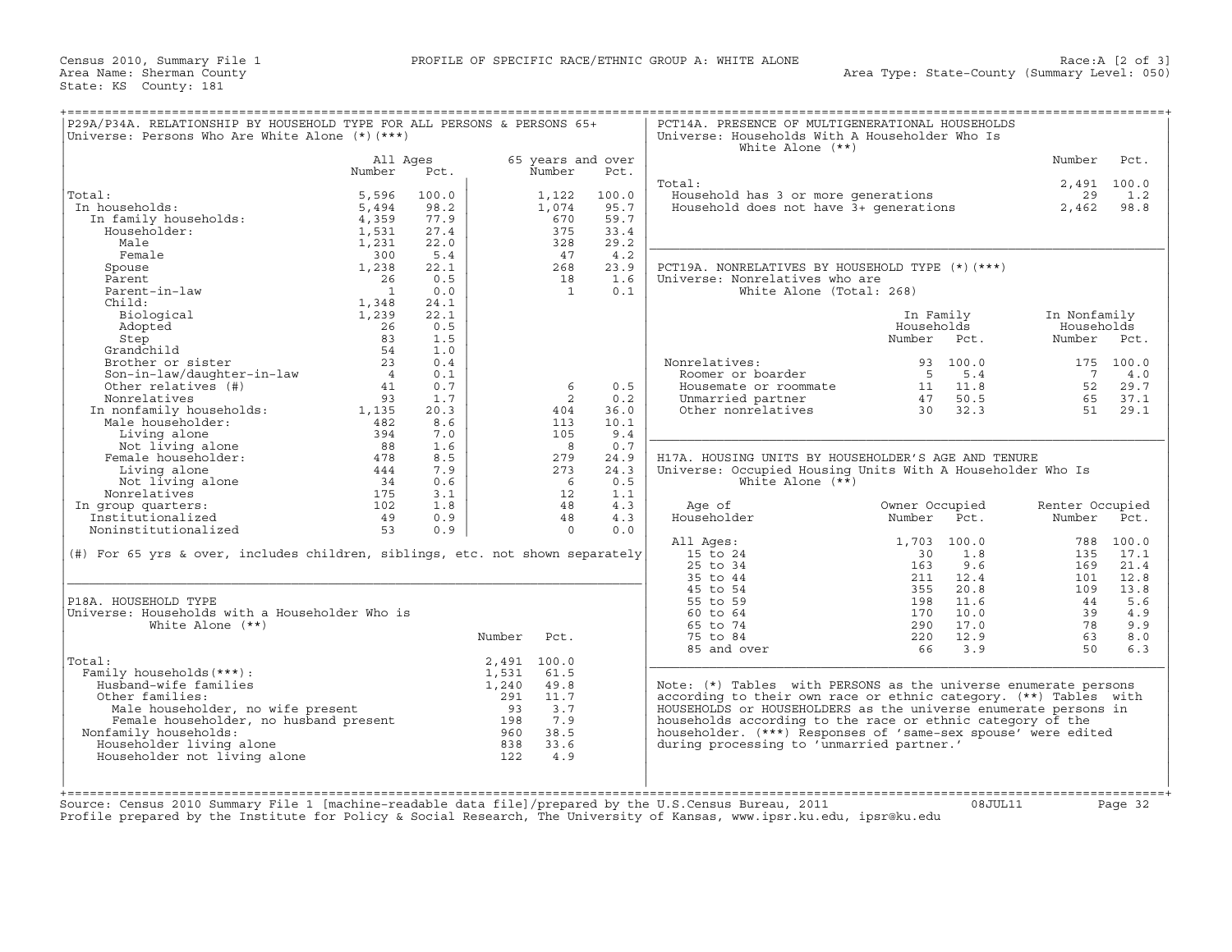Census 2010, Summary File 1 — PROFILE OF SPECIFIC RACE/ETHNIC GROUP A: WHITE ALONE — Race:A [2 of 3]

Area Name: Sherman County — Area Type: State-County (Summary Level: 050)

State: KS County: 181

## P29A/P34A. RELATIONSHIP BY HOUSEHOLD TYPE FOR ALL PERSONS & PERSONS 65+

Universe: Persons Who Are White Alone (*)(***)

| | All Ages Number | All Ages Pct. | 65 years and over Number | 65 years and over Pct. |
|---|---|---|---|---|
| Total: | 5,596 | 100.0 | 1,122 | 100.0 |
| In households: | 5,494 | 98.2 | 1,074 | 95.7 |
| In family households: | 4,359 | 77.9 | 670 | 59.7 |
| Householder: | 1,531 | 27.4 | 375 | 33.4 |
| Male | 1,231 | 22.0 | 328 | 29.2 |
| Female | 300 | 5.4 | 47 | 4.2 |
| Spouse | 1,238 | 22.1 | 268 | 23.9 |
| Parent | 26 | 0.5 | 18 | 1.6 |
| Parent-in-law | 1 | 0.0 | 1 | 0.1 |
| Child: | 1,348 | 24.1 | | |
| Biological | 1,239 | 22.1 | | |
| Adopted | 26 | 0.5 | | |
| Step | 83 | 1.5 | | |
| Grandchild | 54 | 1.0 | | |
| Brother or sister | 23 | 0.4 | | |
| Son-in-law/daughter-in-law | 4 | 0.1 | | |
| Other relatives (#) | 41 | 0.7 | 6 | 0.5 |
| Nonrelatives | 93 | 1.7 | 2 | 0.2 |
| In nonfamily households: | 1,135 | 20.3 | 404 | 36.0 |
| Male householder: | 482 | 8.6 | 113 | 10.1 |
| Living alone | 394 | 7.0 | 105 | 9.4 |
| Not living alone | 88 | 1.6 | 8 | 0.7 |
| Female householder: | 478 | 8.5 | 279 | 24.9 |
| Living alone | 444 | 7.9 | 273 | 24.3 |
| Not living alone | 34 | 0.6 | 6 | 0.5 |
| Nonrelatives | 175 | 3.1 | 12 | 1.1 |
| In group quarters: | 102 | 1.8 | 48 | 4.3 |
| Institutionalized | 49 | 0.9 | 48 | 4.3 |
| Noninstitutionalized | 53 | 0.9 | 0 | 0.0 |

(#) For 65 yrs & over, includes children, siblings, etc. not shown separately

## P18A. HOUSEHOLD TYPE

Universe: Households with a Householder Who is White Alone (**)

| | Number | Pct. |
|---|---|---|
| Total: | 2,491 | 100.0 |
| Family households(***): | 1,531 | 61.5 |
| Husband-wife families | 1,240 | 49.8 |
| Other families: | 291 | 11.7 |
| Male householder, no wife present | 93 | 3.7 |
| Female householder, no husband present | 198 | 7.9 |
| Nonfamily households: | 960 | 38.5 |
| Householder living alone | 838 | 33.6 |
| Householder not living alone | 122 | 4.9 |

## PCT14A. PRESENCE OF MULTIGENERATIONAL HOUSEHOLDS

Universe: Households With A Householder Who Is White Alone (**)

| | Number | Pct. |
|---|---|---|
| Total: | 2,491 | 100.0 |
| Household has 3 or more generations | 29 | 1.2 |
| Household does not have 3+ generations | 2,462 | 98.8 |

## PCT19A. NONRELATIVES BY HOUSEHOLD TYPE (*)(***)

Universe: Nonrelatives who are White Alone (Total: 268)

| | In Family Households Number | In Family Households Pct. | In Nonfamily Households Number | In Nonfamily Households Pct. |
|---|---|---|---|---|
| Nonrelatives: | 93 | 100.0 | 175 | 100.0 |
| Roomer or boarder | 5 | 5.4 | 7 | 4.0 |
| Housemate or roommate | 11 | 11.8 | 52 | 29.7 |
| Unmarried partner | 47 | 50.5 | 65 | 37.1 |
| Other nonrelatives | 30 | 32.3 | 51 | 29.1 |

## H17A. HOUSING UNITS BY HOUSEHOLDER'S AGE AND TENURE

Universe: Occupied Housing Units With A Householder Who Is White Alone (**)

| Age of Householder | Owner Occupied Number | Owner Occupied Pct. | Renter Occupied Number | Renter Occupied Pct. |
|---|---|---|---|---|
| All Ages: | 1,703 | 100.0 | 788 | 100.0 |
| 15 to 24 | 30 | 1.8 | 135 | 17.1 |
| 25 to 34 | 163 | 9.6 | 169 | 21.4 |
| 35 to 44 | 211 | 12.4 | 101 | 12.8 |
| 45 to 54 | 355 | 20.8 | 109 | 13.8 |
| 55 to 59 | 198 | 11.6 | 44 | 5.6 |
| 60 to 64 | 170 | 10.0 | 39 | 4.9 |
| 65 to 74 | 290 | 17.0 | 78 | 9.9 |
| 75 to 84 | 220 | 12.9 | 63 | 8.0 |
| 85 and over | 66 | 3.9 | 50 | 6.3 |

Note: (*) Tables with PERSONS as the universe enumerate persons according to their own race or ethnic category. (**) Tables with HOUSEHOLDS or HOUSEHOLDERS as the universe enumerate persons in households according to the race or ethnic category of the householder. (***) Responses of 'same-sex spouse' were edited during processing to 'unmarried partner.'

Source: Census 2010 Summary File 1 [machine-readable data file]/prepared by the U.S.Census Bureau, 2011 08JUL11

Profile prepared by the Institute for Policy & Social Research, The University of Kansas, www.ipsr.ku.edu, ipsr@ku.edu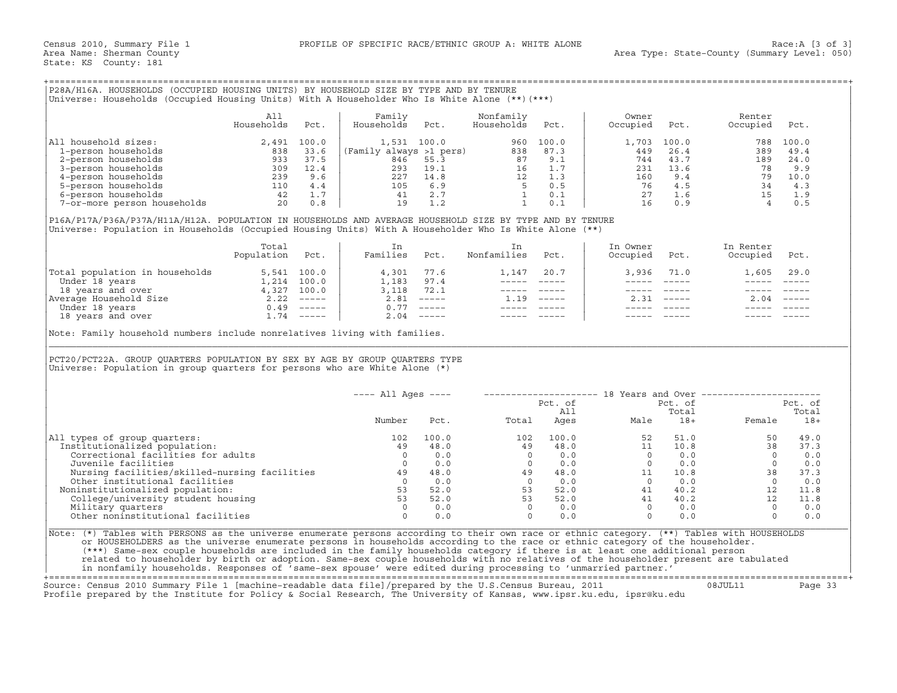Census 2010, Summary File 1 — PROFILE OF SPECIFIC RACE/ETHNIC GROUP A: WHITE ALONE — Race:A [3 of 3]
Area Name: Sherman County — Area Type: State-County (Summary Level: 050)
State: KS County: 181

## P28A/H16A. HOUSEHOLDS (OCCUPIED HOUSING UNITS) BY HOUSEHOLD SIZE BY TYPE AND BY TENURE

Universe: Households (Occupied Housing Units) With A Householder Who Is White Alone (**)(***)

| | All Households | Pct. | Family Households | Pct. | Nonfamily Households | Pct. | Owner Occupied | Pct. | Renter Occupied | Pct. |
|---|---|---|---|---|---|---|---|---|---|---|
| All household sizes: | 2,491 | 100.0 | 1,531 | 100.0 | 960 | 100.0 | 1,703 | 100.0 | 788 | 100.0 |
| 1-person households | 838 | 33.6 | (Family always >1 pers) | | 838 | 87.3 | 449 | 26.4 | 389 | 49.4 |
| 2-person households | 933 | 37.5 | 846 | 55.3 | 87 | 9.1 | 744 | 43.7 | 189 | 24.0 |
| 3-person households | 309 | 12.4 | 293 | 19.1 | 16 | 1.7 | 231 | 13.6 | 78 | 9.9 |
| 4-person households | 239 | 9.6 | 227 | 14.8 | 12 | 1.3 | 160 | 9.4 | 79 | 10.0 |
| 5-person households | 110 | 4.4 | 105 | 6.9 | 5 | 0.5 | 76 | 4.5 | 34 | 4.3 |
| 6-person households | 42 | 1.7 | 41 | 2.7 | 1 | 0.1 | 27 | 1.6 | 15 | 1.9 |
| 7-or-more person households | 20 | 0.8 | 19 | 1.2 | 1 | 0.1 | 16 | 0.9 | 4 | 0.5 |

## P16A/P17A/P36A/P37A/H11A/H12A. POPULATION IN HOUSEHOLDS AND AVERAGE HOUSEHOLD SIZE BY TYPE AND BY TENURE

Universe: Population in Households (Occupied Housing Units) With A Householder Who Is White Alone (**)

| | Total Population | Pct. | In Families | Pct. | In Nonfamilies | Pct. | In Owner Occupied | Pct. | In Renter Occupied | Pct. |
|---|---|---|---|---|---|---|---|---|---|---|
| Total population in households | 5,541 | 100.0 | 4,301 | 77.6 | 1,147 | 20.7 | 3,936 | 71.0 | 1,605 | 29.0 |
| Under 18 years | 1,214 | 100.0 | 1,183 | 97.4 | ----- | ----- | ----- | ----- | ----- | ----- |
| 18 years and over | 4,327 | 100.0 | 3,118 | 72.1 | ----- | ----- | ----- | ----- | ----- | ----- |
| Average Household Size | 2.22 | ----- | 2.81 | ----- | 1.19 | ----- | 2.31 | ----- | 2.04 | ----- |
| Under 18 years | 0.49 | ----- | 0.77 | ----- | ----- | ----- | ----- | ----- | ----- | ----- |
| 18 years and over | 1.74 | ----- | 2.04 | ----- | ----- | ----- | ----- | ----- | ----- | ----- |

Note: Family household numbers include nonrelatives living with families.

## PCT20/PCT22A. GROUP QUARTERS POPULATION BY SEX BY AGE BY GROUP QUARTERS TYPE

Universe: Population in group quarters for persons who are White Alone (*)

| | All Ages | | 18 Years and Over | | | | | |
|---|---|---|---|---|---|---|---|---|
| | Number | Pct. | Total | Pct. of All Ages | Male | Pct. of Total 18+ | Female | Pct. of Total 18+ |
| All types of group quarters: | 102 | 100.0 | 102 | 100.0 | 52 | 51.0 | 50 | 49.0 |
| Institutionalized population: | 49 | 48.0 | 49 | 48.0 | 11 | 10.8 | 38 | 37.3 |
| Correctional facilities for adults | 0 | 0.0 | 0 | 0.0 | 0 | 0.0 | 0 | 0.0 |
| Juvenile facilities | 0 | 0.0 | 0 | 0.0 | 0 | 0.0 | 0 | 0.0 |
| Nursing facilities/skilled-nursing facilities | 49 | 48.0 | 49 | 48.0 | 11 | 10.8 | 38 | 37.3 |
| Other institutional facilities | 0 | 0.0 | 0 | 0.0 | 0 | 0.0 | 0 | 0.0 |
| Noninstitutionalized population: | 53 | 52.0 | 53 | 52.0 | 41 | 40.2 | 12 | 11.8 |
| College/university student housing | 53 | 52.0 | 53 | 52.0 | 41 | 40.2 | 12 | 11.8 |
| Military quarters | 0 | 0.0 | 0 | 0.0 | 0 | 0.0 | 0 | 0.0 |
| Other noninstitutional facilities | 0 | 0.0 | 0 | 0.0 | 0 | 0.0 | 0 | 0.0 |

Note: (*) Tables with PERSONS as the universe enumerate persons according to their own race or ethnic category. (**) Tables with HOUSEHOLDS or HOUSEHOLDERS as the universe enumerate persons in households according to the race or ethnic category of the householder. (***) Same-sex couple households are included in the family households category if there is at least one additional person related to householder by birth or adoption. Same-sex couple households with no relatives of the householder present are tabulated in nonfamily households. Responses of 'same-sex spouse' were edited during processing to 'unmarried partner.'

Source: Census 2010 Summary File 1 [machine-readable data file]/prepared by the U.S.Census Bureau, 2011 — 08JUL11
Profile prepared by the Institute for Policy & Social Research, The University of Kansas, www.ipsr.ku.edu, ipsr@ku.edu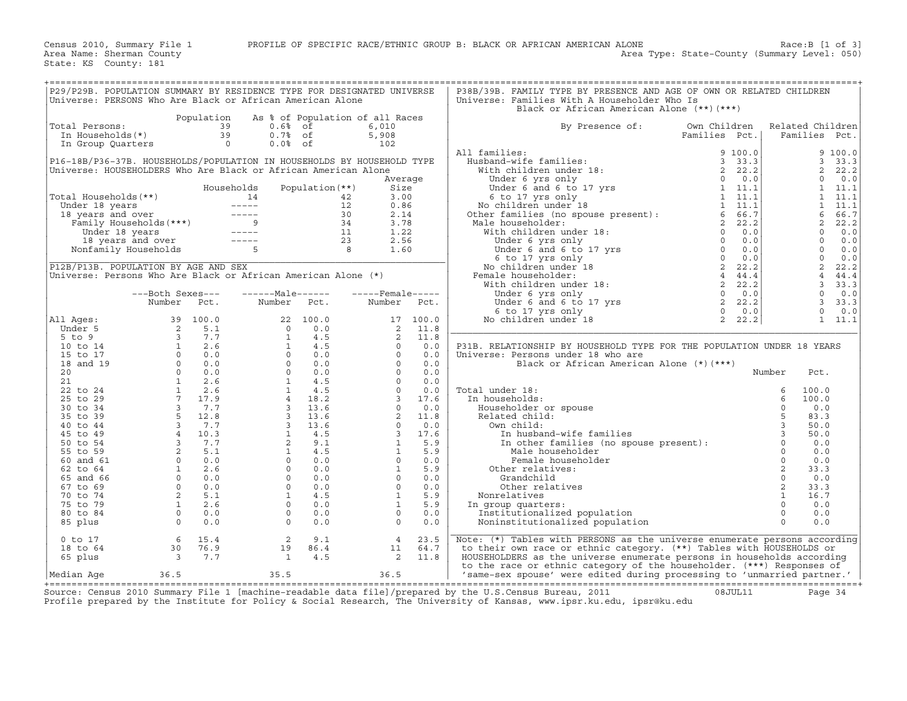Census 2010, Summary File 1 PROFILE OF SPECIFIC RACE/ETHNIC GROUP B: BLACK OR AFRICAN AMERICAN ALONE Race:B [1 of 3]
Area Name: Sherman County Area Type: State-County (Summary Level: 050)
State: KS County: 181

## P29/P29B. POPULATION SUMMARY BY RESIDENCE TYPE FOR DESIGNATED UNIVERSE

Universe: PERSONS Who Are Black or African American Alone

| | Population | As % of Population of all Races | |
|---|---|---|---|
| Total Persons: | 39 | 0.6% of | 6,010 |
| In Households(*) | 39 | 0.7% of | 5,908 |
| In Group Quarters | 0 | 0.0% of | 102 |

## P16-18B/P36-37B. HOUSEHOLDS/POPULATION IN HOUSEHOLDS BY HOUSEHOLD TYPE

Universe: HOUSEHOLDERS Who Are Black or African American Alone

| | Households | Population(**) | Average Size |
|---|---|---|---|
| Total Households(**) | 14 | 42 | 3.00 |
| Under 18 years | ----- | 12 | 0.86 |
| 18 years and over | ----- | 30 | 2.14 |
| Family Households(***) | 9 | 34 | 3.78 |
| Under 18 years | ----- | 11 | 1.22 |
| 18 years and over | ----- | 23 | 2.56 |
| Nonfamily Households | 5 | 8 | 1.60 |

## P12B/P13B. POPULATION BY AGE AND SEX

Universe: Persons Who Are Black or African American Alone (*)

| | Both Sexes Number | Both Sexes Pct. | Male Number | Male Pct. | Female Number | Female Pct. |
|---|---|---|---|---|---|---|
| All Ages: | 39 | 100.0 | 22 | 100.0 | 17 | 100.0 |
| Under 5 | 2 | 5.1 | 0 | 0.0 | 2 | 11.8 |
| 5 to 9 | 3 | 7.7 | 1 | 4.5 | 2 | 11.8 |
| 10 to 14 | 1 | 2.6 | 1 | 4.5 | 0 | 0.0 |
| 15 to 17 | 0 | 0.0 | 0 | 0.0 | 0 | 0.0 |
| 18 and 19 | 0 | 0.0 | 0 | 0.0 | 0 | 0.0 |
| 20 | 0 | 0.0 | 0 | 0.0 | 0 | 0.0 |
| 21 | 1 | 2.6 | 1 | 4.5 | 0 | 0.0 |
| 22 to 24 | 1 | 2.6 | 1 | 4.5 | 0 | 0.0 |
| 25 to 29 | 7 | 17.9 | 4 | 18.2 | 3 | 17.6 |
| 30 to 34 | 3 | 7.7 | 3 | 13.6 | 0 | 0.0 |
| 35 to 39 | 5 | 12.8 | 3 | 13.6 | 2 | 11.8 |
| 40 to 44 | 3 | 7.7 | 3 | 13.6 | 0 | 0.0 |
| 45 to 49 | 4 | 10.3 | 1 | 4.5 | 3 | 17.6 |
| 50 to 54 | 3 | 7.7 | 2 | 9.1 | 1 | 5.9 |
| 55 to 59 | 2 | 5.1 | 1 | 4.5 | 1 | 5.9 |
| 60 and 61 | 0 | 0.0 | 0 | 0.0 | 0 | 0.0 |
| 62 to 64 | 1 | 2.6 | 0 | 0.0 | 1 | 5.9 |
| 65 and 66 | 0 | 0.0 | 0 | 0.0 | 0 | 0.0 |
| 67 to 69 | 0 | 0.0 | 0 | 0.0 | 0 | 0.0 |
| 70 to 74 | 2 | 5.1 | 1 | 4.5 | 1 | 5.9 |
| 75 to 79 | 1 | 2.6 | 0 | 0.0 | 1 | 5.9 |
| 80 to 84 | 0 | 0.0 | 0 | 0.0 | 0 | 0.0 |
| 85 plus | 0 | 0.0 | 0 | 0.0 | 0 | 0.0 |
| 0 to 17 | 6 | 15.4 | 2 | 9.1 | 4 | 23.5 |
| 18 to 64 | 30 | 76.9 | 19 | 86.4 | 11 | 64.7 |
| 65 plus | 3 | 7.7 | 1 | 4.5 | 2 | 11.8 |
| Median Age | 36.5 | | 35.5 | | 36.5 | |

## P38B/39B. FAMILY TYPE BY PRESENCE AND AGE OF OWN OR RELATED CHILDREN

Universe: Families With A Householder Who Is Black or African American Alone (**)(***)

| By Presence of: | Own Children Families | Own Children Pct. | Related Children Families | Related Children Pct. |
|---|---|---|---|---|
| All families: | 9 | 100.0 | 9 | 100.0 |
| Husband-wife families: | 3 | 33.3 | 3 | 33.3 |
| With children under 18: | 2 | 22.2 | 2 | 22.2 |
| Under 6 yrs only | 0 | 0.0 | 0 | 0.0 |
| Under 6 and 6 to 17 yrs | 1 | 11.1 | 1 | 11.1 |
| 6 to 17 yrs only | 1 | 11.1 | 1 | 11.1 |
| No children under 18 | 1 | 11.1 | 1 | 11.1 |
| Other families (no spouse present): | 6 | 66.7 | 6 | 66.7 |
| Male householder: | 2 | 22.2 | 2 | 22.2 |
| With children under 18: | 0 | 0.0 | 0 | 0.0 |
| Under 6 yrs only | 0 | 0.0 | 0 | 0.0 |
| Under 6 and 6 to 17 yrs | 0 | 0.0 | 0 | 0.0 |
| 6 to 17 yrs only | 0 | 0.0 | 0 | 0.0 |
| No children under 18 | 2 | 22.2 | 2 | 22.2 |
| Female householder: | 4 | 44.4 | 4 | 44.4 |
| With children under 18: | 2 | 22.2 | 3 | 33.3 |
| Under 6 yrs only | 0 | 0.0 | 0 | 0.0 |
| Under 6 and 6 to 17 yrs | 2 | 22.2 | 3 | 33.3 |
| 6 to 17 yrs only | 0 | 0.0 | 0 | 0.0 |
| No children under 18 | 2 | 22.2 | 1 | 11.1 |

## P31B. RELATIONSHIP BY HOUSEHOLD TYPE FOR THE POPULATION UNDER 18 YEARS

Universe: Persons under 18 who are Black or African American Alone (*)(***)

| | Number | Pct. |
|---|---|---|
| Total under 18: | 6 | 100.0 |
| In households: | 6 | 100.0 |
| Householder or spouse | 0 | 0.0 |
| Related child: | 5 | 83.3 |
| Own child: | 3 | 50.0 |
| In husband-wife families | 3 | 50.0 |
| In other families (no spouse present): | 0 | 0.0 |
| Male householder | 0 | 0.0 |
| Female householder | 0 | 0.0 |
| Other relatives: | 2 | 33.3 |
| Grandchild | 0 | 0.0 |
| Other relatives | 2 | 33.3 |
| Nonrelatives | 1 | 16.7 |
| In group quarters: | 0 | 0.0 |
| Institutionalized population | 0 | 0.0 |
| Noninstitutionalized population | 0 | 0.0 |

Note: (*) Tables with PERSONS as the universe enumerate persons according to their own race or ethnic category. (**) Tables with HOUSEHOLDS or HOUSEHOLDERS as the universe enumerate persons in households according to the race or ethnic category of the householder. (***) Responses of 'same-sex spouse' were edited during processing to 'unmarried partner.'

Source: Census 2010 Summary File 1 [machine-readable data file]/prepared by the U.S.Census Bureau, 2011 08JUL11
Profile prepared by the Institute for Policy & Social Research, The University of Kansas, www.ipsr.ku.edu, ipsr@ku.edu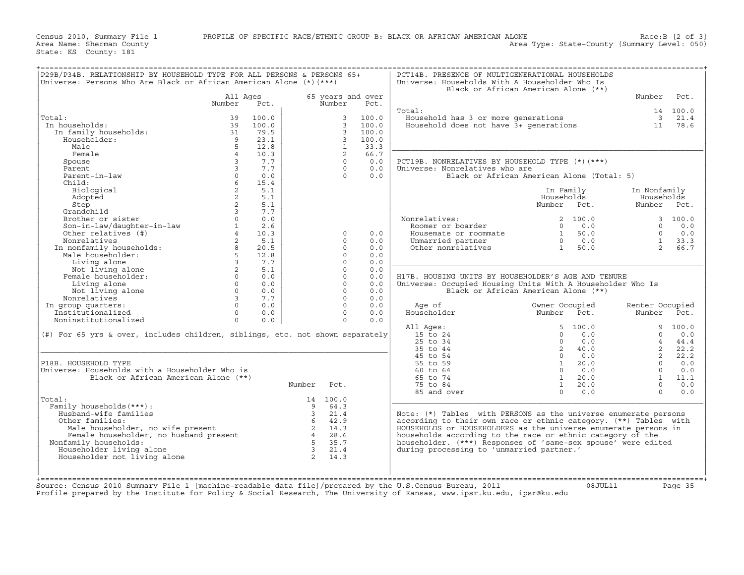Census 2010, Summary File 1 PROFILE OF SPECIFIC RACE/ETHNIC GROUP B: BLACK OR AFRICAN AMERICAN ALONE Race:B [2 of 3]
Area Name: Sherman County Area Type: State-County (Summary Level: 050)
State: KS County: 181

## P29B/P34B. RELATIONSHIP BY HOUSEHOLD TYPE FOR ALL PERSONS & PERSONS 65+

Universe: Persons Who Are Black or African American Alone (*)(***)

| | All Ages Number | All Ages Pct. | 65 years and over Number | 65 years and over Pct. |
|---|---|---|---|---|
| Total: | 39 | 100.0 | 3 | 100.0 |
| In households: | 39 | 100.0 | 3 | 100.0 |
| In family households: | 31 | 79.5 | 3 | 100.0 |
| Householder: | 9 | 23.1 | 3 | 100.0 |
| Male | 5 | 12.8 | 1 | 33.3 |
| Female | 4 | 10.3 | 2 | 66.7 |
| Spouse | 3 | 7.7 | 0 | 0.0 |
| Parent | 3 | 7.7 | 0 | 0.0 |
| Parent-in-law | 0 | 0.0 | 0 | 0.0 |
| Child: | 6 | 15.4 | | |
| Biological | 2 | 5.1 | | |
| Adopted | 2 | 5.1 | | |
| Step | 2 | 5.1 | | |
| Grandchild | 3 | 7.7 | | |
| Brother or sister | 0 | 0.0 | | |
| Son-in-law/daughter-in-law | 1 | 2.6 | | |
| Other relatives (#) | 4 | 10.3 | 0 | 0.0 |
| Nonrelatives | 2 | 5.1 | 0 | 0.0 |
| In nonfamily households: | 8 | 20.5 | 0 | 0.0 |
| Male householder: | 5 | 12.8 | 0 | 0.0 |
| Living alone | 3 | 7.7 | 0 | 0.0 |
| Not living alone | 2 | 5.1 | 0 | 0.0 |
| Female householder: | 0 | 0.0 | 0 | 0.0 |
| Living alone | 0 | 0.0 | 0 | 0.0 |
| Not living alone | 0 | 0.0 | 0 | 0.0 |
| Nonrelatives | 3 | 7.7 | 0 | 0.0 |
| In group quarters: | 0 | 0.0 | 0 | 0.0 |
| Institutionalized | 0 | 0.0 | 0 | 0.0 |
| Noninstitutionalized | 0 | 0.0 | 0 | 0.0 |

(#) For 65 yrs & over, includes children, siblings, etc. not shown separately

## P18B. HOUSEHOLD TYPE

Universe: Households with a Householder Who is Black or African American Alone (**)

| | Number | Pct. |
|---|---|---|
| Total: | 14 | 100.0 |
| Family households(***): | 9 | 64.3 |
| Husband-wife families | 3 | 21.4 |
| Other families: | 6 | 42.9 |
| Male householder, no wife present | 2 | 14.3 |
| Female householder, no husband present | 4 | 28.6 |
| Nonfamily households: | 5 | 35.7 |
| Householder living alone | 3 | 21.4 |
| Householder not living alone | 2 | 14.3 |

## PCT14B. PRESENCE OF MULTIGENERATIONAL HOUSEHOLDS

Universe: Households With A Householder Who Is Black or African American Alone (**)

| | Number | Pct. |
|---|---|---|
| Total: | 14 | 100.0 |
| Household has 3 or more generations | 3 | 21.4 |
| Household does not have 3+ generations | 11 | 78.6 |

## PCT19B. NONRELATIVES BY HOUSEHOLD TYPE (*)(***)

Universe: Nonrelatives who are Black or African American Alone (Total: 5)

| | In Family Households Number | In Family Households Pct. | In Nonfamily Households Number | In Nonfamily Households Pct. |
|---|---|---|---|---|
| Nonrelatives: | 2 | 100.0 | 3 | 100.0 |
| Roomer or boarder | 0 | 0.0 | 0 | 0.0 |
| Housemate or roommate | 1 | 50.0 | 0 | 0.0 |
| Unmarried partner | 0 | 0.0 | 1 | 33.3 |
| Other nonrelatives | 1 | 50.0 | 2 | 66.7 |

## H17B. HOUSING UNITS BY HOUSEHOLDER'S AGE AND TENURE

Universe: Occupied Housing Units With A Householder Who Is Black or African American Alone (**)

| Age of Householder | Owner Occupied Number | Owner Occupied Pct. | Renter Occupied Number | Renter Occupied Pct. |
|---|---|---|---|---|
| All Ages: | 5 | 100.0 | 9 | 100.0 |
| 15 to 24 | 0 | 0.0 | 0 | 0.0 |
| 25 to 34 | 0 | 0.0 | 4 | 44.4 |
| 35 to 44 | 2 | 40.0 | 2 | 22.2 |
| 45 to 54 | 0 | 0.0 | 2 | 22.2 |
| 55 to 59 | 1 | 20.0 | 0 | 0.0 |
| 60 to 64 | 0 | 0.0 | 0 | 0.0 |
| 65 to 74 | 1 | 20.0 | 1 | 11.1 |
| 75 to 84 | 1 | 20.0 | 0 | 0.0 |
| 85 and over | 0 | 0.0 | 0 | 0.0 |

Note: (*) Tables with PERSONS as the universe enumerate persons according to their own race or ethnic category. (**) Tables with HOUSEHOLDS or HOUSEHOLDERS as the universe enumerate persons in households according to the race or ethnic category of the householder. (***) Responses of 'same-sex spouse' were edited during processing to 'unmarried partner.'

Source: Census 2010 Summary File 1 [machine-readable data file]/prepared by the U.S.Census Bureau, 2011 08JUL11
Profile prepared by the Institute for Policy & Social Research, The University of Kansas, www.ipsr.ku.edu, ipsr@ku.edu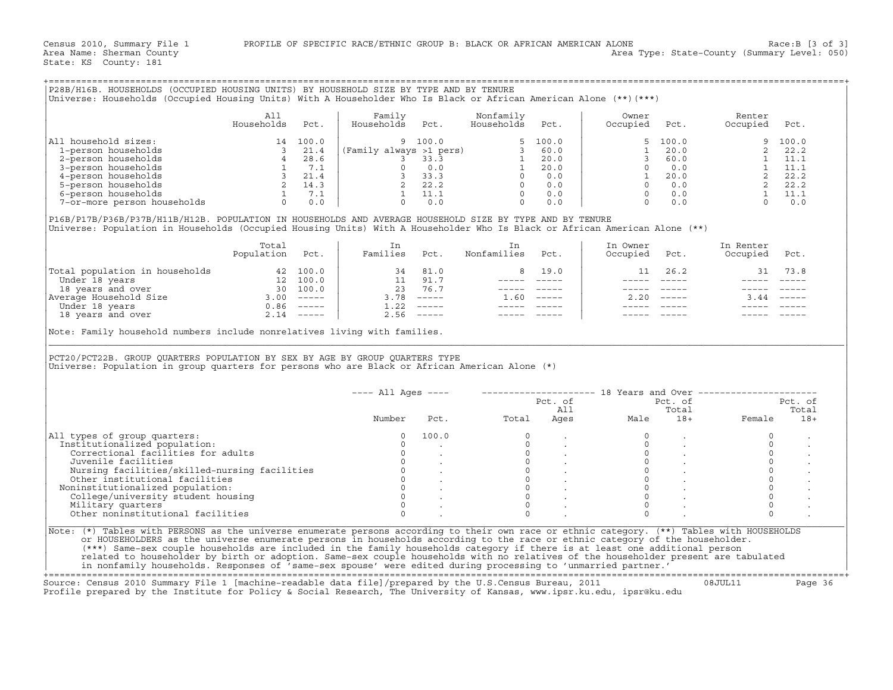Census 2010, Summary File 1 PROFILE OF SPECIFIC RACE/ETHNIC GROUP B: BLACK OR AFRICAN AMERICAN ALONE Race:B [3 of 3]
Area Name: Sherman County Area Type: State-County (Summary Level: 050)
State: KS County: 181

## P28B/H16B. HOUSEHOLDS (OCCUPIED HOUSING UNITS) BY HOUSEHOLD SIZE BY TYPE AND BY TENURE

Universe: Households (Occupied Housing Units) With A Householder Who Is Black or African American Alone (**)(***)

| | All Households | Pct. | Family Households | Pct. | Nonfamily Households | Pct. | Owner Occupied | Pct. | Renter Occupied | Pct. |
|---|---|---|---|---|---|---|---|---|---|---|
| All household sizes: | 14 | 100.0 | 9 | 100.0 | 5 | 100.0 | 5 | 100.0 | 9 | 100.0 |
| 1-person households | 3 | 21.4 | (Family always >1 pers) | | 3 | 60.0 | 1 | 20.0 | 2 | 22.2 |
| 2-person households | 4 | 28.6 | 3 | 33.3 | 1 | 20.0 | 3 | 60.0 | 1 | 11.1 |
| 3-person households | 1 | 7.1 | 0 | 0.0 | 1 | 20.0 | 0 | 0.0 | 1 | 11.1 |
| 4-person households | 3 | 21.4 | 3 | 33.3 | 0 | 0.0 | 1 | 20.0 | 2 | 22.2 |
| 5-person households | 2 | 14.3 | 2 | 22.2 | 0 | 0.0 | 0 | 0.0 | 2 | 22.2 |
| 6-person households | 1 | 7.1 | 1 | 11.1 | 0 | 0.0 | 0 | 0.0 | 1 | 11.1 |
| 7-or-more person households | 0 | 0.0 | 0 | 0.0 | 0 | 0.0 | 0 | 0.0 | 0 | 0.0 |

## P16B/P17B/P36B/P37B/H11B/H12B. POPULATION IN HOUSEHOLDS AND AVERAGE HOUSEHOLD SIZE BY TYPE AND BY TENURE

Universe: Population in Households (Occupied Housing Units) With A Householder Who Is Black or African American Alone (**)

| | Total Population | Pct. | In Families | Pct. | In Nonfamilies | Pct. | In Owner Occupied | Pct. | In Renter Occupied | Pct. |
|---|---|---|---|---|---|---|---|---|---|---|
| Total population in households | 42 | 100.0 | 34 | 81.0 | 8 | 19.0 | 11 | 26.2 | 31 | 73.8 |
| Under 18 years | 12 | 100.0 | 11 | 91.7 | ----- | ----- | ----- | ----- | ----- | ----- |
| 18 years and over | 30 | 100.0 | 23 | 76.7 | ----- | ----- | ----- | ----- | ----- | ----- |
| Average Household Size | 3.00 | ----- | 3.78 | ----- | 1.60 | ----- | 2.20 | ----- | 3.44 | ----- |
| Under 18 years | 0.86 | ----- | 1.22 | ----- | ----- | ----- | ----- | ----- | ----- | ----- |
| 18 years and over | 2.14 | ----- | 2.56 | ----- | ----- | ----- | ----- | ----- | ----- | ----- |

Note: Family household numbers include nonrelatives living with families.

## PCT20/PCT22B. GROUP QUARTERS POPULATION BY SEX BY AGE BY GROUP QUARTERS TYPE

Universe: Population in group quarters for persons who are Black or African American Alone (*)

| | All Ages | | 18 Years and Over | | | | | |
|---|---|---|---|---|---|---|---|---|
| | Number | Pct. | Total | Pct. of All Ages | Male | Pct. of Total 18+ | Female | Pct. of Total 18+ |
| All types of group quarters: | 0 | 100.0 | 0 | . | 0 | . | 0 | . |
| Institutionalized population: | 0 | . | 0 | . | 0 | . | 0 | . |
| Correctional facilities for adults | 0 | . | 0 | . | 0 | . | 0 | . |
| Juvenile facilities | 0 | . | 0 | . | 0 | . | 0 | . |
| Nursing facilities/skilled-nursing facilities | 0 | . | 0 | . | 0 | . | 0 | . |
| Other institutional facilities | 0 | . | 0 | . | 0 | . | 0 | . |
| Noninstitutionalized population: | 0 | . | 0 | . | 0 | . | 0 | . |
| College/university student housing | 0 | . | 0 | . | 0 | . | 0 | . |
| Military quarters | 0 | . | 0 | . | 0 | . | 0 | . |
| Other noninstitutional facilities | 0 | . | 0 | . | 0 | . | 0 | . |

Note: (*) Tables with PERSONS as the universe enumerate persons according to their own race or ethnic category. (**) Tables with HOUSEHOLDS or HOUSEHOLDERS as the universe enumerate persons in households according to the race or ethnic category of the householder. (***) Same-sex couple households are included in the family households category if there is at least one additional person related to householder by birth or adoption. Same-sex couple households with no relatives of the householder present are tabulated in nonfamily households. Responses of 'same-sex spouse' were edited during processing to 'unmarried partner.'

Source: Census 2010 Summary File 1 [machine-readable data file]/prepared by the U.S.Census Bureau, 2011 08JUL11
Profile prepared by the Institute for Policy & Social Research, The University of Kansas, www.ipsr.ku.edu, ipsr@ku.edu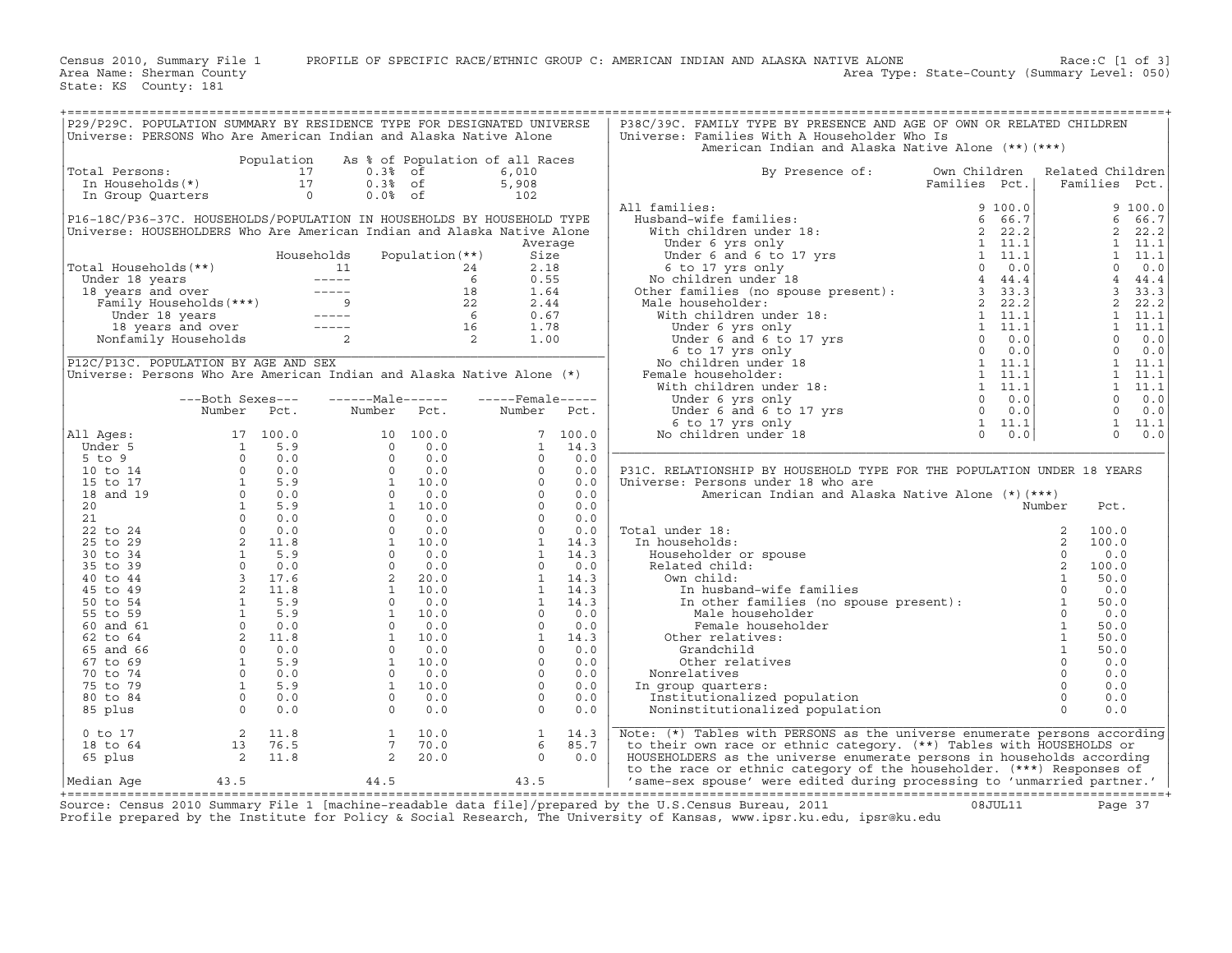Census 2010, Summary File 1 PROFILE OF SPECIFIC RACE/ETHNIC GROUP C: AMERICAN INDIAN AND ALASKA NATIVE ALONE Race:C [1 of 3]
Area Name: Sherman County Area Type: State-County (Summary Level: 050)
State: KS County: 181

## P29/P29C. POPULATION SUMMARY BY RESIDENCE TYPE FOR DESIGNATED UNIVERSE
Universe: PERSONS Who Are American Indian and Alaska Native Alone

| | Population | As % of Population of all Races | |
|---|---|---|---|
| Total Persons: | 17 | 0.3% of | 6,010 |
| In Households(*) | 17 | 0.3% of | 5,908 |
| In Group Quarters | 0 | 0.0% of | 102 |

## P16-18C/P36-37C. HOUSEHOLDS/POPULATION IN HOUSEHOLDS BY HOUSEHOLD TYPE
Universe: HOUSEHOLDERS Who Are American Indian and Alaska Native Alone

| | Households | Population(**) | Average Size |
|---|---|---|---|
| Total Households(**) | 11 | 24 | 2.18 |
| Under 18 years | ----- | 6 | 0.55 |
| 18 years and over | ----- | 18 | 1.64 |
| Family Households(***) | 9 | 22 | 2.44 |
| Under 18 years | ----- | 6 | 0.67 |
| 18 years and over | ----- | 16 | 1.78 |
| Nonfamily Households | 2 | 2 | 1.00 |

## P12C/P13C. POPULATION BY AGE AND SEX
Universe: Persons Who Are American Indian and Alaska Native Alone (*)

| | Both Sexes Number | Both Sexes Pct. | Male Number | Male Pct. | Female Number | Female Pct. |
|---|---|---|---|---|---|---|
| All Ages: | 17 | 100.0 | 10 | 100.0 | 7 | 100.0 |
| Under 5 | 1 | 5.9 | 0 | 0.0 | 1 | 14.3 |
| 5 to 9 | 0 | 0.0 | 0 | 0.0 | 0 | 0.0 |
| 10 to 14 | 0 | 0.0 | 0 | 0.0 | 0 | 0.0 |
| 15 to 17 | 1 | 5.9 | 1 | 10.0 | 0 | 0.0 |
| 18 and 19 | 0 | 0.0 | 0 | 0.0 | 0 | 0.0 |
| 20 | 1 | 5.9 | 1 | 10.0 | 0 | 0.0 |
| 21 | 0 | 0.0 | 0 | 0.0 | 0 | 0.0 |
| 22 to 24 | 0 | 0.0 | 0 | 0.0 | 0 | 0.0 |
| 25 to 29 | 2 | 11.8 | 1 | 10.0 | 1 | 14.3 |
| 30 to 34 | 1 | 5.9 | 0 | 0.0 | 1 | 14.3 |
| 35 to 39 | 0 | 0.0 | 0 | 0.0 | 0 | 0.0 |
| 40 to 44 | 3 | 17.6 | 2 | 20.0 | 1 | 14.3 |
| 45 to 49 | 2 | 11.8 | 1 | 10.0 | 1 | 14.3 |
| 50 to 54 | 1 | 5.9 | 0 | 0.0 | 1 | 14.3 |
| 55 to 59 | 1 | 5.9 | 1 | 10.0 | 0 | 0.0 |
| 60 and 61 | 0 | 0.0 | 0 | 0.0 | 0 | 0.0 |
| 62 to 64 | 2 | 11.8 | 1 | 10.0 | 1 | 14.3 |
| 65 and 66 | 0 | 0.0 | 0 | 0.0 | 0 | 0.0 |
| 67 to 69 | 1 | 5.9 | 1 | 10.0 | 0 | 0.0 |
| 70 to 74 | 0 | 0.0 | 0 | 0.0 | 0 | 0.0 |
| 75 to 79 | 1 | 5.9 | 1 | 10.0 | 0 | 0.0 |
| 80 to 84 | 0 | 0.0 | 0 | 0.0 | 0 | 0.0 |
| 85 plus | 0 | 0.0 | 0 | 0.0 | 0 | 0.0 |
| 0 to 17 | 2 | 11.8 | 1 | 10.0 | 1 | 14.3 |
| 18 to 64 | 13 | 76.5 | 7 | 70.0 | 6 | 85.7 |
| 65 plus | 2 | 11.8 | 2 | 20.0 | 0 | 0.0 |
| Median Age | 43.5 | | 44.5 | | 43.5 | |

## P38C/39C. FAMILY TYPE BY PRESENCE AND AGE OF OWN OR RELATED CHILDREN
Universe: Families With A Householder Who Is American Indian and Alaska Native Alone (**)(***)

| By Presence of: | Own Children Families | Own Children Pct. | Related Children Families | Related Children Pct. |
|---|---|---|---|---|
| All families: | 9 | 100.0 | 9 | 100.0 |
| Husband-wife families: | 6 | 66.7 | 6 | 66.7 |
| With children under 18: | 2 | 22.2 | 2 | 22.2 |
| Under 6 yrs only | 1 | 11.1 | 1 | 11.1 |
| Under 6 and 6 to 17 yrs | 1 | 11.1 | 1 | 11.1 |
| 6 to 17 yrs only | 0 | 0.0 | 0 | 0.0 |
| No children under 18 | 4 | 44.4 | 4 | 44.4 |
| Other families (no spouse present): | 3 | 33.3 | 3 | 33.3 |
| Male householder: | 2 | 22.2 | 2 | 22.2 |
| With children under 18: | 1 | 11.1 | 1 | 11.1 |
| Under 6 yrs only | 1 | 11.1 | 1 | 11.1 |
| Under 6 and 6 to 17 yrs | 0 | 0.0 | 0 | 0.0 |
| 6 to 17 yrs only | 0 | 0.0 | 0 | 0.0 |
| No children under 18 | 1 | 11.1 | 1 | 11.1 |
| Female householder: | 1 | 11.1 | 1 | 11.1 |
| With children under 18: | 1 | 11.1 | 1 | 11.1 |
| Under 6 yrs only | 0 | 0.0 | 0 | 0.0 |
| Under 6 and 6 to 17 yrs | 0 | 0.0 | 0 | 0.0 |
| 6 to 17 yrs only | 1 | 11.1 | 1 | 11.1 |
| No children under 18 | 0 | 0.0 | 0 | 0.0 |

## P31C. RELATIONSHIP BY HOUSEHOLD TYPE FOR THE POPULATION UNDER 18 YEARS
Universe: Persons under 18 who are American Indian and Alaska Native Alone (*)(***)

| | Number | Pct. |
|---|---|---|
| Total under 18: | 2 | 100.0 |
| In households: | 2 | 100.0 |
| Householder or spouse | 0 | 0.0 |
| Related child: | 2 | 100.0 |
| Own child: | 1 | 50.0 |
| In husband-wife families | 0 | 0.0 |
| In other families (no spouse present): | 1 | 50.0 |
| Male householder | 0 | 0.0 |
| Female householder | 1 | 50.0 |
| Other relatives: | 1 | 50.0 |
| Grandchild | 1 | 50.0 |
| Other relatives | 0 | 0.0 |
| Nonrelatives | 0 | 0.0 |
| In group quarters: | 0 | 0.0 |
| Institutionalized population | 0 | 0.0 |
| Noninstitutionalized population | 0 | 0.0 |

Note: (*) Tables with PERSONS as the universe enumerate persons according to their own race or ethnic category. (**) Tables with HOUSEHOLDS or HOUSEHOLDERS as the universe enumerate persons in households according to the race or ethnic category of the householder. (***) Responses of 'same-sex spouse' were edited during processing to 'unmarried partner.'

Source: Census 2010 Summary File 1 [machine-readable data file]/prepared by the U.S.Census Bureau, 2011 08JUL11
Profile prepared by the Institute for Policy & Social Research, The University of Kansas, www.ipsr.ku.edu, ipsr@ku.edu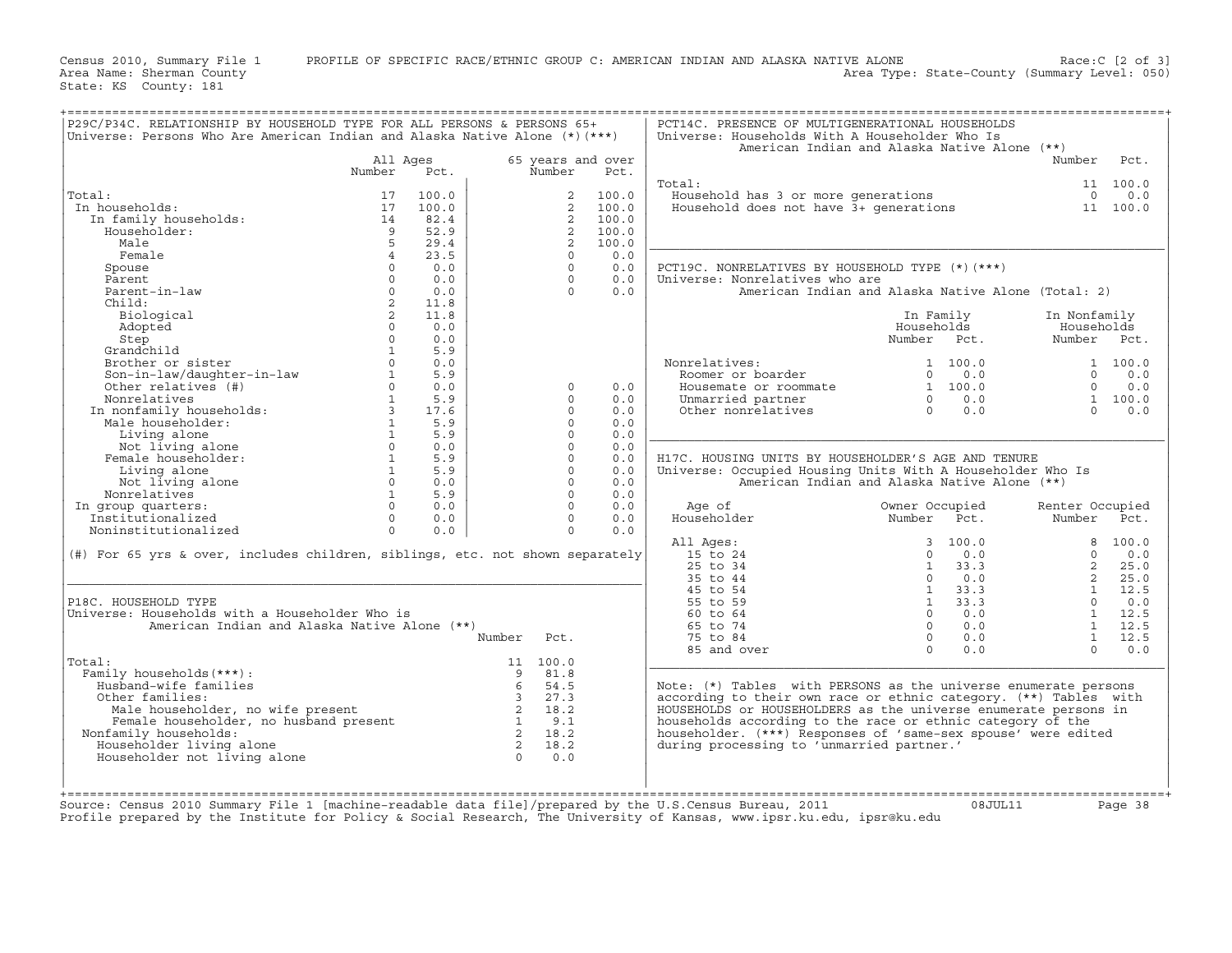Census 2010, Summary File 1 PROFILE OF SPECIFIC RACE/ETHNIC GROUP C: AMERICAN INDIAN AND ALASKA NATIVE ALONE Race:C [2 of 3]
Area Name: Sherman County Area Type: State-County (Summary Level: 050)
State: KS County: 181

## P29C/P34C. RELATIONSHIP BY HOUSEHOLD TYPE FOR ALL PERSONS & PERSONS 65+

Universe: Persons Who Are American Indian and Alaska Native Alone (*)(***)

| | All Ages Number | All Ages Pct. | 65 years and over Number | 65 years and over Pct. |
|---|---|---|---|---|
| Total: | 17 | 100.0 | 2 | 100.0 |
| In households: | 17 | 100.0 | 2 | 100.0 |
| In family households: | 14 | 82.4 | 2 | 100.0 |
| Householder: | 9 | 52.9 | 2 | 100.0 |
| Male | 5 | 29.4 | 2 | 100.0 |
| Female | 4 | 23.5 | 0 | 0.0 |
| Spouse | 0 | 0.0 | 0 | 0.0 |
| Parent | 0 | 0.0 | 0 | 0.0 |
| Parent-in-law | 0 | 0.0 | 0 | 0.0 |
| Child: | 2 | 11.8 | | |
| Biological | 2 | 11.8 | | |
| Adopted | 0 | 0.0 | | |
| Step | 0 | 0.0 | | |
| Grandchild | 1 | 5.9 | | |
| Brother or sister | 0 | 0.0 | | |
| Son-in-law/daughter-in-law | 1 | 5.9 | | |
| Other relatives (#) | 0 | 0.0 | 0 | 0.0 |
| Nonrelatives | 1 | 5.9 | 0 | 0.0 |
| In nonfamily households: | 3 | 17.6 | 0 | 0.0 |
| Male householder: | 1 | 5.9 | 0 | 0.0 |
| Living alone | 1 | 5.9 | 0 | 0.0 |
| Not living alone | 0 | 0.0 | 0 | 0.0 |
| Female householder: | 1 | 5.9 | 0 | 0.0 |
| Living alone | 1 | 5.9 | 0 | 0.0 |
| Not living alone | 0 | 0.0 | 0 | 0.0 |
| Nonrelatives | 1 | 5.9 | 0 | 0.0 |
| In group quarters: | 0 | 0.0 | 0 | 0.0 |
| Institutionalized | 0 | 0.0 | 0 | 0.0 |
| Noninstitutionalized | 0 | 0.0 | 0 | 0.0 |

(#) For 65 yrs & over, includes children, siblings, etc. not shown separately

## P18C. HOUSEHOLD TYPE

Universe: Households with a Householder Who is American Indian and Alaska Native Alone (**)

| | Number | Pct. |
|---|---|---|
| Total: | 11 | 100.0 |
| Family households(***): | 9 | 81.8 |
| Husband-wife families | 6 | 54.5 |
| Other families: | 3 | 27.3 |
| Male householder, no wife present | 2 | 18.2 |
| Female householder, no husband present | 1 | 9.1 |
| Nonfamily households: | 2 | 18.2 |
| Householder living alone | 2 | 18.2 |
| Householder not living alone | 0 | 0.0 |

## PCT14C. PRESENCE OF MULTIGENERATIONAL HOUSEHOLDS

Universe: Households With A Householder Who Is American Indian and Alaska Native Alone (**)

| | Number | Pct. |
|---|---|---|
| Total: | 11 | 100.0 |
| Household has 3 or more generations | 0 | 0.0 |
| Household does not have 3+ generations | 11 | 100.0 |

## PCT19C. NONRELATIVES BY HOUSEHOLD TYPE (*)(***)

Universe: Nonrelatives who are American Indian and Alaska Native Alone (Total: 2)

| | In Family Households Number | In Family Households Pct. | In Nonfamily Households Number | In Nonfamily Households Pct. |
|---|---|---|---|---|
| Nonrelatives: | 1 | 100.0 | 1 | 100.0 |
| Roomer or boarder | 0 | 0.0 | 0 | 0.0 |
| Housemate or roommate | 1 | 100.0 | 0 | 0.0 |
| Unmarried partner | 0 | 0.0 | 1 | 100.0 |
| Other nonrelatives | 0 | 0.0 | 0 | 0.0 |

## H17C. HOUSING UNITS BY HOUSEHOLDER'S AGE AND TENURE

Universe: Occupied Housing Units With A Householder Who Is American Indian and Alaska Native Alone (**)

| Age of Householder | Owner Occupied Number | Owner Occupied Pct. | Renter Occupied Number | Renter Occupied Pct. |
|---|---|---|---|---|
| All Ages: | 3 | 100.0 | 8 | 100.0 |
| 15 to 24 | 0 | 0.0 | 0 | 0.0 |
| 25 to 34 | 1 | 33.3 | 2 | 25.0 |
| 35 to 44 | 0 | 0.0 | 2 | 25.0 |
| 45 to 54 | 1 | 33.3 | 1 | 12.5 |
| 55 to 59 | 1 | 33.3 | 0 | 0.0 |
| 60 to 64 | 0 | 0.0 | 1 | 12.5 |
| 65 to 74 | 0 | 0.0 | 1 | 12.5 |
| 75 to 84 | 0 | 0.0 | 1 | 12.5 |
| 85 and over | 0 | 0.0 | 0 | 0.0 |

Note: (*) Tables with PERSONS as the universe enumerate persons according to their own race or ethnic category. (**) Tables with HOUSEHOLDS or HOUSEHOLDERS as the universe enumerate persons in households according to the race or ethnic category of the householder. (***) Responses of 'same-sex spouse' were edited during processing to 'unmarried partner.'

Source: Census 2010 Summary File 1 [machine-readable data file]/prepared by the U.S.Census Bureau, 2011 08JUL11
Profile prepared by the Institute for Policy & Social Research, The University of Kansas, www.ipsr.ku.edu, ipsr@ku.edu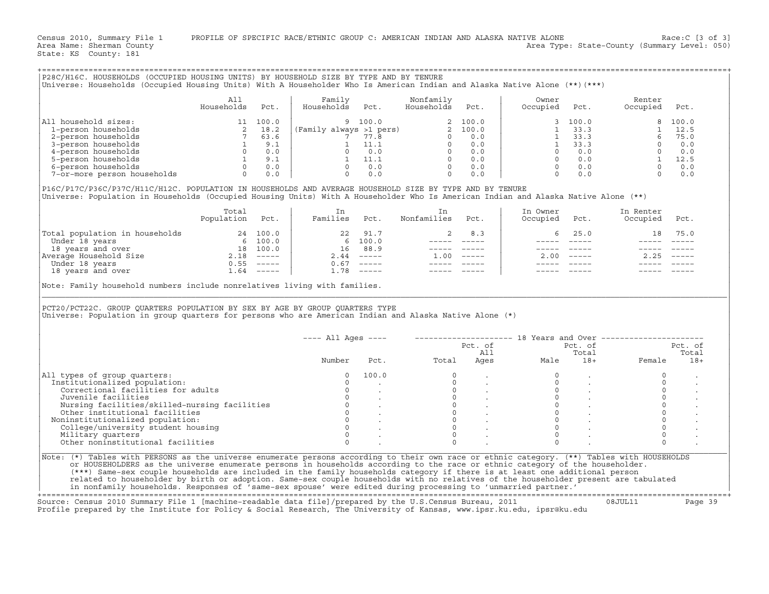Census 2010, Summary File 1 PROFILE OF SPECIFIC RACE/ETHNIC GROUP C: AMERICAN INDIAN AND ALASKA NATIVE ALONE Race:C [3 of 3]
Area Name: Sherman County Area Type: State-County (Summary Level: 050)
State: KS County: 181

## P28C/H16C. HOUSEHOLDS (OCCUPIED HOUSING UNITS) BY HOUSEHOLD SIZE BY TYPE AND BY TENURE

Universe: Households (Occupied Housing Units) With A Householder Who Is American Indian and Alaska Native Alone (**)(***)

| | All Households | Pct. | Family Households | Pct. | Nonfamily Households | Pct. | Owner Occupied | Pct. | Renter Occupied | Pct. |
|---|---|---|---|---|---|---|---|---|---|---|
| All household sizes: | 11 | 100.0 | 9 | 100.0 | 2 | 100.0 | 3 | 100.0 | 8 | 100.0 |
| 1-person households | 2 | 18.2 | (Family always >1 pers) | | 2 | 100.0 | 1 | 33.3 | 1 | 12.5 |
| 2-person households | 7 | 63.6 | 7 | 77.8 | 0 | 0.0 | 1 | 33.3 | 6 | 75.0 |
| 3-person households | 1 | 9.1 | 1 | 11.1 | 0 | 0.0 | 1 | 33.3 | 0 | 0.0 |
| 4-person households | 0 | 0.0 | 0 | 0.0 | 0 | 0.0 | 0 | 0.0 | 0 | 0.0 |
| 5-person households | 1 | 9.1 | 1 | 11.1 | 0 | 0.0 | 0 | 0.0 | 1 | 12.5 |
| 6-person households | 0 | 0.0 | 0 | 0.0 | 0 | 0.0 | 0 | 0.0 | 0 | 0.0 |
| 7-or-more person households | 0 | 0.0 | 0 | 0.0 | 0 | 0.0 | 0 | 0.0 | 0 | 0.0 |

## P16C/P17C/P36C/P37C/H11C/H12C. POPULATION IN HOUSEHOLDS AND AVERAGE HOUSEHOLD SIZE BY TYPE AND BY TENURE

Universe: Population in Households (Occupied Housing Units) With A Householder Who Is American Indian and Alaska Native Alone (**)

| | Total Population | Pct. | In Families | Pct. | In Nonfamilies | Pct. | In Owner Occupied | Pct. | In Renter Occupied | Pct. |
|---|---|---|---|---|---|---|---|---|---|---|
| Total population in households | 24 | 100.0 | 22 | 91.7 | 2 | 8.3 | 6 | 25.0 | 18 | 75.0 |
| Under 18 years | 6 | 100.0 | 6 | 100.0 | ----- | ----- | ----- | ----- | ----- | ----- |
| 18 years and over | 18 | 100.0 | 16 | 88.9 | ----- | ----- | ----- | ----- | ----- | ----- |
| Average Household Size | 2.18 | ----- | 2.44 | ----- | 1.00 | ----- | 2.00 | ----- | 2.25 | ----- |
| Under 18 years | 0.55 | ----- | 0.67 | ----- | ----- | ----- | ----- | ----- | ----- | ----- |
| 18 years and over | 1.64 | ----- | 1.78 | ----- | ----- | ----- | ----- | ----- | ----- | ----- |

Note: Family household numbers include nonrelatives living with families.

## PCT20/PCT22C. GROUP QUARTERS POPULATION BY SEX BY AGE BY GROUP QUARTERS TYPE

Universe: Population in group quarters for persons who are American Indian and Alaska Native Alone (*)

| | All Ages | | 18 Years and Over | | | | | |
|---|---|---|---|---|---|---|---|---|
| | Number | Pct. | Total | Pct. of All Ages | Male | Pct. of Total 18+ | Female | Pct. of Total 18+ |
| All types of group quarters: | 0 | 100.0 | 0 | . | 0 | . | 0 | . |
| Institutionalized population: | 0 | . | 0 | . | 0 | . | 0 | . |
| Correctional facilities for adults | 0 | . | 0 | . | 0 | . | 0 | . |
| Juvenile facilities | 0 | . | 0 | . | 0 | . | 0 | . |
| Nursing facilities/skilled-nursing facilities | 0 | . | 0 | . | 0 | . | 0 | . |
| Other institutional facilities | 0 | . | 0 | . | 0 | . | 0 | . |
| Noninstitutionalized population: | 0 | . | 0 | . | 0 | . | 0 | . |
| College/university student housing | 0 | . | 0 | . | 0 | . | 0 | . |
| Military quarters | 0 | . | 0 | . | 0 | . | 0 | . |
| Other noninstitutional facilities | 0 | . | 0 | . | 0 | . | 0 | . |

Note: (*) Tables with PERSONS as the universe enumerate persons according to their own race or ethnic category. (**) Tables with HOUSEHOLDS or HOUSEHOLDERS as the universe enumerate persons in households according to the race or ethnic category of the householder. (***) Same-sex couple households are included in the family households category if there is at least one additional person related to householder by birth or adoption. Same-sex couple households with no relatives of the householder present are tabulated in nonfamily households. Responses of 'same-sex spouse' were edited during processing to 'unmarried partner.'

Source: Census 2010 Summary File 1 [machine-readable data file]/prepared by the U.S.Census Bureau, 2011 08JUL11
Profile prepared by the Institute for Policy & Social Research, The University of Kansas, www.ipsr.ku.edu, ipsr@ku.edu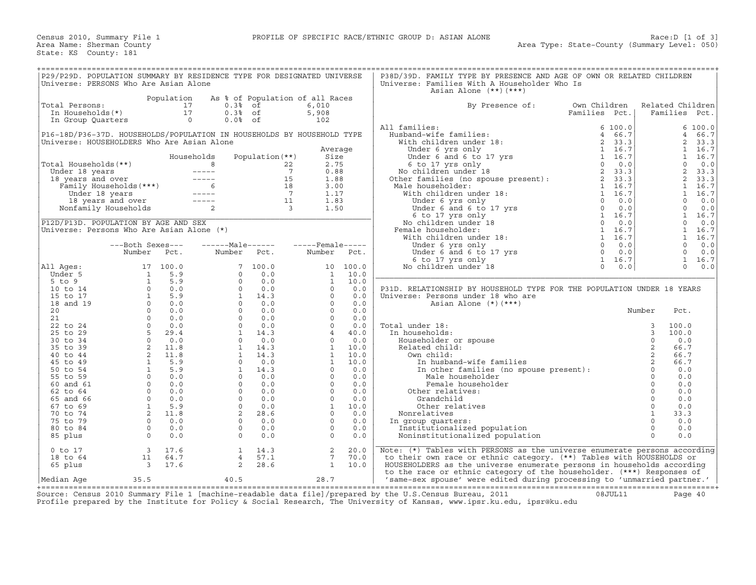Census 2010, Summary File 1 — PROFILE OF SPECIFIC RACE/ETHNIC GROUP D: ASIAN ALONE — Race:D [1 of 3]
Area Name: Sherman County — Area Type: State-County (Summary Level: 050)
State: KS County: 181

## P29/P29D. POPULATION SUMMARY BY RESIDENCE TYPE FOR DESIGNATED UNIVERSE
Universe: PERSONS Who Are Asian Alone

| | Population | As % of Population of all Races | |
|---|---|---|---|
| Total Persons: | 17 | 0.3% of | 6,010 |
| In Households(*) | 17 | 0.3% of | 5,908 |
| In Group Quarters | 0 | 0.0% of | 102 |

## P16-18D/P36-37D. HOUSEHOLDS/POPULATION IN HOUSEHOLDS BY HOUSEHOLD TYPE
Universe: HOUSEHOLDERS Who Are Asian Alone

| | Households | Population(**) | Average Size |
|---|---|---|---|
| Total Households(**) | 8 | 22 | 2.75 |
| Under 18 years | ----- | 7 | 0.88 |
| 18 years and over | ----- | 15 | 1.88 |
| Family Households(***) | 6 | 18 | 3.00 |
| Under 18 years | ----- | 7 | 1.17 |
| 18 years and over | ----- | 11 | 1.83 |
| Nonfamily Households | 2 | 3 | 1.50 |

## P12D/P13D. POPULATION BY AGE AND SEX
Universe: Persons Who Are Asian Alone (*)

| | Both Sexes Number | Both Sexes Pct. | Male Number | Male Pct. | Female Number | Female Pct. |
|---|---|---|---|---|---|---|
| All Ages: | 17 | 100.0 | 7 | 100.0 | 10 | 100.0 |
| Under 5 | 1 | 5.9 | 0 | 0.0 | 1 | 10.0 |
| 5 to 9 | 1 | 5.9 | 0 | 0.0 | 1 | 10.0 |
| 10 to 14 | 0 | 0.0 | 0 | 0.0 | 0 | 0.0 |
| 15 to 17 | 1 | 5.9 | 1 | 14.3 | 0 | 0.0 |
| 18 and 19 | 0 | 0.0 | 0 | 0.0 | 0 | 0.0 |
| 20 | 0 | 0.0 | 0 | 0.0 | 0 | 0.0 |
| 21 | 0 | 0.0 | 0 | 0.0 | 0 | 0.0 |
| 22 to 24 | 0 | 0.0 | 0 | 0.0 | 0 | 0.0 |
| 25 to 29 | 5 | 29.4 | 1 | 14.3 | 4 | 40.0 |
| 30 to 34 | 0 | 0.0 | 0 | 0.0 | 0 | 0.0 |
| 35 to 39 | 2 | 11.8 | 1 | 14.3 | 1 | 10.0 |
| 40 to 44 | 2 | 11.8 | 1 | 14.3 | 1 | 10.0 |
| 45 to 49 | 1 | 5.9 | 0 | 0.0 | 1 | 10.0 |
| 50 to 54 | 1 | 5.9 | 1 | 14.3 | 0 | 0.0 |
| 55 to 59 | 0 | 0.0 | 0 | 0.0 | 0 | 0.0 |
| 60 and 61 | 0 | 0.0 | 0 | 0.0 | 0 | 0.0 |
| 62 to 64 | 0 | 0.0 | 0 | 0.0 | 0 | 0.0 |
| 65 and 66 | 0 | 0.0 | 0 | 0.0 | 0 | 0.0 |
| 67 to 69 | 1 | 5.9 | 0 | 0.0 | 1 | 10.0 |
| 70 to 74 | 2 | 11.8 | 2 | 28.6 | 0 | 0.0 |
| 75 to 79 | 0 | 0.0 | 0 | 0.0 | 0 | 0.0 |
| 80 to 84 | 0 | 0.0 | 0 | 0.0 | 0 | 0.0 |
| 85 plus | 0 | 0.0 | 0 | 0.0 | 0 | 0.0 |
| 0 to 17 | 3 | 17.6 | 1 | 14.3 | 2 | 20.0 |
| 18 to 64 | 11 | 64.7 | 4 | 57.1 | 7 | 70.0 |
| 65 plus | 3 | 17.6 | 2 | 28.6 | 1 | 10.0 |
| Median Age | 35.5 | | 40.5 | | 28.7 | |

## P38D/39D. FAMILY TYPE BY PRESENCE AND AGE OF OWN OR RELATED CHILDREN
Universe: Families With A Householder Who Is Asian Alone (**)(***)

| By Presence of: | Own Children Families | Own Children Pct. | Related Children Families | Related Children Pct. |
|---|---|---|---|---|
| All families: | 6 | 100.0 | 6 | 100.0 |
| Husband-wife families: | 4 | 66.7 | 4 | 66.7 |
| With children under 18: | 2 | 33.3 | 2 | 33.3 |
| Under 6 yrs only | 1 | 16.7 | 1 | 16.7 |
| Under 6 and 6 to 17 yrs | 1 | 16.7 | 1 | 16.7 |
| 6 to 17 yrs only | 0 | 0.0 | 0 | 0.0 |
| No children under 18 | 2 | 33.3 | 2 | 33.3 |
| Other families (no spouse present): | 2 | 33.3 | 2 | 33.3 |
| Male householder: | 1 | 16.7 | 1 | 16.7 |
| With children under 18: | 1 | 16.7 | 1 | 16.7 |
| Under 6 yrs only | 0 | 0.0 | 0 | 0.0 |
| Under 6 and 6 to 17 yrs | 0 | 0.0 | 0 | 0.0 |
| 6 to 17 yrs only | 1 | 16.7 | 1 | 16.7 |
| No children under 18 | 0 | 0.0 | 0 | 0.0 |
| Female householder: | 1 | 16.7 | 1 | 16.7 |
| With children under 18: | 1 | 16.7 | 1 | 16.7 |
| Under 6 yrs only | 0 | 0.0 | 0 | 0.0 |
| Under 6 and 6 to 17 yrs | 0 | 0.0 | 0 | 0.0 |
| 6 to 17 yrs only | 1 | 16.7 | 1 | 16.7 |
| No children under 18 | 0 | 0.0 | 0 | 0.0 |

## P31D. RELATIONSHIP BY HOUSEHOLD TYPE FOR THE POPULATION UNDER 18 YEARS
Universe: Persons under 18 who are Asian Alone (*)(***)

| | Number | Pct. |
|---|---|---|
| Total under 18: | 3 | 100.0 |
| In households: | 3 | 100.0 |
| Householder or spouse | 0 | 0.0 |
| Related child: | 2 | 66.7 |
| Own child: | 2 | 66.7 |
| In husband-wife families | 2 | 66.7 |
| In other families (no spouse present): | 0 | 0.0 |
| Male householder | 0 | 0.0 |
| Female householder | 0 | 0.0 |
| Other relatives: | 0 | 0.0 |
| Grandchild | 0 | 0.0 |
| Other relatives | 0 | 0.0 |
| Nonrelatives | 1 | 33.3 |
| In group quarters: | 0 | 0.0 |
| Institutionalized population | 0 | 0.0 |
| Noninstitutionalized population | 0 | 0.0 |

Note: (*) Tables with PERSONS as the universe enumerate persons according to their own race or ethnic category. (**) Tables with HOUSEHOLDS or HOUSEHOLDERS as the universe enumerate persons in households according to the race or ethnic category of the householder. (***) Responses of 'same-sex spouse' were edited during processing to 'unmarried partner.'

Source: Census 2010 Summary File 1 [machine-readable data file]/prepared by the U.S.Census Bureau, 2011 08JUL11
Profile prepared by the Institute for Policy & Social Research, The University of Kansas, www.ipsr.ku.edu, ipsr@ku.edu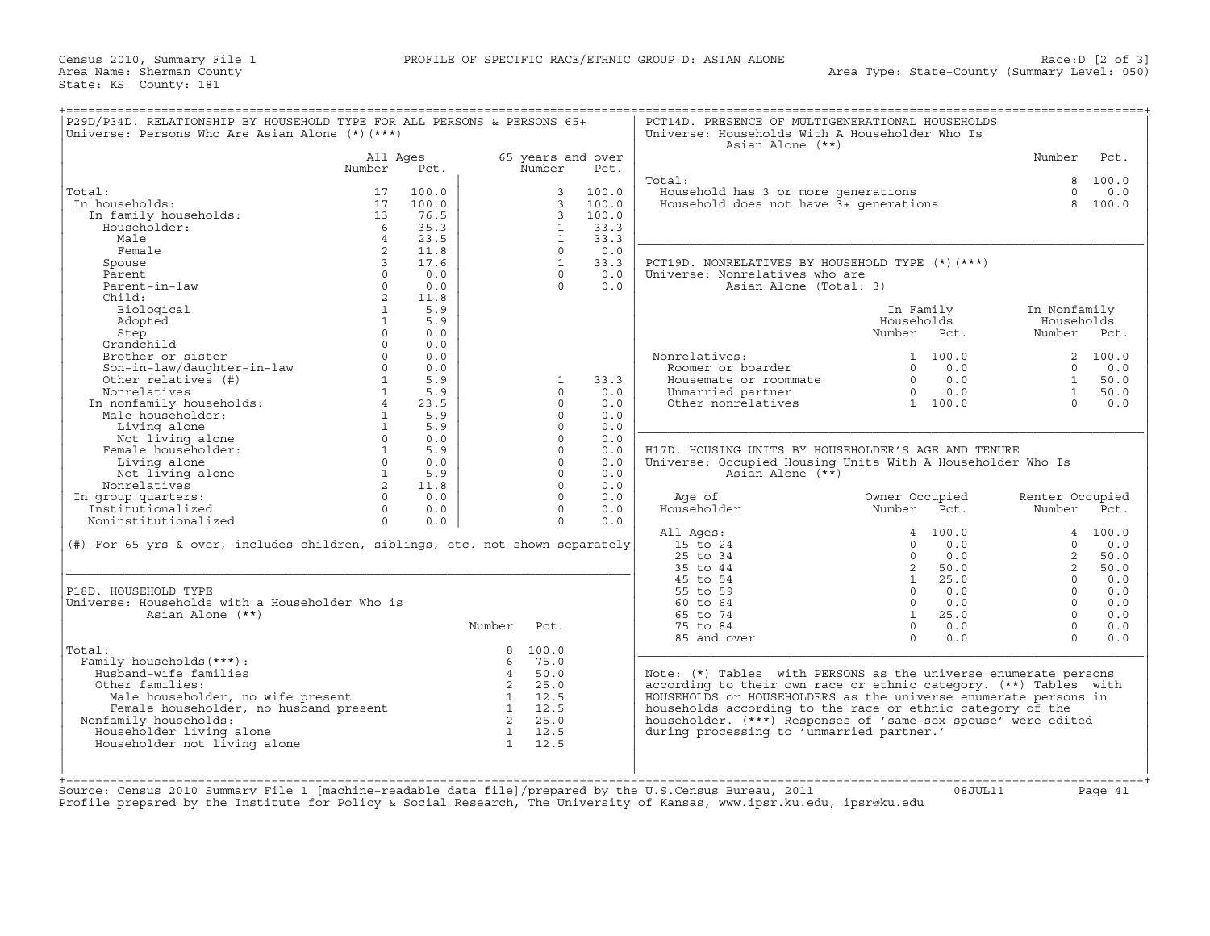Census 2010, Summary File 1 — PROFILE OF SPECIFIC RACE/ETHNIC GROUP D: ASIAN ALONE — Race:D [2 of 3]

Area Name: Sherman County — Area Type: State-County (Summary Level: 050)

State: KS County: 181

## P29D/P34D. RELATIONSHIP BY HOUSEHOLD TYPE FOR ALL PERSONS & PERSONS 65+

Universe: Persons Who Are Asian Alone (*)(***)

| | All Ages Number | All Ages Pct. | 65 years and over Number | 65 years and over Pct. |
|---|---|---|---|---|
| Total: | 17 | 100.0 | 3 | 100.0 |
| In households: | 17 | 100.0 | 3 | 100.0 |
| In family households: | 13 | 76.5 | 3 | 100.0 |
| Householder: | 6 | 35.3 | 1 | 33.3 |
| Male | 4 | 23.5 | 1 | 33.3 |
| Female | 2 | 11.8 | 0 | 0.0 |
| Spouse | 3 | 17.6 | 1 | 33.3 |
| Parent | 0 | 0.0 | 0 | 0.0 |
| Parent-in-law | 0 | 0.0 | 0 | 0.0 |
| Child: | 2 | 11.8 | | |
| Biological | 1 | 5.9 | | |
| Adopted | 1 | 5.9 | | |
| Step | 0 | 0.0 | | |
| Grandchild | 0 | 0.0 | | |
| Brother or sister | 0 | 0.0 | | |
| Son-in-law/daughter-in-law | 0 | 0.0 | | |
| Other relatives (#) | 1 | 5.9 | 1 | 33.3 |
| Nonrelatives | 1 | 5.9 | 0 | 0.0 |
| In nonfamily households: | 4 | 23.5 | 0 | 0.0 |
| Male householder: | 1 | 5.9 | 0 | 0.0 |
| Living alone | 1 | 5.9 | 0 | 0.0 |
| Not living alone | 0 | 0.0 | 0 | 0.0 |
| Female householder: | 1 | 5.9 | 0 | 0.0 |
| Living alone | 0 | 0.0 | 0 | 0.0 |
| Not living alone | 1 | 5.9 | 0 | 0.0 |
| Nonrelatives | 2 | 11.8 | 0 | 0.0 |
| In group quarters: | 0 | 0.0 | 0 | 0.0 |
| Institutionalized | 0 | 0.0 | 0 | 0.0 |
| Noninstitutionalized | 0 | 0.0 | 0 | 0.0 |

(#) For 65 yrs & over, includes children, siblings, etc. not shown separately

## P18D. HOUSEHOLD TYPE

Universe: Households with a Householder Who is Asian Alone (**)

| | Number | Pct. |
|---|---|---|
| Total: | 8 | 100.0 |
| Family households(***): | 6 | 75.0 |
| Husband-wife families | 4 | 50.0 |
| Other families: | 2 | 25.0 |
| Male householder, no wife present | 1 | 12.5 |
| Female householder, no husband present | 1 | 12.5 |
| Nonfamily households: | 2 | 25.0 |
| Householder living alone | 1 | 12.5 |
| Householder not living alone | 1 | 12.5 |

## PCT14D. PRESENCE OF MULTIGENERATIONAL HOUSEHOLDS

Universe: Households With A Householder Who Is Asian Alone (**)

| | Number | Pct. |
|---|---|---|
| Total: | 8 | 100.0 |
| Household has 3 or more generations | 0 | 0.0 |
| Household does not have 3+ generations | 8 | 100.0 |

## PCT19D. NONRELATIVES BY HOUSEHOLD TYPE (*)(***)

Universe: Nonrelatives who are Asian Alone (Total: 3)

| | In Family Households Number | In Family Households Pct. | In Nonfamily Households Number | In Nonfamily Households Pct. |
|---|---|---|---|---|
| Nonrelatives: | 1 | 100.0 | 2 | 100.0 |
| Roomer or boarder | 0 | 0.0 | 0 | 0.0 |
| Housemate or roommate | 0 | 0.0 | 1 | 50.0 |
| Unmarried partner | 0 | 0.0 | 1 | 50.0 |
| Other nonrelatives | 1 | 100.0 | 0 | 0.0 |

## H17D. HOUSING UNITS BY HOUSEHOLDER'S AGE AND TENURE

Universe: Occupied Housing Units With A Householder Who Is Asian Alone (**)

| Age of Householder | Owner Occupied Number | Owner Occupied Pct. | Renter Occupied Number | Renter Occupied Pct. |
|---|---|---|---|---|
| All Ages: | 4 | 100.0 | 4 | 100.0 |
| 15 to 24 | 0 | 0.0 | 0 | 0.0 |
| 25 to 34 | 0 | 0.0 | 2 | 50.0 |
| 35 to 44 | 2 | 50.0 | 2 | 50.0 |
| 45 to 54 | 1 | 25.0 | 0 | 0.0 |
| 55 to 59 | 0 | 0.0 | 0 | 0.0 |
| 60 to 64 | 0 | 0.0 | 0 | 0.0 |
| 65 to 74 | 1 | 25.0 | 0 | 0.0 |
| 75 to 84 | 0 | 0.0 | 0 | 0.0 |
| 85 and over | 0 | 0.0 | 0 | 0.0 |

Note: (*) Tables with PERSONS as the universe enumerate persons according to their own race or ethnic category. (**) Tables with HOUSEHOLDS or HOUSEHOLDERS as the universe enumerate persons in households according to the race or ethnic category of the householder. (***) Responses of 'same-sex spouse' were edited during processing to 'unmarried partner.'

Source: Census 2010 Summary File 1 [machine-readable data file]/prepared by the U.S.Census Bureau, 2011 08JUL11

Profile prepared by the Institute for Policy & Social Research, The University of Kansas, www.ipsr.ku.edu, ipsr@ku.edu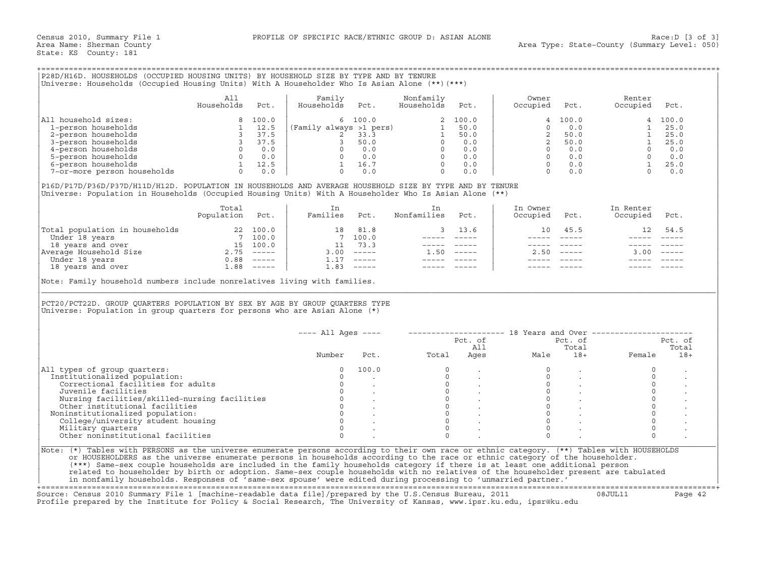Census 2010, Summary File 1 — PROFILE OF SPECIFIC RACE/ETHNIC GROUP D: ASIAN ALONE — Race:D [3 of 3]

Area Name: Sherman County — Area Type: State-County (Summary Level: 050)

State: KS County: 181

## P28D/H16D. HOUSEHOLDS (OCCUPIED HOUSING UNITS) BY HOUSEHOLD SIZE BY TYPE AND BY TENURE

Universe: Households (Occupied Housing Units) With A Householder Who Is Asian Alone (**)(***)

| | All Households | Pct. | Family Households | Pct. | Nonfamily Households | Pct. | Owner Occupied | Pct. | Renter Occupied | Pct. |
|---|---|---|---|---|---|---|---|---|---|---|
| All household sizes: | 8 | 100.0 | 6 | 100.0 | 2 | 100.0 | 4 | 100.0 | 4 | 100.0 |
| 1-person households | 1 | 12.5 | (Family always >1 pers) | | 1 | 50.0 | 0 | 0.0 | 1 | 25.0 |
| 2-person households | 3 | 37.5 | 2 | 33.3 | 1 | 50.0 | 2 | 50.0 | 1 | 25.0 |
| 3-person households | 3 | 37.5 | 3 | 50.0 | 0 | 0.0 | 2 | 50.0 | 1 | 25.0 |
| 4-person households | 0 | 0.0 | 0 | 0.0 | 0 | 0.0 | 0 | 0.0 | 0 | 0.0 |
| 5-person households | 0 | 0.0 | 0 | 0.0 | 0 | 0.0 | 0 | 0.0 | 0 | 0.0 |
| 6-person households | 1 | 12.5 | 1 | 16.7 | 0 | 0.0 | 0 | 0.0 | 1 | 25.0 |
| 7-or-more person households | 0 | 0.0 | 0 | 0.0 | 0 | 0.0 | 0 | 0.0 | 0 | 0.0 |

## P16D/P17D/P36D/P37D/H11D/H12D. POPULATION IN HOUSEHOLDS AND AVERAGE HOUSEHOLD SIZE BY TYPE AND BY TENURE

Universe: Population in Households (Occupied Housing Units) With A Householder Who Is Asian Alone (**)

| | Total Population | Pct. | In Families | Pct. | In Nonfamilies | Pct. | In Owner Occupied | Pct. | In Renter Occupied | Pct. |
|---|---|---|---|---|---|---|---|---|---|---|
| Total population in households | 22 | 100.0 | 18 | 81.8 | 3 | 13.6 | 10 | 45.5 | 12 | 54.5 |
| Under 18 years | 7 | 100.0 | 7 | 100.0 | ----- | ----- | ----- | ----- | ----- | ----- |
| 18 years and over | 15 | 100.0 | 11 | 73.3 | ----- | ----- | ----- | ----- | ----- | ----- |
| Average Household Size | 2.75 | ----- | 3.00 | ----- | 1.50 | ----- | 2.50 | ----- | 3.00 | ----- |
| Under 18 years | 0.88 | ----- | 1.17 | ----- | ----- | ----- | ----- | ----- | ----- | ----- |
| 18 years and over | 1.88 | ----- | 1.83 | ----- | ----- | ----- | ----- | ----- | ----- | ----- |

Note: Family household numbers include nonrelatives living with families.

## PCT20/PCT22D. GROUP QUARTERS POPULATION BY SEX BY AGE BY GROUP QUARTERS TYPE

Universe: Population in group quarters for persons who are Asian Alone (*)

| | All Ages | | 18 Years and Over | | | | | |
|---|---|---|---|---|---|---|---|---|
| | Number | Pct. | Total | Pct. of All Ages | Male | Pct. of Total 18+ | Female | Pct. of Total 18+ |
| All types of group quarters: | 0 | 100.0 | 0 | . | 0 | . | 0 | . |
| Institutionalized population: | 0 | . | 0 | . | 0 | . | 0 | . |
| Correctional facilities for adults | 0 | . | 0 | . | 0 | . | 0 | . |
| Juvenile facilities | 0 | . | 0 | . | 0 | . | 0 | . |
| Nursing facilities/skilled-nursing facilities | 0 | . | 0 | . | 0 | . | 0 | . |
| Other institutional facilities | 0 | . | 0 | . | 0 | . | 0 | . |
| Noninstitutionalized population: | 0 | . | 0 | . | 0 | . | 0 | . |
| College/university student housing | 0 | . | 0 | . | 0 | . | 0 | . |
| Military quarters | 0 | . | 0 | . | 0 | . | 0 | . |
| Other noninstitutional facilities | 0 | . | 0 | . | 0 | . | 0 | . |

Note: (*) Tables with PERSONS as the universe enumerate persons according to their own race or ethnic category. (**) Tables with HOUSEHOLDS or HOUSEHOLDERS as the universe enumerate persons in households according to the race or ethnic category of the householder. (***) Same-sex couple households are included in the family households category if there is at least one additional person related to householder by birth or adoption. Same-sex couple households with no relatives of the householder present are tabulated in nonfamily households. Responses of 'same-sex spouse' were edited during processing to 'unmarried partner.'

Source: Census 2010 Summary File 1 [machine-readable data file]/prepared by the U.S.Census Bureau, 2011 — 08JUL11

Profile prepared by the Institute for Policy & Social Research, The University of Kansas, www.ipsr.ku.edu, ipsr@ku.edu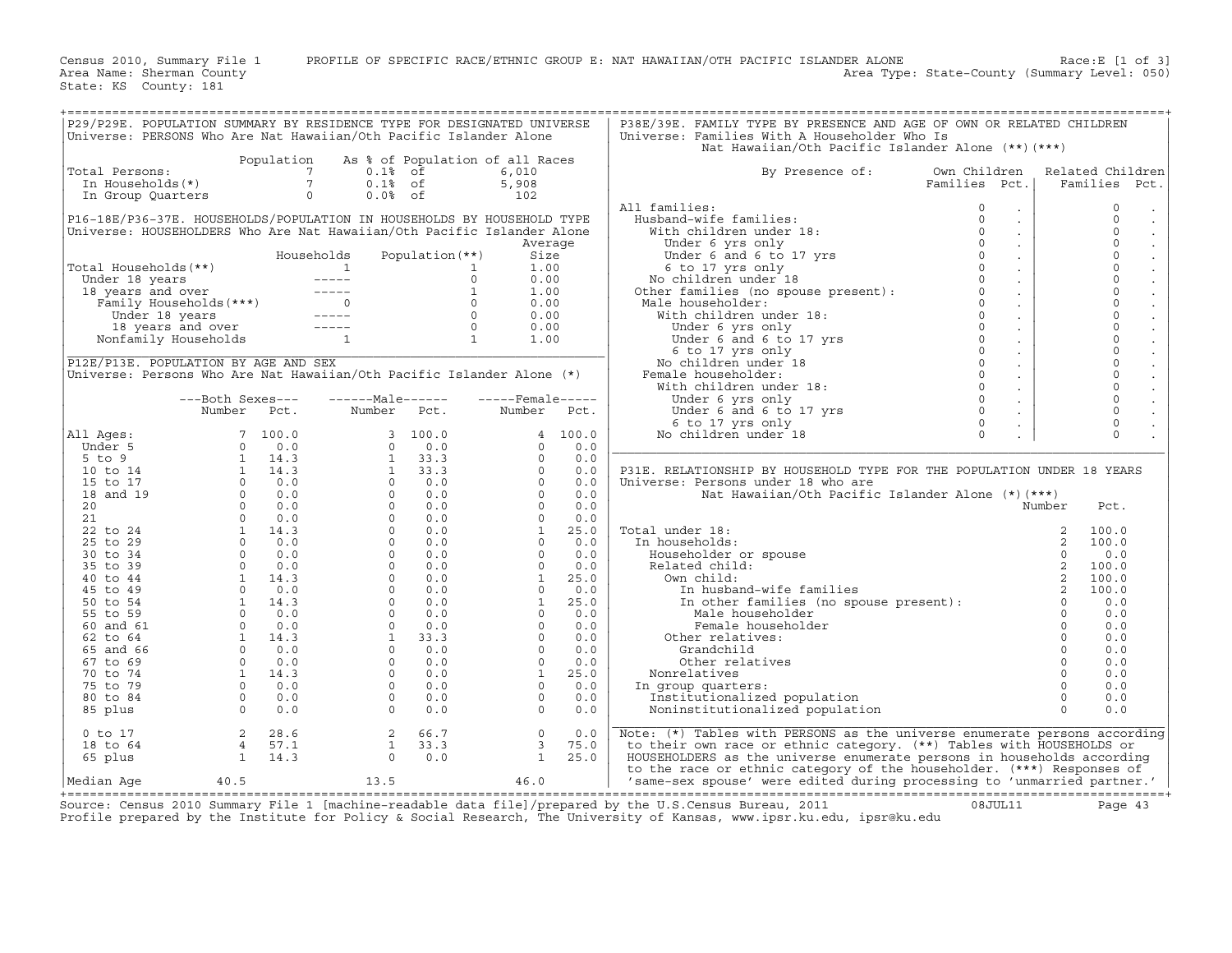Census 2010, Summary File 1 PROFILE OF SPECIFIC RACE/ETHNIC GROUP E: NAT HAWAIIAN/OTH PACIFIC ISLANDER ALONE Race:E [1 of 3]
Area Name: Sherman County Area Type: State-County (Summary Level: 050)
State: KS County: 181

## P29/P29E. POPULATION SUMMARY BY RESIDENCE TYPE FOR DESIGNATED UNIVERSE
Universe: PERSONS Who Are Nat Hawaiian/Oth Pacific Islander Alone

| | Population | As % of Population of all Races | |
|---|---|---|---|
| Total Persons: | 7 | 0.1% of | 6,010 |
| In Households(*) | 7 | 0.1% of | 5,908 |
| In Group Quarters | 0 | 0.0% of | 102 |

## P16-18E/P36-37E. HOUSEHOLDS/POPULATION IN HOUSEHOLDS BY HOUSEHOLD TYPE
Universe: HOUSEHOLDERS Who Are Nat Hawaiian/Oth Pacific Islander Alone

| | Households | Population(**) | Average Size |
|---|---|---|---|
| Total Households(**) | 1 | 1 | 1.00 |
| Under 18 years | ----- | 0 | 0.00 |
| 18 years and over | ----- | 1 | 1.00 |
| Family Households(***) | 0 | 0 | 0.00 |
| Under 18 years | ----- | 0 | 0.00 |
| 18 years and over | ----- | 0 | 0.00 |
| Nonfamily Households | 1 | 1 | 1.00 |

## P12E/P13E. POPULATION BY AGE AND SEX
Universe: Persons Who Are Nat Hawaiian/Oth Pacific Islander Alone (*)

| | Both Sexes Number | Both Sexes Pct. | Male Number | Male Pct. | Female Number | Female Pct. |
|---|---|---|---|---|---|---|
| All Ages: | 7 | 100.0 | 3 | 100.0 | 4 | 100.0 |
| Under 5 | 0 | 0.0 | 0 | 0.0 | 0 | 0.0 |
| 5 to 9 | 1 | 14.3 | 1 | 33.3 | 0 | 0.0 |
| 10 to 14 | 1 | 14.3 | 1 | 33.3 | 0 | 0.0 |
| 15 to 17 | 0 | 0.0 | 0 | 0.0 | 0 | 0.0 |
| 18 and 19 | 0 | 0.0 | 0 | 0.0 | 0 | 0.0 |
| 20 | 0 | 0.0 | 0 | 0.0 | 0 | 0.0 |
| 21 | 0 | 0.0 | 0 | 0.0 | 0 | 0.0 |
| 22 to 24 | 1 | 14.3 | 0 | 0.0 | 1 | 25.0 |
| 25 to 29 | 0 | 0.0 | 0 | 0.0 | 0 | 0.0 |
| 30 to 34 | 0 | 0.0 | 0 | 0.0 | 0 | 0.0 |
| 35 to 39 | 0 | 0.0 | 0 | 0.0 | 0 | 0.0 |
| 40 to 44 | 1 | 14.3 | 0 | 0.0 | 1 | 25.0 |
| 45 to 49 | 0 | 0.0 | 0 | 0.0 | 0 | 0.0 |
| 50 to 54 | 1 | 14.3 | 0 | 0.0 | 1 | 25.0 |
| 55 to 59 | 0 | 0.0 | 0 | 0.0 | 0 | 0.0 |
| 60 and 61 | 0 | 0.0 | 0 | 0.0 | 0 | 0.0 |
| 62 to 64 | 1 | 14.3 | 1 | 33.3 | 0 | 0.0 |
| 65 and 66 | 0 | 0.0 | 0 | 0.0 | 0 | 0.0 |
| 67 to 69 | 0 | 0.0 | 0 | 0.0 | 0 | 0.0 |
| 70 to 74 | 1 | 14.3 | 0 | 0.0 | 1 | 25.0 |
| 75 to 79 | 0 | 0.0 | 0 | 0.0 | 0 | 0.0 |
| 80 to 84 | 0 | 0.0 | 0 | 0.0 | 0 | 0.0 |
| 85 plus | 0 | 0.0 | 0 | 0.0 | 0 | 0.0 |
| 0 to 17 | 2 | 28.6 | 2 | 66.7 | 0 | 0.0 |
| 18 to 64 | 4 | 57.1 | 1 | 33.3 | 3 | 75.0 |
| 65 plus | 1 | 14.3 | 0 | 0.0 | 1 | 25.0 |
| Median Age | 40.5 | | 13.5 | | 46.0 | |

## P38E/39E. FAMILY TYPE BY PRESENCE AND AGE OF OWN OR RELATED CHILDREN
Universe: Families With A Householder Who Is Nat Hawaiian/Oth Pacific Islander Alone (**)(***)

| By Presence of: | Own Children Families | Pct. | Related Children Families | Pct. |
|---|---|---|---|---|
| All families: | 0 | . | 0 | . |
| Husband-wife families: | 0 | . | 0 | . |
| With children under 18: | 0 | . | 0 | . |
| Under 6 yrs only | 0 | . | 0 | . |
| Under 6 and 6 to 17 yrs | 0 | . | 0 | . |
| 6 to 17 yrs only | 0 | . | 0 | . |
| No children under 18 | 0 | . | 0 | . |
| Other families (no spouse present): | 0 | . | 0 | . |
| Male householder: | 0 | . | 0 | . |
| With children under 18: | 0 | . | 0 | . |
| Under 6 yrs only | 0 | . | 0 | . |
| Under 6 and 6 to 17 yrs | 0 | . | 0 | . |
| 6 to 17 yrs only | 0 | . | 0 | . |
| No children under 18 | 0 | . | 0 | . |
| Female householder: | 0 | . | 0 | . |
| With children under 18: | 0 | . | 0 | . |
| Under 6 yrs only | 0 | . | 0 | . |
| Under 6 and 6 to 17 yrs | 0 | . | 0 | . |
| 6 to 17 yrs only | 0 | . | 0 | . |
| No children under 18 | 0 | . | 0 | . |

## P31E. RELATIONSHIP BY HOUSEHOLD TYPE FOR THE POPULATION UNDER 18 YEARS
Universe: Persons under 18 who are Nat Hawaiian/Oth Pacific Islander Alone (*)(***)

| | Number | Pct. |
|---|---|---|
| Total under 18: | 2 | 100.0 |
| In households: | 2 | 100.0 |
| Householder or spouse | 0 | 0.0 |
| Related child: | 2 | 100.0 |
| Own child: | 2 | 100.0 |
| In husband-wife families | 2 | 100.0 |
| In other families (no spouse present): | 0 | 0.0 |
| Male householder | 0 | 0.0 |
| Female householder | 0 | 0.0 |
| Other relatives: | 0 | 0.0 |
| Grandchild | 0 | 0.0 |
| Other relatives | 0 | 0.0 |
| Nonrelatives | 0 | 0.0 |
| In group quarters: | 0 | 0.0 |
| Institutionalized population | 0 | 0.0 |
| Noninstitutionalized population | 0 | 0.0 |

Note: (*) Tables with PERSONS as the universe enumerate persons according to their own race or ethnic category. (**) Tables with HOUSEHOLDS or HOUSEHOLDERS as the universe enumerate persons in households according to the race or ethnic category of the householder. (***) Responses of 'same-sex spouse' were edited during processing to 'unmarried partner.'

Source: Census 2010 Summary File 1 [machine-readable data file]/prepared by the U.S.Census Bureau, 2011 08JUL11
Profile prepared by the Institute for Policy & Social Research, The University of Kansas, www.ipsr.ku.edu, ipsr@ku.edu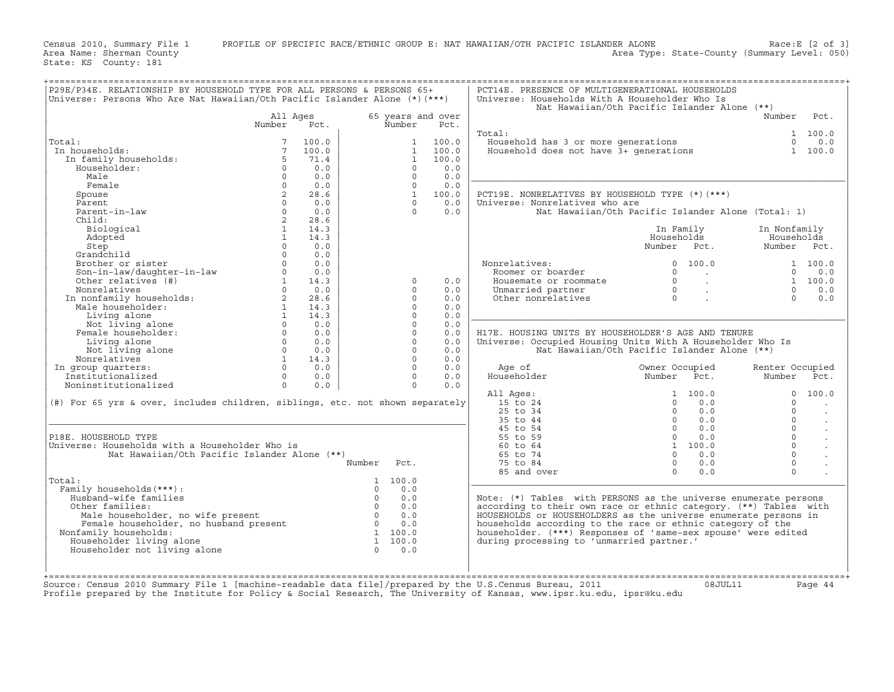Census 2010, Summary File 1 PROFILE OF SPECIFIC RACE/ETHNIC GROUP E: NAT HAWAIIAN/OTH PACIFIC ISLANDER ALONE Race:E [2 of 3]
Area Name: Sherman County Area Type: State-County (Summary Level: 050)
State: KS County: 181

## P29E/P34E. RELATIONSHIP BY HOUSEHOLD TYPE FOR ALL PERSONS & PERSONS 65+

Universe: Persons Who Are Nat Hawaiian/Oth Pacific Islander Alone (*)(***)

| | All Ages Number | All Ages Pct. | 65 years and over Number | 65 years and over Pct. |
|---|---|---|---|---|
| Total: | 7 | 100.0 | 1 | 100.0 |
| In households: | 7 | 100.0 | 1 | 100.0 |
| In family households: | 5 | 71.4 | 1 | 100.0 |
| Householder: | 0 | 0.0 | 0 | 0.0 |
| Male | 0 | 0.0 | 0 | 0.0 |
| Female | 0 | 0.0 | 0 | 0.0 |
| Spouse | 2 | 28.6 | 1 | 100.0 |
| Parent | 0 | 0.0 | 0 | 0.0 |
| Parent-in-law | 0 | 0.0 | 0 | 0.0 |
| Child: | 2 | 28.6 | | |
| Biological | 1 | 14.3 | | |
| Adopted | 1 | 14.3 | | |
| Step | 0 | 0.0 | | |
| Grandchild | 0 | 0.0 | | |
| Brother or sister | 0 | 0.0 | | |
| Son-in-law/daughter-in-law | 0 | 0.0 | | |
| Other relatives (#) | 1 | 14.3 | 0 | 0.0 |
| Nonrelatives | 0 | 0.0 | 0 | 0.0 |
| In nonfamily households: | 2 | 28.6 | 0 | 0.0 |
| Male householder: | 1 | 14.3 | 0 | 0.0 |
| Living alone | 1 | 14.3 | 0 | 0.0 |
| Not living alone | 0 | 0.0 | 0 | 0.0 |
| Female householder: | 0 | 0.0 | 0 | 0.0 |
| Living alone | 0 | 0.0 | 0 | 0.0 |
| Not living alone | 0 | 0.0 | 0 | 0.0 |
| Nonrelatives | 1 | 14.3 | 0 | 0.0 |
| In group quarters: | 0 | 0.0 | 0 | 0.0 |
| Institutionalized | 0 | 0.0 | 0 | 0.0 |
| Noninstitutionalized | 0 | 0.0 | 0 | 0.0 |

(#) For 65 yrs & over, includes children, siblings, etc. not shown separately

## P18E. HOUSEHOLD TYPE

Universe: Households with a Householder Who is Nat Hawaiian/Oth Pacific Islander Alone (**)

| | Number | Pct. |
|---|---|---|
| Total: | 1 | 100.0 |
| Family households(***): | 0 | 0.0 |
| Husband-wife families | 0 | 0.0 |
| Other families: | 0 | 0.0 |
| Male householder, no wife present | 0 | 0.0 |
| Female householder, no husband present | 0 | 0.0 |
| Nonfamily households: | 1 | 100.0 |
| Householder living alone | 1 | 100.0 |
| Householder not living alone | 0 | 0.0 |

## PCT14E. PRESENCE OF MULTIGENERATIONAL HOUSEHOLDS

Universe: Households With A Householder Who Is Nat Hawaiian/Oth Pacific Islander Alone (**)

| | Number | Pct. |
|---|---|---|
| Total: | 1 | 100.0 |
| Household has 3 or more generations | 0 | 0.0 |
| Household does not have 3+ generations | 1 | 100.0 |

## PCT19E. NONRELATIVES BY HOUSEHOLD TYPE (*)(***)

Universe: Nonrelatives who are Nat Hawaiian/Oth Pacific Islander Alone (Total: 1)

| | In Family Households Number | In Family Households Pct. | In Nonfamily Households Number | In Nonfamily Households Pct. |
|---|---|---|---|---|
| Nonrelatives: | 0 | 100.0 | 1 | 100.0 |
| Roomer or boarder | 0 | . | 0 | 0.0 |
| Housemate or roommate | 0 | . | 1 | 100.0 |
| Unmarried partner | 0 | . | 0 | 0.0 |
| Other nonrelatives | 0 | . | 0 | 0.0 |

## H17E. HOUSING UNITS BY HOUSEHOLDER'S AGE AND TENURE

Universe: Occupied Housing Units With A Householder Who Is Nat Hawaiian/Oth Pacific Islander Alone (**)

| Age of Householder | Owner Occupied Number | Owner Occupied Pct. | Renter Occupied Number | Renter Occupied Pct. |
|---|---|---|---|---|
| All Ages: | 1 | 100.0 | 0 | 100.0 |
| 15 to 24 | 0 | 0.0 | 0 | . |
| 25 to 34 | 0 | 0.0 | 0 | . |
| 35 to 44 | 0 | 0.0 | 0 | . |
| 45 to 54 | 0 | 0.0 | 0 | . |
| 55 to 59 | 0 | 0.0 | 0 | . |
| 60 to 64 | 1 | 100.0 | 0 | . |
| 65 to 74 | 0 | 0.0 | 0 | . |
| 75 to 84 | 0 | 0.0 | 0 | . |
| 85 and over | 0 | 0.0 | 0 | . |

Note: (*) Tables with PERSONS as the universe enumerate persons according to their own race or ethnic category. (**) Tables with HOUSEHOLDS or HOUSEHOLDERS as the universe enumerate persons in households according to the race or ethnic category of the householder. (***) Responses of 'same-sex spouse' were edited during processing to 'unmarried partner.'

Source: Census 2010 Summary File 1 [machine-readable data file]/prepared by the U.S.Census Bureau, 2011 08JUL11
Profile prepared by the Institute for Policy & Social Research, The University of Kansas, www.ipsr.ku.edu, ipsr@ku.edu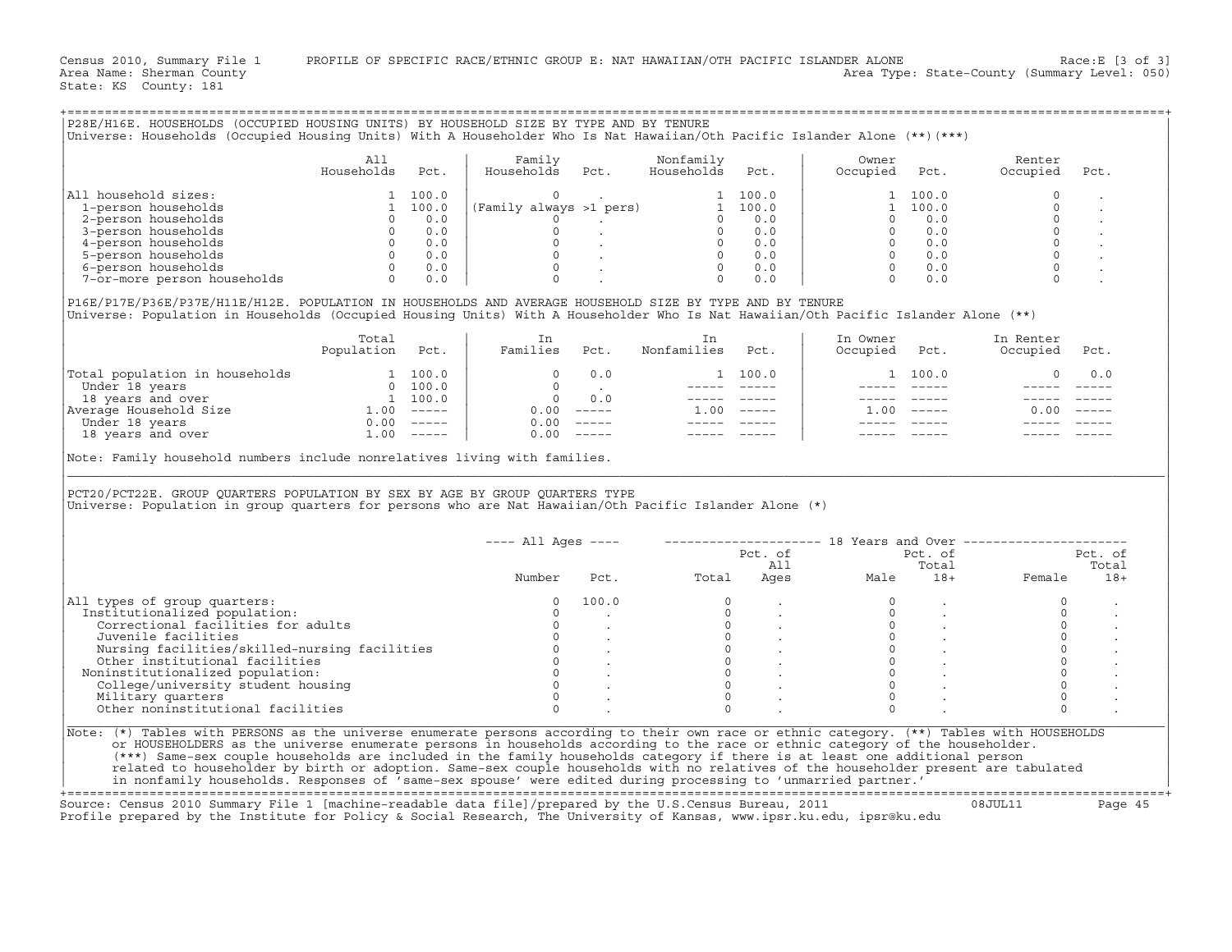Census 2010, Summary File 1 PROFILE OF SPECIFIC RACE/ETHNIC GROUP E: NAT HAWAIIAN/OTH PACIFIC ISLANDER ALONE Race:E [3 of 3]
Area Name: Sherman County Area Type: State-County (Summary Level: 050)
State: KS County: 181

## P28E/H16E. HOUSEHOLDS (OCCUPIED HOUSING UNITS) BY HOUSEHOLD SIZE BY TYPE AND BY TENURE

Universe: Households (Occupied Housing Units) With A Householder Who Is Nat Hawaiian/Oth Pacific Islander Alone (**)(***)

| | All Households | Pct. | Family Households | Pct. | Nonfamily Households | Pct. | Owner Occupied | Pct. | Renter Occupied | Pct. |
|---|---|---|---|---|---|---|---|---|---|---|
| All household sizes: | 1 | 100.0 | 0 | . | 1 | 100.0 | 1 | 100.0 | 0 | . |
| 1-person households | 1 | 100.0 | (Family always >1 pers) | | 1 | 100.0 | 1 | 100.0 | 0 | . |
| 2-person households | 0 | 0.0 | 0 | . | 0 | 0.0 | 0 | 0.0 | 0 | . |
| 3-person households | 0 | 0.0 | 0 | . | 0 | 0.0 | 0 | 0.0 | 0 | . |
| 4-person households | 0 | 0.0 | 0 | . | 0 | 0.0 | 0 | 0.0 | 0 | . |
| 5-person households | 0 | 0.0 | 0 | . | 0 | 0.0 | 0 | 0.0 | 0 | . |
| 6-person households | 0 | 0.0 | 0 | . | 0 | 0.0 | 0 | 0.0 | 0 | . |
| 7-or-more person households | 0 | 0.0 | 0 | . | 0 | 0.0 | 0 | 0.0 | 0 | . |

## P16E/P17E/P36E/P37E/H11E/H12E. POPULATION IN HOUSEHOLDS AND AVERAGE HOUSEHOLD SIZE BY TYPE AND BY TENURE

Universe: Population in Households (Occupied Housing Units) With A Householder Who Is Nat Hawaiian/Oth Pacific Islander Alone (**)

| | Total Population | Pct. | In Families | Pct. | In Nonfamilies | Pct. | In Owner Occupied | Pct. | In Renter Occupied | Pct. |
|---|---|---|---|---|---|---|---|---|---|---|
| Total population in households | 1 | 100.0 | 0 | 0.0 | 1 | 100.0 | 1 | 100.0 | 0 | 0.0 |
| Under 18 years | 0 | 100.0 | 0 | . | ----- | ----- | ----- | ----- | ----- | ----- |
| 18 years and over | 1 | 100.0 | 0 | 0.0 | ----- | ----- | ----- | ----- | ----- | ----- |
| Average Household Size | 1.00 | ----- | 0.00 | ----- | 1.00 | ----- | 1.00 | ----- | 0.00 | ----- |
| Under 18 years | 0.00 | ----- | 0.00 | ----- | ----- | ----- | ----- | ----- | ----- | ----- |
| 18 years and over | 1.00 | ----- | 0.00 | ----- | ----- | ----- | ----- | ----- | ----- | ----- |

Note: Family household numbers include nonrelatives living with families.

## PCT20/PCT22E. GROUP QUARTERS POPULATION BY SEX BY AGE BY GROUP QUARTERS TYPE

Universe: Population in group quarters for persons who are Nat Hawaiian/Oth Pacific Islander Alone (*)

| | All Ages | | 18 Years and Over | | | | | |
|---|---|---|---|---|---|---|---|---|
| | Number | Pct. | Total | Pct. of All Ages | Male | Pct. of Total 18+ | Female | Pct. of Total 18+ |
| All types of group quarters: | 0 | 100.0 | 0 | . | 0 | . | 0 | . |
| Institutionalized population: | 0 | . | 0 | . | 0 | . | 0 | . |
| Correctional facilities for adults | 0 | . | 0 | . | 0 | . | 0 | . |
| Juvenile facilities | 0 | . | 0 | . | 0 | . | 0 | . |
| Nursing facilities/skilled-nursing facilities | 0 | . | 0 | . | 0 | . | 0 | . |
| Other institutional facilities | 0 | . | 0 | . | 0 | . | 0 | . |
| Noninstitutionalized population: | 0 | . | 0 | . | 0 | . | 0 | . |
| College/university student housing | 0 | . | 0 | . | 0 | . | 0 | . |
| Military quarters | 0 | . | 0 | . | 0 | . | 0 | . |
| Other noninstitutional facilities | 0 | . | 0 | . | 0 | . | 0 | . |

Note: (*) Tables with PERSONS as the universe enumerate persons according to their own race or ethnic category. (**) Tables with HOUSEHOLDS or HOUSEHOLDERS as the universe enumerate persons in households according to the race or ethnic category of the householder. (***) Same-sex couple households are included in the family households category if there is at least one additional person related to householder by birth or adoption. Same-sex couple households with no relatives of the householder present are tabulated in nonfamily households. Responses of 'same-sex spouse' were edited during processing to 'unmarried partner.'

Source: Census 2010 Summary File 1 [machine-readable data file]/prepared by the U.S.Census Bureau, 2011 08JUL11
Profile prepared by the Institute for Policy & Social Research, The University of Kansas, www.ipsr.ku.edu, ipsr@ku.edu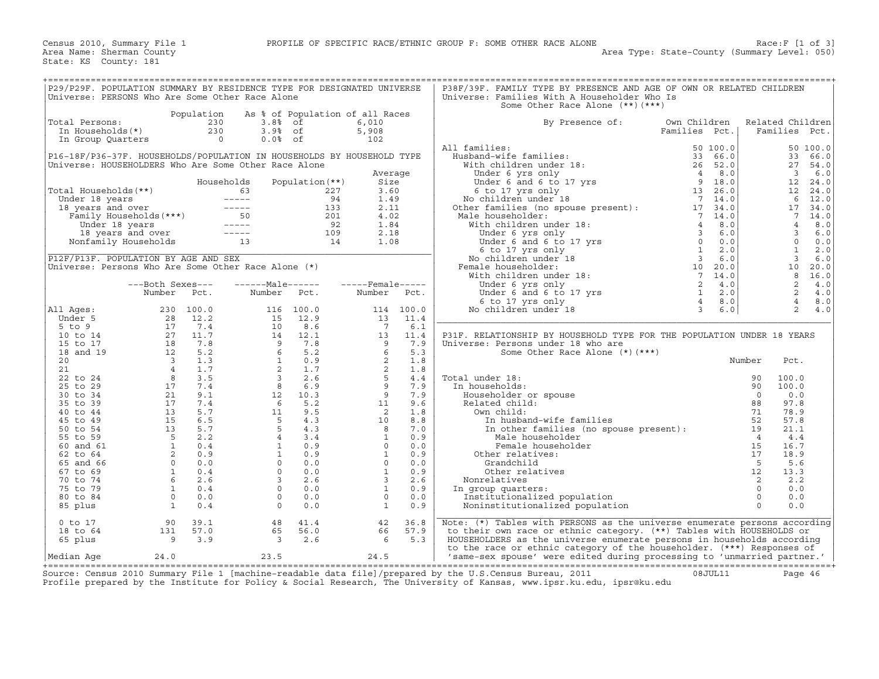Census 2010, Summary File 1 — PROFILE OF SPECIFIC RACE/ETHNIC GROUP F: SOME OTHER RACE ALONE — Race:F [1 of 3]
Area Name: Sherman County — Area Type: State-County (Summary Level: 050)
State: KS County: 181

## P29/P29F. POPULATION SUMMARY BY RESIDENCE TYPE FOR DESIGNATED UNIVERSE
Universe: PERSONS Who Are Some Other Race Alone

| | Population | As % of Population of all Races | |
|---|---|---|---|
| Total Persons: | 230 | 3.8% of | 6,010 |
| In Households(*) | 230 | 3.9% of | 5,908 |
| In Group Quarters | 0 | 0.0% of | 102 |

## P16-18F/P36-37F. HOUSEHOLDS/POPULATION IN HOUSEHOLDS BY HOUSEHOLD TYPE
Universe: HOUSEHOLDERS Who Are Some Other Race Alone

| | Households | Population(**) | Average Size |
|---|---|---|---|
| Total Households(**) | 63 | 227 | 3.60 |
| Under 18 years | ----- | 94 | 1.49 |
| 18 years and over | ----- | 133 | 2.11 |
| Family Households(***) | 50 | 201 | 4.02 |
| Under 18 years | ----- | 92 | 1.84 |
| 18 years and over | ----- | 109 | 2.18 |
| Nonfamily Households | 13 | 14 | 1.08 |

## P12F/P13F. POPULATION BY AGE AND SEX
Universe: Persons Who Are Some Other Race Alone (*)

| | Both Sexes Number | Both Sexes Pct. | Male Number | Male Pct. | Female Number | Female Pct. |
|---|---|---|---|---|---|---|
| All Ages: | 230 | 100.0 | 116 | 100.0 | 114 | 100.0 |
| Under 5 | 28 | 12.2 | 15 | 12.9 | 13 | 11.4 |
| 5 to 9 | 17 | 7.4 | 10 | 8.6 | 7 | 6.1 |
| 10 to 14 | 27 | 11.7 | 14 | 12.1 | 13 | 11.4 |
| 15 to 17 | 18 | 7.8 | 9 | 7.8 | 9 | 7.9 |
| 18 and 19 | 12 | 5.2 | 6 | 5.2 | 6 | 5.3 |
| 20 | 3 | 1.3 | 1 | 0.9 | 2 | 1.8 |
| 21 | 4 | 1.7 | 2 | 1.7 | 2 | 1.8 |
| 22 to 24 | 8 | 3.5 | 3 | 2.6 | 5 | 4.4 |
| 25 to 29 | 17 | 7.4 | 8 | 6.9 | 9 | 7.9 |
| 30 to 34 | 21 | 9.1 | 12 | 10.3 | 9 | 7.9 |
| 35 to 39 | 17 | 7.4 | 6 | 5.2 | 11 | 9.6 |
| 40 to 44 | 13 | 5.7 | 11 | 9.5 | 2 | 1.8 |
| 45 to 49 | 15 | 6.5 | 5 | 4.3 | 10 | 8.8 |
| 50 to 54 | 13 | 5.7 | 5 | 4.3 | 8 | 7.0 |
| 55 to 59 | 5 | 2.2 | 4 | 3.4 | 1 | 0.9 |
| 60 and 61 | 1 | 0.4 | 1 | 0.9 | 0 | 0.0 |
| 62 to 64 | 2 | 0.9 | 1 | 0.9 | 1 | 0.9 |
| 65 and 66 | 0 | 0.0 | 0 | 0.0 | 0 | 0.0 |
| 67 to 69 | 1 | 0.4 | 0 | 0.0 | 1 | 0.9 |
| 70 to 74 | 6 | 2.6 | 3 | 2.6 | 3 | 2.6 |
| 75 to 79 | 1 | 0.4 | 0 | 0.0 | 1 | 0.9 |
| 80 to 84 | 0 | 0.0 | 0 | 0.0 | 0 | 0.0 |
| 85 plus | 1 | 0.4 | 0 | 0.0 | 1 | 0.9 |
| 0 to 17 | 90 | 39.1 | 48 | 41.4 | 42 | 36.8 |
| 18 to 64 | 131 | 57.0 | 65 | 56.0 | 66 | 57.9 |
| 65 plus | 9 | 3.9 | 3 | 2.6 | 6 | 5.3 |
| Median Age | 24.0 | | 23.5 | | 24.5 | |

## P38F/39F. FAMILY TYPE BY PRESENCE AND AGE OF OWN OR RELATED CHILDREN
Universe: Families With A Householder Who Is Some Other Race Alone (**)(***)

| By Presence of: | Own Children Families | Own Children Pct. | Related Children Families | Related Children Pct. |
|---|---|---|---|---|
| All families: | 50 | 100.0 | 50 | 100.0 |
| Husband-wife families: | 33 | 66.0 | 33 | 66.0 |
| With children under 18: | 26 | 52.0 | 27 | 54.0 |
| Under 6 yrs only | 4 | 8.0 | 3 | 6.0 |
| Under 6 and 6 to 17 yrs | 9 | 18.0 | 12 | 24.0 |
| 6 to 17 yrs only | 13 | 26.0 | 12 | 24.0 |
| No children under 18 | 7 | 14.0 | 6 | 12.0 |
| Other families (no spouse present): | 17 | 34.0 | 17 | 34.0 |
| Male householder: | 7 | 14.0 | 7 | 14.0 |
| With children under 18: | 4 | 8.0 | 4 | 8.0 |
| Under 6 yrs only | 3 | 6.0 | 3 | 6.0 |
| Under 6 and 6 to 17 yrs | 0 | 0.0 | 0 | 0.0 |
| 6 to 17 yrs only | 1 | 2.0 | 1 | 2.0 |
| No children under 18 | 3 | 6.0 | 3 | 6.0 |
| Female householder: | 10 | 20.0 | 10 | 20.0 |
| With children under 18: | 7 | 14.0 | 8 | 16.0 |
| Under 6 yrs only | 2 | 4.0 | 2 | 4.0 |
| Under 6 and 6 to 17 yrs | 1 | 2.0 | 2 | 4.0 |
| 6 to 17 yrs only | 4 | 8.0 | 4 | 8.0 |
| No children under 18 | 3 | 6.0 | 2 | 4.0 |

## P31F. RELATIONSHIP BY HOUSEHOLD TYPE FOR THE POPULATION UNDER 18 YEARS
Universe: Persons under 18 who are Some Other Race Alone (*)(***)

| | Number | Pct. |
|---|---|---|
| Total under 18: | 90 | 100.0 |
| In households: | 90 | 100.0 |
| Householder or spouse | 0 | 0.0 |
| Related child: | 88 | 97.8 |
| Own child: | 71 | 78.9 |
| In husband-wife families | 52 | 57.8 |
| In other families (no spouse present): | 19 | 21.1 |
| Male householder | 4 | 4.4 |
| Female householder | 15 | 16.7 |
| Other relatives: | 17 | 18.9 |
| Grandchild | 5 | 5.6 |
| Other relatives | 12 | 13.3 |
| Nonrelatives | 2 | 2.2 |
| In group quarters: | 0 | 0.0 |
| Institutionalized population | 0 | 0.0 |
| Noninstitutionalized population | 0 | 0.0 |

Note: (*) Tables with PERSONS as the universe enumerate persons according to their own race or ethnic category. (**) Tables with HOUSEHOLDS or HOUSEHOLDERS as the universe enumerate persons in households according to the race or ethnic category of the householder. (***) Responses of 'same-sex spouse' were edited during processing to 'unmarried partner.'

Source: Census 2010 Summary File 1 [machine-readable data file]/prepared by the U.S.Census Bureau, 2011 08JUL11
Profile prepared by the Institute for Policy & Social Research, The University of Kansas, www.ipsr.ku.edu, ipsr@ku.edu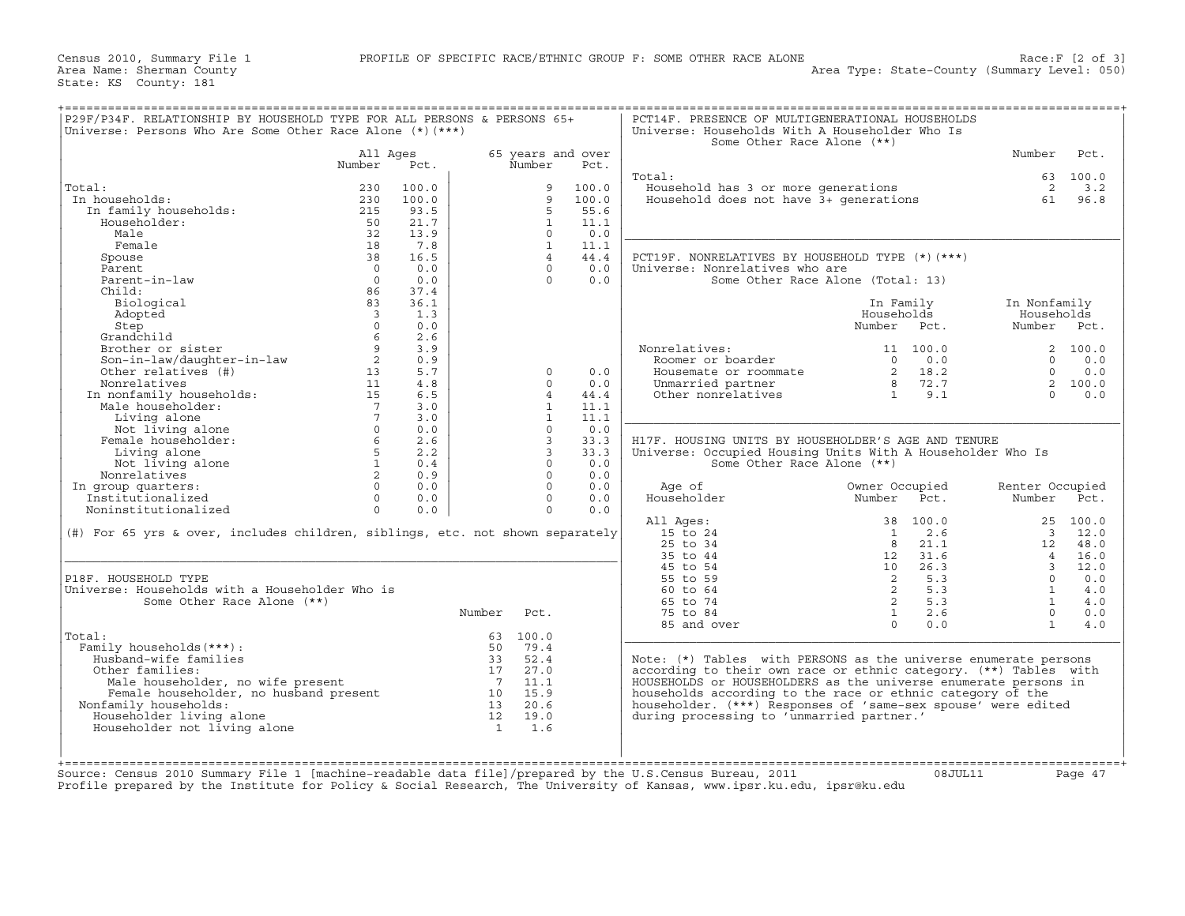Census 2010, Summary File 1 — PROFILE OF SPECIFIC RACE/ETHNIC GROUP F: SOME OTHER RACE ALONE — Race:F [2 of 3]
Area Name: Sherman County — Area Type: State-County (Summary Level: 050)
State: KS County: 181

## P29F/P34F. RELATIONSHIP BY HOUSEHOLD TYPE FOR ALL PERSONS & PERSONS 65+
Universe: Persons Who Are Some Other Race Alone (*)(***)

| | All Ages Number | All Ages Pct. | 65 years and over Number | 65 years and over Pct. |
|---|---|---|---|---|
| Total: | 230 | 100.0 | 9 | 100.0 |
| In households: | 230 | 100.0 | 9 | 100.0 |
| In family households: | 215 | 93.5 | 5 | 55.6 |
| Householder: | 50 | 21.7 | 1 | 11.1 |
| Male | 32 | 13.9 | 0 | 0.0 |
| Female | 18 | 7.8 | 1 | 11.1 |
| Spouse | 38 | 16.5 | 4 | 44.4 |
| Parent | 0 | 0.0 | 0 | 0.0 |
| Parent-in-law | 0 | 0.0 | 0 | 0.0 |
| Child: | 86 | 37.4 | | |
| Biological | 83 | 36.1 | | |
| Adopted | 3 | 1.3 | | |
| Step | 0 | 0.0 | | |
| Grandchild | 6 | 2.6 | | |
| Brother or sister | 9 | 3.9 | | |
| Son-in-law/daughter-in-law | 2 | 0.9 | | |
| Other relatives (#) | 13 | 5.7 | 0 | 0.0 |
| Nonrelatives | 11 | 4.8 | 0 | 0.0 |
| In nonfamily households: | 15 | 6.5 | 4 | 44.4 |
| Male householder: | 7 | 3.0 | 1 | 11.1 |
| Living alone | 7 | 3.0 | 1 | 11.1 |
| Not living alone | 0 | 0.0 | 0 | 0.0 |
| Female householder: | 6 | 2.6 | 3 | 33.3 |
| Living alone | 5 | 2.2 | 3 | 33.3 |
| Not living alone | 1 | 0.4 | 0 | 0.0 |
| Nonrelatives | 2 | 0.9 | 0 | 0.0 |
| In group quarters: | 0 | 0.0 | 0 | 0.0 |
| Institutionalized | 0 | 0.0 | 0 | 0.0 |
| Noninstitutionalized | 0 | 0.0 | 0 | 0.0 |

(#) For 65 yrs & over, includes children, siblings, etc. not shown separately

## P18F. HOUSEHOLD TYPE
Universe: Households with a Householder Who is Some Other Race Alone (**)

| | Number | Pct. |
|---|---|---|
| Total: | 63 | 100.0 |
| Family households(***): | 50 | 79.4 |
| Husband-wife families | 33 | 52.4 |
| Other families: | 17 | 27.0 |
| Male householder, no wife present | 7 | 11.1 |
| Female householder, no husband present | 10 | 15.9 |
| Nonfamily households: | 13 | 20.6 |
| Householder living alone | 12 | 19.0 |
| Householder not living alone | 1 | 1.6 |

## PCT14F. PRESENCE OF MULTIGENERATIONAL HOUSEHOLDS
Universe: Households With A Householder Who Is Some Other Race Alone (**)

| | Number | Pct. |
|---|---|---|
| Total: | 63 | 100.0 |
| Household has 3 or more generations | 2 | 3.2 |
| Household does not have 3+ generations | 61 | 96.8 |

## PCT19F. NONRELATIVES BY HOUSEHOLD TYPE (*)(***)
Universe: Nonrelatives who are Some Other Race Alone (Total: 13)

| | In Family Households Number | In Family Households Pct. | In Nonfamily Households Number | In Nonfamily Households Pct. |
|---|---|---|---|---|
| Nonrelatives: | 11 | 100.0 | 2 | 100.0 |
| Roomer or boarder | 0 | 0.0 | 0 | 0.0 |
| Housemate or roommate | 2 | 18.2 | 0 | 0.0 |
| Unmarried partner | 8 | 72.7 | 2 | 100.0 |
| Other nonrelatives | 1 | 9.1 | 0 | 0.0 |

## H17F. HOUSING UNITS BY HOUSEHOLDER'S AGE AND TENURE
Universe: Occupied Housing Units With A Householder Who Is Some Other Race Alone (**)

| Age of Householder | Owner Occupied Number | Owner Occupied Pct. | Renter Occupied Number | Renter Occupied Pct. |
|---|---|---|---|---|
| All Ages: | 38 | 100.0 | 25 | 100.0 |
| 15 to 24 | 1 | 2.6 | 3 | 12.0 |
| 25 to 34 | 8 | 21.1 | 12 | 48.0 |
| 35 to 44 | 12 | 31.6 | 4 | 16.0 |
| 45 to 54 | 10 | 26.3 | 3 | 12.0 |
| 55 to 59 | 2 | 5.3 | 0 | 0.0 |
| 60 to 64 | 2 | 5.3 | 1 | 4.0 |
| 65 to 74 | 2 | 5.3 | 1 | 4.0 |
| 75 to 84 | 1 | 2.6 | 0 | 0.0 |
| 85 and over | 0 | 0.0 | 1 | 4.0 |

Note: (*) Tables with PERSONS as the universe enumerate persons according to their own race or ethnic category. (**) Tables with HOUSEHOLDS or HOUSEHOLDERS as the universe enumerate persons in households according to the race or ethnic category of the householder. (***) Responses of 'same-sex spouse' were edited during processing to 'unmarried partner.'

Source: Census 2010 Summary File 1 [machine-readable data file]/prepared by the U.S.Census Bureau, 2011 08JUL11
Profile prepared by the Institute for Policy & Social Research, The University of Kansas, www.ipsr.ku.edu, ipsr@ku.edu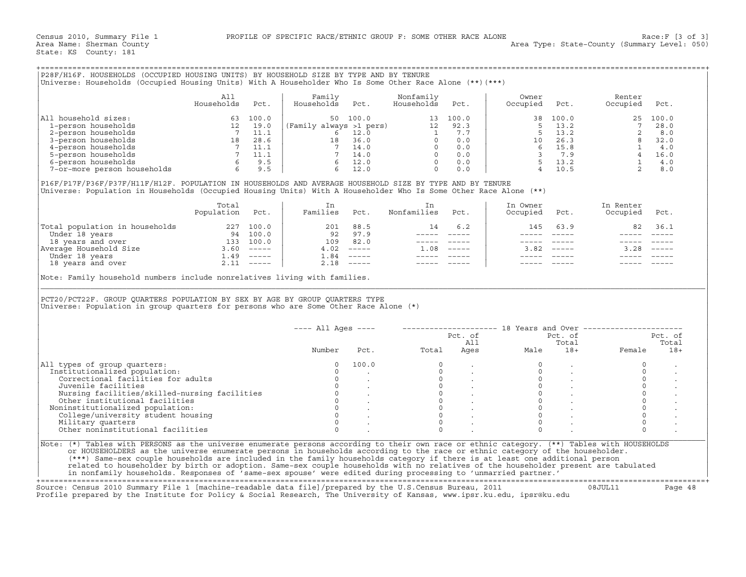Census 2010, Summary File 1 — PROFILE OF SPECIFIC RACE/ETHNIC GROUP F: SOME OTHER RACE ALONE — Race:F [3 of 3]
Area Name: Sherman County — Area Type: State-County (Summary Level: 050)
State: KS County: 181

## P28F/H16F. HOUSEHOLDS (OCCUPIED HOUSING UNITS) BY HOUSEHOLD SIZE BY TYPE AND BY TENURE

Universe: Households (Occupied Housing Units) With A Householder Who Is Some Other Race Alone (**)(***)

| | All Households | Pct. | Family Households | Pct. | Nonfamily Households | Pct. | Owner Occupied | Pct. | Renter Occupied | Pct. |
|---|---|---|---|---|---|---|---|---|---|---|
| All household sizes: | 63 | 100.0 | 50 | 100.0 | 13 | 100.0 | 38 | 100.0 | 25 | 100.0 |
| 1-person households | 12 | 19.0 | (Family always >1 pers) | | 12 | 92.3 | 5 | 13.2 | 7 | 28.0 |
| 2-person households | 7 | 11.1 | 6 | 12.0 | 1 | 7.7 | 5 | 13.2 | 2 | 8.0 |
| 3-person households | 18 | 28.6 | 18 | 36.0 | 0 | 0.0 | 10 | 26.3 | 8 | 32.0 |
| 4-person households | 7 | 11.1 | 7 | 14.0 | 0 | 0.0 | 6 | 15.8 | 1 | 4.0 |
| 5-person households | 7 | 11.1 | 7 | 14.0 | 0 | 0.0 | 3 | 7.9 | 4 | 16.0 |
| 6-person households | 6 | 9.5 | 6 | 12.0 | 0 | 0.0 | 5 | 13.2 | 1 | 4.0 |
| 7-or-more person households | 6 | 9.5 | 6 | 12.0 | 0 | 0.0 | 4 | 10.5 | 2 | 8.0 |

## P16F/P17F/P36F/P37F/H11F/H12F. POPULATION IN HOUSEHOLDS AND AVERAGE HOUSEHOLD SIZE BY TYPE AND BY TENURE

Universe: Population in Households (Occupied Housing Units) With A Householder Who Is Some Other Race Alone (**)

| | Total Population | Pct. | In Families | Pct. | In Nonfamilies | Pct. | In Owner Occupied | Pct. | In Renter Occupied | Pct. |
|---|---|---|---|---|---|---|---|---|---|---|
| Total population in households | 227 | 100.0 | 201 | 88.5 | 14 | 6.2 | 145 | 63.9 | 82 | 36.1 |
| Under 18 years | 94 | 100.0 | 92 | 97.9 | ----- | ----- | ----- | ----- | ----- | ----- |
| 18 years and over | 133 | 100.0 | 109 | 82.0 | ----- | ----- | ----- | ----- | ----- | ----- |
| Average Household Size | 3.60 | ----- | 4.02 | ----- | 1.08 | ----- | 3.82 | ----- | 3.28 | ----- |
| Under 18 years | 1.49 | ----- | 1.84 | ----- | ----- | ----- | ----- | ----- | ----- | ----- |
| 18 years and over | 2.11 | ----- | 2.18 | ----- | ----- | ----- | ----- | ----- | ----- | ----- |

Note: Family household numbers include nonrelatives living with families.

## PCT20/PCT22F. GROUP QUARTERS POPULATION BY SEX BY AGE BY GROUP QUARTERS TYPE

Universe: Population in group quarters for persons who are Some Other Race Alone (*)

| | All Ages | | 18 Years and Over | | | | | |
|---|---|---|---|---|---|---|---|---|
| | Number | Pct. | Total | Pct. of All Ages | Male | Pct. of Total 18+ | Female | Pct. of Total 18+ |
| All types of group quarters: | 0 | 100.0 | 0 | . | 0 | . | 0 | . |
| Institutionalized population: | 0 | . | 0 | . | 0 | . | 0 | . |
| Correctional facilities for adults | 0 | . | 0 | . | 0 | . | 0 | . |
| Juvenile facilities | 0 | . | 0 | . | 0 | . | 0 | . |
| Nursing facilities/skilled-nursing facilities | 0 | . | 0 | . | 0 | . | 0 | . |
| Other institutional facilities | 0 | . | 0 | . | 0 | . | 0 | . |
| Noninstitutionalized population: | 0 | . | 0 | . | 0 | . | 0 | . |
| College/university student housing | 0 | . | 0 | . | 0 | . | 0 | . |
| Military quarters | 0 | . | 0 | . | 0 | . | 0 | . |
| Other noninstitutional facilities | 0 | . | 0 | . | 0 | . | 0 | . |

Note: (*) Tables with PERSONS as the universe enumerate persons according to their own race or ethnic category. (**) Tables with HOUSEHOLDS or HOUSEHOLDERS as the universe enumerate persons in households according to the race or ethnic category of the householder. (***) Same-sex couple households are included in the family households category if there is at least one additional person related to householder by birth or adoption. Same-sex couple households with no relatives of the householder present are tabulated in nonfamily households. Responses of 'same-sex spouse' were edited during processing to 'unmarried partner.'

Source: Census 2010 Summary File 1 [machine-readable data file]/prepared by the U.S.Census Bureau, 2011 08JUL11
Profile prepared by the Institute for Policy & Social Research, The University of Kansas, www.ipsr.ku.edu, ipsr@ku.edu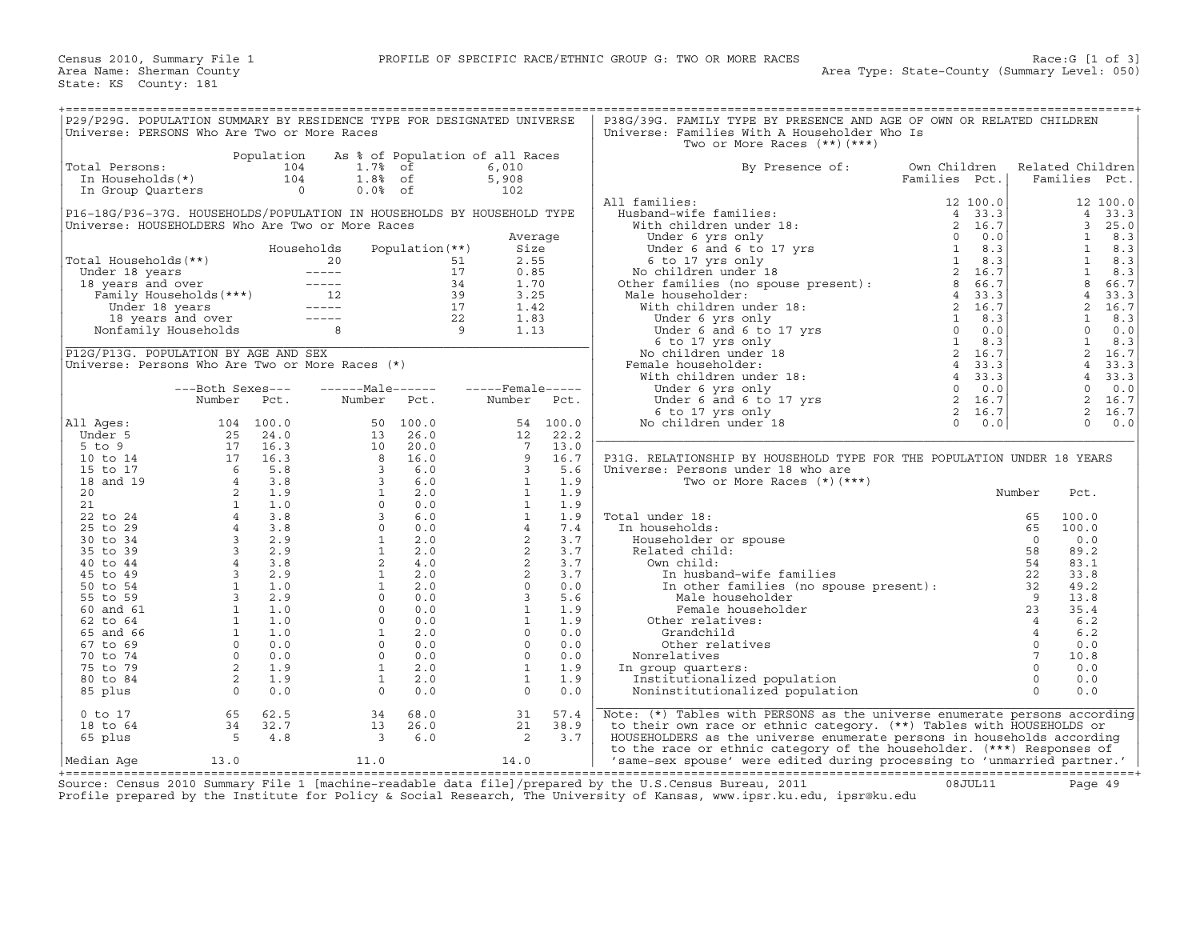Census 2010, Summary File 1 — PROFILE OF SPECIFIC RACE/ETHNIC GROUP G: TWO OR MORE RACES — Race:G [1 of 3]

Area Name: Sherman County — Area Type: State-County (Summary Level: 050)

State: KS County: 181

## P29/P29G. POPULATION SUMMARY BY RESIDENCE TYPE FOR DESIGNATED UNIVERSE

Universe: PERSONS Who Are Two or More Races

| | Population | As % of Population of all Races | |
|---|---|---|---|
| Total Persons: | 104 | 1.7% of | 6,010 |
| In Households(*) | 104 | 1.8% of | 5,908 |
| In Group Quarters | 0 | 0.0% of | 102 |

## P16-18G/P36-37G. HOUSEHOLDS/POPULATION IN HOUSEHOLDS BY HOUSEHOLD TYPE

Universe: HOUSEHOLDERS Who Are Two or More Races

| | Households | Population(**) | Average Size |
|---|---|---|---|
| Total Households(**) | 20 | 51 | 2.55 |
| Under 18 years | ----- | 17 | 0.85 |
| 18 years and over | ----- | 34 | 1.70 |
| Family Households(***) | 12 | 39 | 3.25 |
| Under 18 years | ----- | 17 | 1.42 |
| 18 years and over | ----- | 22 | 1.83 |
| Nonfamily Households | 8 | 9 | 1.13 |

## P12G/P13G. POPULATION BY AGE AND SEX

Universe: Persons Who Are Two or More Races (*)

| | Both Sexes Number | Both Sexes Pct. | Male Number | Male Pct. | Female Number | Female Pct. |
|---|---|---|---|---|---|---|
| All Ages: | 104 | 100.0 | 50 | 100.0 | 54 | 100.0 |
| Under 5 | 25 | 24.0 | 13 | 26.0 | 12 | 22.2 |
| 5 to 9 | 17 | 16.3 | 10 | 20.0 | 7 | 13.0 |
| 10 to 14 | 17 | 16.3 | 8 | 16.0 | 9 | 16.7 |
| 15 to 17 | 6 | 5.8 | 3 | 6.0 | 3 | 5.6 |
| 18 and 19 | 4 | 3.8 | 3 | 6.0 | 1 | 1.9 |
| 20 | 2 | 1.9 | 1 | 2.0 | 1 | 1.9 |
| 21 | 1 | 1.0 | 0 | 0.0 | 1 | 1.9 |
| 22 to 24 | 4 | 3.8 | 3 | 6.0 | 1 | 1.9 |
| 25 to 29 | 4 | 3.8 | 0 | 0.0 | 4 | 7.4 |
| 30 to 34 | 3 | 2.9 | 1 | 2.0 | 2 | 3.7 |
| 35 to 39 | 3 | 2.9 | 1 | 2.0 | 2 | 3.7 |
| 40 to 44 | 4 | 3.8 | 2 | 4.0 | 2 | 3.7 |
| 45 to 49 | 3 | 2.9 | 1 | 2.0 | 2 | 3.7 |
| 50 to 54 | 1 | 1.0 | 1 | 2.0 | 0 | 0.0 |
| 55 to 59 | 3 | 2.9 | 0 | 0.0 | 3 | 5.6 |
| 60 and 61 | 1 | 1.0 | 0 | 0.0 | 1 | 1.9 |
| 62 to 64 | 1 | 1.0 | 0 | 0.0 | 1 | 1.9 |
| 65 and 66 | 1 | 1.0 | 1 | 2.0 | 0 | 0.0 |
| 67 to 69 | 0 | 0.0 | 0 | 0.0 | 0 | 0.0 |
| 70 to 74 | 0 | 0.0 | 0 | 0.0 | 0 | 0.0 |
| 75 to 79 | 2 | 1.9 | 1 | 2.0 | 1 | 1.9 |
| 80 to 84 | 2 | 1.9 | 1 | 2.0 | 1 | 1.9 |
| 85 plus | 0 | 0.0 | 0 | 0.0 | 0 | 0.0 |
| 0 to 17 | 65 | 62.5 | 34 | 68.0 | 31 | 57.4 |
| 18 to 64 | 34 | 32.7 | 13 | 26.0 | 21 | 38.9 |
| 65 plus | 5 | 4.8 | 3 | 6.0 | 2 | 3.7 |
| Median Age | 13.0 | | 11.0 | | 14.0 | |

## P38G/39G. FAMILY TYPE BY PRESENCE AND AGE OF OWN OR RELATED CHILDREN

Universe: Families With A Householder Who Is Two or More Races (**)(***)

| By Presence of: | Own Children Families | Own Children Pct. | Related Children Families | Related Children Pct. |
|---|---|---|---|---|
| All families: | 12 | 100.0 | 12 | 100.0 |
| Husband-wife families: | 4 | 33.3 | 4 | 33.3 |
| With children under 18: | 2 | 16.7 | 3 | 25.0 |
| Under 6 yrs only | 0 | 0.0 | 1 | 8.3 |
| Under 6 and 6 to 17 yrs | 1 | 8.3 | 1 | 8.3 |
| 6 to 17 yrs only | 1 | 8.3 | 1 | 8.3 |
| No children under 18 | 2 | 16.7 | 1 | 8.3 |
| Other families (no spouse present): | 8 | 66.7 | 8 | 66.7 |
| Male householder: | 4 | 33.3 | 4 | 33.3 |
| With children under 18: | 2 | 16.7 | 2 | 16.7 |
| Under 6 yrs only | 1 | 8.3 | 1 | 8.3 |
| Under 6 and 6 to 17 yrs | 0 | 0.0 | 0 | 0.0 |
| 6 to 17 yrs only | 1 | 8.3 | 1 | 8.3 |
| No children under 18 | 2 | 16.7 | 2 | 16.7 |
| Female householder: | 4 | 33.3 | 4 | 33.3 |
| With children under 18: | 4 | 33.3 | 4 | 33.3 |
| Under 6 yrs only | 0 | 0.0 | 0 | 0.0 |
| Under 6 and 6 to 17 yrs | 2 | 16.7 | 2 | 16.7 |
| 6 to 17 yrs only | 2 | 16.7 | 2 | 16.7 |
| No children under 18 | 0 | 0.0 | 0 | 0.0 |

## P31G. RELATIONSHIP BY HOUSEHOLD TYPE FOR THE POPULATION UNDER 18 YEARS

Universe: Persons under 18 who are Two or More Races (*)(***)

| | Number | Pct. |
|---|---|---|
| Total under 18: | 65 | 100.0 |
| In households: | 65 | 100.0 |
| Householder or spouse | 0 | 0.0 |
| Related child: | 58 | 89.2 |
| Own child: | 54 | 83.1 |
| In husband-wife families | 22 | 33.8 |
| In other families (no spouse present): | 32 | 49.2 |
| Male householder | 9 | 13.8 |
| Female householder | 23 | 35.4 |
| Other relatives: | 4 | 6.2 |
| Grandchild | 4 | 6.2 |
| Other relatives | 0 | 0.0 |
| Nonrelatives | 7 | 10.8 |
| In group quarters: | 0 | 0.0 |
| Institutionalized population | 0 | 0.0 |
| Noninstitutionalized population | 0 | 0.0 |

Note: (*) Tables with PERSONS as the universe enumerate persons according to their own race or ethnic category. (**) Tables with HOUSEHOLDS or HOUSEHOLDERS as the universe enumerate persons in households according to the race or ethnic category of the householder. (***) Responses of 'same-sex spouse' were edited during processing to 'unmarried partner.'

Source: Census 2010 Summary File 1 [machine-readable data file]/prepared by the U.S.Census Bureau, 2011 08JUL11

Profile prepared by the Institute for Policy & Social Research, The University of Kansas, www.ipsr.ku.edu, ipsr@ku.edu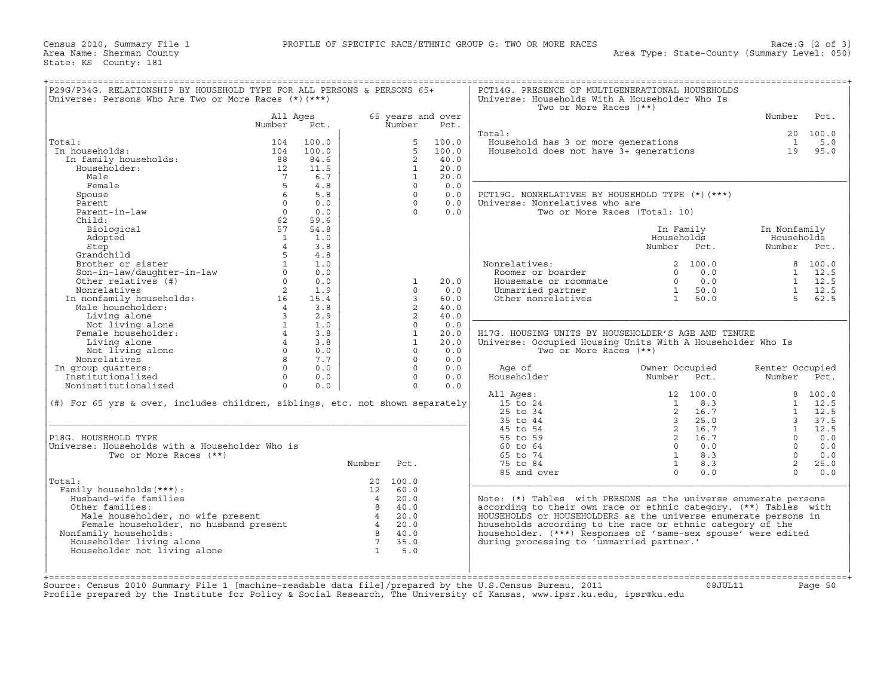Census 2010, Summary File 1 — PROFILE OF SPECIFIC RACE/ETHNIC GROUP G: TWO OR MORE RACES — Race:G [2 of 3]

Area Name: Sherman County — Area Type: State-County (Summary Level: 050)

State: KS County: 181

## P29G/P34G. RELATIONSHIP BY HOUSEHOLD TYPE FOR ALL PERSONS & PERSONS 65+

Universe: Persons Who Are Two or More Races (*)(***)

| | All Ages Number | All Ages Pct. | 65 years and over Number | 65 years and over Pct. |
|---|---|---|---|---|
| Total: | 104 | 100.0 | 5 | 100.0 |
| In households: | 104 | 100.0 | 5 | 100.0 |
| In family households: | 88 | 84.6 | 2 | 40.0 |
| Householder: | 12 | 11.5 | 1 | 20.0 |
| Male | 7 | 6.7 | 1 | 20.0 |
| Female | 5 | 4.8 | 0 | 0.0 |
| Spouse | 6 | 5.8 | 0 | 0.0 |
| Parent | 0 | 0.0 | 0 | 0.0 |
| Parent-in-law | 0 | 0.0 | 0 | 0.0 |
| Child: | 62 | 59.6 | | |
| Biological | 57 | 54.8 | | |
| Adopted | 1 | 1.0 | | |
| Step | 4 | 3.8 | | |
| Grandchild | 5 | 4.8 | | |
| Brother or sister | 1 | 1.0 | | |
| Son-in-law/daughter-in-law | 0 | 0.0 | | |
| Other relatives (#) | 0 | 0.0 | 1 | 20.0 |
| Nonrelatives | 2 | 1.9 | 0 | 0.0 |
| In nonfamily households: | 16 | 15.4 | 3 | 60.0 |
| Male householder: | 4 | 3.8 | 2 | 40.0 |
| Living alone | 3 | 2.9 | 2 | 40.0 |
| Not living alone | 1 | 1.0 | 0 | 0.0 |
| Female householder: | 4 | 3.8 | 1 | 20.0 |
| Living alone | 4 | 3.8 | 1 | 20.0 |
| Not living alone | 0 | 0.0 | 0 | 0.0 |
| Nonrelatives | 8 | 7.7 | 0 | 0.0 |
| In group quarters: | 0 | 0.0 | 0 | 0.0 |
| Institutionalized | 0 | 0.0 | 0 | 0.0 |
| Noninstitutionalized | 0 | 0.0 | 0 | 0.0 |

(#) For 65 yrs & over, includes children, siblings, etc. not shown separately

## P18G. HOUSEHOLD TYPE

Universe: Households with a Householder Who is Two or More Races (**)

| | Number | Pct. |
|---|---|---|
| Total: | 20 | 100.0 |
| Family households(***): | 12 | 60.0 |
| Husband-wife families | 4 | 20.0 |
| Other families: | 8 | 40.0 |
| Male householder, no wife present | 4 | 20.0 |
| Female householder, no husband present | 4 | 20.0 |
| Nonfamily households: | 8 | 40.0 |
| Householder living alone | 7 | 35.0 |
| Householder not living alone | 1 | 5.0 |

## PCT14G. PRESENCE OF MULTIGENERATIONAL HOUSEHOLDS

Universe: Households With A Householder Who Is Two or More Races (**)

| | Number | Pct. |
|---|---|---|
| Total: | 20 | 100.0 |
| Household has 3 or more generations | 1 | 5.0 |
| Household does not have 3+ generations | 19 | 95.0 |

## PCT19G. NONRELATIVES BY HOUSEHOLD TYPE (*)(***)

Universe: Nonrelatives who are Two or More Races (Total: 10)

| | In Family Households Number | In Family Households Pct. | In Nonfamily Households Number | In Nonfamily Households Pct. |
|---|---|---|---|---|
| Nonrelatives: | 2 | 100.0 | 8 | 100.0 |
| Roomer or boarder | 0 | 0.0 | 1 | 12.5 |
| Housemate or roommate | 0 | 0.0 | 1 | 12.5 |
| Unmarried partner | 1 | 50.0 | 1 | 12.5 |
| Other nonrelatives | 1 | 50.0 | 5 | 62.5 |

## H17G. HOUSING UNITS BY HOUSEHOLDER'S AGE AND TENURE

Universe: Occupied Housing Units With A Householder Who Is Two or More Races (**)

| Age of Householder | Owner Occupied Number | Owner Occupied Pct. | Renter Occupied Number | Renter Occupied Pct. |
|---|---|---|---|---|
| All Ages: | 12 | 100.0 | 8 | 100.0 |
| 15 to 24 | 1 | 8.3 | 1 | 12.5 |
| 25 to 34 | 2 | 16.7 | 1 | 12.5 |
| 35 to 44 | 3 | 25.0 | 3 | 37.5 |
| 45 to 54 | 2 | 16.7 | 1 | 12.5 |
| 55 to 59 | 2 | 16.7 | 0 | 0.0 |
| 60 to 64 | 0 | 0.0 | 0 | 0.0 |
| 65 to 74 | 1 | 8.3 | 0 | 0.0 |
| 75 to 84 | 1 | 8.3 | 2 | 25.0 |
| 85 and over | 0 | 0.0 | 0 | 0.0 |

Note: (*) Tables with PERSONS as the universe enumerate persons according to their own race or ethnic category. (**) Tables with HOUSEHOLDS or HOUSEHOLDERS as the universe enumerate persons in households according to the race or ethnic category of the householder. (***) Responses of 'same-sex spouse' were edited during processing to 'unmarried partner.'

Source: Census 2010 Summary File 1 [machine-readable data file]/prepared by the U.S.Census Bureau, 2011 08JUL11

Profile prepared by the Institute for Policy & Social Research, The University of Kansas, www.ipsr.ku.edu, ipsr@ku.edu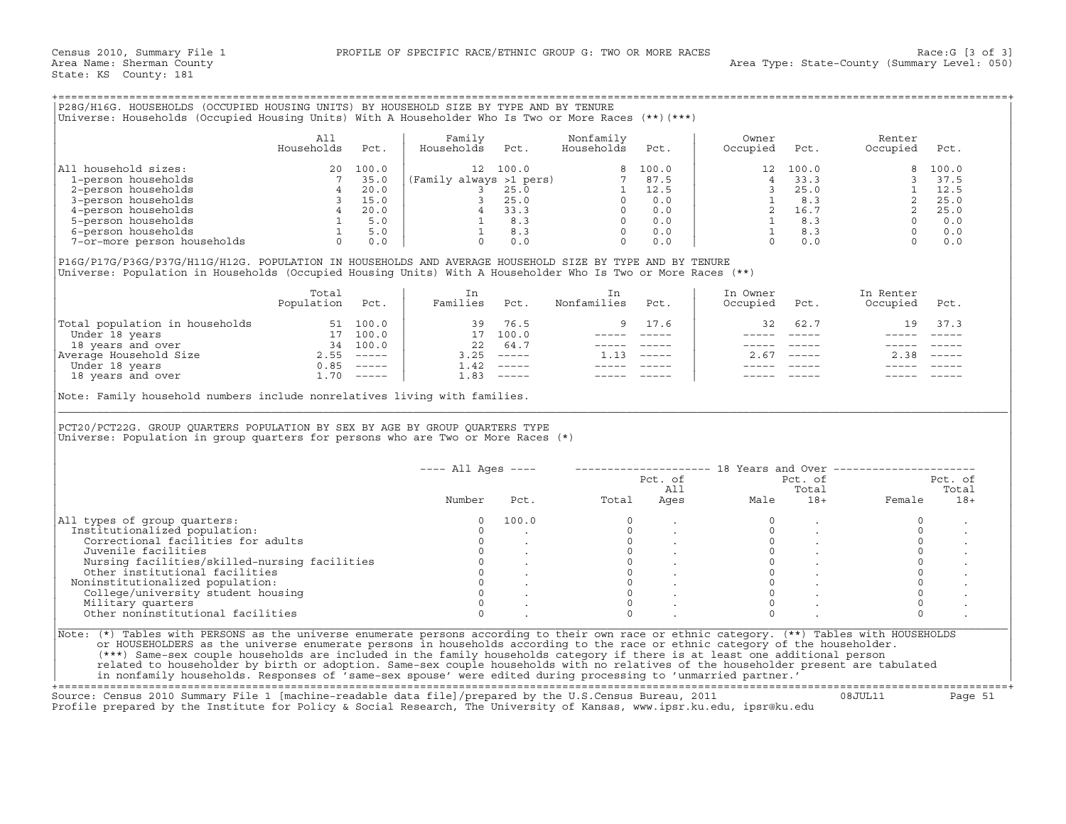Census 2010, Summary File 1 — PROFILE OF SPECIFIC RACE/ETHNIC GROUP G: TWO OR MORE RACES — Race:G [3 of 3]
Area Name: Sherman County — Area Type: State-County (Summary Level: 050)
State: KS County: 181

## P28G/H16G. HOUSEHOLDS (OCCUPIED HOUSING UNITS) BY HOUSEHOLD SIZE BY TYPE AND BY TENURE

Universe: Households (Occupied Housing Units) With A Householder Who Is Two or More Races (**)(***)

| | All Households | Pct. | Family Households | Pct. | Nonfamily Households | Pct. | Owner Occupied | Pct. | Renter Occupied | Pct. |
|---|---|---|---|---|---|---|---|---|---|---|
| All household sizes: | 20 | 100.0 | 12 | 100.0 | 8 | 100.0 | 12 | 100.0 | 8 | 100.0 |
| 1-person households | 7 | 35.0 | (Family always >1 pers) | | 7 | 87.5 | 4 | 33.3 | 3 | 37.5 |
| 2-person households | 4 | 20.0 | 3 | 25.0 | 1 | 12.5 | 3 | 25.0 | 1 | 12.5 |
| 3-person households | 3 | 15.0 | 3 | 25.0 | 0 | 0.0 | 1 | 8.3 | 2 | 25.0 |
| 4-person households | 4 | 20.0 | 4 | 33.3 | 0 | 0.0 | 2 | 16.7 | 2 | 25.0 |
| 5-person households | 1 | 5.0 | 1 | 8.3 | 0 | 0.0 | 1 | 8.3 | 0 | 0.0 |
| 6-person households | 1 | 5.0 | 1 | 8.3 | 0 | 0.0 | 1 | 8.3 | 0 | 0.0 |
| 7-or-more person households | 0 | 0.0 | 0 | 0.0 | 0 | 0.0 | 0 | 0.0 | 0 | 0.0 |

## P16G/P17G/P36G/P37G/H11G/H12G. POPULATION IN HOUSEHOLDS AND AVERAGE HOUSEHOLD SIZE BY TYPE AND BY TENURE

Universe: Population in Households (Occupied Housing Units) With A Householder Who Is Two or More Races (**)

| | Total Population | Pct. | In Families | Pct. | In Nonfamilies | Pct. | In Owner Occupied | Pct. | In Renter Occupied | Pct. |
|---|---|---|---|---|---|---|---|---|---|---|
| Total population in households | 51 | 100.0 | 39 | 76.5 | 9 | 17.6 | 32 | 62.7 | 19 | 37.3 |
| Under 18 years | 17 | 100.0 | 17 | 100.0 | ----- | ----- | ----- | ----- | ----- | ----- |
| 18 years and over | 34 | 100.0 | 22 | 64.7 | ----- | ----- | ----- | ----- | ----- | ----- |
| Average Household Size | 2.55 | ----- | 3.25 | ----- | 1.13 | ----- | 2.67 | ----- | 2.38 | ----- |
| Under 18 years | 0.85 | ----- | 1.42 | ----- | ----- | ----- | ----- | ----- | ----- | ----- |
| 18 years and over | 1.70 | ----- | 1.83 | ----- | ----- | ----- | ----- | ----- | ----- | ----- |

Note: Family household numbers include nonrelatives living with families.

## PCT20/PCT22G. GROUP QUARTERS POPULATION BY SEX BY AGE BY GROUP QUARTERS TYPE

Universe: Population in group quarters for persons who are Two or More Races (*)

| | All Ages Number | All Ages Pct. | 18 Years and Over Total | Pct. of All Ages | Male | Pct. of Total 18+ | Female | Pct. of Total 18+ |
|---|---|---|---|---|---|---|---|---|
| All types of group quarters: | 0 | 100.0 | 0 | . | 0 | . | 0 | . |
| Institutionalized population: | 0 | . | 0 | . | 0 | . | 0 | . |
| Correctional facilities for adults | 0 | . | 0 | . | 0 | . | 0 | . |
| Juvenile facilities | 0 | . | 0 | . | 0 | . | 0 | . |
| Nursing facilities/skilled-nursing facilities | 0 | . | 0 | . | 0 | . | 0 | . |
| Other institutional facilities | 0 | . | 0 | . | 0 | . | 0 | . |
| Noninstitutionalized population: | 0 | . | 0 | . | 0 | . | 0 | . |
| College/university student housing | 0 | . | 0 | . | 0 | . | 0 | . |
| Military quarters | 0 | . | 0 | . | 0 | . | 0 | . |
| Other noninstitutional facilities | 0 | . | 0 | . | 0 | . | 0 | . |

Note: (*) Tables with PERSONS as the universe enumerate persons according to their own race or ethnic category. (**) Tables with HOUSEHOLDS or HOUSEHOLDERS as the universe enumerate persons in households according to the race or ethnic category of the householder. (***) Same-sex couple households are included in the family households category if there is at least one additional person related to householder by birth or adoption. Same-sex couple households with no relatives of the householder present are tabulated in nonfamily households. Responses of 'same-sex spouse' were edited during processing to 'unmarried partner.'

Source: Census 2010 Summary File 1 [machine-readable data file]/prepared by the U.S.Census Bureau, 2011 08JUL11
Profile prepared by the Institute for Policy & Social Research, The University of Kansas, www.ipsr.ku.edu, ipsr@ku.edu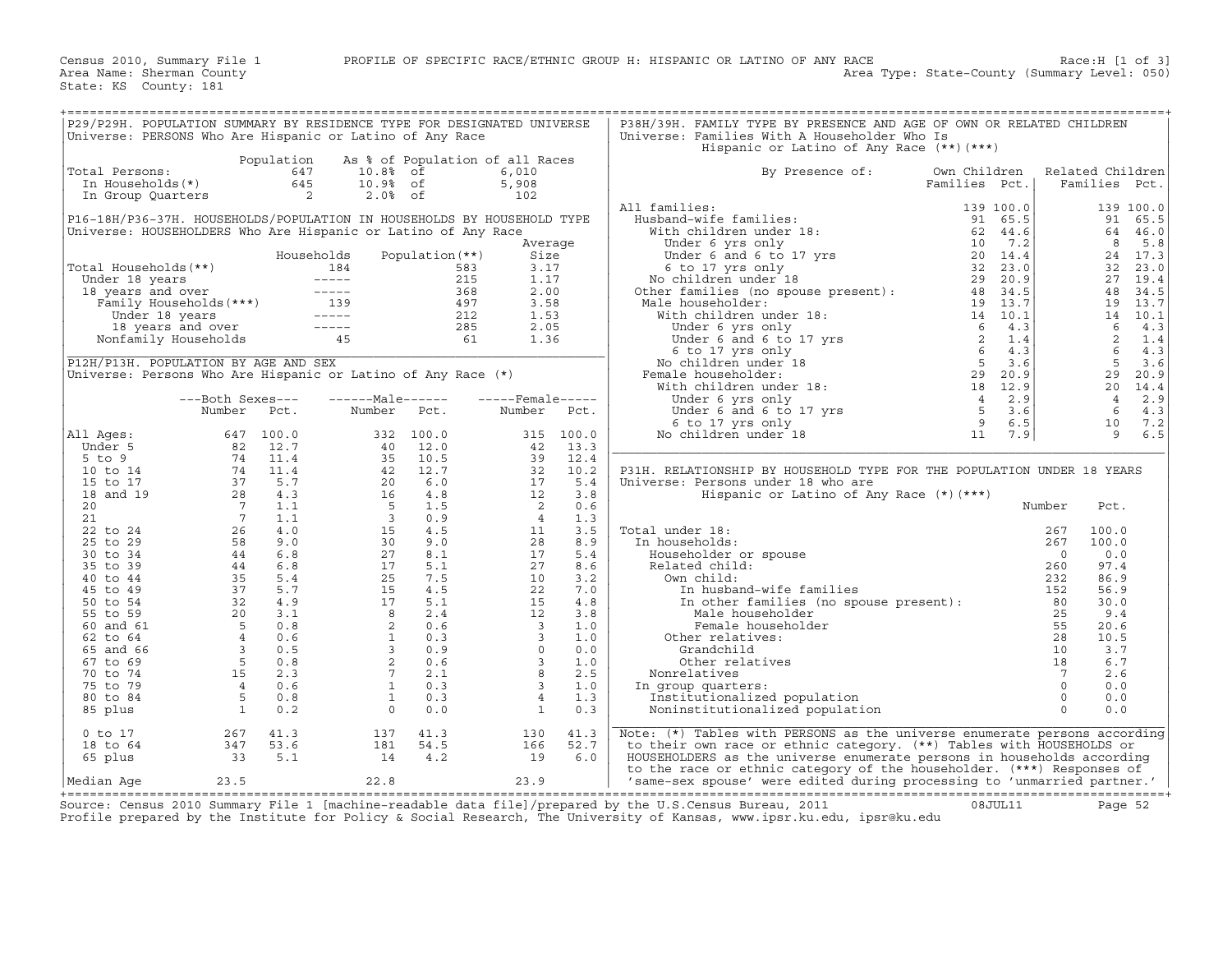Census 2010, Summary File 1 PROFILE OF SPECIFIC RACE/ETHNIC GROUP H: HISPANIC OR LATINO OF ANY RACE Race:H [1 of 3]
Area Name: Sherman County Area Type: State-County (Summary Level: 050)
State: KS County: 181

## P29/P29H. POPULATION SUMMARY BY RESIDENCE TYPE FOR DESIGNATED UNIVERSE

Universe: PERSONS Who Are Hispanic or Latino of Any Race

| | Population | As % of Population of all Races | |
|---|---|---|---|
| Total Persons: | 647 | 10.8% of | 6,010 |
| In Households(*) | 645 | 10.9% of | 5,908 |
| In Group Quarters | 2 | 2.0% of | 102 |

## P16-18H/P36-37H. HOUSEHOLDS/POPULATION IN HOUSEHOLDS BY HOUSEHOLD TYPE

Universe: HOUSEHOLDERS Who Are Hispanic or Latino of Any Race

| | Households | Population(**) | Average Size |
|---|---|---|---|
| Total Households(**) | 184 | 583 | 3.17 |
| Under 18 years | ----- | 215 | 1.17 |
| 18 years and over | ----- | 368 | 2.00 |
| Family Households(***) | 139 | 497 | 3.58 |
| Under 18 years | ----- | 212 | 1.53 |
| 18 years and over | ----- | 285 | 2.05 |
| Nonfamily Households | 45 | 61 | 1.36 |

## P12H/P13H. POPULATION BY AGE AND SEX

Universe: Persons Who Are Hispanic or Latino of Any Race (*)

| | Both Sexes Number | Both Sexes Pct. | Male Number | Male Pct. | Female Number | Female Pct. |
|---|---|---|---|---|---|---|
| All Ages: | 647 | 100.0 | 332 | 100.0 | 315 | 100.0 |
| Under 5 | 82 | 12.7 | 40 | 12.0 | 42 | 13.3 |
| 5 to 9 | 74 | 11.4 | 35 | 10.5 | 39 | 12.4 |
| 10 to 14 | 74 | 11.4 | 42 | 12.7 | 32 | 10.2 |
| 15 to 17 | 37 | 5.7 | 20 | 6.0 | 17 | 5.4 |
| 18 and 19 | 28 | 4.3 | 16 | 4.8 | 12 | 3.8 |
| 20 | 7 | 1.1 | 5 | 1.5 | 2 | 0.6 |
| 21 | 7 | 1.1 | 3 | 0.9 | 4 | 1.3 |
| 22 to 24 | 26 | 4.0 | 15 | 4.5 | 11 | 3.5 |
| 25 to 29 | 58 | 9.0 | 30 | 9.0 | 28 | 8.9 |
| 30 to 34 | 44 | 6.8 | 27 | 8.1 | 17 | 5.4 |
| 35 to 39 | 44 | 6.8 | 17 | 5.1 | 27 | 8.6 |
| 40 to 44 | 35 | 5.4 | 25 | 7.5 | 10 | 3.2 |
| 45 to 49 | 37 | 5.7 | 15 | 4.5 | 22 | 7.0 |
| 50 to 54 | 32 | 4.9 | 17 | 5.1 | 15 | 4.8 |
| 55 to 59 | 20 | 3.1 | 8 | 2.4 | 12 | 3.8 |
| 60 and 61 | 5 | 0.8 | 2 | 0.6 | 3 | 1.0 |
| 62 to 64 | 4 | 0.6 | 1 | 0.3 | 3 | 1.0 |
| 65 and 66 | 3 | 0.5 | 3 | 0.9 | 0 | 0.0 |
| 67 to 69 | 5 | 0.8 | 2 | 0.6 | 3 | 1.0 |
| 70 to 74 | 15 | 2.3 | 7 | 2.1 | 8 | 2.5 |
| 75 to 79 | 4 | 0.6 | 1 | 0.3 | 3 | 1.0 |
| 80 to 84 | 5 | 0.8 | 1 | 0.3 | 4 | 1.3 |
| 85 plus | 1 | 0.2 | 0 | 0.0 | 1 | 0.3 |
| 0 to 17 | 267 | 41.3 | 137 | 41.3 | 130 | 41.3 |
| 18 to 64 | 347 | 53.6 | 181 | 54.5 | 166 | 52.7 |
| 65 plus | 33 | 5.1 | 14 | 4.2 | 19 | 6.0 |
| Median Age | 23.5 | | 22.8 | | 23.9 | |

## P38H/39H. FAMILY TYPE BY PRESENCE AND AGE OF OWN OR RELATED CHILDREN

Universe: Families With A Householder Who Is Hispanic or Latino of Any Race (**)(***)

| By Presence of: | Own Children Families | Own Children Pct. | Related Children Families | Related Children Pct. |
|---|---|---|---|---|
| All families: | 139 | 100.0 | 139 | 100.0 |
| Husband-wife families: | 91 | 65.5 | 91 | 65.5 |
| With children under 18: | 62 | 44.6 | 64 | 46.0 |
| Under 6 yrs only | 10 | 7.2 | 8 | 5.8 |
| Under 6 and 6 to 17 yrs | 20 | 14.4 | 24 | 17.3 |
| 6 to 17 yrs only | 32 | 23.0 | 32 | 23.0 |
| No children under 18 | 29 | 20.9 | 27 | 19.4 |
| Other families (no spouse present): | 48 | 34.5 | 48 | 34.5 |
| Male householder: | 19 | 13.7 | 19 | 13.7 |
| With children under 18: | 14 | 10.1 | 14 | 10.1 |
| Under 6 yrs only | 6 | 4.3 | 6 | 4.3 |
| Under 6 and 6 to 17 yrs | 2 | 1.4 | 2 | 1.4 |
| 6 to 17 yrs only | 6 | 4.3 | 6 | 4.3 |
| No children under 18 | 5 | 3.6 | 5 | 3.6 |
| Female householder: | 29 | 20.9 | 29 | 20.9 |
| With children under 18: | 18 | 12.9 | 20 | 14.4 |
| Under 6 yrs only | 4 | 2.9 | 4 | 2.9 |
| Under 6 and 6 to 17 yrs | 5 | 3.6 | 6 | 4.3 |
| 6 to 17 yrs only | 9 | 6.5 | 10 | 7.2 |
| No children under 18 | 11 | 7.9 | 9 | 6.5 |

## P31H. RELATIONSHIP BY HOUSEHOLD TYPE FOR THE POPULATION UNDER 18 YEARS

Universe: Persons under 18 who are Hispanic or Latino of Any Race (*)(***)

| | Number | Pct. |
|---|---|---|
| Total under 18: | 267 | 100.0 |
| In households: | 267 | 100.0 |
| Householder or spouse | 0 | 0.0 |
| Related child: | 260 | 97.4 |
| Own child: | 232 | 86.9 |
| In husband-wife families | 152 | 56.9 |
| In other families (no spouse present): | 80 | 30.0 |
| Male householder | 25 | 9.4 |
| Female householder | 55 | 20.6 |
| Other relatives: | 28 | 10.5 |
| Grandchild | 10 | 3.7 |
| Other relatives | 18 | 6.7 |
| Nonrelatives | 7 | 2.6 |
| In group quarters: | 0 | 0.0 |
| Institutionalized population | 0 | 0.0 |
| Noninstitutionalized population | 0 | 0.0 |

Note: (*) Tables with PERSONS as the universe enumerate persons according to their own race or ethnic category. (**) Tables with HOUSEHOLDS or HOUSEHOLDERS as the universe enumerate persons in households according to the race or ethnic category of the householder. (***) Responses of 'same-sex spouse' were edited during processing to 'unmarried partner.'

Source: Census 2010 Summary File 1 [machine-readable data file]/prepared by the U.S.Census Bureau, 2011 08JUL11
Profile prepared by the Institute for Policy & Social Research, The University of Kansas, www.ipsr.ku.edu, ipsr@ku.edu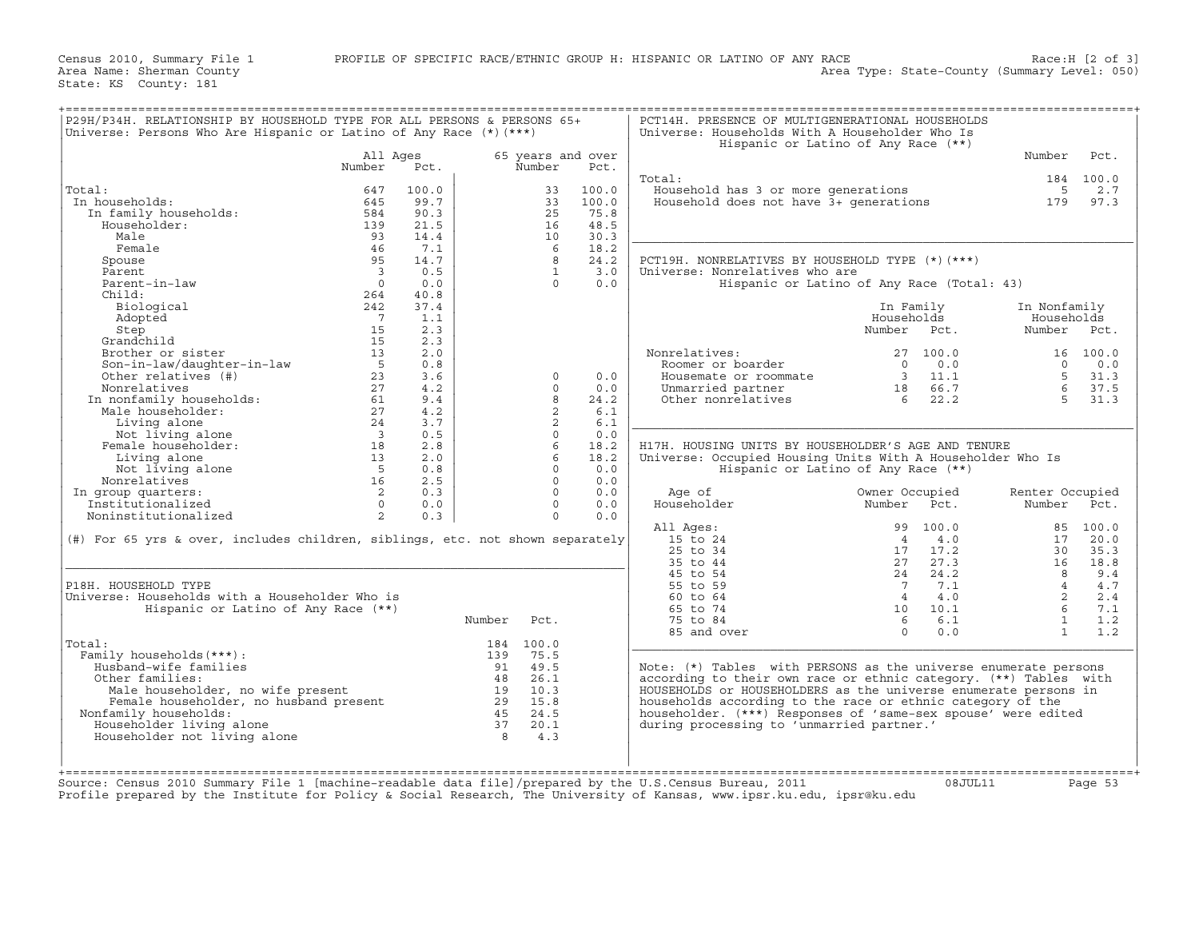Census 2010, Summary File 1 PROFILE OF SPECIFIC RACE/ETHNIC GROUP H: HISPANIC OR LATINO OF ANY RACE Race:H [2 of 3]
Area Name: Sherman County Area Type: State-County (Summary Level: 050)
State: KS County: 181

## P29H/P34H. RELATIONSHIP BY HOUSEHOLD TYPE FOR ALL PERSONS & PERSONS 65+
Universe: Persons Who Are Hispanic or Latino of Any Race (*)(***)

| | All Ages Number | All Ages Pct. | 65 years and over Number | 65 years and over Pct. |
|---|---|---|---|---|
| Total: | 647 | 100.0 | 33 | 100.0 |
| In households: | 645 | 99.7 | 33 | 100.0 |
| In family households: | 584 | 90.3 | 25 | 75.8 |
| Householder: | 139 | 21.5 | 16 | 48.5 |
| Male | 93 | 14.4 | 10 | 30.3 |
| Female | 46 | 7.1 | 6 | 18.2 |
| Spouse | 95 | 14.7 | 8 | 24.2 |
| Parent | 3 | 0.5 | 1 | 3.0 |
| Parent-in-law | 0 | 0.0 | 0 | 0.0 |
| Child: | 264 | 40.8 | | |
| Biological | 242 | 37.4 | | |
| Adopted | 7 | 1.1 | | |
| Step | 15 | 2.3 | | |
| Grandchild | 15 | 2.3 | | |
| Brother or sister | 13 | 2.0 | | |
| Son-in-law/daughter-in-law | 5 | 0.8 | | |
| Other relatives (#) | 23 | 3.6 | 0 | 0.0 |
| Nonrelatives | 27 | 4.2 | 0 | 0.0 |
| In nonfamily households: | 61 | 9.4 | 8 | 24.2 |
| Male householder: | 27 | 4.2 | 2 | 6.1 |
| Living alone | 24 | 3.7 | 2 | 6.1 |
| Not living alone | 3 | 0.5 | 0 | 0.0 |
| Female householder: | 18 | 2.8 | 6 | 18.2 |
| Living alone | 13 | 2.0 | 6 | 18.2 |
| Not living alone | 5 | 0.8 | 0 | 0.0 |
| Nonrelatives | 16 | 2.5 | 0 | 0.0 |
| In group quarters: | 2 | 0.3 | 0 | 0.0 |
| Institutionalized | 0 | 0.0 | 0 | 0.0 |
| Noninstitutionalized | 2 | 0.3 | 0 | 0.0 |

(#) For 65 yrs & over, includes children, siblings, etc. not shown separately

## P18H. HOUSEHOLD TYPE
Universe: Households with a Householder Who is Hispanic or Latino of Any Race (**)

| | Number | Pct. |
|---|---|---|
| Total: | 184 | 100.0 |
| Family households(***): | 139 | 75.5 |
| Husband-wife families | 91 | 49.5 |
| Other families: | 48 | 26.1 |
| Male householder, no wife present | 19 | 10.3 |
| Female householder, no husband present | 29 | 15.8 |
| Nonfamily households: | 45 | 24.5 |
| Householder living alone | 37 | 20.1 |
| Householder not living alone | 8 | 4.3 |

## PCT14H. PRESENCE OF MULTIGENERATIONAL HOUSEHOLDS
Universe: Households With A Householder Who Is Hispanic or Latino of Any Race (**)

| | Number | Pct. |
|---|---|---|
| Total: | 184 | 100.0 |
| Household has 3 or more generations | 5 | 2.7 |
| Household does not have 3+ generations | 179 | 97.3 |

## PCT19H. NONRELATIVES BY HOUSEHOLD TYPE (*)(***)
Universe: Nonrelatives who are Hispanic or Latino of Any Race (Total: 43)

| | In Family Households Number | In Family Households Pct. | In Nonfamily Households Number | In Nonfamily Households Pct. |
|---|---|---|---|---|
| Nonrelatives: | 27 | 100.0 | 16 | 100.0 |
| Roomer or boarder | 0 | 0.0 | 0 | 0.0 |
| Housemate or roommate | 3 | 11.1 | 5 | 31.3 |
| Unmarried partner | 18 | 66.7 | 6 | 37.5 |
| Other nonrelatives | 6 | 22.2 | 5 | 31.3 |

## H17H. HOUSING UNITS BY HOUSEHOLDER'S AGE AND TENURE
Universe: Occupied Housing Units With A Householder Who Is Hispanic or Latino of Any Race (**)

| Age of Householder | Owner Occupied Number | Owner Occupied Pct. | Renter Occupied Number | Renter Occupied Pct. |
|---|---|---|---|---|
| All Ages: | 99 | 100.0 | 85 | 100.0 |
| 15 to 24 | 4 | 4.0 | 17 | 20.0 |
| 25 to 34 | 17 | 17.2 | 30 | 35.3 |
| 35 to 44 | 27 | 27.3 | 16 | 18.8 |
| 45 to 54 | 24 | 24.2 | 8 | 9.4 |
| 55 to 59 | 7 | 7.1 | 4 | 4.7 |
| 60 to 64 | 4 | 4.0 | 2 | 2.4 |
| 65 to 74 | 10 | 10.1 | 6 | 7.1 |
| 75 to 84 | 6 | 6.1 | 1 | 1.2 |
| 85 and over | 0 | 0.0 | 1 | 1.2 |

Note: (*) Tables with PERSONS as the universe enumerate persons according to their own race or ethnic category. (**) Tables with HOUSEHOLDS or HOUSEHOLDERS as the universe enumerate persons in households according to the race or ethnic category of the householder. (***) Responses of 'same-sex spouse' were edited during processing to 'unmarried partner.'

Source: Census 2010 Summary File 1 [machine-readable data file]/prepared by the U.S.Census Bureau, 2011 08JUL11
Profile prepared by the Institute for Policy & Social Research, The University of Kansas, www.ipsr.ku.edu, ipsr@ku.edu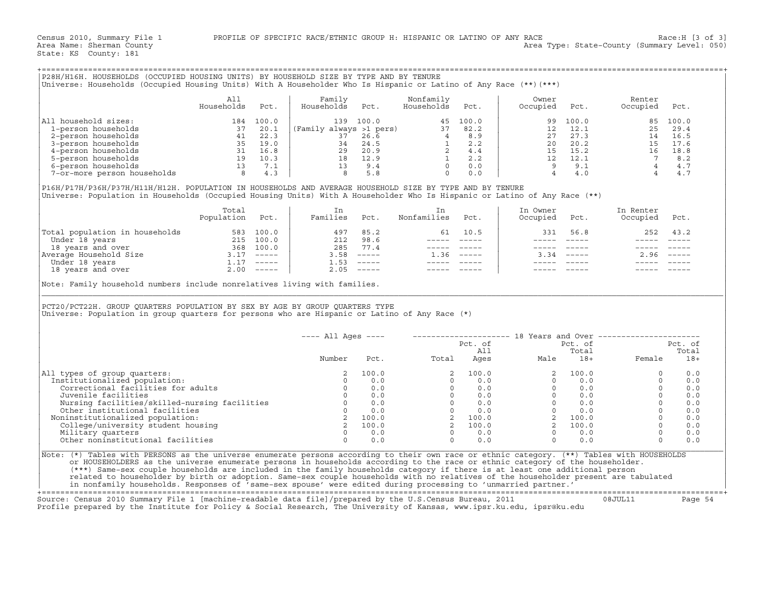Census 2010, Summary File 1 PROFILE OF SPECIFIC RACE/ETHNIC GROUP H: HISPANIC OR LATINO OF ANY RACE Race:H [3 of 3]
Area Name: Sherman County Area Type: State-County (Summary Level: 050)
State: KS County: 181

## P28H/H16H. HOUSEHOLDS (OCCUPIED HOUSING UNITS) BY HOUSEHOLD SIZE BY TYPE AND BY TENURE

Universe: Households (Occupied Housing Units) With A Householder Who Is Hispanic or Latino of Any Race (**)(***)

| | All Households | Pct. | Family Households | Pct. | Nonfamily Households | Pct. | Owner Occupied | Pct. | Renter Occupied | Pct. |
|---|---|---|---|---|---|---|---|---|---|---|
| All household sizes: | 184 | 100.0 | 139 | 100.0 | 45 | 100.0 | 99 | 100.0 | 85 | 100.0 |
| 1-person households | 37 | 20.1 | (Family always >1 pers) | | 37 | 82.2 | 12 | 12.1 | 25 | 29.4 |
| 2-person households | 41 | 22.3 | 37 | 26.6 | 4 | 8.9 | 27 | 27.3 | 14 | 16.5 |
| 3-person households | 35 | 19.0 | 34 | 24.5 | 1 | 2.2 | 20 | 20.2 | 15 | 17.6 |
| 4-person households | 31 | 16.8 | 29 | 20.9 | 2 | 4.4 | 15 | 15.2 | 16 | 18.8 |
| 5-person households | 19 | 10.3 | 18 | 12.9 | 1 | 2.2 | 12 | 12.1 | 7 | 8.2 |
| 6-person households | 13 | 7.1 | 13 | 9.4 | 0 | 0.0 | 9 | 9.1 | 4 | 4.7 |
| 7-or-more person households | 8 | 4.3 | 8 | 5.8 | 0 | 0.0 | 4 | 4.0 | 4 | 4.7 |

## P16H/P17H/P36H/P37H/H11H/H12H. POPULATION IN HOUSEHOLDS AND AVERAGE HOUSEHOLD SIZE BY TYPE AND BY TENURE

Universe: Population in Households (Occupied Housing Units) With A Householder Who Is Hispanic or Latino of Any Race (**)

| | Total Population | Pct. | In Families | Pct. | In Nonfamilies | Pct. | In Owner Occupied | Pct. | In Renter Occupied | Pct. |
|---|---|---|---|---|---|---|---|---|---|---|
| Total population in households | 583 | 100.0 | 497 | 85.2 | 61 | 10.5 | 331 | 56.8 | 252 | 43.2 |
| Under 18 years | 215 | 100.0 | 212 | 98.6 | ----- | ----- | ----- | ----- | ----- | ----- |
| 18 years and over | 368 | 100.0 | 285 | 77.4 | ----- | ----- | ----- | ----- | ----- | ----- |
| Average Household Size | 3.17 | ----- | 3.58 | ----- | 1.36 | ----- | 3.34 | ----- | 2.96 | ----- |
| Under 18 years | 1.17 | ----- | 1.53 | ----- | ----- | ----- | ----- | ----- | ----- | ----- |
| 18 years and over | 2.00 | ----- | 2.05 | ----- | ----- | ----- | ----- | ----- | ----- | ----- |

Note: Family household numbers include nonrelatives living with families.

## PCT20/PCT22H. GROUP QUARTERS POPULATION BY SEX BY AGE BY GROUP QUARTERS TYPE

Universe: Population in group quarters for persons who are Hispanic or Latino of Any Race (*)

| | All Ages | | 18 Years and Over | | | | | |
|---|---|---|---|---|---|---|---|---|
| | Number | Pct. | Total | Pct. of All Ages | Male | Pct. of Total 18+ | Female | Pct. of Total 18+ |
| All types of group quarters: | 2 | 100.0 | 2 | 100.0 | 2 | 100.0 | 0 | 0.0 |
| Institutionalized population: | 0 | 0.0 | 0 | 0.0 | 0 | 0.0 | 0 | 0.0 |
| Correctional facilities for adults | 0 | 0.0 | 0 | 0.0 | 0 | 0.0 | 0 | 0.0 |
| Juvenile facilities | 0 | 0.0 | 0 | 0.0 | 0 | 0.0 | 0 | 0.0 |
| Nursing facilities/skilled-nursing facilities | 0 | 0.0 | 0 | 0.0 | 0 | 0.0 | 0 | 0.0 |
| Other institutional facilities | 0 | 0.0 | 0 | 0.0 | 0 | 0.0 | 0 | 0.0 |
| Noninstitutionalized population: | 2 | 100.0 | 2 | 100.0 | 2 | 100.0 | 0 | 0.0 |
| College/university student housing | 2 | 100.0 | 2 | 100.0 | 2 | 100.0 | 0 | 0.0 |
| Military quarters | 0 | 0.0 | 0 | 0.0 | 0 | 0.0 | 0 | 0.0 |
| Other noninstitutional facilities | 0 | 0.0 | 0 | 0.0 | 0 | 0.0 | 0 | 0.0 |

Note: (*) Tables with PERSONS as the universe enumerate persons according to their own race or ethnic category. (**) Tables with HOUSEHOLDS or HOUSEHOLDERS as the universe enumerate persons in households according to the race or ethnic category of the householder. (***) Same-sex couple households are included in the family households category if there is at least one additional person related to householder by birth or adoption. Same-sex couple households with no relatives of the householder present are tabulated in nonfamily households. Responses of 'same-sex spouse' were edited during processing to 'unmarried partner.'

Source: Census 2010 Summary File 1 [machine-readable data file]/prepared by the U.S.Census Bureau, 2011 08JUL11
Profile prepared by the Institute for Policy & Social Research, The University of Kansas, www.ipsr.ku.edu, ipsr@ku.edu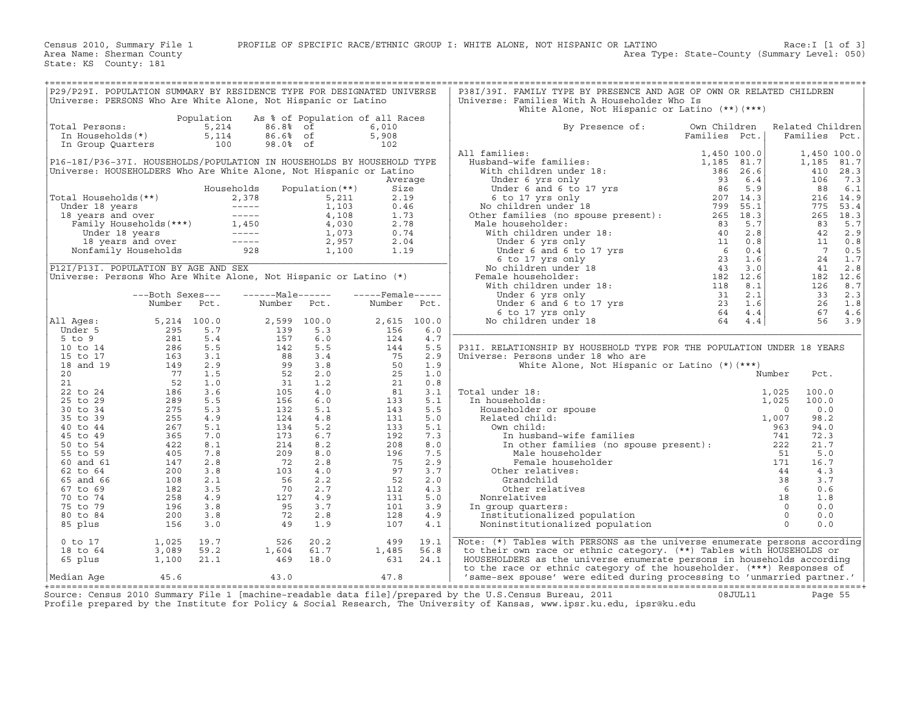Census 2010, Summary File 1 PROFILE OF SPECIFIC RACE/ETHNIC GROUP I: WHITE ALONE, NOT HISPANIC OR LATINO Race:I [1 of 3]
Area Name: Sherman County Area Type: State-County (Summary Level: 050)
State: KS County: 181

## P29/P29I. POPULATION SUMMARY BY RESIDENCE TYPE FOR DESIGNATED UNIVERSE

Universe: PERSONS Who Are White Alone, Not Hispanic or Latino

| | Population | As % of Population of all Races | |
|---|---|---|---|
| Total Persons: | 5,214 | 86.8% of | 6,010 |
| In Households(*) | 5,114 | 86.6% of | 5,908 |
| In Group Quarters | 100 | 98.0% of | 102 |

## P16-18I/P36-37I. HOUSEHOLDS/POPULATION IN HOUSEHOLDS BY HOUSEHOLD TYPE

Universe: HOUSEHOLDERS Who Are White Alone, Not Hispanic or Latino

| | Households | Population(**) | Average Size |
|---|---|---|---|
| Total Households(**) | 2,378 | 5,211 | 2.19 |
| Under 18 years | ----- | 1,103 | 0.46 |
| 18 years and over | ----- | 4,108 | 1.73 |
| Family Households(***) | 1,450 | 4,030 | 2.78 |
| Under 18 years | ----- | 1,073 | 0.74 |
| 18 years and over | ----- | 2,957 | 2.04 |
| Nonfamily Households | 928 | 1,100 | 1.19 |

## P12I/P13I. POPULATION BY AGE AND SEX

Universe: Persons Who Are White Alone, Not Hispanic or Latino (*)

| | Both Sexes Number | Both Sexes Pct. | Male Number | Male Pct. | Female Number | Female Pct. |
|---|---|---|---|---|---|---|
| All Ages: | 5,214 | 100.0 | 2,599 | 100.0 | 2,615 | 100.0 |
| Under 5 | 295 | 5.7 | 139 | 5.3 | 156 | 6.0 |
| 5 to 9 | 281 | 5.4 | 157 | 6.0 | 124 | 4.7 |
| 10 to 14 | 286 | 5.5 | 142 | 5.5 | 144 | 5.5 |
| 15 to 17 | 163 | 3.1 | 88 | 3.4 | 75 | 2.9 |
| 18 and 19 | 149 | 2.9 | 99 | 3.8 | 50 | 1.9 |
| 20 | 77 | 1.5 | 52 | 2.0 | 25 | 1.0 |
| 21 | 52 | 1.0 | 31 | 1.2 | 21 | 0.8 |
| 22 to 24 | 186 | 3.6 | 105 | 4.0 | 81 | 3.1 |
| 25 to 29 | 289 | 5.5 | 156 | 6.0 | 133 | 5.1 |
| 30 to 34 | 275 | 5.3 | 132 | 5.1 | 143 | 5.5 |
| 35 to 39 | 255 | 4.9 | 124 | 4.8 | 131 | 5.0 |
| 40 to 44 | 267 | 5.1 | 134 | 5.2 | 133 | 5.1 |
| 45 to 49 | 365 | 7.0 | 173 | 6.7 | 192 | 7.3 |
| 50 to 54 | 422 | 8.1 | 214 | 8.2 | 208 | 8.0 |
| 55 to 59 | 405 | 7.8 | 209 | 8.0 | 196 | 7.5 |
| 60 and 61 | 147 | 2.8 | 72 | 2.8 | 75 | 2.9 |
| 62 to 64 | 200 | 3.8 | 103 | 4.0 | 97 | 3.7 |
| 65 and 66 | 108 | 2.1 | 56 | 2.2 | 52 | 2.0 |
| 67 to 69 | 182 | 3.5 | 70 | 2.7 | 112 | 4.3 |
| 70 to 74 | 258 | 4.9 | 127 | 4.9 | 131 | 5.0 |
| 75 to 79 | 196 | 3.8 | 95 | 3.7 | 101 | 3.9 |
| 80 to 84 | 200 | 3.8 | 72 | 2.8 | 128 | 4.9 |
| 85 plus | 156 | 3.0 | 49 | 1.9 | 107 | 4.1 |
| 0 to 17 | 1,025 | 19.7 | 526 | 20.2 | 499 | 19.1 |
| 18 to 64 | 3,089 | 59.2 | 1,604 | 61.7 | 1,485 | 56.8 |
| 65 plus | 1,100 | 21.1 | 469 | 18.0 | 631 | 24.1 |
| Median Age | 45.6 | | 43.0 | | 47.8 | |

## P38I/39I. FAMILY TYPE BY PRESENCE AND AGE OF OWN OR RELATED CHILDREN

Universe: Families With A Householder Who Is White Alone, Not Hispanic or Latino (**)(***)

| By Presence of: | Own Children Families | Own Children Pct. | Related Children Families | Related Children Pct. |
|---|---|---|---|---|
| All families: | 1,450 | 100.0 | 1,450 | 100.0 |
| Husband-wife families: | 1,185 | 81.7 | 1,185 | 81.7 |
| With children under 18: | 386 | 26.6 | 410 | 28.3 |
| Under 6 yrs only | 93 | 6.4 | 106 | 7.3 |
| Under 6 and 6 to 17 yrs | 86 | 5.9 | 88 | 6.1 |
| 6 to 17 yrs only | 207 | 14.3 | 216 | 14.9 |
| No children under 18 | 799 | 55.1 | 775 | 53.4 |
| Other families (no spouse present): | 265 | 18.3 | 265 | 18.3 |
| Male householder: | 83 | 5.7 | 83 | 5.7 |
| With children under 18: | 40 | 2.8 | 42 | 2.9 |
| Under 6 yrs only | 11 | 0.8 | 11 | 0.8 |
| Under 6 and 6 to 17 yrs | 6 | 0.4 | 7 | 0.5 |
| 6 to 17 yrs only | 23 | 1.6 | 24 | 1.7 |
| No children under 18 | 43 | 3.0 | 41 | 2.8 |
| Female householder: | 182 | 12.6 | 182 | 12.6 |
| With children under 18: | 118 | 8.1 | 126 | 8.7 |
| Under 6 yrs only | 31 | 2.1 | 33 | 2.3 |
| Under 6 and 6 to 17 yrs | 23 | 1.6 | 26 | 1.8 |
| 6 to 17 yrs only | 64 | 4.4 | 67 | 4.6 |
| No children under 18 | 64 | 4.4 | 56 | 3.9 |

## P31I. RELATIONSHIP BY HOUSEHOLD TYPE FOR THE POPULATION UNDER 18 YEARS

Universe: Persons under 18 who are White Alone, Not Hispanic or Latino (*)(***)

| | Number | Pct. |
|---|---|---|
| Total under 18: | 1,025 | 100.0 |
| In households: | 1,025 | 100.0 |
| Householder or spouse | 0 | 0.0 |
| Related child: | 1,007 | 98.2 |
| Own child: | 963 | 94.0 |
| In husband-wife families | 741 | 72.3 |
| In other families (no spouse present): | 222 | 21.7 |
| Male householder | 51 | 5.0 |
| Female householder | 171 | 16.7 |
| Other relatives: | 44 | 4.3 |
| Grandchild | 38 | 3.7 |
| Other relatives | 6 | 0.6 |
| Nonrelatives | 18 | 1.8 |
| In group quarters: | 0 | 0.0 |
| Institutionalized population | 0 | 0.0 |
| Noninstitutionalized population | 0 | 0.0 |

Note: (*) Tables with PERSONS as the universe enumerate persons according to their own race or ethnic category. (**) Tables with HOUSEHOLDS or HOUSEHOLDERS as the universe enumerate persons in households according to the race or ethnic category of the householder. (***) Responses of 'same-sex spouse' were edited during processing to 'unmarried partner.'

Source: Census 2010 Summary File 1 [machine-readable data file]/prepared by the U.S.Census Bureau, 2011 08JUL11
Profile prepared by the Institute for Policy & Social Research, The University of Kansas, www.ipsr.ku.edu, ipsr@ku.edu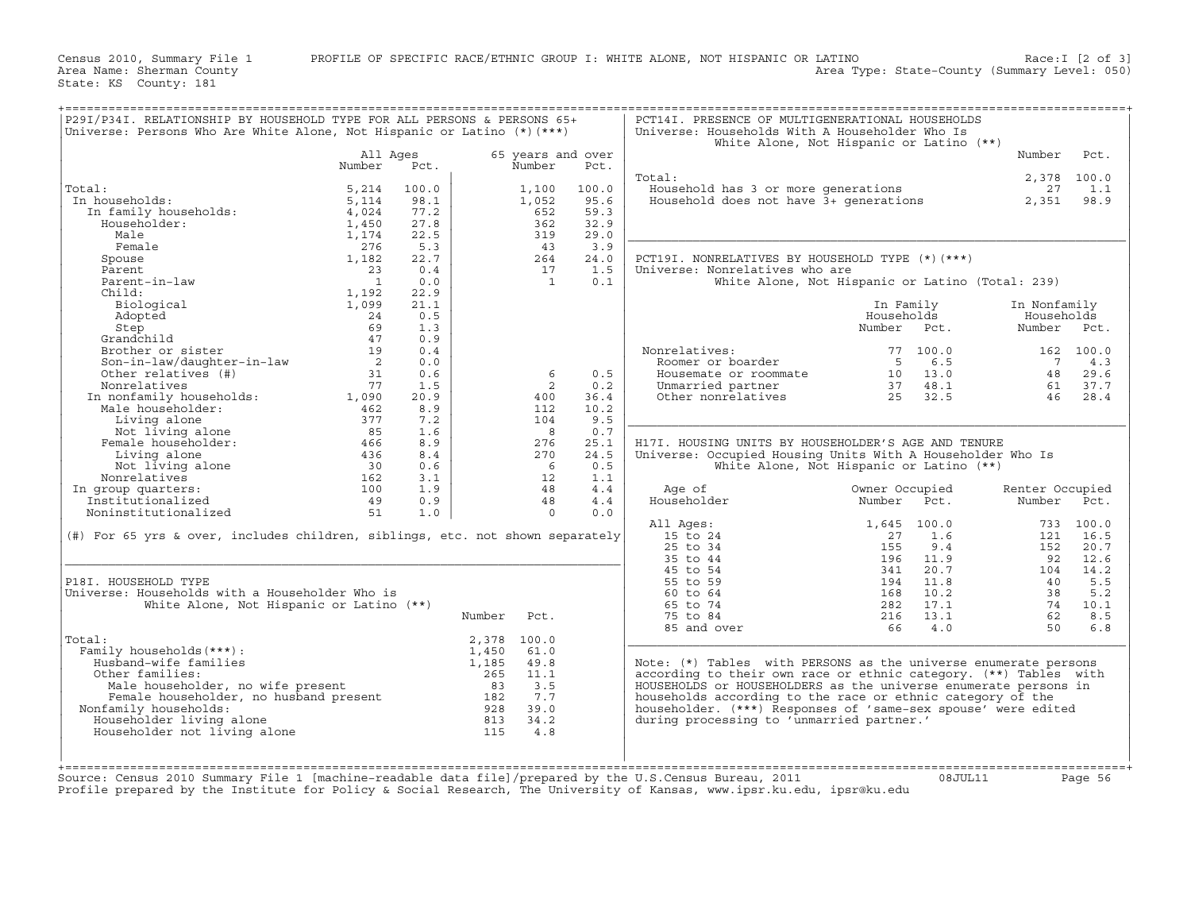Census 2010, Summary File 1 PROFILE OF SPECIFIC RACE/ETHNIC GROUP I: WHITE ALONE, NOT HISPANIC OR LATINO Race:I [2 of 3]
Area Name: Sherman County Area Type: State-County (Summary Level: 050)
State: KS County: 181

## P29I/P34I. RELATIONSHIP BY HOUSEHOLD TYPE FOR ALL PERSONS & PERSONS 65+

Universe: Persons Who Are White Alone, Not Hispanic or Latino (*)(***)

| | All Ages Number | All Ages Pct. | 65 years and over Number | 65 years and over Pct. |
|---|---|---|---|---|
| Total: | 5,214 | 100.0 | 1,100 | 100.0 |
| In households: | 5,114 | 98.1 | 1,052 | 95.6 |
| In family households: | 4,024 | 77.2 | 652 | 59.3 |
| Householder: | 1,450 | 27.8 | 362 | 32.9 |
| Male | 1,174 | 22.5 | 319 | 29.0 |
| Female | 276 | 5.3 | 43 | 3.9 |
| Spouse | 1,182 | 22.7 | 264 | 24.0 |
| Parent | 23 | 0.4 | 17 | 1.5 |
| Parent-in-law | 1 | 0.0 | 1 | 0.1 |
| Child: | 1,192 | 22.9 | | |
| Biological | 1,099 | 21.1 | | |
| Adopted | 24 | 0.5 | | |
| Step | 69 | 1.3 | | |
| Grandchild | 47 | 0.9 | | |
| Brother or sister | 19 | 0.4 | | |
| Son-in-law/daughter-in-law | 2 | 0.0 | | |
| Other relatives (#) | 31 | 0.6 | 6 | 0.5 |
| Nonrelatives | 77 | 1.5 | 2 | 0.2 |
| In nonfamily households: | 1,090 | 20.9 | 400 | 36.4 |
| Male householder: | 462 | 8.9 | 112 | 10.2 |
| Living alone | 377 | 7.2 | 104 | 9.5 |
| Not living alone | 85 | 1.6 | 8 | 0.7 |
| Female householder: | 466 | 8.9 | 276 | 25.1 |
| Living alone | 436 | 8.4 | 270 | 24.5 |
| Not living alone | 30 | 0.6 | 6 | 0.5 |
| Nonrelatives | 162 | 3.1 | 12 | 1.1 |
| In group quarters: | 100 | 1.9 | 48 | 4.4 |
| Institutionalized | 49 | 0.9 | 48 | 4.4 |
| Noninstitutionalized | 51 | 1.0 | 0 | 0.0 |

(#) For 65 yrs & over, includes children, siblings, etc. not shown separately

## P18I. HOUSEHOLD TYPE

Universe: Households with a Householder Who is White Alone, Not Hispanic or Latino (**)

| | Number | Pct. |
|---|---|---|
| Total: | 2,378 | 100.0 |
| Family households(***): | 1,450 | 61.0 |
| Husband-wife families | 1,185 | 49.8 |
| Other families: | 265 | 11.1 |
| Male householder, no wife present | 83 | 3.5 |
| Female householder, no husband present | 182 | 7.7 |
| Nonfamily households: | 928 | 39.0 |
| Householder living alone | 813 | 34.2 |
| Householder not living alone | 115 | 4.8 |

## PCT14I. PRESENCE OF MULTIGENERATIONAL HOUSEHOLDS

Universe: Households With A Householder Who Is White Alone, Not Hispanic or Latino (**)

| | Number | Pct. |
|---|---|---|
| Total: | 2,378 | 100.0 |
| Household has 3 or more generations | 27 | 1.1 |
| Household does not have 3+ generations | 2,351 | 98.9 |

## PCT19I. NONRELATIVES BY HOUSEHOLD TYPE (*)(***)

Universe: Nonrelatives who are White Alone, Not Hispanic or Latino (Total: 239)

| | In Family Households Number | In Family Households Pct. | In Nonfamily Households Number | In Nonfamily Households Pct. |
|---|---|---|---|---|
| Nonrelatives: | 77 | 100.0 | 162 | 100.0 |
| Roomer or boarder | 5 | 6.5 | 7 | 4.3 |
| Housemate or roommate | 10 | 13.0 | 48 | 29.6 |
| Unmarried partner | 37 | 48.1 | 61 | 37.7 |
| Other nonrelatives | 25 | 32.5 | 46 | 28.4 |

## H17I. HOUSING UNITS BY HOUSEHOLDER'S AGE AND TENURE

Universe: Occupied Housing Units With A Householder Who Is White Alone, Not Hispanic or Latino (**)

| Age of Householder | Owner Occupied Number | Owner Occupied Pct. | Renter Occupied Number | Renter Occupied Pct. |
|---|---|---|---|---|
| All Ages: | 1,645 | 100.0 | 733 | 100.0 |
| 15 to 24 | 27 | 1.6 | 121 | 16.5 |
| 25 to 34 | 155 | 9.4 | 152 | 20.7 |
| 35 to 44 | 196 | 11.9 | 92 | 12.6 |
| 45 to 54 | 341 | 20.7 | 104 | 14.2 |
| 55 to 59 | 194 | 11.8 | 40 | 5.5 |
| 60 to 64 | 168 | 10.2 | 38 | 5.2 |
| 65 to 74 | 282 | 17.1 | 74 | 10.1 |
| 75 to 84 | 216 | 13.1 | 62 | 8.5 |
| 85 and over | 66 | 4.0 | 50 | 6.8 |

Note: (*) Tables with PERSONS as the universe enumerate persons according to their own race or ethnic category. (**) Tables with HOUSEHOLDS or HOUSEHOLDERS as the universe enumerate persons in households according to the race or ethnic category of the householder. (***) Responses of 'same-sex spouse' were edited during processing to 'unmarried partner.'

Source: Census 2010 Summary File 1 [machine-readable data file]/prepared by the U.S.Census Bureau, 2011 08JUL11
Profile prepared by the Institute for Policy & Social Research, The University of Kansas, www.ipsr.ku.edu, ipsr@ku.edu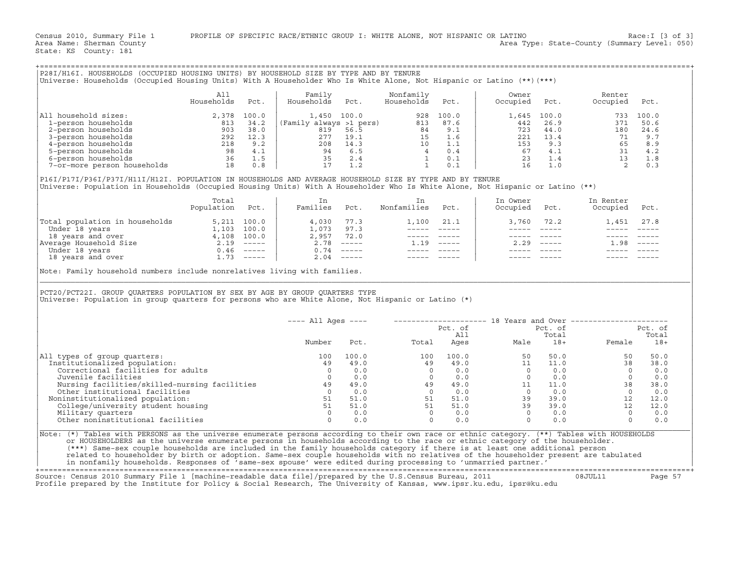Census 2010, Summary File 1 PROFILE OF SPECIFIC RACE/ETHNIC GROUP I: WHITE ALONE, NOT HISPANIC OR LATINO Race:I [3 of 3]
Area Name: Sherman County Area Type: State-County (Summary Level: 050)
State: KS County: 181

## P28I/H16I. HOUSEHOLDS (OCCUPIED HOUSING UNITS) BY HOUSEHOLD SIZE BY TYPE AND BY TENURE

Universe: Households (Occupied Housing Units) With A Householder Who Is White Alone, Not Hispanic or Latino (**)(***)

| | All Households | Pct. | Family Households | Pct. | Nonfamily Households | Pct. | Owner Occupied | Pct. | Renter Occupied | Pct. |
|---|---|---|---|---|---|---|---|---|---|---|
| All household sizes: | 2,378 | 100.0 | 1,450 | 100.0 | 928 | 100.0 | 1,645 | 100.0 | 733 | 100.0 |
| 1-person households | 813 | 34.2 | (Family always >1 pers) | | 813 | 87.6 | 442 | 26.9 | 371 | 50.6 |
| 2-person households | 903 | 38.0 | 819 | 56.5 | 84 | 9.1 | 723 | 44.0 | 180 | 24.6 |
| 3-person households | 292 | 12.3 | 277 | 19.1 | 15 | 1.6 | 221 | 13.4 | 71 | 9.7 |
| 4-person households | 218 | 9.2 | 208 | 14.3 | 10 | 1.1 | 153 | 9.3 | 65 | 8.9 |
| 5-person households | 98 | 4.1 | 94 | 6.5 | 4 | 0.4 | 67 | 4.1 | 31 | 4.2 |
| 6-person households | 36 | 1.5 | 35 | 2.4 | 1 | 0.1 | 23 | 1.4 | 13 | 1.8 |
| 7-or-more person households | 18 | 0.8 | 17 | 1.2 | 1 | 0.1 | 16 | 1.0 | 2 | 0.3 |

## P16I/P17I/P36I/P37I/H11I/H12I. POPULATION IN HOUSEHOLDS AND AVERAGE HOUSEHOLD SIZE BY TYPE AND BY TENURE

Universe: Population in Households (Occupied Housing Units) With A Householder Who Is White Alone, Not Hispanic or Latino (**)

| | Total Population | Pct. | In Families | Pct. | In Nonfamilies | Pct. | In Owner Occupied | Pct. | In Renter Occupied | Pct. |
|---|---|---|---|---|---|---|---|---|---|---|
| Total population in households | 5,211 | 100.0 | 4,030 | 77.3 | 1,100 | 21.1 | 3,760 | 72.2 | 1,451 | 27.8 |
| Under 18 years | 1,103 | 100.0 | 1,073 | 97.3 | ----- | ----- | ----- | ----- | ----- | ----- |
| 18 years and over | 4,108 | 100.0 | 2,957 | 72.0 | ----- | ----- | ----- | ----- | ----- | ----- |
| Average Household Size | 2.19 | ----- | 2.78 | ----- | 1.19 | ----- | 2.29 | ----- | 1.98 | ----- |
| Under 18 years | 0.46 | ----- | 0.74 | ----- | ----- | ----- | ----- | ----- | ----- | ----- |
| 18 years and over | 1.73 | ----- | 2.04 | ----- | ----- | ----- | ----- | ----- | ----- | ----- |

Note: Family household numbers include nonrelatives living with families.

## PCT20/PCT22I. GROUP QUARTERS POPULATION BY SEX BY AGE BY GROUP QUARTERS TYPE

Universe: Population in group quarters for persons who are White Alone, Not Hispanic or Latino (*)

| | All Ages | | 18 Years and Over | | | | | |
|---|---|---|---|---|---|---|---|---|
| | Number | Pct. | Total | Pct. of All Ages | Male | Pct. of Total 18+ | Female | Pct. of Total 18+ |
| All types of group quarters: | 100 | 100.0 | 100 | 100.0 | 50 | 50.0 | 50 | 50.0 |
| Institutionalized population: | 49 | 49.0 | 49 | 49.0 | 11 | 11.0 | 38 | 38.0 |
| Correctional facilities for adults | 0 | 0.0 | 0 | 0.0 | 0 | 0.0 | 0 | 0.0 |
| Juvenile facilities | 0 | 0.0 | 0 | 0.0 | 0 | 0.0 | 0 | 0.0 |
| Nursing facilities/skilled-nursing facilities | 49 | 49.0 | 49 | 49.0 | 11 | 11.0 | 38 | 38.0 |
| Other institutional facilities | 0 | 0.0 | 0 | 0.0 | 0 | 0.0 | 0 | 0.0 |
| Noninstitutionalized population: | 51 | 51.0 | 51 | 51.0 | 39 | 39.0 | 12 | 12.0 |
| College/university student housing | 51 | 51.0 | 51 | 51.0 | 39 | 39.0 | 12 | 12.0 |
| Military quarters | 0 | 0.0 | 0 | 0.0 | 0 | 0.0 | 0 | 0.0 |
| Other noninstitutional facilities | 0 | 0.0 | 0 | 0.0 | 0 | 0.0 | 0 | 0.0 |

Note: (*) Tables with PERSONS as the universe enumerate persons according to their own race or ethnic category. (**) Tables with HOUSEHOLDS or HOUSEHOLDERS as the universe enumerate persons in households according to the race or ethnic category of the householder. (***) Same-sex couple households are included in the family households category if there is at least one additional person related to householder by birth or adoption. Same-sex couple households with no relatives of the householder present are tabulated in nonfamily households. Responses of 'same-sex spouse' were edited during processing to 'unmarried partner.'

Source: Census 2010 Summary File 1 [machine-readable data file]/prepared by the U.S.Census Bureau, 2011 08JUL11
Profile prepared by the Institute for Policy & Social Research, The University of Kansas, www.ipsr.ku.edu, ipsr@ku.edu